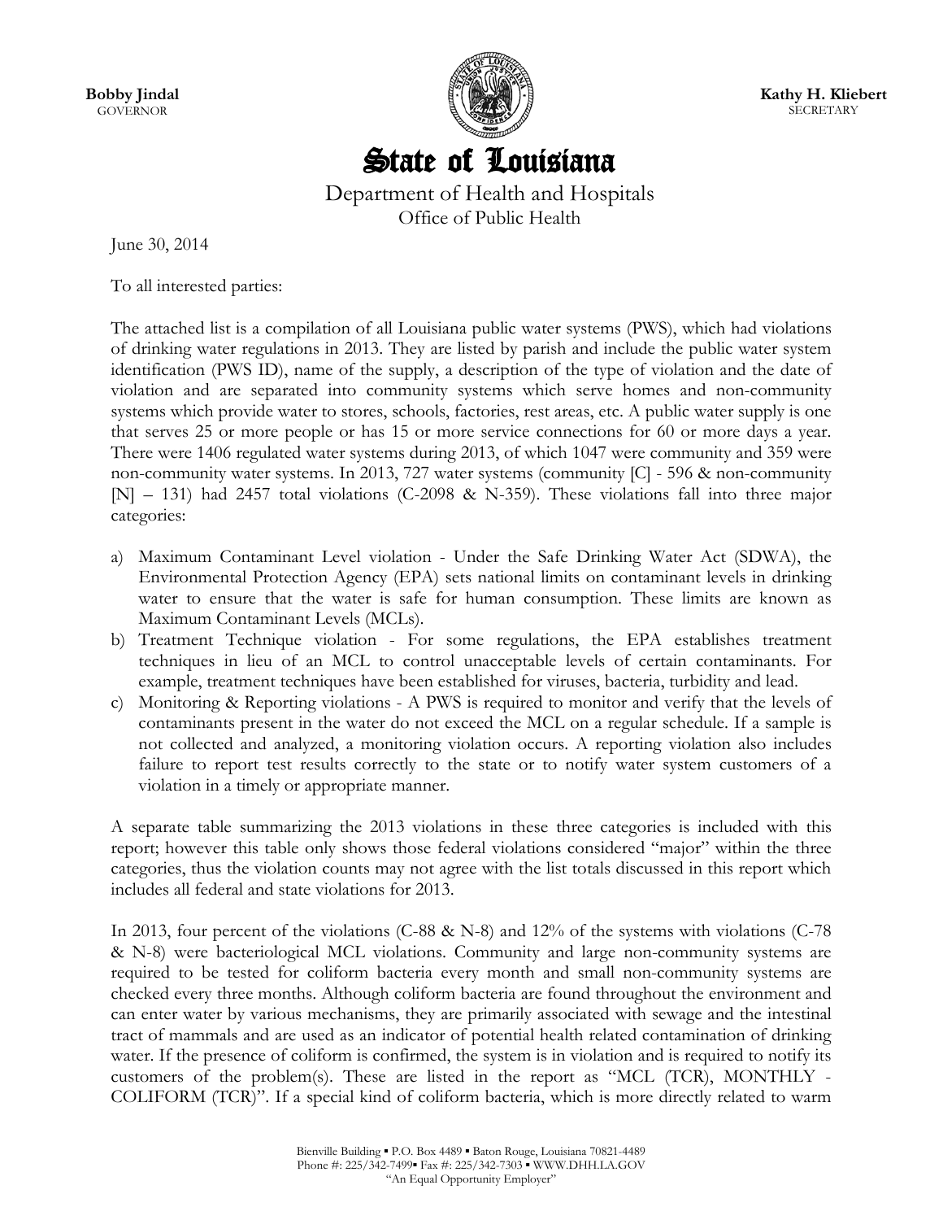**Bobby Jindal**
GOVERNOR

**Kathy H. Kliebert**
SECRETARY

# State of Louisiana

Department of Health and Hospitals
Office of Public Health

June 30, 2014

To all interested parties:

The attached list is a compilation of all Louisiana public water systems (PWS), which had violations of drinking water regulations in 2013. They are listed by parish and include the public water system identification (PWS ID), name of the supply, a description of the type of violation and the date of violation and are separated into community systems which serve homes and non-community systems which provide water to stores, schools, factories, rest areas, etc. A public water supply is one that serves 25 or more people or has 15 or more service connections for 60 or more days a year. There were 1406 regulated water systems during 2013, of which 1047 were community and 359 were non-community water systems. In 2013, 727 water systems (community [C] - 596 & non-community [N] – 131) had 2457 total violations (C-2098 & N-359). These violations fall into three major categories:

a) Maximum Contaminant Level violation - Under the Safe Drinking Water Act (SDWA), the Environmental Protection Agency (EPA) sets national limits on contaminant levels in drinking water to ensure that the water is safe for human consumption. These limits are known as Maximum Contaminant Levels (MCLs).
b) Treatment Technique violation - For some regulations, the EPA establishes treatment techniques in lieu of an MCL to control unacceptable levels of certain contaminants. For example, treatment techniques have been established for viruses, bacteria, turbidity and lead.
c) Monitoring & Reporting violations - A PWS is required to monitor and verify that the levels of contaminants present in the water do not exceed the MCL on a regular schedule. If a sample is not collected and analyzed, a monitoring violation occurs. A reporting violation also includes failure to report test results correctly to the state or to notify water system customers of a violation in a timely or appropriate manner.

A separate table summarizing the 2013 violations in these three categories is included with this report; however this table only shows those federal violations considered "major" within the three categories, thus the violation counts may not agree with the list totals discussed in this report which includes all federal and state violations for 2013.

In 2013, four percent of the violations (C-88 & N-8) and 12% of the systems with violations (C-78 & N-8) were bacteriological MCL violations. Community and large non-community systems are required to be tested for coliform bacteria every month and small non-community systems are checked every three months. Although coliform bacteria are found throughout the environment and can enter water by various mechanisms, they are primarily associated with sewage and the intestinal tract of mammals and are used as an indicator of potential health related contamination of drinking water. If the presence of coliform is confirmed, the system is in violation and is required to notify its customers of the problem(s). These are listed in the report as "MCL (TCR), MONTHLY - COLIFORM (TCR)". If a special kind of coliform bacteria, which is more directly related to warm

Bienville Building ▪ P.O. Box 4489 ▪ Baton Rouge, Louisiana 70821-4489
Phone #: 225/342-7499▪ Fax #: 225/342-7303 ▪ WWW.DHH.LA.GOV
"An Equal Opportunity Employer"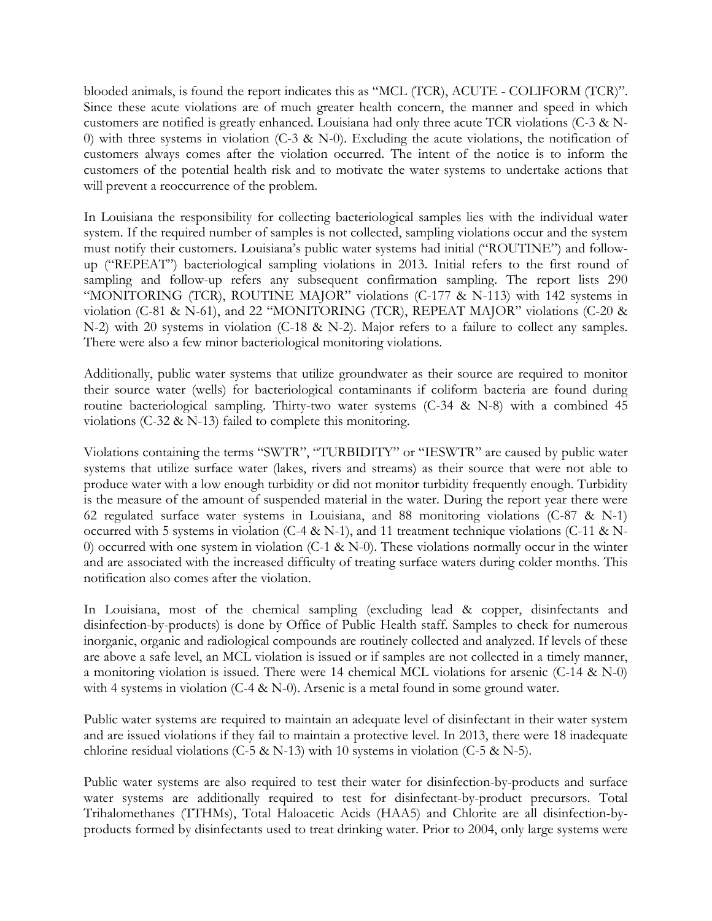blooded animals, is found the report indicates this as "MCL (TCR), ACUTE - COLIFORM (TCR)". Since these acute violations are of much greater health concern, the manner and speed in which customers are notified is greatly enhanced. Louisiana had only three acute TCR violations (C-3 & N-0) with three systems in violation (C-3 & N-0). Excluding the acute violations, the notification of customers always comes after the violation occurred. The intent of the notice is to inform the customers of the potential health risk and to motivate the water systems to undertake actions that will prevent a reoccurrence of the problem.

In Louisiana the responsibility for collecting bacteriological samples lies with the individual water system. If the required number of samples is not collected, sampling violations occur and the system must notify their customers. Louisiana's public water systems had initial ("ROUTINE") and follow-up ("REPEAT") bacteriological sampling violations in 2013. Initial refers to the first round of sampling and follow-up refers any subsequent confirmation sampling. The report lists 290 "MONITORING (TCR), ROUTINE MAJOR" violations (C-177 & N-113) with 142 systems in violation (C-81 & N-61), and 22 "MONITORING (TCR), REPEAT MAJOR" violations (C-20 & N-2) with 20 systems in violation (C-18 & N-2). Major refers to a failure to collect any samples. There were also a few minor bacteriological monitoring violations.

Additionally, public water systems that utilize groundwater as their source are required to monitor their source water (wells) for bacteriological contaminants if coliform bacteria are found during routine bacteriological sampling. Thirty-two water systems (C-34 & N-8) with a combined 45 violations (C-32 & N-13) failed to complete this monitoring.

Violations containing the terms "SWTR", "TURBIDITY" or "IESWTR" are caused by public water systems that utilize surface water (lakes, rivers and streams) as their source that were not able to produce water with a low enough turbidity or did not monitor turbidity frequently enough. Turbidity is the measure of the amount of suspended material in the water. During the report year there were 62 regulated surface water systems in Louisiana, and 88 monitoring violations (C-87 & N-1) occurred with 5 systems in violation (C-4 & N-1), and 11 treatment technique violations (C-11 & N-0) occurred with one system in violation (C-1 & N-0). These violations normally occur in the winter and are associated with the increased difficulty of treating surface waters during colder months. This notification also comes after the violation.

In Louisiana, most of the chemical sampling (excluding lead & copper, disinfectants and disinfection-by-products) is done by Office of Public Health staff. Samples to check for numerous inorganic, organic and radiological compounds are routinely collected and analyzed. If levels of these are above a safe level, an MCL violation is issued or if samples are not collected in a timely manner, a monitoring violation is issued. There were 14 chemical MCL violations for arsenic (C-14 & N-0) with 4 systems in violation (C-4 & N-0). Arsenic is a metal found in some ground water.

Public water systems are required to maintain an adequate level of disinfectant in their water system and are issued violations if they fail to maintain a protective level. In 2013, there were 18 inadequate chlorine residual violations (C-5 & N-13) with 10 systems in violation (C-5 & N-5).

Public water systems are also required to test their water for disinfection-by-products and surface water systems are additionally required to test for disinfectant-by-product precursors. Total Trihalomethanes (TTHMs), Total Haloacetic Acids (HAA5) and Chlorite are all disinfection-by-products formed by disinfectants used to treat drinking water. Prior to 2004, only large systems were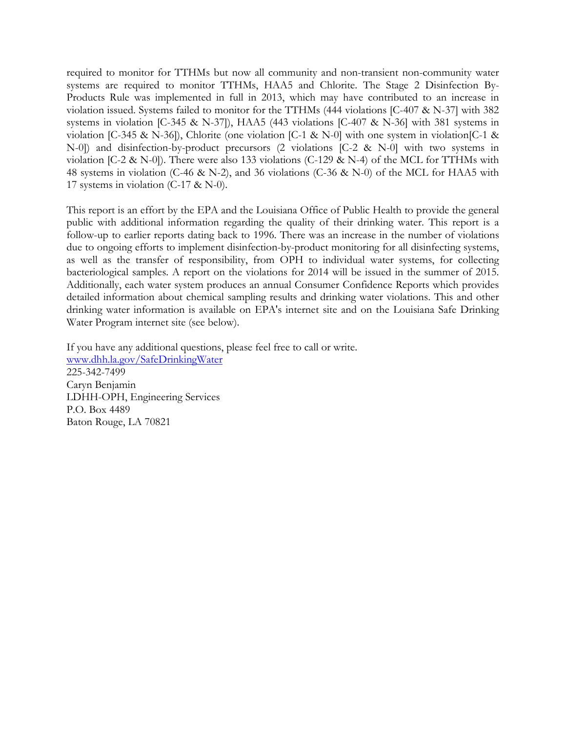required to monitor for TTHMs but now all community and non-transient non-community water systems are required to monitor TTHMs, HAA5 and Chlorite. The Stage 2 Disinfection By-Products Rule was implemented in full in 2013, which may have contributed to an increase in violation issued. Systems failed to monitor for the TTHMs (444 violations [C-407 & N-37] with 382 systems in violation [C-345 & N-37]), HAA5 (443 violations [C-407 & N-36] with 381 systems in violation [C-345 & N-36]), Chlorite (one violation [C-1 & N-0] with one system in violation[C-1 & N-0]) and disinfection-by-product precursors (2 violations [C-2 & N-0] with two systems in violation [C-2 & N-0]). There were also 133 violations (C-129 & N-4) of the MCL for TTHMs with 48 systems in violation (C-46 & N-2), and 36 violations (C-36 & N-0) of the MCL for HAA5 with 17 systems in violation (C-17 & N-0).

This report is an effort by the EPA and the Louisiana Office of Public Health to provide the general public with additional information regarding the quality of their drinking water. This report is a follow-up to earlier reports dating back to 1996. There was an increase in the number of violations due to ongoing efforts to implement disinfection-by-product monitoring for all disinfecting systems, as well as the transfer of responsibility, from OPH to individual water systems, for collecting bacteriological samples. A report on the violations for 2014 will be issued in the summer of 2015. Additionally, each water system produces an annual Consumer Confidence Reports which provides detailed information about chemical sampling results and drinking water violations. This and other drinking water information is available on EPA's internet site and on the Louisiana Safe Drinking Water Program internet site (see below).

If you have any additional questions, please feel free to call or write.
www.dhh.la.gov/SafeDrinkingWater
225-342-7499
Caryn Benjamin
LDHH-OPH, Engineering Services
P.O. Box 4489
Baton Rouge, LA 70821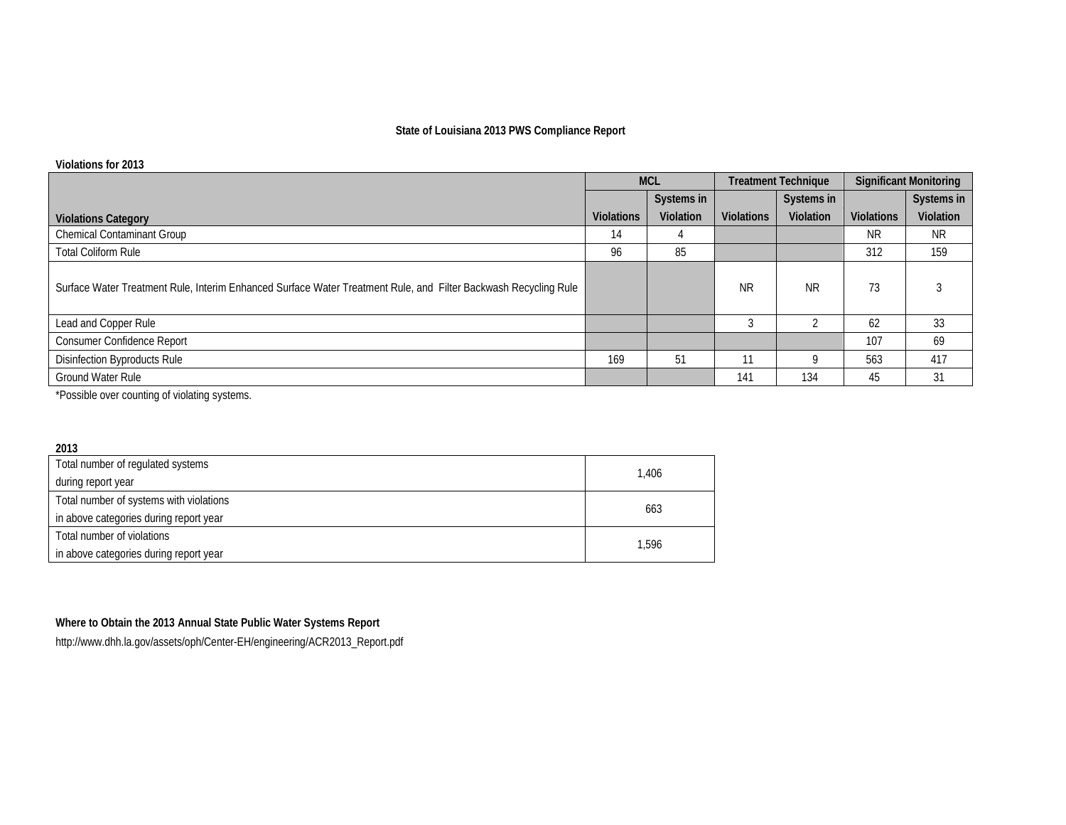**State of Louisiana 2013 PWS Compliance Report**

**Violations for 2013**

| Violations Category | MCL | | Treatment Technique | | Significant Monitoring | |
|---|---|---|---|---|---|---|
| | Violations | Systems in Violation | Violations | Systems in Violation | Violations | Systems in Violation |
| Chemical Contaminant Group | 14 | 4 | | | NR | NR |
| Total Coliform Rule | 96 | 85 | | | 312 | 159 |
| Surface Water Treatment Rule, Interim Enhanced Surface Water Treatment Rule, and Filter Backwash Recycling Rule | | | NR | NR | 73 | 3 |
| Lead and Copper Rule | | | 3 | 2 | 62 | 33 |
| Consumer Confidence Report | | | | | 107 | 69 |
| Disinfection Byproducts Rule | 169 | 51 | 11 | 9 | 563 | 417 |
| Ground Water Rule | | | 141 | 134 | 45 | 31 |

*Possible over counting of violating systems.

**2013**

| | |
|---|---|
| Total number of regulated systems during report year | 1,406 |
| Total number of systems with violations in above categories during report year | 663 |
| Total number of violations in above categories during report year | 1,596 |

**Where to Obtain the 2013 Annual State Public Water Systems Report**

http://www.dhh.la.gov/assets/oph/Center-EH/engineering/ACR2013_Report.pdf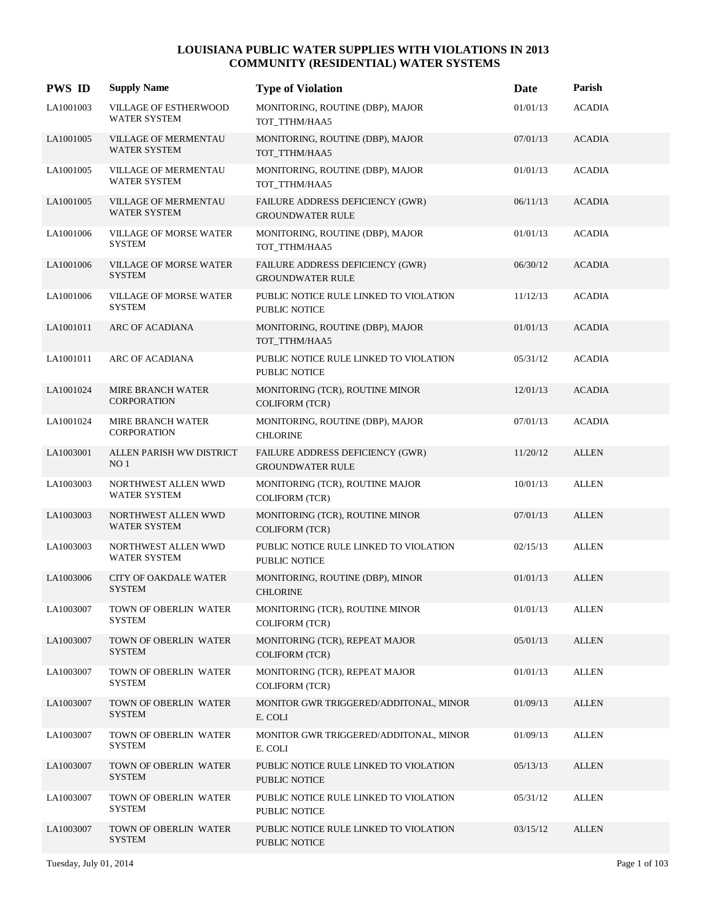# LOUISIANA PUBLIC WATER SUPPLIES WITH VIOLATIONS IN 2013
## COMMUNITY (RESIDENTIAL) WATER SYSTEMS

| PWS ID | Supply Name | Type of Violation | Date | Parish |
|---|---|---|---|---|
| LA1001003 | VILLAGE OF ESTHERWOOD WATER SYSTEM | MONITORING, ROUTINE (DBP), MAJOR TOT_TTHM/HAA5 | 01/01/13 | ACADIA |
| LA1001005 | VILLAGE OF MERMENTAU WATER SYSTEM | MONITORING, ROUTINE (DBP), MAJOR TOT_TTHM/HAA5 | 07/01/13 | ACADIA |
| LA1001005 | VILLAGE OF MERMENTAU WATER SYSTEM | MONITORING, ROUTINE (DBP), MAJOR TOT_TTHM/HAA5 | 01/01/13 | ACADIA |
| LA1001005 | VILLAGE OF MERMENTAU WATER SYSTEM | FAILURE ADDRESS DEFICIENCY (GWR) GROUNDWATER RULE | 06/11/13 | ACADIA |
| LA1001006 | VILLAGE OF MORSE WATER SYSTEM | MONITORING, ROUTINE (DBP), MAJOR TOT_TTHM/HAA5 | 01/01/13 | ACADIA |
| LA1001006 | VILLAGE OF MORSE WATER SYSTEM | FAILURE ADDRESS DEFICIENCY (GWR) GROUNDWATER RULE | 06/30/12 | ACADIA |
| LA1001006 | VILLAGE OF MORSE WATER SYSTEM | PUBLIC NOTICE RULE LINKED TO VIOLATION PUBLIC NOTICE | 11/12/13 | ACADIA |
| LA1001011 | ARC OF ACADIANA | MONITORING, ROUTINE (DBP), MAJOR TOT_TTHM/HAA5 | 01/01/13 | ACADIA |
| LA1001011 | ARC OF ACADIANA | PUBLIC NOTICE RULE LINKED TO VIOLATION PUBLIC NOTICE | 05/31/12 | ACADIA |
| LA1001024 | MIRE BRANCH WATER CORPORATION | MONITORING (TCR), ROUTINE MINOR COLIFORM (TCR) | 12/01/13 | ACADIA |
| LA1001024 | MIRE BRANCH WATER CORPORATION | MONITORING, ROUTINE (DBP), MAJOR CHLORINE | 07/01/13 | ACADIA |
| LA1003001 | ALLEN PARISH WW DISTRICT NO 1 | FAILURE ADDRESS DEFICIENCY (GWR) GROUNDWATER RULE | 11/20/12 | ALLEN |
| LA1003003 | NORTHWEST ALLEN WWD WATER SYSTEM | MONITORING (TCR), ROUTINE MAJOR COLIFORM (TCR) | 10/01/13 | ALLEN |
| LA1003003 | NORTHWEST ALLEN WWD WATER SYSTEM | MONITORING (TCR), ROUTINE MINOR COLIFORM (TCR) | 07/01/13 | ALLEN |
| LA1003003 | NORTHWEST ALLEN WWD WATER SYSTEM | PUBLIC NOTICE RULE LINKED TO VIOLATION PUBLIC NOTICE | 02/15/13 | ALLEN |
| LA1003006 | CITY OF OAKDALE WATER SYSTEM | MONITORING, ROUTINE (DBP), MINOR CHLORINE | 01/01/13 | ALLEN |
| LA1003007 | TOWN OF OBERLIN WATER SYSTEM | MONITORING (TCR), ROUTINE MINOR COLIFORM (TCR) | 01/01/13 | ALLEN |
| LA1003007 | TOWN OF OBERLIN WATER SYSTEM | MONITORING (TCR), REPEAT MAJOR COLIFORM (TCR) | 05/01/13 | ALLEN |
| LA1003007 | TOWN OF OBERLIN WATER SYSTEM | MONITORING (TCR), REPEAT MAJOR COLIFORM (TCR) | 01/01/13 | ALLEN |
| LA1003007 | TOWN OF OBERLIN WATER SYSTEM | MONITOR GWR TRIGGERED/ADDITONAL, MINOR E. COLI | 01/09/13 | ALLEN |
| LA1003007 | TOWN OF OBERLIN WATER SYSTEM | MONITOR GWR TRIGGERED/ADDITONAL, MINOR E. COLI | 01/09/13 | ALLEN |
| LA1003007 | TOWN OF OBERLIN WATER SYSTEM | PUBLIC NOTICE RULE LINKED TO VIOLATION PUBLIC NOTICE | 05/13/13 | ALLEN |
| LA1003007 | TOWN OF OBERLIN WATER SYSTEM | PUBLIC NOTICE RULE LINKED TO VIOLATION PUBLIC NOTICE | 05/31/12 | ALLEN |
| LA1003007 | TOWN OF OBERLIN WATER SYSTEM | PUBLIC NOTICE RULE LINKED TO VIOLATION PUBLIC NOTICE | 03/15/12 | ALLEN |

Tuesday, July 01, 2014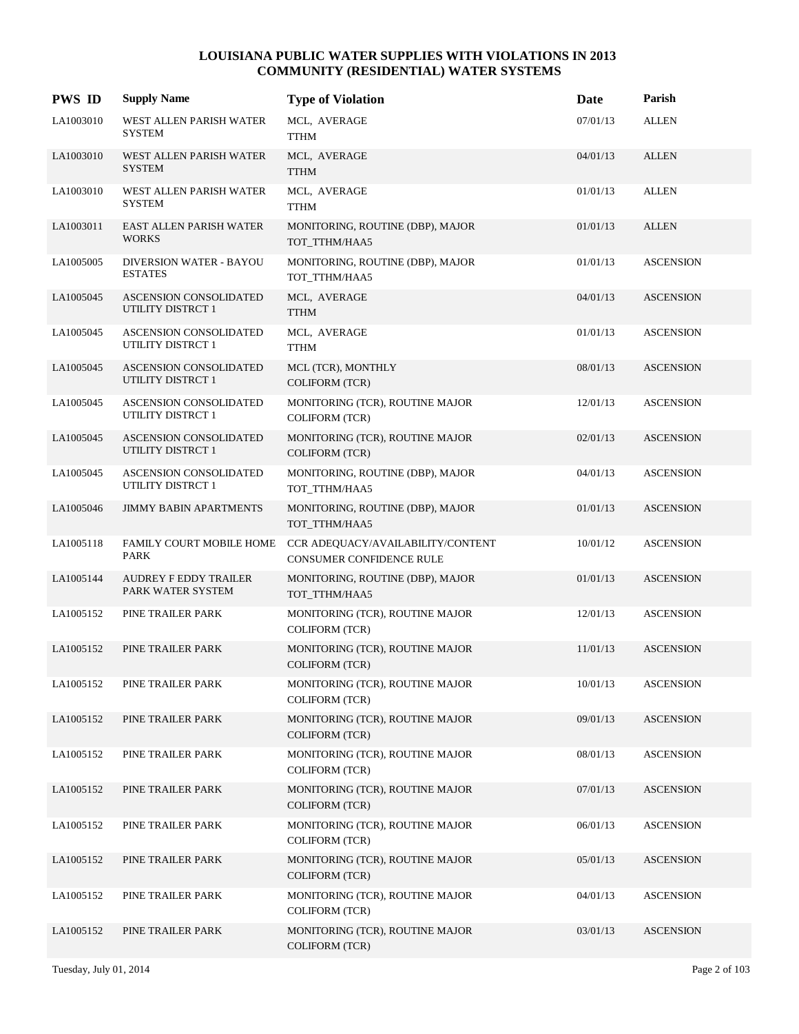# LOUISIANA PUBLIC WATER SUPPLIES WITH VIOLATIONS IN 2013
## COMMUNITY (RESIDENTIAL) WATER SYSTEMS

| PWS ID | Supply Name | Type of Violation | Date | Parish |
|---|---|---|---|---|
| LA1003010 | WEST ALLEN PARISH WATER SYSTEM | MCL, AVERAGE TTHM | 07/01/13 | ALLEN |
| LA1003010 | WEST ALLEN PARISH WATER SYSTEM | MCL, AVERAGE TTHM | 04/01/13 | ALLEN |
| LA1003010 | WEST ALLEN PARISH WATER SYSTEM | MCL, AVERAGE TTHM | 01/01/13 | ALLEN |
| LA1003011 | EAST ALLEN PARISH WATER WORKS | MONITORING, ROUTINE (DBP), MAJOR TOT_TTHM/HAA5 | 01/01/13 | ALLEN |
| LA1005005 | DIVERSION WATER - BAYOU ESTATES | MONITORING, ROUTINE (DBP), MAJOR TOT_TTHM/HAA5 | 01/01/13 | ASCENSION |
| LA1005045 | ASCENSION CONSOLIDATED UTILITY DISTRCT 1 | MCL, AVERAGE TTHM | 04/01/13 | ASCENSION |
| LA1005045 | ASCENSION CONSOLIDATED UTILITY DISTRCT 1 | MCL, AVERAGE TTHM | 01/01/13 | ASCENSION |
| LA1005045 | ASCENSION CONSOLIDATED UTILITY DISTRCT 1 | MCL (TCR), MONTHLY COLIFORM (TCR) | 08/01/13 | ASCENSION |
| LA1005045 | ASCENSION CONSOLIDATED UTILITY DISTRCT 1 | MONITORING (TCR), ROUTINE MAJOR COLIFORM (TCR) | 12/01/13 | ASCENSION |
| LA1005045 | ASCENSION CONSOLIDATED UTILITY DISTRCT 1 | MONITORING (TCR), ROUTINE MAJOR COLIFORM (TCR) | 02/01/13 | ASCENSION |
| LA1005045 | ASCENSION CONSOLIDATED UTILITY DISTRCT 1 | MONITORING, ROUTINE (DBP), MAJOR TOT_TTHM/HAA5 | 04/01/13 | ASCENSION |
| LA1005046 | JIMMY BABIN APARTMENTS | MONITORING, ROUTINE (DBP), MAJOR TOT_TTHM/HAA5 | 01/01/13 | ASCENSION |
| LA1005118 | FAMILY COURT MOBILE HOME PARK | CCR ADEQUACY/AVAILABILITY/CONTENT CONSUMER CONFIDENCE RULE | 10/01/12 | ASCENSION |
| LA1005144 | AUDREY F EDDY TRAILER PARK WATER SYSTEM | MONITORING, ROUTINE (DBP), MAJOR TOT_TTHM/HAA5 | 01/01/13 | ASCENSION |
| LA1005152 | PINE TRAILER PARK | MONITORING (TCR), ROUTINE MAJOR COLIFORM (TCR) | 12/01/13 | ASCENSION |
| LA1005152 | PINE TRAILER PARK | MONITORING (TCR), ROUTINE MAJOR COLIFORM (TCR) | 11/01/13 | ASCENSION |
| LA1005152 | PINE TRAILER PARK | MONITORING (TCR), ROUTINE MAJOR COLIFORM (TCR) | 10/01/13 | ASCENSION |
| LA1005152 | PINE TRAILER PARK | MONITORING (TCR), ROUTINE MAJOR COLIFORM (TCR) | 09/01/13 | ASCENSION |
| LA1005152 | PINE TRAILER PARK | MONITORING (TCR), ROUTINE MAJOR COLIFORM (TCR) | 08/01/13 | ASCENSION |
| LA1005152 | PINE TRAILER PARK | MONITORING (TCR), ROUTINE MAJOR COLIFORM (TCR) | 07/01/13 | ASCENSION |
| LA1005152 | PINE TRAILER PARK | MONITORING (TCR), ROUTINE MAJOR COLIFORM (TCR) | 06/01/13 | ASCENSION |
| LA1005152 | PINE TRAILER PARK | MONITORING (TCR), ROUTINE MAJOR COLIFORM (TCR) | 05/01/13 | ASCENSION |
| LA1005152 | PINE TRAILER PARK | MONITORING (TCR), ROUTINE MAJOR COLIFORM (TCR) | 04/01/13 | ASCENSION |
| LA1005152 | PINE TRAILER PARK | MONITORING (TCR), ROUTINE MAJOR COLIFORM (TCR) | 03/01/13 | ASCENSION |

Tuesday, July 01, 2014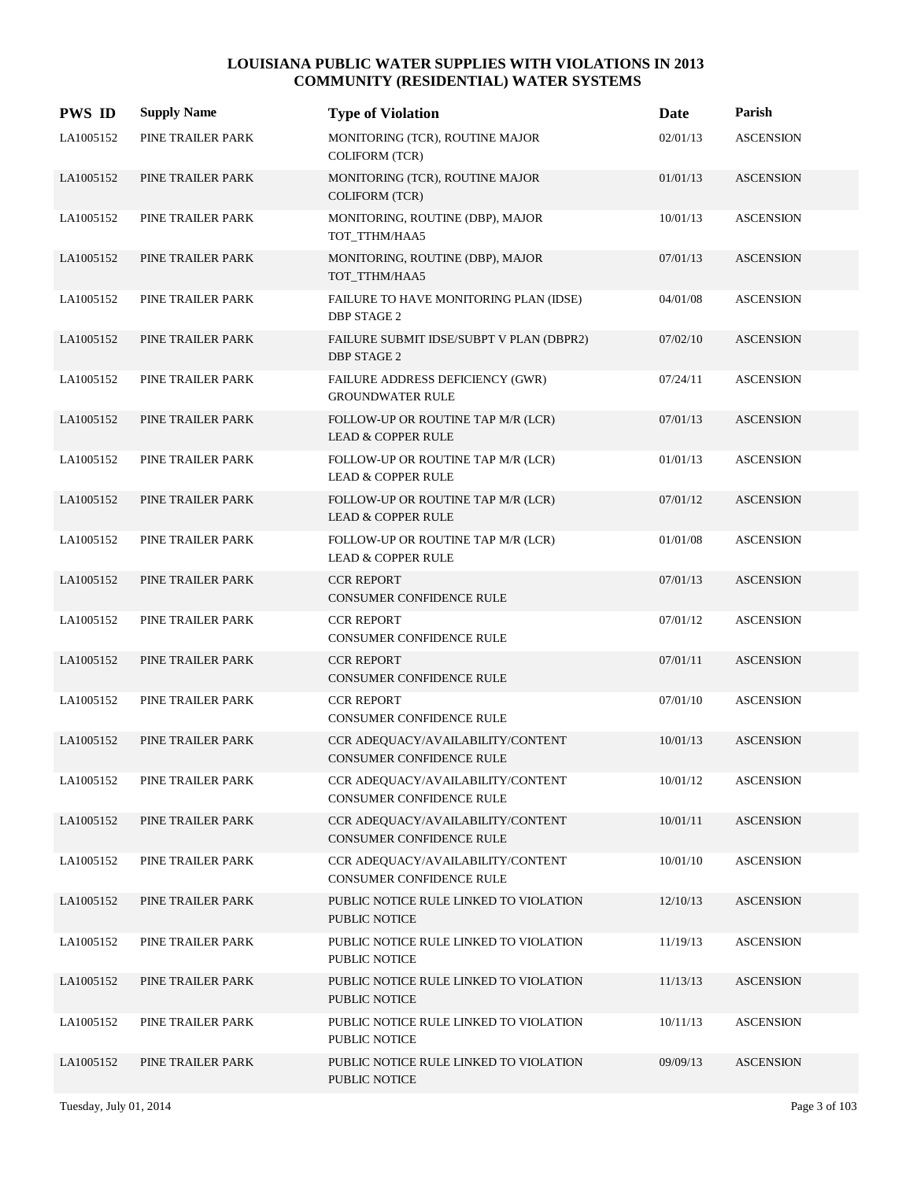# LOUISIANA PUBLIC WATER SUPPLIES WITH VIOLATIONS IN 2013
## COMMUNITY (RESIDENTIAL) WATER SYSTEMS

| PWS ID | Supply Name | Type of Violation | Date | Parish |
|---|---|---|---|---|
| LA1005152 | PINE TRAILER PARK | MONITORING (TCR), ROUTINE MAJOR COLIFORM (TCR) | 02/01/13 | ASCENSION |
| LA1005152 | PINE TRAILER PARK | MONITORING (TCR), ROUTINE MAJOR COLIFORM (TCR) | 01/01/13 | ASCENSION |
| LA1005152 | PINE TRAILER PARK | MONITORING, ROUTINE (DBP), MAJOR TOT_TTHM/HAA5 | 10/01/13 | ASCENSION |
| LA1005152 | PINE TRAILER PARK | MONITORING, ROUTINE (DBP), MAJOR TOT_TTHM/HAA5 | 07/01/13 | ASCENSION |
| LA1005152 | PINE TRAILER PARK | FAILURE TO HAVE MONITORING PLAN (IDSE) DBP STAGE 2 | 04/01/08 | ASCENSION |
| LA1005152 | PINE TRAILER PARK | FAILURE SUBMIT IDSE/SUBPT V PLAN (DBPR2) DBP STAGE 2 | 07/02/10 | ASCENSION |
| LA1005152 | PINE TRAILER PARK | FAILURE ADDRESS DEFICIENCY (GWR) GROUNDWATER RULE | 07/24/11 | ASCENSION |
| LA1005152 | PINE TRAILER PARK | FOLLOW-UP OR ROUTINE TAP M/R (LCR) LEAD & COPPER RULE | 07/01/13 | ASCENSION |
| LA1005152 | PINE TRAILER PARK | FOLLOW-UP OR ROUTINE TAP M/R (LCR) LEAD & COPPER RULE | 01/01/13 | ASCENSION |
| LA1005152 | PINE TRAILER PARK | FOLLOW-UP OR ROUTINE TAP M/R (LCR) LEAD & COPPER RULE | 07/01/12 | ASCENSION |
| LA1005152 | PINE TRAILER PARK | FOLLOW-UP OR ROUTINE TAP M/R (LCR) LEAD & COPPER RULE | 01/01/08 | ASCENSION |
| LA1005152 | PINE TRAILER PARK | CCR REPORT CONSUMER CONFIDENCE RULE | 07/01/13 | ASCENSION |
| LA1005152 | PINE TRAILER PARK | CCR REPORT CONSUMER CONFIDENCE RULE | 07/01/12 | ASCENSION |
| LA1005152 | PINE TRAILER PARK | CCR REPORT CONSUMER CONFIDENCE RULE | 07/01/11 | ASCENSION |
| LA1005152 | PINE TRAILER PARK | CCR REPORT CONSUMER CONFIDENCE RULE | 07/01/10 | ASCENSION |
| LA1005152 | PINE TRAILER PARK | CCR ADEQUACY/AVAILABILITY/CONTENT CONSUMER CONFIDENCE RULE | 10/01/13 | ASCENSION |
| LA1005152 | PINE TRAILER PARK | CCR ADEQUACY/AVAILABILITY/CONTENT CONSUMER CONFIDENCE RULE | 10/01/12 | ASCENSION |
| LA1005152 | PINE TRAILER PARK | CCR ADEQUACY/AVAILABILITY/CONTENT CONSUMER CONFIDENCE RULE | 10/01/11 | ASCENSION |
| LA1005152 | PINE TRAILER PARK | CCR ADEQUACY/AVAILABILITY/CONTENT CONSUMER CONFIDENCE RULE | 10/01/10 | ASCENSION |
| LA1005152 | PINE TRAILER PARK | PUBLIC NOTICE RULE LINKED TO VIOLATION PUBLIC NOTICE | 12/10/13 | ASCENSION |
| LA1005152 | PINE TRAILER PARK | PUBLIC NOTICE RULE LINKED TO VIOLATION PUBLIC NOTICE | 11/19/13 | ASCENSION |
| LA1005152 | PINE TRAILER PARK | PUBLIC NOTICE RULE LINKED TO VIOLATION PUBLIC NOTICE | 11/13/13 | ASCENSION |
| LA1005152 | PINE TRAILER PARK | PUBLIC NOTICE RULE LINKED TO VIOLATION PUBLIC NOTICE | 10/11/13 | ASCENSION |
| LA1005152 | PINE TRAILER PARK | PUBLIC NOTICE RULE LINKED TO VIOLATION PUBLIC NOTICE | 09/09/13 | ASCENSION |

Tuesday, July 01, 2014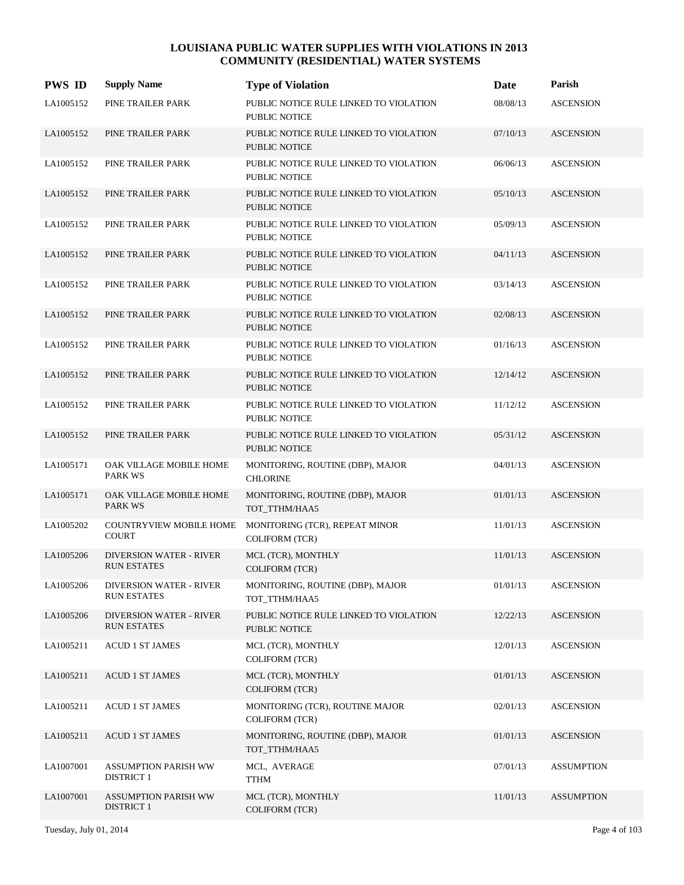# LOUISIANA PUBLIC WATER SUPPLIES WITH VIOLATIONS IN 2013
## COMMUNITY (RESIDENTIAL) WATER SYSTEMS

| PWS ID | Supply Name | Type of Violation | Date | Parish |
|---|---|---|---|---|
| LA1005152 | PINE TRAILER PARK | PUBLIC NOTICE RULE LINKED TO VIOLATION PUBLIC NOTICE | 08/08/13 | ASCENSION |
| LA1005152 | PINE TRAILER PARK | PUBLIC NOTICE RULE LINKED TO VIOLATION PUBLIC NOTICE | 07/10/13 | ASCENSION |
| LA1005152 | PINE TRAILER PARK | PUBLIC NOTICE RULE LINKED TO VIOLATION PUBLIC NOTICE | 06/06/13 | ASCENSION |
| LA1005152 | PINE TRAILER PARK | PUBLIC NOTICE RULE LINKED TO VIOLATION PUBLIC NOTICE | 05/10/13 | ASCENSION |
| LA1005152 | PINE TRAILER PARK | PUBLIC NOTICE RULE LINKED TO VIOLATION PUBLIC NOTICE | 05/09/13 | ASCENSION |
| LA1005152 | PINE TRAILER PARK | PUBLIC NOTICE RULE LINKED TO VIOLATION PUBLIC NOTICE | 04/11/13 | ASCENSION |
| LA1005152 | PINE TRAILER PARK | PUBLIC NOTICE RULE LINKED TO VIOLATION PUBLIC NOTICE | 03/14/13 | ASCENSION |
| LA1005152 | PINE TRAILER PARK | PUBLIC NOTICE RULE LINKED TO VIOLATION PUBLIC NOTICE | 02/08/13 | ASCENSION |
| LA1005152 | PINE TRAILER PARK | PUBLIC NOTICE RULE LINKED TO VIOLATION PUBLIC NOTICE | 01/16/13 | ASCENSION |
| LA1005152 | PINE TRAILER PARK | PUBLIC NOTICE RULE LINKED TO VIOLATION PUBLIC NOTICE | 12/14/12 | ASCENSION |
| LA1005152 | PINE TRAILER PARK | PUBLIC NOTICE RULE LINKED TO VIOLATION PUBLIC NOTICE | 11/12/12 | ASCENSION |
| LA1005152 | PINE TRAILER PARK | PUBLIC NOTICE RULE LINKED TO VIOLATION PUBLIC NOTICE | 05/31/12 | ASCENSION |
| LA1005171 | OAK VILLAGE MOBILE HOME PARK WS | MONITORING, ROUTINE (DBP), MAJOR CHLORINE | 04/01/13 | ASCENSION |
| LA1005171 | OAK VILLAGE MOBILE HOME PARK WS | MONITORING, ROUTINE (DBP), MAJOR TOT_TTHM/HAA5 | 01/01/13 | ASCENSION |
| LA1005202 | COUNTRYVIEW MOBILE HOME COURT | MONITORING (TCR), REPEAT MINOR COLIFORM (TCR) | 11/01/13 | ASCENSION |
| LA1005206 | DIVERSION WATER - RIVER RUN ESTATES | MCL (TCR), MONTHLY COLIFORM (TCR) | 11/01/13 | ASCENSION |
| LA1005206 | DIVERSION WATER - RIVER RUN ESTATES | MONITORING, ROUTINE (DBP), MAJOR TOT_TTHM/HAA5 | 01/01/13 | ASCENSION |
| LA1005206 | DIVERSION WATER - RIVER RUN ESTATES | PUBLIC NOTICE RULE LINKED TO VIOLATION PUBLIC NOTICE | 12/22/13 | ASCENSION |
| LA1005211 | ACUD 1 ST JAMES | MCL (TCR), MONTHLY COLIFORM (TCR) | 12/01/13 | ASCENSION |
| LA1005211 | ACUD 1 ST JAMES | MCL (TCR), MONTHLY COLIFORM (TCR) | 01/01/13 | ASCENSION |
| LA1005211 | ACUD 1 ST JAMES | MONITORING (TCR), ROUTINE MAJOR COLIFORM (TCR) | 02/01/13 | ASCENSION |
| LA1005211 | ACUD 1 ST JAMES | MONITORING, ROUTINE (DBP), MAJOR TOT_TTHM/HAA5 | 01/01/13 | ASCENSION |
| LA1007001 | ASSUMPTION PARISH WW DISTRICT 1 | MCL, AVERAGE TTHM | 07/01/13 | ASSUMPTION |
| LA1007001 | ASSUMPTION PARISH WW DISTRICT 1 | MCL (TCR), MONTHLY COLIFORM (TCR) | 11/01/13 | ASSUMPTION |

Tuesday, July 01, 2014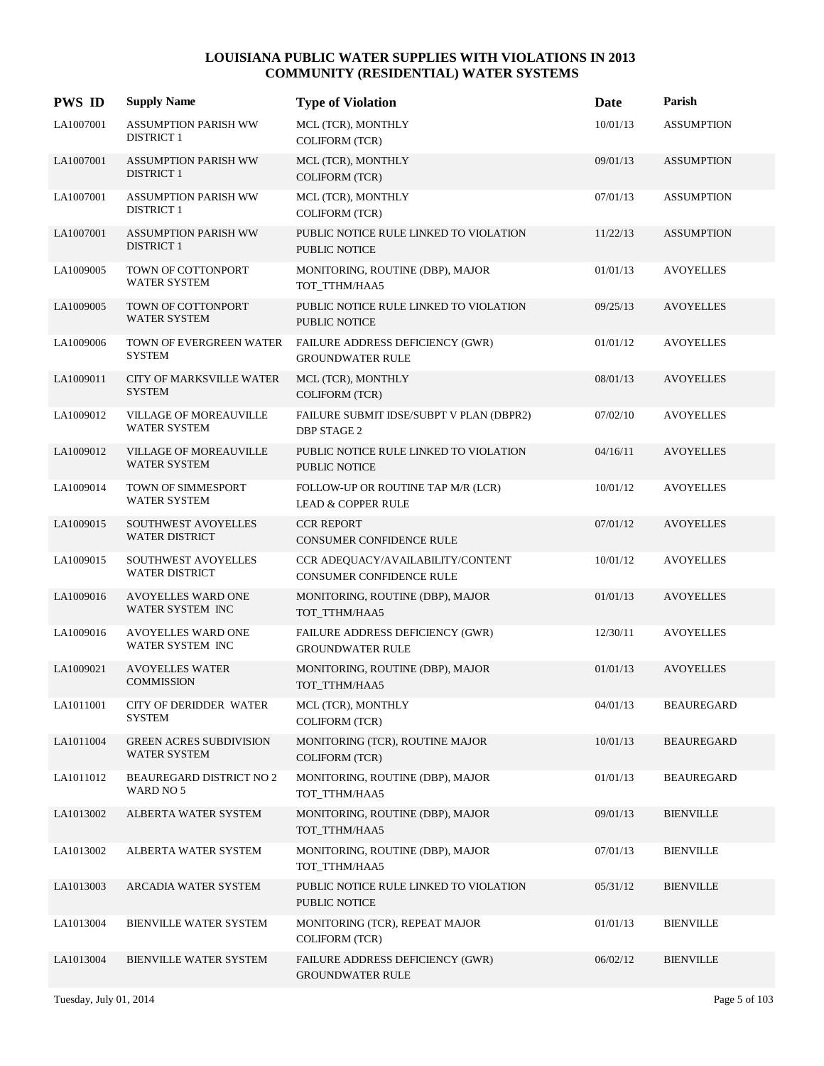# LOUISIANA PUBLIC WATER SUPPLIES WITH VIOLATIONS IN 2013
## COMMUNITY (RESIDENTIAL) WATER SYSTEMS

| PWS ID | Supply Name | Type of Violation | Date | Parish |
|---|---|---|---|---|
| LA1007001 | ASSUMPTION PARISH WW DISTRICT 1 | MCL (TCR), MONTHLY<br>COLIFORM (TCR) | 10/01/13 | ASSUMPTION |
| LA1007001 | ASSUMPTION PARISH WW DISTRICT 1 | MCL (TCR), MONTHLY<br>COLIFORM (TCR) | 09/01/13 | ASSUMPTION |
| LA1007001 | ASSUMPTION PARISH WW DISTRICT 1 | MCL (TCR), MONTHLY<br>COLIFORM (TCR) | 07/01/13 | ASSUMPTION |
| LA1007001 | ASSUMPTION PARISH WW DISTRICT 1 | PUBLIC NOTICE RULE LINKED TO VIOLATION<br>PUBLIC NOTICE | 11/22/13 | ASSUMPTION |
| LA1009005 | TOWN OF COTTONPORT WATER SYSTEM | MONITORING, ROUTINE (DBP), MAJOR<br>TOT_TTHM/HAA5 | 01/01/13 | AVOYELLES |
| LA1009005 | TOWN OF COTTONPORT WATER SYSTEM | PUBLIC NOTICE RULE LINKED TO VIOLATION<br>PUBLIC NOTICE | 09/25/13 | AVOYELLES |
| LA1009006 | TOWN OF EVERGREEN WATER SYSTEM | FAILURE ADDRESS DEFICIENCY (GWR)<br>GROUNDWATER RULE | 01/01/12 | AVOYELLES |
| LA1009011 | CITY OF MARKSVILLE WATER SYSTEM | MCL (TCR), MONTHLY<br>COLIFORM (TCR) | 08/01/13 | AVOYELLES |
| LA1009012 | VILLAGE OF MOREAUVILLE WATER SYSTEM | FAILURE SUBMIT IDSE/SUBPT V PLAN (DBPR2)<br>DBP STAGE 2 | 07/02/10 | AVOYELLES |
| LA1009012 | VILLAGE OF MOREAUVILLE WATER SYSTEM | PUBLIC NOTICE RULE LINKED TO VIOLATION<br>PUBLIC NOTICE | 04/16/11 | AVOYELLES |
| LA1009014 | TOWN OF SIMMESPORT WATER SYSTEM | FOLLOW-UP OR ROUTINE TAP M/R (LCR)<br>LEAD & COPPER RULE | 10/01/12 | AVOYELLES |
| LA1009015 | SOUTHWEST AVOYELLES WATER DISTRICT | CCR REPORT<br>CONSUMER CONFIDENCE RULE | 07/01/12 | AVOYELLES |
| LA1009015 | SOUTHWEST AVOYELLES WATER DISTRICT | CCR ADEQUACY/AVAILABILITY/CONTENT<br>CONSUMER CONFIDENCE RULE | 10/01/12 | AVOYELLES |
| LA1009016 | AVOYELLES WARD ONE WATER SYSTEM INC | MONITORING, ROUTINE (DBP), MAJOR<br>TOT_TTHM/HAA5 | 01/01/13 | AVOYELLES |
| LA1009016 | AVOYELLES WARD ONE WATER SYSTEM INC | FAILURE ADDRESS DEFICIENCY (GWR)<br>GROUNDWATER RULE | 12/30/11 | AVOYELLES |
| LA1009021 | AVOYELLES WATER COMMISSION | MONITORING, ROUTINE (DBP), MAJOR<br>TOT_TTHM/HAA5 | 01/01/13 | AVOYELLES |
| LA1011001 | CITY OF DERIDDER WATER SYSTEM | MCL (TCR), MONTHLY<br>COLIFORM (TCR) | 04/01/13 | BEAUREGARD |
| LA1011004 | GREEN ACRES SUBDIVISION WATER SYSTEM | MONITORING (TCR), ROUTINE MAJOR<br>COLIFORM (TCR) | 10/01/13 | BEAUREGARD |
| LA1011012 | BEAUREGARD DISTRICT NO 2 WARD NO 5 | MONITORING, ROUTINE (DBP), MAJOR<br>TOT_TTHM/HAA5 | 01/01/13 | BEAUREGARD |
| LA1013002 | ALBERTA WATER SYSTEM | MONITORING, ROUTINE (DBP), MAJOR<br>TOT_TTHM/HAA5 | 09/01/13 | BIENVILLE |
| LA1013002 | ALBERTA WATER SYSTEM | MONITORING, ROUTINE (DBP), MAJOR<br>TOT_TTHM/HAA5 | 07/01/13 | BIENVILLE |
| LA1013003 | ARCADIA WATER SYSTEM | PUBLIC NOTICE RULE LINKED TO VIOLATION<br>PUBLIC NOTICE | 05/31/12 | BIENVILLE |
| LA1013004 | BIENVILLE WATER SYSTEM | MONITORING (TCR), REPEAT MAJOR<br>COLIFORM (TCR) | 01/01/13 | BIENVILLE |
| LA1013004 | BIENVILLE WATER SYSTEM | FAILURE ADDRESS DEFICIENCY (GWR)<br>GROUNDWATER RULE | 06/02/12 | BIENVILLE |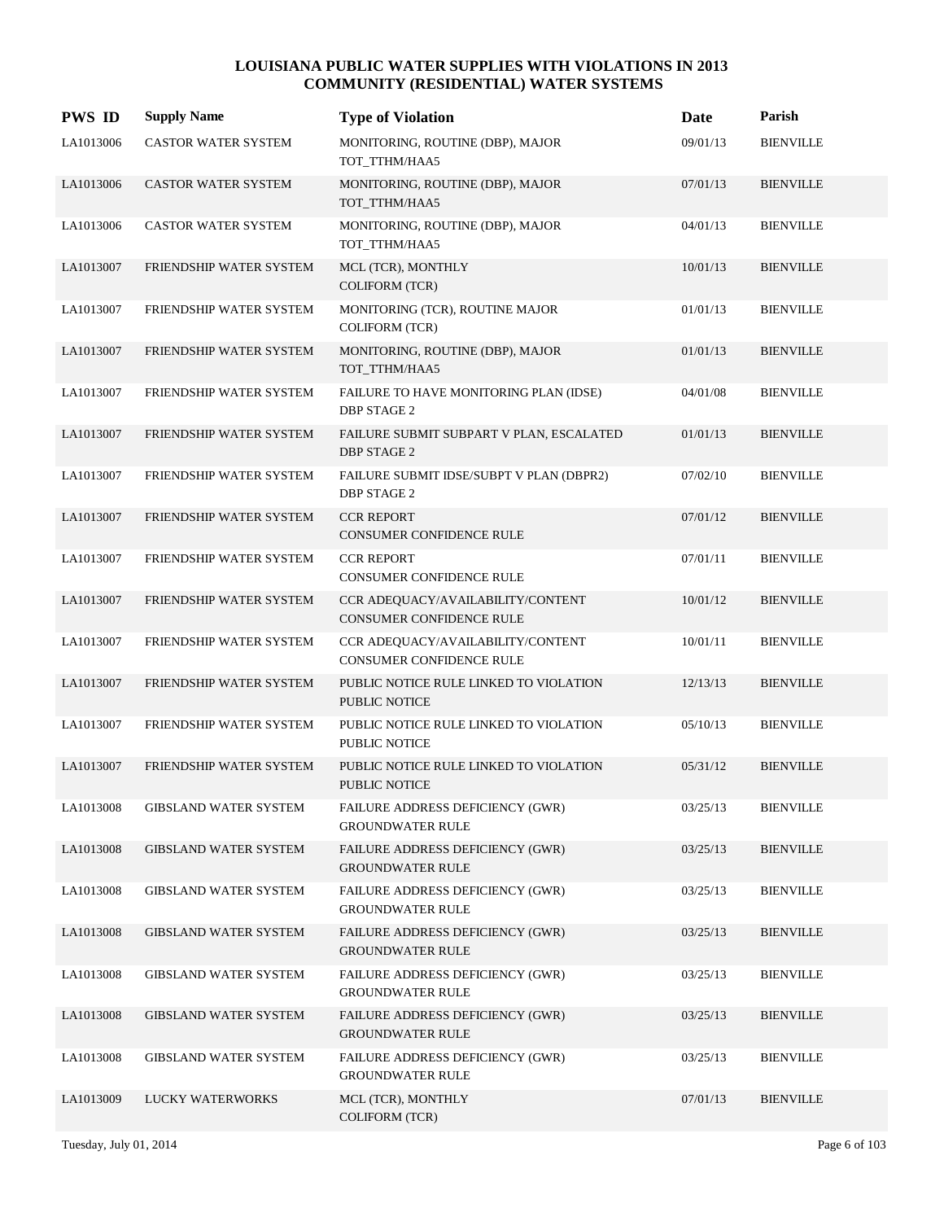# LOUISIANA PUBLIC WATER SUPPLIES WITH VIOLATIONS IN 2013
## COMMUNITY (RESIDENTIAL) WATER SYSTEMS

| PWS ID | Supply Name | Type of Violation | Date | Parish |
|---|---|---|---|---|
| LA1013006 | CASTOR WATER SYSTEM | MONITORING, ROUTINE (DBP), MAJOR<br>TOT_TTHM/HAA5 | 09/01/13 | BIENVILLE |
| LA1013006 | CASTOR WATER SYSTEM | MONITORING, ROUTINE (DBP), MAJOR<br>TOT_TTHM/HAA5 | 07/01/13 | BIENVILLE |
| LA1013006 | CASTOR WATER SYSTEM | MONITORING, ROUTINE (DBP), MAJOR<br>TOT_TTHM/HAA5 | 04/01/13 | BIENVILLE |
| LA1013007 | FRIENDSHIP WATER SYSTEM | MCL (TCR), MONTHLY<br>COLIFORM (TCR) | 10/01/13 | BIENVILLE |
| LA1013007 | FRIENDSHIP WATER SYSTEM | MONITORING (TCR), ROUTINE MAJOR<br>COLIFORM (TCR) | 01/01/13 | BIENVILLE |
| LA1013007 | FRIENDSHIP WATER SYSTEM | MONITORING, ROUTINE (DBP), MAJOR<br>TOT_TTHM/HAA5 | 01/01/13 | BIENVILLE |
| LA1013007 | FRIENDSHIP WATER SYSTEM | FAILURE TO HAVE MONITORING PLAN (IDSE)<br>DBP STAGE 2 | 04/01/08 | BIENVILLE |
| LA1013007 | FRIENDSHIP WATER SYSTEM | FAILURE SUBMIT SUBPART V PLAN, ESCALATED<br>DBP STAGE 2 | 01/01/13 | BIENVILLE |
| LA1013007 | FRIENDSHIP WATER SYSTEM | FAILURE SUBMIT IDSE/SUBPT V PLAN (DBPR2)<br>DBP STAGE 2 | 07/02/10 | BIENVILLE |
| LA1013007 | FRIENDSHIP WATER SYSTEM | CCR REPORT<br>CONSUMER CONFIDENCE RULE | 07/01/12 | BIENVILLE |
| LA1013007 | FRIENDSHIP WATER SYSTEM | CCR REPORT<br>CONSUMER CONFIDENCE RULE | 07/01/11 | BIENVILLE |
| LA1013007 | FRIENDSHIP WATER SYSTEM | CCR ADEQUACY/AVAILABILITY/CONTENT<br>CONSUMER CONFIDENCE RULE | 10/01/12 | BIENVILLE |
| LA1013007 | FRIENDSHIP WATER SYSTEM | CCR ADEQUACY/AVAILABILITY/CONTENT<br>CONSUMER CONFIDENCE RULE | 10/01/11 | BIENVILLE |
| LA1013007 | FRIENDSHIP WATER SYSTEM | PUBLIC NOTICE RULE LINKED TO VIOLATION<br>PUBLIC NOTICE | 12/13/13 | BIENVILLE |
| LA1013007 | FRIENDSHIP WATER SYSTEM | PUBLIC NOTICE RULE LINKED TO VIOLATION<br>PUBLIC NOTICE | 05/10/13 | BIENVILLE |
| LA1013007 | FRIENDSHIP WATER SYSTEM | PUBLIC NOTICE RULE LINKED TO VIOLATION<br>PUBLIC NOTICE | 05/31/12 | BIENVILLE |
| LA1013008 | GIBSLAND WATER SYSTEM | FAILURE ADDRESS DEFICIENCY (GWR)<br>GROUNDWATER RULE | 03/25/13 | BIENVILLE |
| LA1013008 | GIBSLAND WATER SYSTEM | FAILURE ADDRESS DEFICIENCY (GWR)<br>GROUNDWATER RULE | 03/25/13 | BIENVILLE |
| LA1013008 | GIBSLAND WATER SYSTEM | FAILURE ADDRESS DEFICIENCY (GWR)<br>GROUNDWATER RULE | 03/25/13 | BIENVILLE |
| LA1013008 | GIBSLAND WATER SYSTEM | FAILURE ADDRESS DEFICIENCY (GWR)<br>GROUNDWATER RULE | 03/25/13 | BIENVILLE |
| LA1013008 | GIBSLAND WATER SYSTEM | FAILURE ADDRESS DEFICIENCY (GWR)<br>GROUNDWATER RULE | 03/25/13 | BIENVILLE |
| LA1013008 | GIBSLAND WATER SYSTEM | FAILURE ADDRESS DEFICIENCY (GWR)<br>GROUNDWATER RULE | 03/25/13 | BIENVILLE |
| LA1013008 | GIBSLAND WATER SYSTEM | FAILURE ADDRESS DEFICIENCY (GWR)<br>GROUNDWATER RULE | 03/25/13 | BIENVILLE |
| LA1013009 | LUCKY WATERWORKS | MCL (TCR), MONTHLY<br>COLIFORM (TCR) | 07/01/13 | BIENVILLE |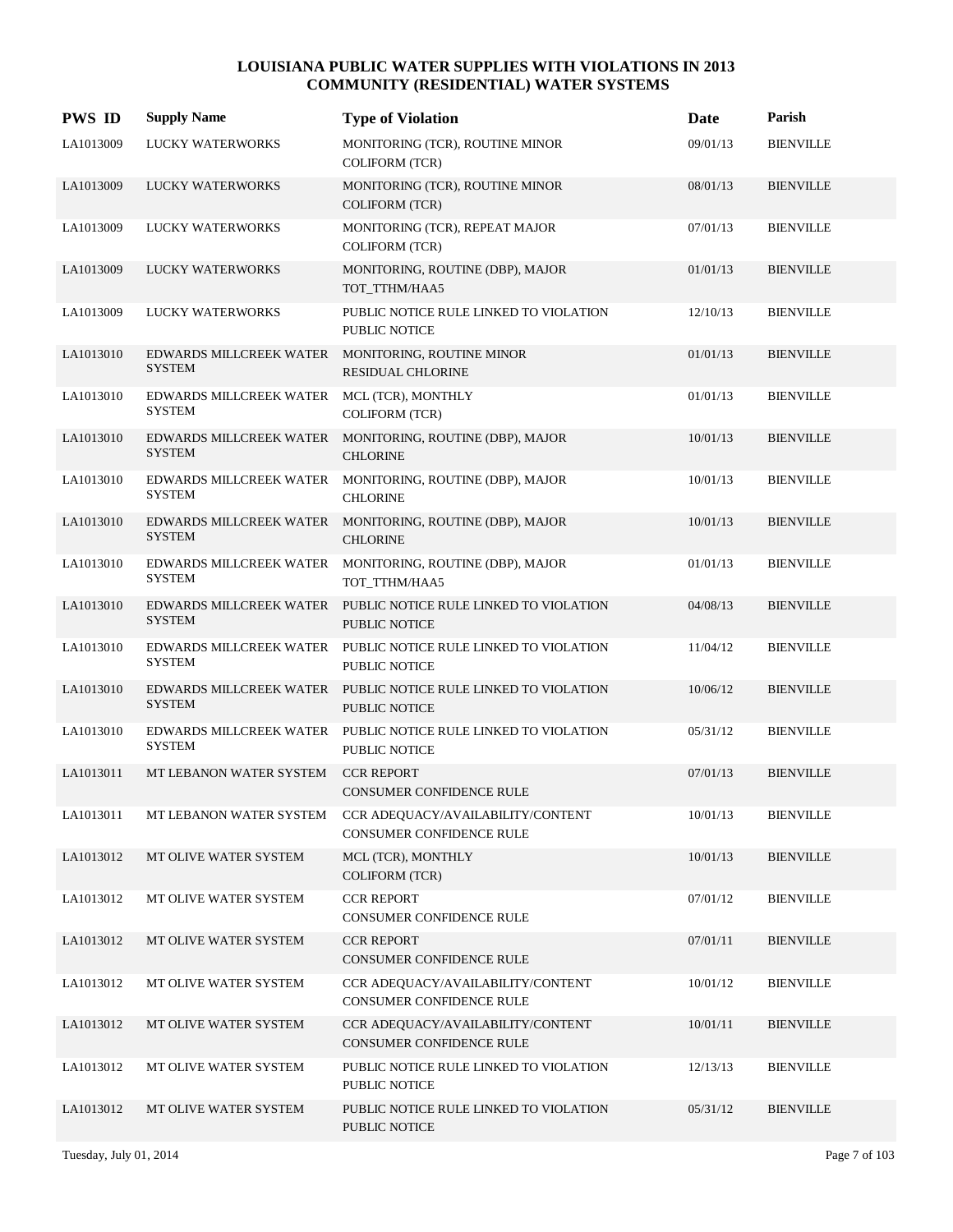# LOUISIANA PUBLIC WATER SUPPLIES WITH VIOLATIONS IN 2013
## COMMUNITY (RESIDENTIAL) WATER SYSTEMS

| PWS ID | Supply Name | Type of Violation | Date | Parish |
|---|---|---|---|---|
| LA1013009 | LUCKY WATERWORKS | MONITORING (TCR), ROUTINE MINOR COLIFORM (TCR) | 09/01/13 | BIENVILLE |
| LA1013009 | LUCKY WATERWORKS | MONITORING (TCR), ROUTINE MINOR COLIFORM (TCR) | 08/01/13 | BIENVILLE |
| LA1013009 | LUCKY WATERWORKS | MONITORING (TCR), REPEAT MAJOR COLIFORM (TCR) | 07/01/13 | BIENVILLE |
| LA1013009 | LUCKY WATERWORKS | MONITORING, ROUTINE (DBP), MAJOR TOT_TTHM/HAA5 | 01/01/13 | BIENVILLE |
| LA1013009 | LUCKY WATERWORKS | PUBLIC NOTICE RULE LINKED TO VIOLATION PUBLIC NOTICE | 12/10/13 | BIENVILLE |
| LA1013010 | EDWARDS MILLCREEK WATER SYSTEM | MONITORING, ROUTINE MINOR RESIDUAL CHLORINE | 01/01/13 | BIENVILLE |
| LA1013010 | EDWARDS MILLCREEK WATER SYSTEM | MCL (TCR), MONTHLY COLIFORM (TCR) | 01/01/13 | BIENVILLE |
| LA1013010 | EDWARDS MILLCREEK WATER SYSTEM | MONITORING, ROUTINE (DBP), MAJOR CHLORINE | 10/01/13 | BIENVILLE |
| LA1013010 | EDWARDS MILLCREEK WATER SYSTEM | MONITORING, ROUTINE (DBP), MAJOR CHLORINE | 10/01/13 | BIENVILLE |
| LA1013010 | EDWARDS MILLCREEK WATER SYSTEM | MONITORING, ROUTINE (DBP), MAJOR CHLORINE | 10/01/13 | BIENVILLE |
| LA1013010 | EDWARDS MILLCREEK WATER SYSTEM | MONITORING, ROUTINE (DBP), MAJOR TOT_TTHM/HAA5 | 01/01/13 | BIENVILLE |
| LA1013010 | EDWARDS MILLCREEK WATER SYSTEM | PUBLIC NOTICE RULE LINKED TO VIOLATION PUBLIC NOTICE | 04/08/13 | BIENVILLE |
| LA1013010 | EDWARDS MILLCREEK WATER SYSTEM | PUBLIC NOTICE RULE LINKED TO VIOLATION PUBLIC NOTICE | 11/04/12 | BIENVILLE |
| LA1013010 | EDWARDS MILLCREEK WATER SYSTEM | PUBLIC NOTICE RULE LINKED TO VIOLATION PUBLIC NOTICE | 10/06/12 | BIENVILLE |
| LA1013010 | EDWARDS MILLCREEK WATER SYSTEM | PUBLIC NOTICE RULE LINKED TO VIOLATION PUBLIC NOTICE | 05/31/12 | BIENVILLE |
| LA1013011 | MT LEBANON WATER SYSTEM | CCR REPORT CONSUMER CONFIDENCE RULE | 07/01/13 | BIENVILLE |
| LA1013011 | MT LEBANON WATER SYSTEM | CCR ADEQUACY/AVAILABILITY/CONTENT CONSUMER CONFIDENCE RULE | 10/01/13 | BIENVILLE |
| LA1013012 | MT OLIVE WATER SYSTEM | MCL (TCR), MONTHLY COLIFORM (TCR) | 10/01/13 | BIENVILLE |
| LA1013012 | MT OLIVE WATER SYSTEM | CCR REPORT CONSUMER CONFIDENCE RULE | 07/01/12 | BIENVILLE |
| LA1013012 | MT OLIVE WATER SYSTEM | CCR REPORT CONSUMER CONFIDENCE RULE | 07/01/11 | BIENVILLE |
| LA1013012 | MT OLIVE WATER SYSTEM | CCR ADEQUACY/AVAILABILITY/CONTENT CONSUMER CONFIDENCE RULE | 10/01/12 | BIENVILLE |
| LA1013012 | MT OLIVE WATER SYSTEM | CCR ADEQUACY/AVAILABILITY/CONTENT CONSUMER CONFIDENCE RULE | 10/01/11 | BIENVILLE |
| LA1013012 | MT OLIVE WATER SYSTEM | PUBLIC NOTICE RULE LINKED TO VIOLATION PUBLIC NOTICE | 12/13/13 | BIENVILLE |
| LA1013012 | MT OLIVE WATER SYSTEM | PUBLIC NOTICE RULE LINKED TO VIOLATION PUBLIC NOTICE | 05/31/12 | BIENVILLE |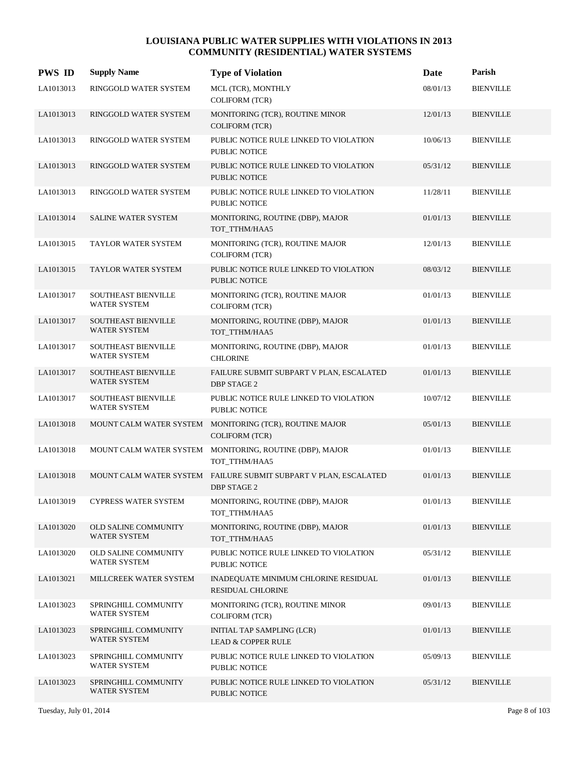# LOUISIANA PUBLIC WATER SUPPLIES WITH VIOLATIONS IN 2013
## COMMUNITY (RESIDENTIAL) WATER SYSTEMS

| PWS ID | Supply Name | Type of Violation | Date | Parish |
|---|---|---|---|---|
| LA1013013 | RINGGOLD WATER SYSTEM | MCL (TCR), MONTHLY COLIFORM (TCR) | 08/01/13 | BIENVILLE |
| LA1013013 | RINGGOLD WATER SYSTEM | MONITORING (TCR), ROUTINE MINOR COLIFORM (TCR) | 12/01/13 | BIENVILLE |
| LA1013013 | RINGGOLD WATER SYSTEM | PUBLIC NOTICE RULE LINKED TO VIOLATION PUBLIC NOTICE | 10/06/13 | BIENVILLE |
| LA1013013 | RINGGOLD WATER SYSTEM | PUBLIC NOTICE RULE LINKED TO VIOLATION PUBLIC NOTICE | 05/31/12 | BIENVILLE |
| LA1013013 | RINGGOLD WATER SYSTEM | PUBLIC NOTICE RULE LINKED TO VIOLATION PUBLIC NOTICE | 11/28/11 | BIENVILLE |
| LA1013014 | SALINE WATER SYSTEM | MONITORING, ROUTINE (DBP), MAJOR TOT_TTHM/HAA5 | 01/01/13 | BIENVILLE |
| LA1013015 | TAYLOR WATER SYSTEM | MONITORING (TCR), ROUTINE MAJOR COLIFORM (TCR) | 12/01/13 | BIENVILLE |
| LA1013015 | TAYLOR WATER SYSTEM | PUBLIC NOTICE RULE LINKED TO VIOLATION PUBLIC NOTICE | 08/03/12 | BIENVILLE |
| LA1013017 | SOUTHEAST BIENVILLE WATER SYSTEM | MONITORING (TCR), ROUTINE MAJOR COLIFORM (TCR) | 01/01/13 | BIENVILLE |
| LA1013017 | SOUTHEAST BIENVILLE WATER SYSTEM | MONITORING, ROUTINE (DBP), MAJOR TOT_TTHM/HAA5 | 01/01/13 | BIENVILLE |
| LA1013017 | SOUTHEAST BIENVILLE WATER SYSTEM | MONITORING, ROUTINE (DBP), MAJOR CHLORINE | 01/01/13 | BIENVILLE |
| LA1013017 | SOUTHEAST BIENVILLE WATER SYSTEM | FAILURE SUBMIT SUBPART V PLAN, ESCALATED DBP STAGE 2 | 01/01/13 | BIENVILLE |
| LA1013017 | SOUTHEAST BIENVILLE WATER SYSTEM | PUBLIC NOTICE RULE LINKED TO VIOLATION PUBLIC NOTICE | 10/07/12 | BIENVILLE |
| LA1013018 | MOUNT CALM WATER SYSTEM | MONITORING (TCR), ROUTINE MAJOR COLIFORM (TCR) | 05/01/13 | BIENVILLE |
| LA1013018 | MOUNT CALM WATER SYSTEM | MONITORING, ROUTINE (DBP), MAJOR TOT_TTHM/HAA5 | 01/01/13 | BIENVILLE |
| LA1013018 | MOUNT CALM WATER SYSTEM | FAILURE SUBMIT SUBPART V PLAN, ESCALATED DBP STAGE 2 | 01/01/13 | BIENVILLE |
| LA1013019 | CYPRESS WATER SYSTEM | MONITORING, ROUTINE (DBP), MAJOR TOT_TTHM/HAA5 | 01/01/13 | BIENVILLE |
| LA1013020 | OLD SALINE COMMUNITY WATER SYSTEM | MONITORING, ROUTINE (DBP), MAJOR TOT_TTHM/HAA5 | 01/01/13 | BIENVILLE |
| LA1013020 | OLD SALINE COMMUNITY WATER SYSTEM | PUBLIC NOTICE RULE LINKED TO VIOLATION PUBLIC NOTICE | 05/31/12 | BIENVILLE |
| LA1013021 | MILLCREEK WATER SYSTEM | INADEQUATE MINIMUM CHLORINE RESIDUAL RESIDUAL CHLORINE | 01/01/13 | BIENVILLE |
| LA1013023 | SPRINGHILL COMMUNITY WATER SYSTEM | MONITORING (TCR), ROUTINE MINOR COLIFORM (TCR) | 09/01/13 | BIENVILLE |
| LA1013023 | SPRINGHILL COMMUNITY WATER SYSTEM | INITIAL TAP SAMPLING (LCR) LEAD & COPPER RULE | 01/01/13 | BIENVILLE |
| LA1013023 | SPRINGHILL COMMUNITY WATER SYSTEM | PUBLIC NOTICE RULE LINKED TO VIOLATION PUBLIC NOTICE | 05/09/13 | BIENVILLE |
| LA1013023 | SPRINGHILL COMMUNITY WATER SYSTEM | PUBLIC NOTICE RULE LINKED TO VIOLATION PUBLIC NOTICE | 05/31/12 | BIENVILLE |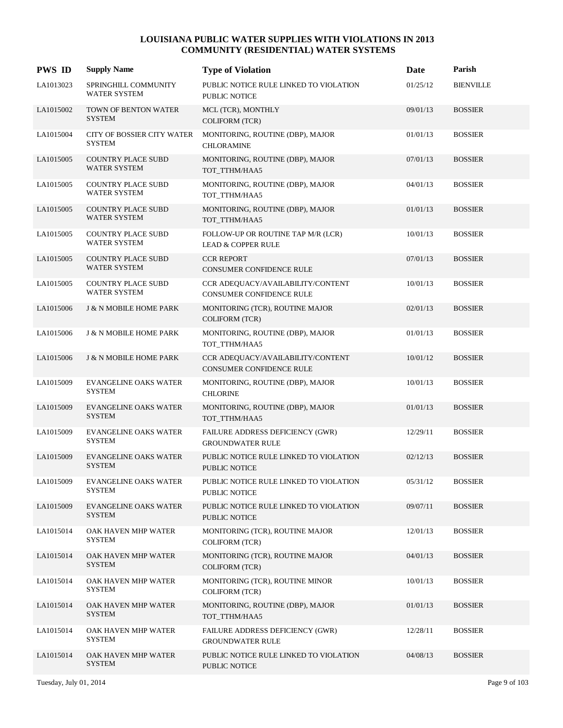# LOUISIANA PUBLIC WATER SUPPLIES WITH VIOLATIONS IN 2013
## COMMUNITY (RESIDENTIAL) WATER SYSTEMS

| PWS ID | Supply Name | Type of Violation | Date | Parish |
|---|---|---|---|---|
| LA1013023 | SPRINGHILL COMMUNITY WATER SYSTEM | PUBLIC NOTICE RULE LINKED TO VIOLATION PUBLIC NOTICE | 01/25/12 | BIENVILLE |
| LA1015002 | TOWN OF BENTON WATER SYSTEM | MCL (TCR), MONTHLY COLIFORM (TCR) | 09/01/13 | BOSSIER |
| LA1015004 | CITY OF BOSSIER CITY WATER SYSTEM | MONITORING, ROUTINE (DBP), MAJOR CHLORAMINE | 01/01/13 | BOSSIER |
| LA1015005 | COUNTRY PLACE SUBD WATER SYSTEM | MONITORING, ROUTINE (DBP), MAJOR TOT_TTHM/HAA5 | 07/01/13 | BOSSIER |
| LA1015005 | COUNTRY PLACE SUBD WATER SYSTEM | MONITORING, ROUTINE (DBP), MAJOR TOT_TTHM/HAA5 | 04/01/13 | BOSSIER |
| LA1015005 | COUNTRY PLACE SUBD WATER SYSTEM | MONITORING, ROUTINE (DBP), MAJOR TOT_TTHM/HAA5 | 01/01/13 | BOSSIER |
| LA1015005 | COUNTRY PLACE SUBD WATER SYSTEM | FOLLOW-UP OR ROUTINE TAP M/R (LCR) LEAD & COPPER RULE | 10/01/13 | BOSSIER |
| LA1015005 | COUNTRY PLACE SUBD WATER SYSTEM | CCR REPORT CONSUMER CONFIDENCE RULE | 07/01/13 | BOSSIER |
| LA1015005 | COUNTRY PLACE SUBD WATER SYSTEM | CCR ADEQUACY/AVAILABILITY/CONTENT CONSUMER CONFIDENCE RULE | 10/01/13 | BOSSIER |
| LA1015006 | J & N MOBILE HOME PARK | MONITORING (TCR), ROUTINE MAJOR COLIFORM (TCR) | 02/01/13 | BOSSIER |
| LA1015006 | J & N MOBILE HOME PARK | MONITORING, ROUTINE (DBP), MAJOR TOT_TTHM/HAA5 | 01/01/13 | BOSSIER |
| LA1015006 | J & N MOBILE HOME PARK | CCR ADEQUACY/AVAILABILITY/CONTENT CONSUMER CONFIDENCE RULE | 10/01/12 | BOSSIER |
| LA1015009 | EVANGELINE OAKS WATER SYSTEM | MONITORING, ROUTINE (DBP), MAJOR CHLORINE | 10/01/13 | BOSSIER |
| LA1015009 | EVANGELINE OAKS WATER SYSTEM | MONITORING, ROUTINE (DBP), MAJOR TOT_TTHM/HAA5 | 01/01/13 | BOSSIER |
| LA1015009 | EVANGELINE OAKS WATER SYSTEM | FAILURE ADDRESS DEFICIENCY (GWR) GROUNDWATER RULE | 12/29/11 | BOSSIER |
| LA1015009 | EVANGELINE OAKS WATER SYSTEM | PUBLIC NOTICE RULE LINKED TO VIOLATION PUBLIC NOTICE | 02/12/13 | BOSSIER |
| LA1015009 | EVANGELINE OAKS WATER SYSTEM | PUBLIC NOTICE RULE LINKED TO VIOLATION PUBLIC NOTICE | 05/31/12 | BOSSIER |
| LA1015009 | EVANGELINE OAKS WATER SYSTEM | PUBLIC NOTICE RULE LINKED TO VIOLATION PUBLIC NOTICE | 09/07/11 | BOSSIER |
| LA1015014 | OAK HAVEN MHP WATER SYSTEM | MONITORING (TCR), ROUTINE MAJOR COLIFORM (TCR) | 12/01/13 | BOSSIER |
| LA1015014 | OAK HAVEN MHP WATER SYSTEM | MONITORING (TCR), ROUTINE MAJOR COLIFORM (TCR) | 04/01/13 | BOSSIER |
| LA1015014 | OAK HAVEN MHP WATER SYSTEM | MONITORING (TCR), ROUTINE MINOR COLIFORM (TCR) | 10/01/13 | BOSSIER |
| LA1015014 | OAK HAVEN MHP WATER SYSTEM | MONITORING, ROUTINE (DBP), MAJOR TOT_TTHM/HAA5 | 01/01/13 | BOSSIER |
| LA1015014 | OAK HAVEN MHP WATER SYSTEM | FAILURE ADDRESS DEFICIENCY (GWR) GROUNDWATER RULE | 12/28/11 | BOSSIER |
| LA1015014 | OAK HAVEN MHP WATER SYSTEM | PUBLIC NOTICE RULE LINKED TO VIOLATION PUBLIC NOTICE | 04/08/13 | BOSSIER |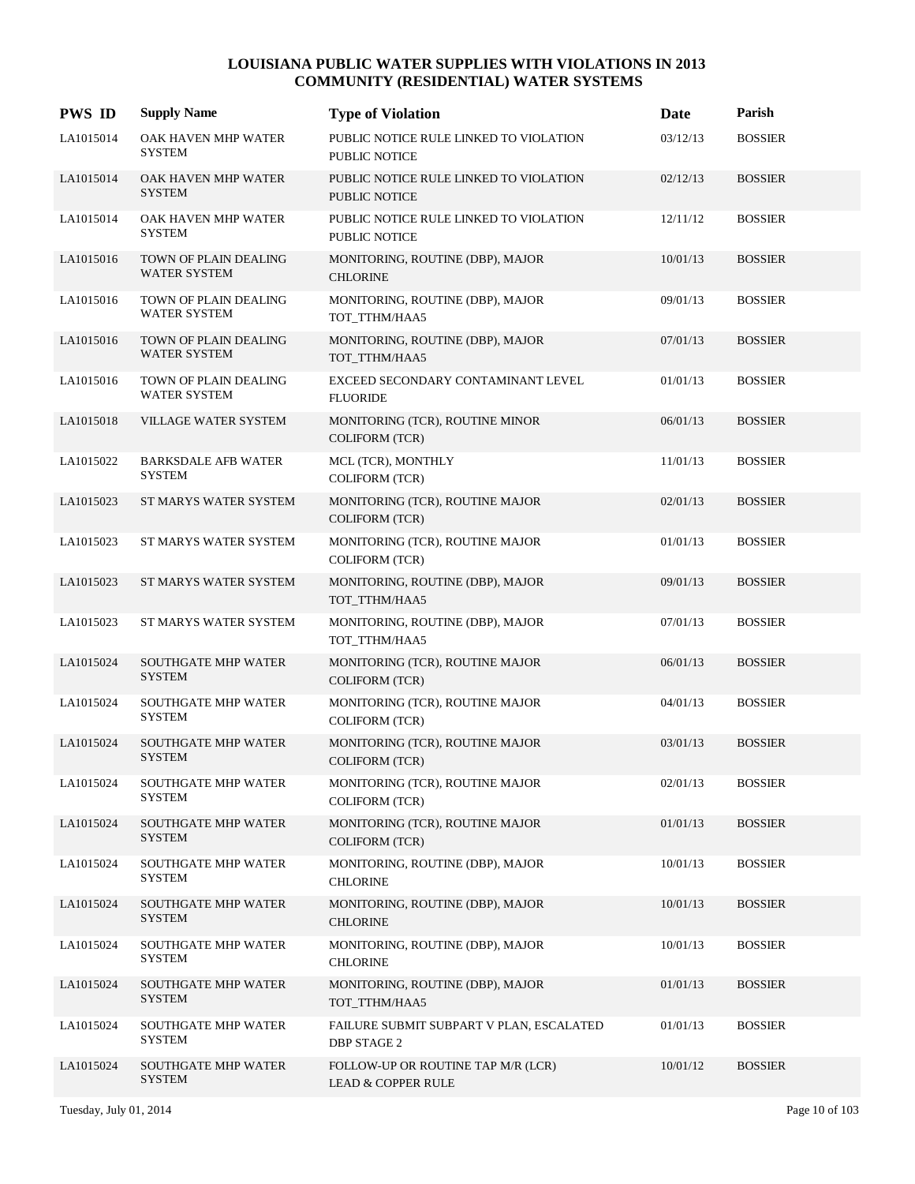# LOUISIANA PUBLIC WATER SUPPLIES WITH VIOLATIONS IN 2013
## COMMUNITY (RESIDENTIAL) WATER SYSTEMS

| PWS ID | Supply Name | Type of Violation | Date | Parish |
|---|---|---|---|---|
| LA1015014 | OAK HAVEN MHP WATER SYSTEM | PUBLIC NOTICE RULE LINKED TO VIOLATION PUBLIC NOTICE | 03/12/13 | BOSSIER |
| LA1015014 | OAK HAVEN MHP WATER SYSTEM | PUBLIC NOTICE RULE LINKED TO VIOLATION PUBLIC NOTICE | 02/12/13 | BOSSIER |
| LA1015014 | OAK HAVEN MHP WATER SYSTEM | PUBLIC NOTICE RULE LINKED TO VIOLATION PUBLIC NOTICE | 12/11/12 | BOSSIER |
| LA1015016 | TOWN OF PLAIN DEALING WATER SYSTEM | MONITORING, ROUTINE (DBP), MAJOR CHLORINE | 10/01/13 | BOSSIER |
| LA1015016 | TOWN OF PLAIN DEALING WATER SYSTEM | MONITORING, ROUTINE (DBP), MAJOR TOT_TTHM/HAA5 | 09/01/13 | BOSSIER |
| LA1015016 | TOWN OF PLAIN DEALING WATER SYSTEM | MONITORING, ROUTINE (DBP), MAJOR TOT_TTHM/HAA5 | 07/01/13 | BOSSIER |
| LA1015016 | TOWN OF PLAIN DEALING WATER SYSTEM | EXCEED SECONDARY CONTAMINANT LEVEL FLUORIDE | 01/01/13 | BOSSIER |
| LA1015018 | VILLAGE WATER SYSTEM | MONITORING (TCR), ROUTINE MINOR COLIFORM (TCR) | 06/01/13 | BOSSIER |
| LA1015022 | BARKSDALE AFB WATER SYSTEM | MCL (TCR), MONTHLY COLIFORM (TCR) | 11/01/13 | BOSSIER |
| LA1015023 | ST MARYS WATER SYSTEM | MONITORING (TCR), ROUTINE MAJOR COLIFORM (TCR) | 02/01/13 | BOSSIER |
| LA1015023 | ST MARYS WATER SYSTEM | MONITORING (TCR), ROUTINE MAJOR COLIFORM (TCR) | 01/01/13 | BOSSIER |
| LA1015023 | ST MARYS WATER SYSTEM | MONITORING, ROUTINE (DBP), MAJOR TOT_TTHM/HAA5 | 09/01/13 | BOSSIER |
| LA1015023 | ST MARYS WATER SYSTEM | MONITORING, ROUTINE (DBP), MAJOR TOT_TTHM/HAA5 | 07/01/13 | BOSSIER |
| LA1015024 | SOUTHGATE MHP WATER SYSTEM | MONITORING (TCR), ROUTINE MAJOR COLIFORM (TCR) | 06/01/13 | BOSSIER |
| LA1015024 | SOUTHGATE MHP WATER SYSTEM | MONITORING (TCR), ROUTINE MAJOR COLIFORM (TCR) | 04/01/13 | BOSSIER |
| LA1015024 | SOUTHGATE MHP WATER SYSTEM | MONITORING (TCR), ROUTINE MAJOR COLIFORM (TCR) | 03/01/13 | BOSSIER |
| LA1015024 | SOUTHGATE MHP WATER SYSTEM | MONITORING (TCR), ROUTINE MAJOR COLIFORM (TCR) | 02/01/13 | BOSSIER |
| LA1015024 | SOUTHGATE MHP WATER SYSTEM | MONITORING (TCR), ROUTINE MAJOR COLIFORM (TCR) | 01/01/13 | BOSSIER |
| LA1015024 | SOUTHGATE MHP WATER SYSTEM | MONITORING, ROUTINE (DBP), MAJOR CHLORINE | 10/01/13 | BOSSIER |
| LA1015024 | SOUTHGATE MHP WATER SYSTEM | MONITORING, ROUTINE (DBP), MAJOR CHLORINE | 10/01/13 | BOSSIER |
| LA1015024 | SOUTHGATE MHP WATER SYSTEM | MONITORING, ROUTINE (DBP), MAJOR CHLORINE | 10/01/13 | BOSSIER |
| LA1015024 | SOUTHGATE MHP WATER SYSTEM | MONITORING, ROUTINE (DBP), MAJOR TOT_TTHM/HAA5 | 01/01/13 | BOSSIER |
| LA1015024 | SOUTHGATE MHP WATER SYSTEM | FAILURE SUBMIT SUBPART V PLAN, ESCALATED DBP STAGE 2 | 01/01/13 | BOSSIER |
| LA1015024 | SOUTHGATE MHP WATER SYSTEM | FOLLOW-UP OR ROUTINE TAP M/R (LCR) LEAD & COPPER RULE | 10/01/12 | BOSSIER |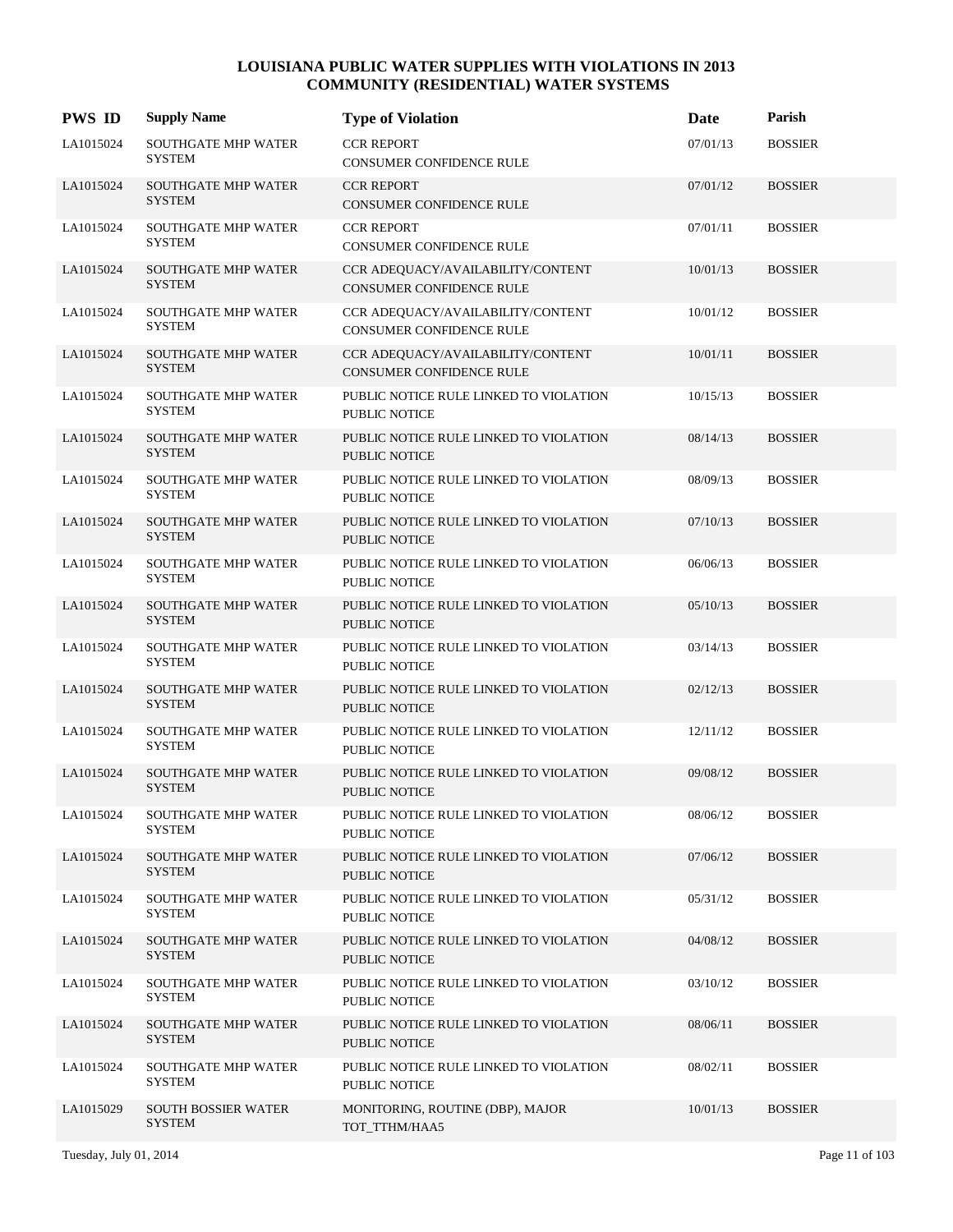# LOUISIANA PUBLIC WATER SUPPLIES WITH VIOLATIONS IN 2013
## COMMUNITY (RESIDENTIAL) WATER SYSTEMS

| PWS ID | Supply Name | Type of Violation | Date | Parish |
|---|---|---|---|---|
| LA1015024 | SOUTHGATE MHP WATER SYSTEM | CCR REPORT<br>CONSUMER CONFIDENCE RULE | 07/01/13 | BOSSIER |
| LA1015024 | SOUTHGATE MHP WATER SYSTEM | CCR REPORT<br>CONSUMER CONFIDENCE RULE | 07/01/12 | BOSSIER |
| LA1015024 | SOUTHGATE MHP WATER SYSTEM | CCR REPORT<br>CONSUMER CONFIDENCE RULE | 07/01/11 | BOSSIER |
| LA1015024 | SOUTHGATE MHP WATER SYSTEM | CCR ADEQUACY/AVAILABILITY/CONTENT<br>CONSUMER CONFIDENCE RULE | 10/01/13 | BOSSIER |
| LA1015024 | SOUTHGATE MHP WATER SYSTEM | CCR ADEQUACY/AVAILABILITY/CONTENT<br>CONSUMER CONFIDENCE RULE | 10/01/12 | BOSSIER |
| LA1015024 | SOUTHGATE MHP WATER SYSTEM | CCR ADEQUACY/AVAILABILITY/CONTENT<br>CONSUMER CONFIDENCE RULE | 10/01/11 | BOSSIER |
| LA1015024 | SOUTHGATE MHP WATER SYSTEM | PUBLIC NOTICE RULE LINKED TO VIOLATION<br>PUBLIC NOTICE | 10/15/13 | BOSSIER |
| LA1015024 | SOUTHGATE MHP WATER SYSTEM | PUBLIC NOTICE RULE LINKED TO VIOLATION<br>PUBLIC NOTICE | 08/14/13 | BOSSIER |
| LA1015024 | SOUTHGATE MHP WATER SYSTEM | PUBLIC NOTICE RULE LINKED TO VIOLATION<br>PUBLIC NOTICE | 08/09/13 | BOSSIER |
| LA1015024 | SOUTHGATE MHP WATER SYSTEM | PUBLIC NOTICE RULE LINKED TO VIOLATION<br>PUBLIC NOTICE | 07/10/13 | BOSSIER |
| LA1015024 | SOUTHGATE MHP WATER SYSTEM | PUBLIC NOTICE RULE LINKED TO VIOLATION<br>PUBLIC NOTICE | 06/06/13 | BOSSIER |
| LA1015024 | SOUTHGATE MHP WATER SYSTEM | PUBLIC NOTICE RULE LINKED TO VIOLATION<br>PUBLIC NOTICE | 05/10/13 | BOSSIER |
| LA1015024 | SOUTHGATE MHP WATER SYSTEM | PUBLIC NOTICE RULE LINKED TO VIOLATION<br>PUBLIC NOTICE | 03/14/13 | BOSSIER |
| LA1015024 | SOUTHGATE MHP WATER SYSTEM | PUBLIC NOTICE RULE LINKED TO VIOLATION<br>PUBLIC NOTICE | 02/12/13 | BOSSIER |
| LA1015024 | SOUTHGATE MHP WATER SYSTEM | PUBLIC NOTICE RULE LINKED TO VIOLATION<br>PUBLIC NOTICE | 12/11/12 | BOSSIER |
| LA1015024 | SOUTHGATE MHP WATER SYSTEM | PUBLIC NOTICE RULE LINKED TO VIOLATION<br>PUBLIC NOTICE | 09/08/12 | BOSSIER |
| LA1015024 | SOUTHGATE MHP WATER SYSTEM | PUBLIC NOTICE RULE LINKED TO VIOLATION<br>PUBLIC NOTICE | 08/06/12 | BOSSIER |
| LA1015024 | SOUTHGATE MHP WATER SYSTEM | PUBLIC NOTICE RULE LINKED TO VIOLATION<br>PUBLIC NOTICE | 07/06/12 | BOSSIER |
| LA1015024 | SOUTHGATE MHP WATER SYSTEM | PUBLIC NOTICE RULE LINKED TO VIOLATION<br>PUBLIC NOTICE | 05/31/12 | BOSSIER |
| LA1015024 | SOUTHGATE MHP WATER SYSTEM | PUBLIC NOTICE RULE LINKED TO VIOLATION<br>PUBLIC NOTICE | 04/08/12 | BOSSIER |
| LA1015024 | SOUTHGATE MHP WATER SYSTEM | PUBLIC NOTICE RULE LINKED TO VIOLATION<br>PUBLIC NOTICE | 03/10/12 | BOSSIER |
| LA1015024 | SOUTHGATE MHP WATER SYSTEM | PUBLIC NOTICE RULE LINKED TO VIOLATION<br>PUBLIC NOTICE | 08/06/11 | BOSSIER |
| LA1015024 | SOUTHGATE MHP WATER SYSTEM | PUBLIC NOTICE RULE LINKED TO VIOLATION<br>PUBLIC NOTICE | 08/02/11 | BOSSIER |
| LA1015029 | SOUTH BOSSIER WATER SYSTEM | MONITORING, ROUTINE (DBP), MAJOR<br>TOT_TTHM/HAA5 | 10/01/13 | BOSSIER |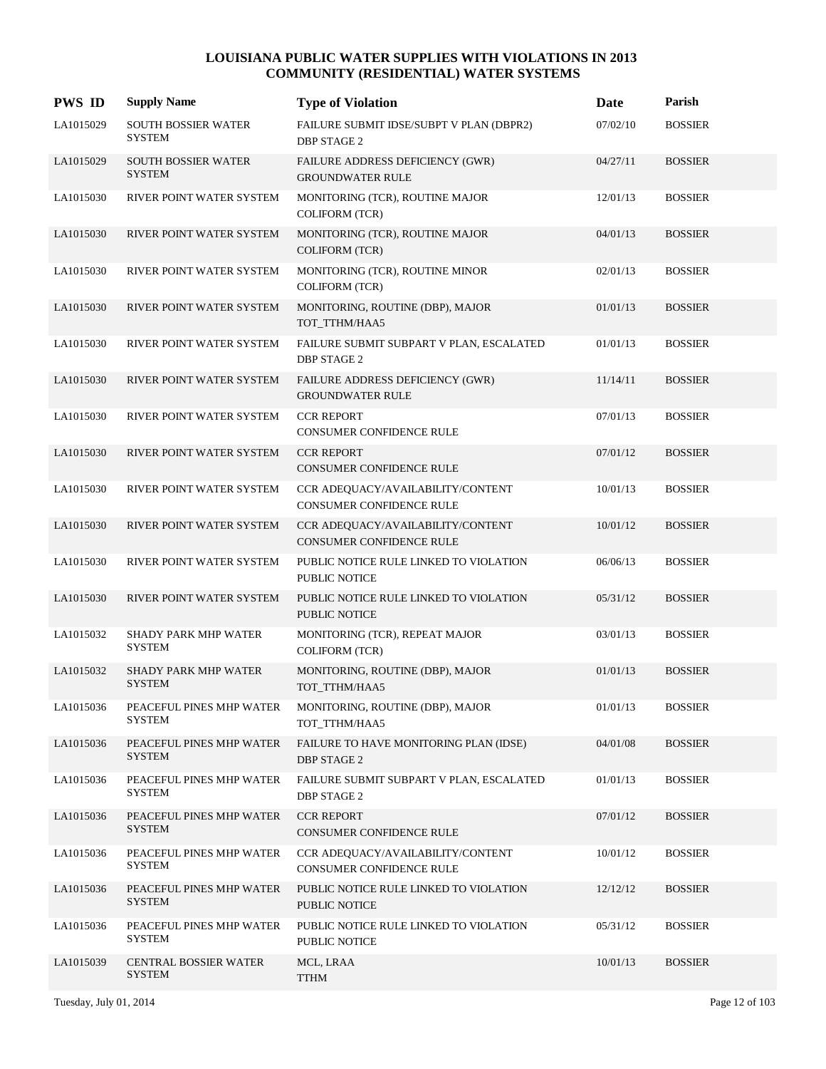# LOUISIANA PUBLIC WATER SUPPLIES WITH VIOLATIONS IN 2013
## COMMUNITY (RESIDENTIAL) WATER SYSTEMS

| PWS ID | Supply Name | Type of Violation | Date | Parish |
|---|---|---|---|---|
| LA1015029 | SOUTH BOSSIER WATER SYSTEM | FAILURE SUBMIT IDSE/SUBPT V PLAN (DBPR2) DBP STAGE 2 | 07/02/10 | BOSSIER |
| LA1015029 | SOUTH BOSSIER WATER SYSTEM | FAILURE ADDRESS DEFICIENCY (GWR) GROUNDWATER RULE | 04/27/11 | BOSSIER |
| LA1015030 | RIVER POINT WATER SYSTEM | MONITORING (TCR), ROUTINE MAJOR COLIFORM (TCR) | 12/01/13 | BOSSIER |
| LA1015030 | RIVER POINT WATER SYSTEM | MONITORING (TCR), ROUTINE MAJOR COLIFORM (TCR) | 04/01/13 | BOSSIER |
| LA1015030 | RIVER POINT WATER SYSTEM | MONITORING (TCR), ROUTINE MINOR COLIFORM (TCR) | 02/01/13 | BOSSIER |
| LA1015030 | RIVER POINT WATER SYSTEM | MONITORING, ROUTINE (DBP), MAJOR TOT_TTHM/HAA5 | 01/01/13 | BOSSIER |
| LA1015030 | RIVER POINT WATER SYSTEM | FAILURE SUBMIT SUBPART V PLAN, ESCALATED DBP STAGE 2 | 01/01/13 | BOSSIER |
| LA1015030 | RIVER POINT WATER SYSTEM | FAILURE ADDRESS DEFICIENCY (GWR) GROUNDWATER RULE | 11/14/11 | BOSSIER |
| LA1015030 | RIVER POINT WATER SYSTEM | CCR REPORT CONSUMER CONFIDENCE RULE | 07/01/13 | BOSSIER |
| LA1015030 | RIVER POINT WATER SYSTEM | CCR REPORT CONSUMER CONFIDENCE RULE | 07/01/12 | BOSSIER |
| LA1015030 | RIVER POINT WATER SYSTEM | CCR ADEQUACY/AVAILABILITY/CONTENT CONSUMER CONFIDENCE RULE | 10/01/13 | BOSSIER |
| LA1015030 | RIVER POINT WATER SYSTEM | CCR ADEQUACY/AVAILABILITY/CONTENT CONSUMER CONFIDENCE RULE | 10/01/12 | BOSSIER |
| LA1015030 | RIVER POINT WATER SYSTEM | PUBLIC NOTICE RULE LINKED TO VIOLATION PUBLIC NOTICE | 06/06/13 | BOSSIER |
| LA1015030 | RIVER POINT WATER SYSTEM | PUBLIC NOTICE RULE LINKED TO VIOLATION PUBLIC NOTICE | 05/31/12 | BOSSIER |
| LA1015032 | SHADY PARK MHP WATER SYSTEM | MONITORING (TCR), REPEAT MAJOR COLIFORM (TCR) | 03/01/13 | BOSSIER |
| LA1015032 | SHADY PARK MHP WATER SYSTEM | MONITORING, ROUTINE (DBP), MAJOR TOT_TTHM/HAA5 | 01/01/13 | BOSSIER |
| LA1015036 | PEACEFUL PINES MHP WATER SYSTEM | MONITORING, ROUTINE (DBP), MAJOR TOT_TTHM/HAA5 | 01/01/13 | BOSSIER |
| LA1015036 | PEACEFUL PINES MHP WATER SYSTEM | FAILURE TO HAVE MONITORING PLAN (IDSE) DBP STAGE 2 | 04/01/08 | BOSSIER |
| LA1015036 | PEACEFUL PINES MHP WATER SYSTEM | FAILURE SUBMIT SUBPART V PLAN, ESCALATED DBP STAGE 2 | 01/01/13 | BOSSIER |
| LA1015036 | PEACEFUL PINES MHP WATER SYSTEM | CCR REPORT CONSUMER CONFIDENCE RULE | 07/01/12 | BOSSIER |
| LA1015036 | PEACEFUL PINES MHP WATER SYSTEM | CCR ADEQUACY/AVAILABILITY/CONTENT CONSUMER CONFIDENCE RULE | 10/01/12 | BOSSIER |
| LA1015036 | PEACEFUL PINES MHP WATER SYSTEM | PUBLIC NOTICE RULE LINKED TO VIOLATION PUBLIC NOTICE | 12/12/12 | BOSSIER |
| LA1015036 | PEACEFUL PINES MHP WATER SYSTEM | PUBLIC NOTICE RULE LINKED TO VIOLATION PUBLIC NOTICE | 05/31/12 | BOSSIER |
| LA1015039 | CENTRAL BOSSIER WATER SYSTEM | MCL, LRAA TTHM | 10/01/13 | BOSSIER |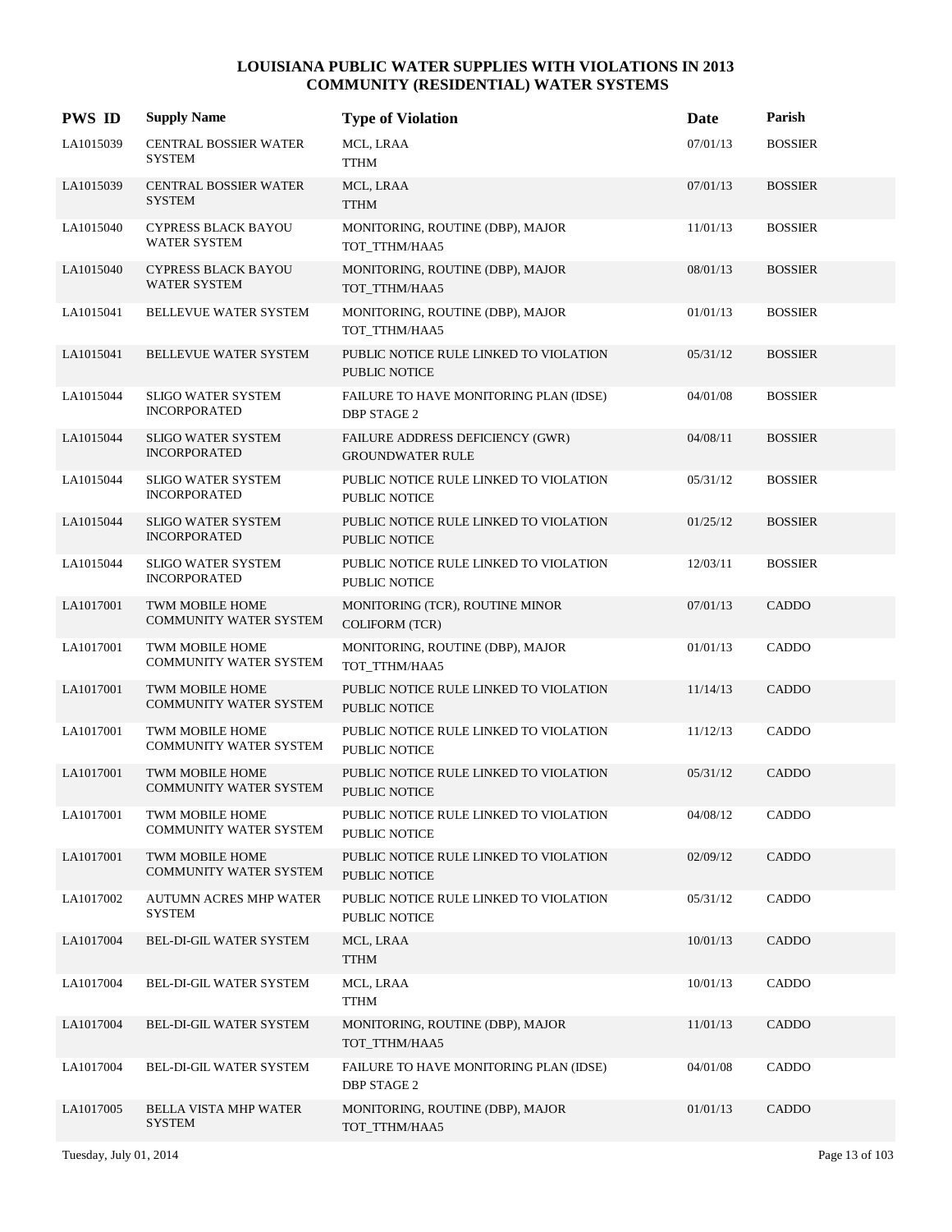# LOUISIANA PUBLIC WATER SUPPLIES WITH VIOLATIONS IN 2013
## COMMUNITY (RESIDENTIAL) WATER SYSTEMS

| PWS ID | Supply Name | Type of Violation | Date | Parish |
|---|---|---|---|---|
| LA1015039 | CENTRAL BOSSIER WATER SYSTEM | MCL, LRAA<br>TTHM | 07/01/13 | BOSSIER |
| LA1015039 | CENTRAL BOSSIER WATER SYSTEM | MCL, LRAA<br>TTHM | 07/01/13 | BOSSIER |
| LA1015040 | CYPRESS BLACK BAYOU WATER SYSTEM | MONITORING, ROUTINE (DBP), MAJOR<br>TOT_TTHM/HAA5 | 11/01/13 | BOSSIER |
| LA1015040 | CYPRESS BLACK BAYOU WATER SYSTEM | MONITORING, ROUTINE (DBP), MAJOR<br>TOT_TTHM/HAA5 | 08/01/13 | BOSSIER |
| LA1015041 | BELLEVUE WATER SYSTEM | MONITORING, ROUTINE (DBP), MAJOR<br>TOT_TTHM/HAA5 | 01/01/13 | BOSSIER |
| LA1015041 | BELLEVUE WATER SYSTEM | PUBLIC NOTICE RULE LINKED TO VIOLATION<br>PUBLIC NOTICE | 05/31/12 | BOSSIER |
| LA1015044 | SLIGO WATER SYSTEM INCORPORATED | FAILURE TO HAVE MONITORING PLAN (IDSE)<br>DBP STAGE 2 | 04/01/08 | BOSSIER |
| LA1015044 | SLIGO WATER SYSTEM INCORPORATED | FAILURE ADDRESS DEFICIENCY (GWR)<br>GROUNDWATER RULE | 04/08/11 | BOSSIER |
| LA1015044 | SLIGO WATER SYSTEM INCORPORATED | PUBLIC NOTICE RULE LINKED TO VIOLATION<br>PUBLIC NOTICE | 05/31/12 | BOSSIER |
| LA1015044 | SLIGO WATER SYSTEM INCORPORATED | PUBLIC NOTICE RULE LINKED TO VIOLATION<br>PUBLIC NOTICE | 01/25/12 | BOSSIER |
| LA1015044 | SLIGO WATER SYSTEM INCORPORATED | PUBLIC NOTICE RULE LINKED TO VIOLATION<br>PUBLIC NOTICE | 12/03/11 | BOSSIER |
| LA1017001 | TWM MOBILE HOME COMMUNITY WATER SYSTEM | MONITORING (TCR), ROUTINE MINOR<br>COLIFORM (TCR) | 07/01/13 | CADDO |
| LA1017001 | TWM MOBILE HOME COMMUNITY WATER SYSTEM | MONITORING, ROUTINE (DBP), MAJOR<br>TOT_TTHM/HAA5 | 01/01/13 | CADDO |
| LA1017001 | TWM MOBILE HOME COMMUNITY WATER SYSTEM | PUBLIC NOTICE RULE LINKED TO VIOLATION<br>PUBLIC NOTICE | 11/14/13 | CADDO |
| LA1017001 | TWM MOBILE HOME COMMUNITY WATER SYSTEM | PUBLIC NOTICE RULE LINKED TO VIOLATION<br>PUBLIC NOTICE | 11/12/13 | CADDO |
| LA1017001 | TWM MOBILE HOME COMMUNITY WATER SYSTEM | PUBLIC NOTICE RULE LINKED TO VIOLATION<br>PUBLIC NOTICE | 05/31/12 | CADDO |
| LA1017001 | TWM MOBILE HOME COMMUNITY WATER SYSTEM | PUBLIC NOTICE RULE LINKED TO VIOLATION<br>PUBLIC NOTICE | 04/08/12 | CADDO |
| LA1017001 | TWM MOBILE HOME COMMUNITY WATER SYSTEM | PUBLIC NOTICE RULE LINKED TO VIOLATION<br>PUBLIC NOTICE | 02/09/12 | CADDO |
| LA1017002 | AUTUMN ACRES MHP WATER SYSTEM | PUBLIC NOTICE RULE LINKED TO VIOLATION<br>PUBLIC NOTICE | 05/31/12 | CADDO |
| LA1017004 | BEL-DI-GIL WATER SYSTEM | MCL, LRAA<br>TTHM | 10/01/13 | CADDO |
| LA1017004 | BEL-DI-GIL WATER SYSTEM | MCL, LRAA<br>TTHM | 10/01/13 | CADDO |
| LA1017004 | BEL-DI-GIL WATER SYSTEM | MONITORING, ROUTINE (DBP), MAJOR<br>TOT_TTHM/HAA5 | 11/01/13 | CADDO |
| LA1017004 | BEL-DI-GIL WATER SYSTEM | FAILURE TO HAVE MONITORING PLAN (IDSE)<br>DBP STAGE 2 | 04/01/08 | CADDO |
| LA1017005 | BELLA VISTA MHP WATER SYSTEM | MONITORING, ROUTINE (DBP), MAJOR<br>TOT_TTHM/HAA5 | 01/01/13 | CADDO |

Tuesday, July 01, 2014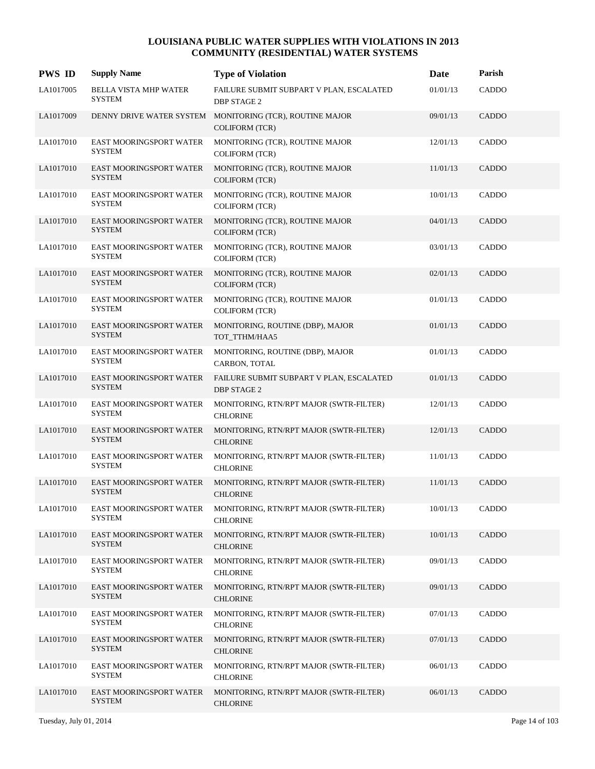# LOUISIANA PUBLIC WATER SUPPLIES WITH VIOLATIONS IN 2013
## COMMUNITY (RESIDENTIAL) WATER SYSTEMS

| PWS ID | Supply Name | Type of Violation | Date | Parish |
|---|---|---|---|---|
| LA1017005 | BELLA VISTA MHP WATER SYSTEM | FAILURE SUBMIT SUBPART V PLAN, ESCALATED DBP STAGE 2 | 01/01/13 | CADDO |
| LA1017009 | DENNY DRIVE WATER SYSTEM | MONITORING (TCR), ROUTINE MAJOR COLIFORM (TCR) | 09/01/13 | CADDO |
| LA1017010 | EAST MOORINGSPORT WATER SYSTEM | MONITORING (TCR), ROUTINE MAJOR COLIFORM (TCR) | 12/01/13 | CADDO |
| LA1017010 | EAST MOORINGSPORT WATER SYSTEM | MONITORING (TCR), ROUTINE MAJOR COLIFORM (TCR) | 11/01/13 | CADDO |
| LA1017010 | EAST MOORINGSPORT WATER SYSTEM | MONITORING (TCR), ROUTINE MAJOR COLIFORM (TCR) | 10/01/13 | CADDO |
| LA1017010 | EAST MOORINGSPORT WATER SYSTEM | MONITORING (TCR), ROUTINE MAJOR COLIFORM (TCR) | 04/01/13 | CADDO |
| LA1017010 | EAST MOORINGSPORT WATER SYSTEM | MONITORING (TCR), ROUTINE MAJOR COLIFORM (TCR) | 03/01/13 | CADDO |
| LA1017010 | EAST MOORINGSPORT WATER SYSTEM | MONITORING (TCR), ROUTINE MAJOR COLIFORM (TCR) | 02/01/13 | CADDO |
| LA1017010 | EAST MOORINGSPORT WATER SYSTEM | MONITORING (TCR), ROUTINE MAJOR COLIFORM (TCR) | 01/01/13 | CADDO |
| LA1017010 | EAST MOORINGSPORT WATER SYSTEM | MONITORING, ROUTINE (DBP), MAJOR TOT_TTHM/HAA5 | 01/01/13 | CADDO |
| LA1017010 | EAST MOORINGSPORT WATER SYSTEM | MONITORING, ROUTINE (DBP), MAJOR CARBON, TOTAL | 01/01/13 | CADDO |
| LA1017010 | EAST MOORINGSPORT WATER SYSTEM | FAILURE SUBMIT SUBPART V PLAN, ESCALATED DBP STAGE 2 | 01/01/13 | CADDO |
| LA1017010 | EAST MOORINGSPORT WATER SYSTEM | MONITORING, RTN/RPT MAJOR (SWTR-FILTER) CHLORINE | 12/01/13 | CADDO |
| LA1017010 | EAST MOORINGSPORT WATER SYSTEM | MONITORING, RTN/RPT MAJOR (SWTR-FILTER) CHLORINE | 12/01/13 | CADDO |
| LA1017010 | EAST MOORINGSPORT WATER SYSTEM | MONITORING, RTN/RPT MAJOR (SWTR-FILTER) CHLORINE | 11/01/13 | CADDO |
| LA1017010 | EAST MOORINGSPORT WATER SYSTEM | MONITORING, RTN/RPT MAJOR (SWTR-FILTER) CHLORINE | 11/01/13 | CADDO |
| LA1017010 | EAST MOORINGSPORT WATER SYSTEM | MONITORING, RTN/RPT MAJOR (SWTR-FILTER) CHLORINE | 10/01/13 | CADDO |
| LA1017010 | EAST MOORINGSPORT WATER SYSTEM | MONITORING, RTN/RPT MAJOR (SWTR-FILTER) CHLORINE | 10/01/13 | CADDO |
| LA1017010 | EAST MOORINGSPORT WATER SYSTEM | MONITORING, RTN/RPT MAJOR (SWTR-FILTER) CHLORINE | 09/01/13 | CADDO |
| LA1017010 | EAST MOORINGSPORT WATER SYSTEM | MONITORING, RTN/RPT MAJOR (SWTR-FILTER) CHLORINE | 09/01/13 | CADDO |
| LA1017010 | EAST MOORINGSPORT WATER SYSTEM | MONITORING, RTN/RPT MAJOR (SWTR-FILTER) CHLORINE | 07/01/13 | CADDO |
| LA1017010 | EAST MOORINGSPORT WATER SYSTEM | MONITORING, RTN/RPT MAJOR (SWTR-FILTER) CHLORINE | 07/01/13 | CADDO |
| LA1017010 | EAST MOORINGSPORT WATER SYSTEM | MONITORING, RTN/RPT MAJOR (SWTR-FILTER) CHLORINE | 06/01/13 | CADDO |
| LA1017010 | EAST MOORINGSPORT WATER SYSTEM | MONITORING, RTN/RPT MAJOR (SWTR-FILTER) CHLORINE | 06/01/13 | CADDO |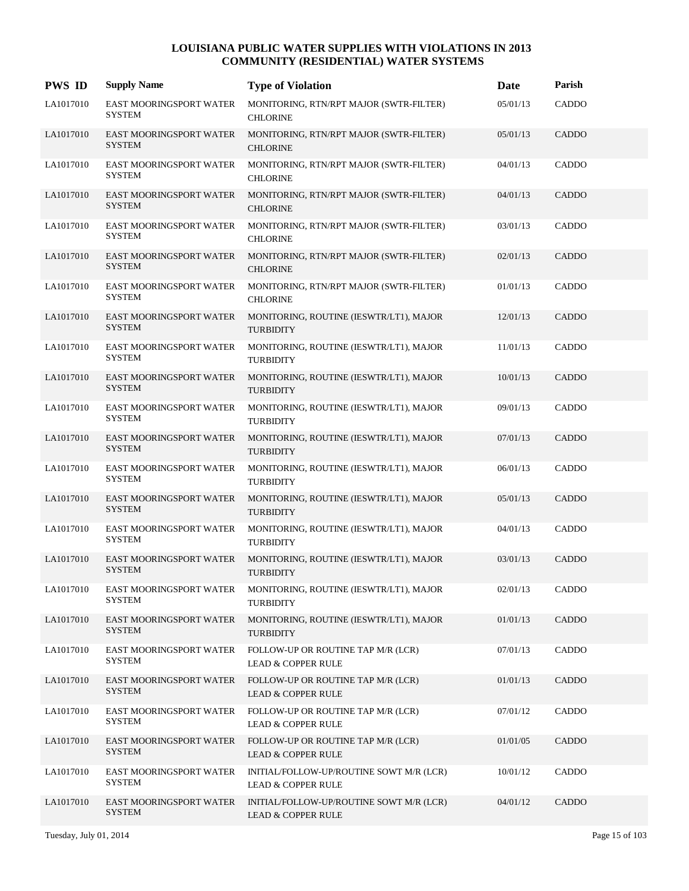# LOUISIANA PUBLIC WATER SUPPLIES WITH VIOLATIONS IN 2013
## COMMUNITY (RESIDENTIAL) WATER SYSTEMS

| PWS ID | Supply Name | Type of Violation | Date | Parish |
|---|---|---|---|---|
| LA1017010 | EAST MOORINGSPORT WATER SYSTEM | MONITORING, RTN/RPT MAJOR (SWTR-FILTER) CHLORINE | 05/01/13 | CADDO |
| LA1017010 | EAST MOORINGSPORT WATER SYSTEM | MONITORING, RTN/RPT MAJOR (SWTR-FILTER) CHLORINE | 05/01/13 | CADDO |
| LA1017010 | EAST MOORINGSPORT WATER SYSTEM | MONITORING, RTN/RPT MAJOR (SWTR-FILTER) CHLORINE | 04/01/13 | CADDO |
| LA1017010 | EAST MOORINGSPORT WATER SYSTEM | MONITORING, RTN/RPT MAJOR (SWTR-FILTER) CHLORINE | 04/01/13 | CADDO |
| LA1017010 | EAST MOORINGSPORT WATER SYSTEM | MONITORING, RTN/RPT MAJOR (SWTR-FILTER) CHLORINE | 03/01/13 | CADDO |
| LA1017010 | EAST MOORINGSPORT WATER SYSTEM | MONITORING, RTN/RPT MAJOR (SWTR-FILTER) CHLORINE | 02/01/13 | CADDO |
| LA1017010 | EAST MOORINGSPORT WATER SYSTEM | MONITORING, RTN/RPT MAJOR (SWTR-FILTER) CHLORINE | 01/01/13 | CADDO |
| LA1017010 | EAST MOORINGSPORT WATER SYSTEM | MONITORING, ROUTINE (IESWTR/LT1), MAJOR TURBIDITY | 12/01/13 | CADDO |
| LA1017010 | EAST MOORINGSPORT WATER SYSTEM | MONITORING, ROUTINE (IESWTR/LT1), MAJOR TURBIDITY | 11/01/13 | CADDO |
| LA1017010 | EAST MOORINGSPORT WATER SYSTEM | MONITORING, ROUTINE (IESWTR/LT1), MAJOR TURBIDITY | 10/01/13 | CADDO |
| LA1017010 | EAST MOORINGSPORT WATER SYSTEM | MONITORING, ROUTINE (IESWTR/LT1), MAJOR TURBIDITY | 09/01/13 | CADDO |
| LA1017010 | EAST MOORINGSPORT WATER SYSTEM | MONITORING, ROUTINE (IESWTR/LT1), MAJOR TURBIDITY | 07/01/13 | CADDO |
| LA1017010 | EAST MOORINGSPORT WATER SYSTEM | MONITORING, ROUTINE (IESWTR/LT1), MAJOR TURBIDITY | 06/01/13 | CADDO |
| LA1017010 | EAST MOORINGSPORT WATER SYSTEM | MONITORING, ROUTINE (IESWTR/LT1), MAJOR TURBIDITY | 05/01/13 | CADDO |
| LA1017010 | EAST MOORINGSPORT WATER SYSTEM | MONITORING, ROUTINE (IESWTR/LT1), MAJOR TURBIDITY | 04/01/13 | CADDO |
| LA1017010 | EAST MOORINGSPORT WATER SYSTEM | MONITORING, ROUTINE (IESWTR/LT1), MAJOR TURBIDITY | 03/01/13 | CADDO |
| LA1017010 | EAST MOORINGSPORT WATER SYSTEM | MONITORING, ROUTINE (IESWTR/LT1), MAJOR TURBIDITY | 02/01/13 | CADDO |
| LA1017010 | EAST MOORINGSPORT WATER SYSTEM | MONITORING, ROUTINE (IESWTR/LT1), MAJOR TURBIDITY | 01/01/13 | CADDO |
| LA1017010 | EAST MOORINGSPORT WATER SYSTEM | FOLLOW-UP OR ROUTINE TAP M/R (LCR) LEAD & COPPER RULE | 07/01/13 | CADDO |
| LA1017010 | EAST MOORINGSPORT WATER SYSTEM | FOLLOW-UP OR ROUTINE TAP M/R (LCR) LEAD & COPPER RULE | 01/01/13 | CADDO |
| LA1017010 | EAST MOORINGSPORT WATER SYSTEM | FOLLOW-UP OR ROUTINE TAP M/R (LCR) LEAD & COPPER RULE | 07/01/12 | CADDO |
| LA1017010 | EAST MOORINGSPORT WATER SYSTEM | FOLLOW-UP OR ROUTINE TAP M/R (LCR) LEAD & COPPER RULE | 01/01/05 | CADDO |
| LA1017010 | EAST MOORINGSPORT WATER SYSTEM | INITIAL/FOLLOW-UP/ROUTINE SOWT M/R (LCR) LEAD & COPPER RULE | 10/01/12 | CADDO |
| LA1017010 | EAST MOORINGSPORT WATER SYSTEM | INITIAL/FOLLOW-UP/ROUTINE SOWT M/R (LCR) LEAD & COPPER RULE | 04/01/12 | CADDO |

Tuesday, July 01, 2014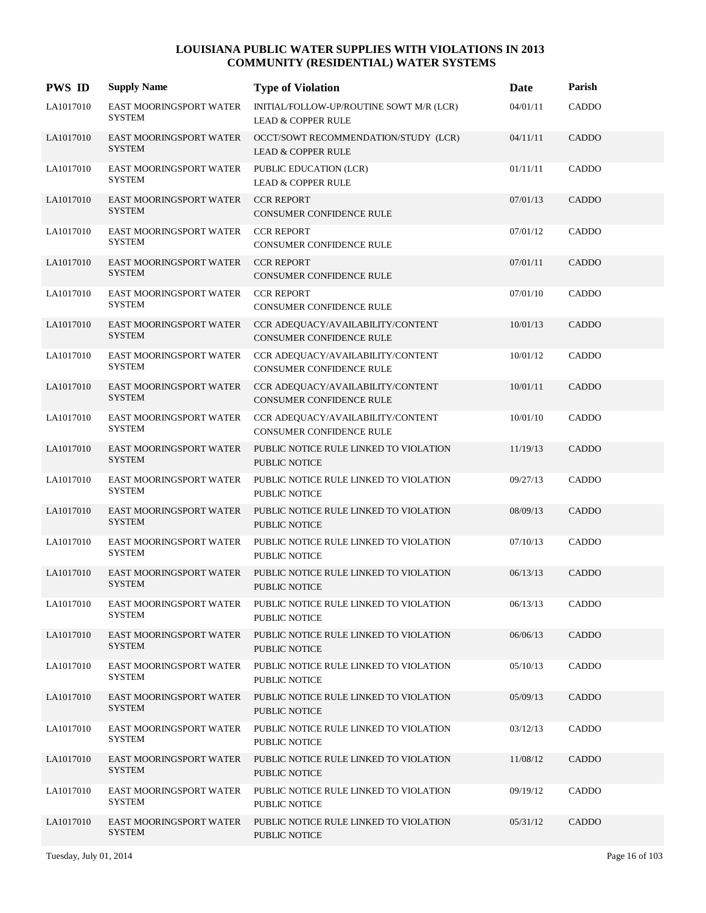# LOUISIANA PUBLIC WATER SUPPLIES WITH VIOLATIONS IN 2013
## COMMUNITY (RESIDENTIAL) WATER SYSTEMS

| PWS ID | Supply Name | Type of Violation | Date | Parish |
|---|---|---|---|---|
| LA1017010 | EAST MOORINGSPORT WATER SYSTEM | INITIAL/FOLLOW-UP/ROUTINE SOWT M/R (LCR) LEAD & COPPER RULE | 04/01/11 | CADDO |
| LA1017010 | EAST MOORINGSPORT WATER SYSTEM | OCCT/SOWT RECOMMENDATION/STUDY (LCR) LEAD & COPPER RULE | 04/11/11 | CADDO |
| LA1017010 | EAST MOORINGSPORT WATER SYSTEM | PUBLIC EDUCATION (LCR) LEAD & COPPER RULE | 01/11/11 | CADDO |
| LA1017010 | EAST MOORINGSPORT WATER SYSTEM | CCR REPORT CONSUMER CONFIDENCE RULE | 07/01/13 | CADDO |
| LA1017010 | EAST MOORINGSPORT WATER SYSTEM | CCR REPORT CONSUMER CONFIDENCE RULE | 07/01/12 | CADDO |
| LA1017010 | EAST MOORINGSPORT WATER SYSTEM | CCR REPORT CONSUMER CONFIDENCE RULE | 07/01/11 | CADDO |
| LA1017010 | EAST MOORINGSPORT WATER SYSTEM | CCR REPORT CONSUMER CONFIDENCE RULE | 07/01/10 | CADDO |
| LA1017010 | EAST MOORINGSPORT WATER SYSTEM | CCR ADEQUACY/AVAILABILITY/CONTENT CONSUMER CONFIDENCE RULE | 10/01/13 | CADDO |
| LA1017010 | EAST MOORINGSPORT WATER SYSTEM | CCR ADEQUACY/AVAILABILITY/CONTENT CONSUMER CONFIDENCE RULE | 10/01/12 | CADDO |
| LA1017010 | EAST MOORINGSPORT WATER SYSTEM | CCR ADEQUACY/AVAILABILITY/CONTENT CONSUMER CONFIDENCE RULE | 10/01/11 | CADDO |
| LA1017010 | EAST MOORINGSPORT WATER SYSTEM | CCR ADEQUACY/AVAILABILITY/CONTENT CONSUMER CONFIDENCE RULE | 10/01/10 | CADDO |
| LA1017010 | EAST MOORINGSPORT WATER SYSTEM | PUBLIC NOTICE RULE LINKED TO VIOLATION PUBLIC NOTICE | 11/19/13 | CADDO |
| LA1017010 | EAST MOORINGSPORT WATER SYSTEM | PUBLIC NOTICE RULE LINKED TO VIOLATION PUBLIC NOTICE | 09/27/13 | CADDO |
| LA1017010 | EAST MOORINGSPORT WATER SYSTEM | PUBLIC NOTICE RULE LINKED TO VIOLATION PUBLIC NOTICE | 08/09/13 | CADDO |
| LA1017010 | EAST MOORINGSPORT WATER SYSTEM | PUBLIC NOTICE RULE LINKED TO VIOLATION PUBLIC NOTICE | 07/10/13 | CADDO |
| LA1017010 | EAST MOORINGSPORT WATER SYSTEM | PUBLIC NOTICE RULE LINKED TO VIOLATION PUBLIC NOTICE | 06/13/13 | CADDO |
| LA1017010 | EAST MOORINGSPORT WATER SYSTEM | PUBLIC NOTICE RULE LINKED TO VIOLATION PUBLIC NOTICE | 06/13/13 | CADDO |
| LA1017010 | EAST MOORINGSPORT WATER SYSTEM | PUBLIC NOTICE RULE LINKED TO VIOLATION PUBLIC NOTICE | 06/06/13 | CADDO |
| LA1017010 | EAST MOORINGSPORT WATER SYSTEM | PUBLIC NOTICE RULE LINKED TO VIOLATION PUBLIC NOTICE | 05/10/13 | CADDO |
| LA1017010 | EAST MOORINGSPORT WATER SYSTEM | PUBLIC NOTICE RULE LINKED TO VIOLATION PUBLIC NOTICE | 05/09/13 | CADDO |
| LA1017010 | EAST MOORINGSPORT WATER SYSTEM | PUBLIC NOTICE RULE LINKED TO VIOLATION PUBLIC NOTICE | 03/12/13 | CADDO |
| LA1017010 | EAST MOORINGSPORT WATER SYSTEM | PUBLIC NOTICE RULE LINKED TO VIOLATION PUBLIC NOTICE | 11/08/12 | CADDO |
| LA1017010 | EAST MOORINGSPORT WATER SYSTEM | PUBLIC NOTICE RULE LINKED TO VIOLATION PUBLIC NOTICE | 09/19/12 | CADDO |
| LA1017010 | EAST MOORINGSPORT WATER SYSTEM | PUBLIC NOTICE RULE LINKED TO VIOLATION PUBLIC NOTICE | 05/31/12 | CADDO |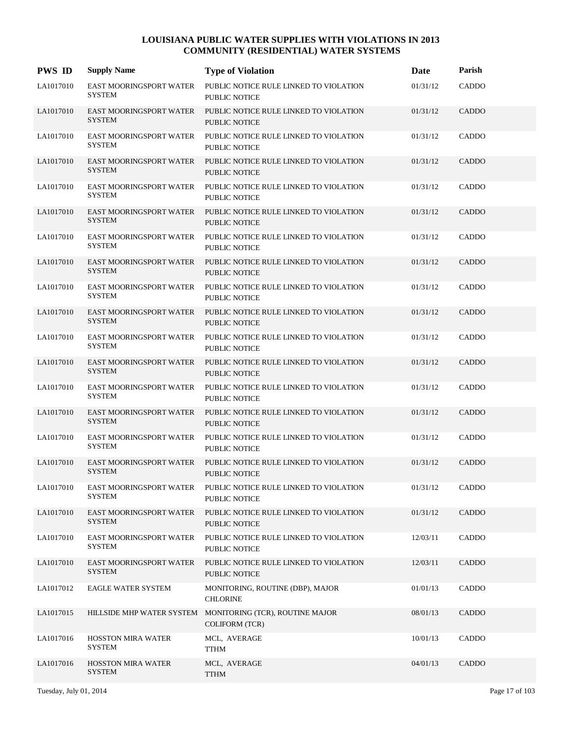# LOUISIANA PUBLIC WATER SUPPLIES WITH VIOLATIONS IN 2013
## COMMUNITY (RESIDENTIAL) WATER SYSTEMS

| PWS ID | Supply Name | Type of Violation | Date | Parish |
|---|---|---|---|---|
| LA1017010 | EAST MOORINGSPORT WATER SYSTEM | PUBLIC NOTICE RULE LINKED TO VIOLATION PUBLIC NOTICE | 01/31/12 | CADDO |
| LA1017010 | EAST MOORINGSPORT WATER SYSTEM | PUBLIC NOTICE RULE LINKED TO VIOLATION PUBLIC NOTICE | 01/31/12 | CADDO |
| LA1017010 | EAST MOORINGSPORT WATER SYSTEM | PUBLIC NOTICE RULE LINKED TO VIOLATION PUBLIC NOTICE | 01/31/12 | CADDO |
| LA1017010 | EAST MOORINGSPORT WATER SYSTEM | PUBLIC NOTICE RULE LINKED TO VIOLATION PUBLIC NOTICE | 01/31/12 | CADDO |
| LA1017010 | EAST MOORINGSPORT WATER SYSTEM | PUBLIC NOTICE RULE LINKED TO VIOLATION PUBLIC NOTICE | 01/31/12 | CADDO |
| LA1017010 | EAST MOORINGSPORT WATER SYSTEM | PUBLIC NOTICE RULE LINKED TO VIOLATION PUBLIC NOTICE | 01/31/12 | CADDO |
| LA1017010 | EAST MOORINGSPORT WATER SYSTEM | PUBLIC NOTICE RULE LINKED TO VIOLATION PUBLIC NOTICE | 01/31/12 | CADDO |
| LA1017010 | EAST MOORINGSPORT WATER SYSTEM | PUBLIC NOTICE RULE LINKED TO VIOLATION PUBLIC NOTICE | 01/31/12 | CADDO |
| LA1017010 | EAST MOORINGSPORT WATER SYSTEM | PUBLIC NOTICE RULE LINKED TO VIOLATION PUBLIC NOTICE | 01/31/12 | CADDO |
| LA1017010 | EAST MOORINGSPORT WATER SYSTEM | PUBLIC NOTICE RULE LINKED TO VIOLATION PUBLIC NOTICE | 01/31/12 | CADDO |
| LA1017010 | EAST MOORINGSPORT WATER SYSTEM | PUBLIC NOTICE RULE LINKED TO VIOLATION PUBLIC NOTICE | 01/31/12 | CADDO |
| LA1017010 | EAST MOORINGSPORT WATER SYSTEM | PUBLIC NOTICE RULE LINKED TO VIOLATION PUBLIC NOTICE | 01/31/12 | CADDO |
| LA1017010 | EAST MOORINGSPORT WATER SYSTEM | PUBLIC NOTICE RULE LINKED TO VIOLATION PUBLIC NOTICE | 01/31/12 | CADDO |
| LA1017010 | EAST MOORINGSPORT WATER SYSTEM | PUBLIC NOTICE RULE LINKED TO VIOLATION PUBLIC NOTICE | 01/31/12 | CADDO |
| LA1017010 | EAST MOORINGSPORT WATER SYSTEM | PUBLIC NOTICE RULE LINKED TO VIOLATION PUBLIC NOTICE | 01/31/12 | CADDO |
| LA1017010 | EAST MOORINGSPORT WATER SYSTEM | PUBLIC NOTICE RULE LINKED TO VIOLATION PUBLIC NOTICE | 01/31/12 | CADDO |
| LA1017010 | EAST MOORINGSPORT WATER SYSTEM | PUBLIC NOTICE RULE LINKED TO VIOLATION PUBLIC NOTICE | 01/31/12 | CADDO |
| LA1017010 | EAST MOORINGSPORT WATER SYSTEM | PUBLIC NOTICE RULE LINKED TO VIOLATION PUBLIC NOTICE | 01/31/12 | CADDO |
| LA1017010 | EAST MOORINGSPORT WATER SYSTEM | PUBLIC NOTICE RULE LINKED TO VIOLATION PUBLIC NOTICE | 12/03/11 | CADDO |
| LA1017010 | EAST MOORINGSPORT WATER SYSTEM | PUBLIC NOTICE RULE LINKED TO VIOLATION PUBLIC NOTICE | 12/03/11 | CADDO |
| LA1017012 | EAGLE WATER SYSTEM | MONITORING, ROUTINE (DBP), MAJOR CHLORINE | 01/01/13 | CADDO |
| LA1017015 | HILLSIDE MHP WATER SYSTEM | MONITORING (TCR), ROUTINE MAJOR COLIFORM (TCR) | 08/01/13 | CADDO |
| LA1017016 | HOSSTON MIRA WATER SYSTEM | MCL, AVERAGE TTHM | 10/01/13 | CADDO |
| LA1017016 | HOSSTON MIRA WATER SYSTEM | MCL, AVERAGE TTHM | 04/01/13 | CADDO |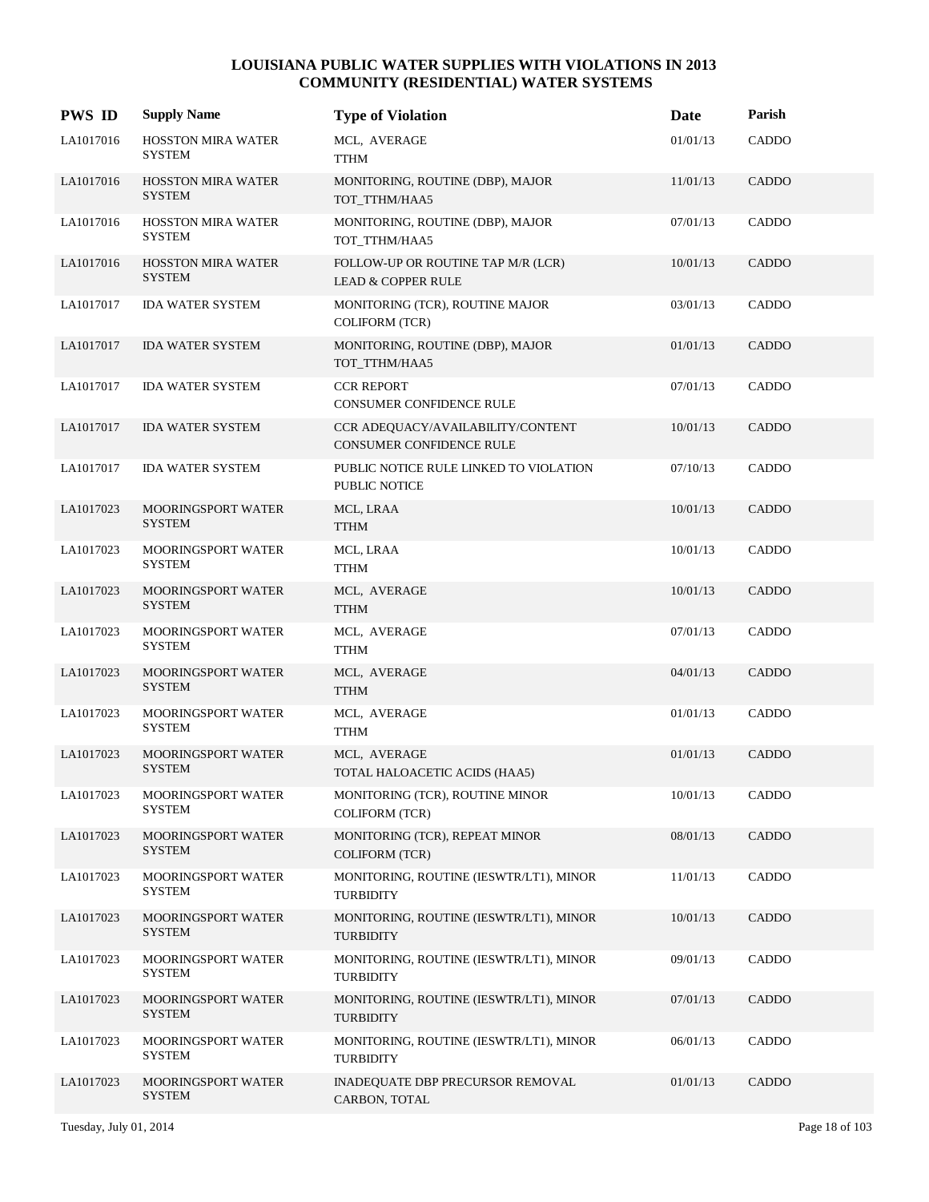# LOUISIANA PUBLIC WATER SUPPLIES WITH VIOLATIONS IN 2013
## COMMUNITY (RESIDENTIAL) WATER SYSTEMS

| PWS ID | Supply Name | Type of Violation | Date | Parish |
|---|---|---|---|---|
| LA1017016 | HOSSTON MIRA WATER SYSTEM | MCL, AVERAGE TTHM | 01/01/13 | CADDO |
| LA1017016 | HOSSTON MIRA WATER SYSTEM | MONITORING, ROUTINE (DBP), MAJOR TOT_TTHM/HAA5 | 11/01/13 | CADDO |
| LA1017016 | HOSSTON MIRA WATER SYSTEM | MONITORING, ROUTINE (DBP), MAJOR TOT_TTHM/HAA5 | 07/01/13 | CADDO |
| LA1017016 | HOSSTON MIRA WATER SYSTEM | FOLLOW-UP OR ROUTINE TAP M/R (LCR) LEAD & COPPER RULE | 10/01/13 | CADDO |
| LA1017017 | IDA WATER SYSTEM | MONITORING (TCR), ROUTINE MAJOR COLIFORM (TCR) | 03/01/13 | CADDO |
| LA1017017 | IDA WATER SYSTEM | MONITORING, ROUTINE (DBP), MAJOR TOT_TTHM/HAA5 | 01/01/13 | CADDO |
| LA1017017 | IDA WATER SYSTEM | CCR REPORT CONSUMER CONFIDENCE RULE | 07/01/13 | CADDO |
| LA1017017 | IDA WATER SYSTEM | CCR ADEQUACY/AVAILABILITY/CONTENT CONSUMER CONFIDENCE RULE | 10/01/13 | CADDO |
| LA1017017 | IDA WATER SYSTEM | PUBLIC NOTICE RULE LINKED TO VIOLATION PUBLIC NOTICE | 07/10/13 | CADDO |
| LA1017023 | MOORINGSPORT WATER SYSTEM | MCL, LRAA TTHM | 10/01/13 | CADDO |
| LA1017023 | MOORINGSPORT WATER SYSTEM | MCL, LRAA TTHM | 10/01/13 | CADDO |
| LA1017023 | MOORINGSPORT WATER SYSTEM | MCL, AVERAGE TTHM | 10/01/13 | CADDO |
| LA1017023 | MOORINGSPORT WATER SYSTEM | MCL, AVERAGE TTHM | 07/01/13 | CADDO |
| LA1017023 | MOORINGSPORT WATER SYSTEM | MCL, AVERAGE TTHM | 04/01/13 | CADDO |
| LA1017023 | MOORINGSPORT WATER SYSTEM | MCL, AVERAGE TTHM | 01/01/13 | CADDO |
| LA1017023 | MOORINGSPORT WATER SYSTEM | MCL, AVERAGE TOTAL HALOACETIC ACIDS (HAA5) | 01/01/13 | CADDO |
| LA1017023 | MOORINGSPORT WATER SYSTEM | MONITORING (TCR), ROUTINE MINOR COLIFORM (TCR) | 10/01/13 | CADDO |
| LA1017023 | MOORINGSPORT WATER SYSTEM | MONITORING (TCR), REPEAT MINOR COLIFORM (TCR) | 08/01/13 | CADDO |
| LA1017023 | MOORINGSPORT WATER SYSTEM | MONITORING, ROUTINE (IESWTR/LT1), MINOR TURBIDITY | 11/01/13 | CADDO |
| LA1017023 | MOORINGSPORT WATER SYSTEM | MONITORING, ROUTINE (IESWTR/LT1), MINOR TURBIDITY | 10/01/13 | CADDO |
| LA1017023 | MOORINGSPORT WATER SYSTEM | MONITORING, ROUTINE (IESWTR/LT1), MINOR TURBIDITY | 09/01/13 | CADDO |
| LA1017023 | MOORINGSPORT WATER SYSTEM | MONITORING, ROUTINE (IESWTR/LT1), MINOR TURBIDITY | 07/01/13 | CADDO |
| LA1017023 | MOORINGSPORT WATER SYSTEM | MONITORING, ROUTINE (IESWTR/LT1), MINOR TURBIDITY | 06/01/13 | CADDO |
| LA1017023 | MOORINGSPORT WATER SYSTEM | INADEQUATE DBP PRECURSOR REMOVAL CARBON, TOTAL | 01/01/13 | CADDO |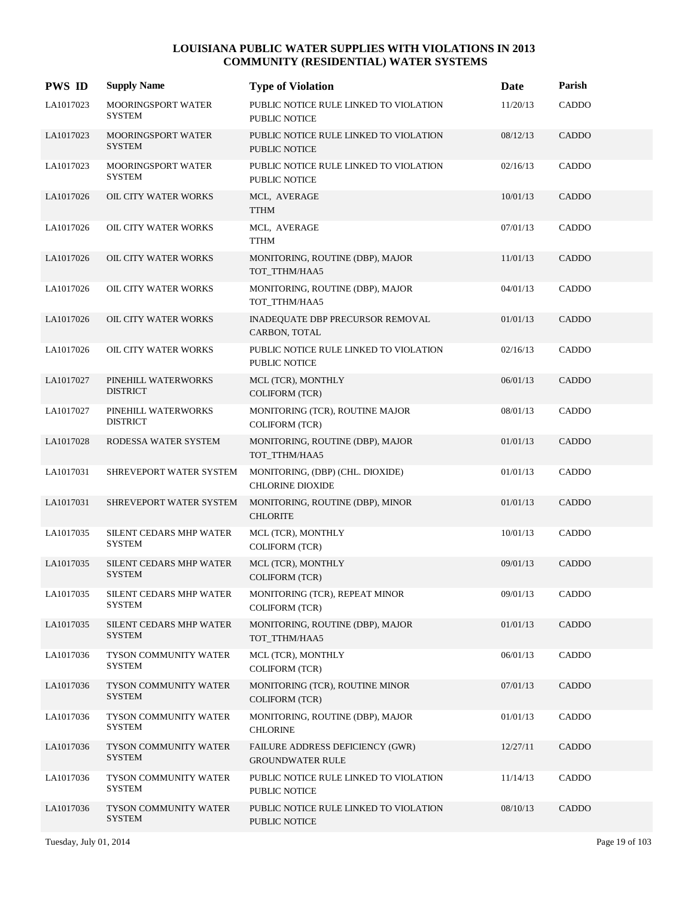# LOUISIANA PUBLIC WATER SUPPLIES WITH VIOLATIONS IN 2013
## COMMUNITY (RESIDENTIAL) WATER SYSTEMS

| PWS ID | Supply Name | Type of Violation | Date | Parish |
|---|---|---|---|---|
| LA1017023 | MOORINGSPORT WATER SYSTEM | PUBLIC NOTICE RULE LINKED TO VIOLATION<br>PUBLIC NOTICE | 11/20/13 | CADDO |
| LA1017023 | MOORINGSPORT WATER SYSTEM | PUBLIC NOTICE RULE LINKED TO VIOLATION<br>PUBLIC NOTICE | 08/12/13 | CADDO |
| LA1017023 | MOORINGSPORT WATER SYSTEM | PUBLIC NOTICE RULE LINKED TO VIOLATION<br>PUBLIC NOTICE | 02/16/13 | CADDO |
| LA1017026 | OIL CITY WATER WORKS | MCL, AVERAGE<br>TTHM | 10/01/13 | CADDO |
| LA1017026 | OIL CITY WATER WORKS | MCL, AVERAGE<br>TTHM | 07/01/13 | CADDO |
| LA1017026 | OIL CITY WATER WORKS | MONITORING, ROUTINE (DBP), MAJOR<br>TOT_TTHM/HAA5 | 11/01/13 | CADDO |
| LA1017026 | OIL CITY WATER WORKS | MONITORING, ROUTINE (DBP), MAJOR<br>TOT_TTHM/HAA5 | 04/01/13 | CADDO |
| LA1017026 | OIL CITY WATER WORKS | INADEQUATE DBP PRECURSOR REMOVAL<br>CARBON, TOTAL | 01/01/13 | CADDO |
| LA1017026 | OIL CITY WATER WORKS | PUBLIC NOTICE RULE LINKED TO VIOLATION<br>PUBLIC NOTICE | 02/16/13 | CADDO |
| LA1017027 | PINEHILL WATERWORKS DISTRICT | MCL (TCR), MONTHLY<br>COLIFORM (TCR) | 06/01/13 | CADDO |
| LA1017027 | PINEHILL WATERWORKS DISTRICT | MONITORING (TCR), ROUTINE MAJOR<br>COLIFORM (TCR) | 08/01/13 | CADDO |
| LA1017028 | RODESSA WATER SYSTEM | MONITORING, ROUTINE (DBP), MAJOR<br>TOT_TTHM/HAA5 | 01/01/13 | CADDO |
| LA1017031 | SHREVEPORT WATER SYSTEM | MONITORING, (DBP) (CHL. DIOXIDE)<br>CHLORINE DIOXIDE | 01/01/13 | CADDO |
| LA1017031 | SHREVEPORT WATER SYSTEM | MONITORING, ROUTINE (DBP), MINOR<br>CHLORITE | 01/01/13 | CADDO |
| LA1017035 | SILENT CEDARS MHP WATER SYSTEM | MCL (TCR), MONTHLY<br>COLIFORM (TCR) | 10/01/13 | CADDO |
| LA1017035 | SILENT CEDARS MHP WATER SYSTEM | MCL (TCR), MONTHLY<br>COLIFORM (TCR) | 09/01/13 | CADDO |
| LA1017035 | SILENT CEDARS MHP WATER SYSTEM | MONITORING (TCR), REPEAT MINOR<br>COLIFORM (TCR) | 09/01/13 | CADDO |
| LA1017035 | SILENT CEDARS MHP WATER SYSTEM | MONITORING, ROUTINE (DBP), MAJOR<br>TOT_TTHM/HAA5 | 01/01/13 | CADDO |
| LA1017036 | TYSON COMMUNITY WATER SYSTEM | MCL (TCR), MONTHLY<br>COLIFORM (TCR) | 06/01/13 | CADDO |
| LA1017036 | TYSON COMMUNITY WATER SYSTEM | MONITORING (TCR), ROUTINE MINOR<br>COLIFORM (TCR) | 07/01/13 | CADDO |
| LA1017036 | TYSON COMMUNITY WATER SYSTEM | MONITORING, ROUTINE (DBP), MAJOR<br>CHLORINE | 01/01/13 | CADDO |
| LA1017036 | TYSON COMMUNITY WATER SYSTEM | FAILURE ADDRESS DEFICIENCY (GWR)<br>GROUNDWATER RULE | 12/27/11 | CADDO |
| LA1017036 | TYSON COMMUNITY WATER SYSTEM | PUBLIC NOTICE RULE LINKED TO VIOLATION<br>PUBLIC NOTICE | 11/14/13 | CADDO |
| LA1017036 | TYSON COMMUNITY WATER SYSTEM | PUBLIC NOTICE RULE LINKED TO VIOLATION<br>PUBLIC NOTICE | 08/10/13 | CADDO |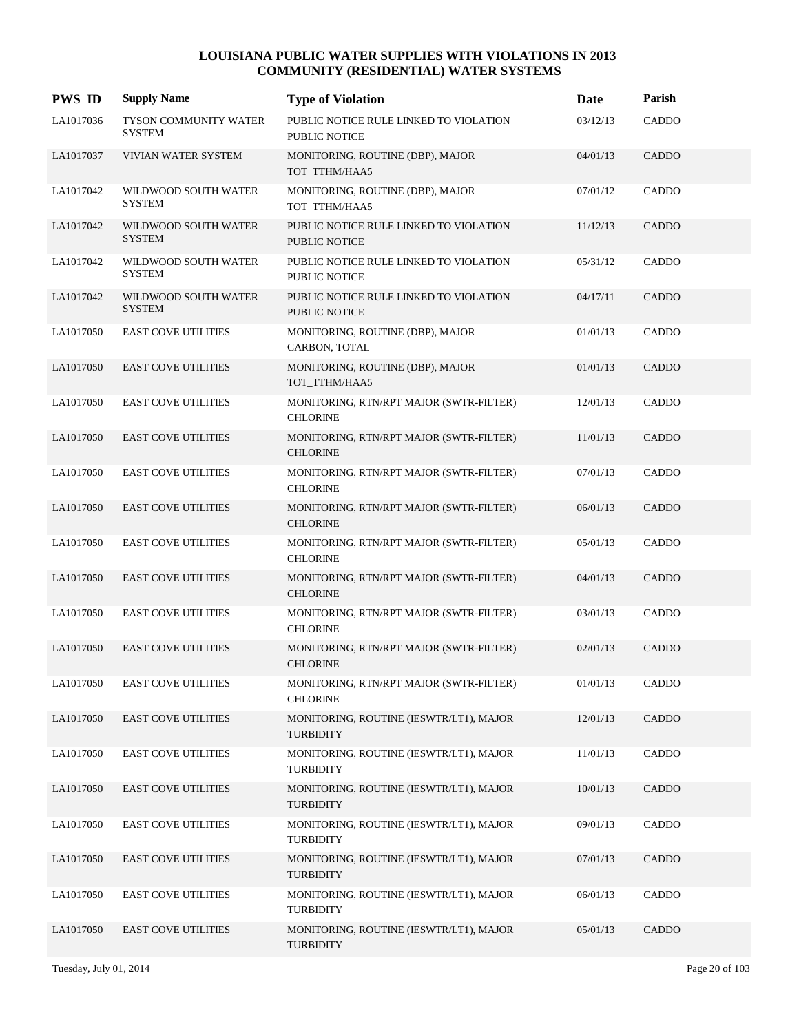# LOUISIANA PUBLIC WATER SUPPLIES WITH VIOLATIONS IN 2013
## COMMUNITY (RESIDENTIAL) WATER SYSTEMS

| PWS ID | Supply Name | Type of Violation | Date | Parish |
|---|---|---|---|---|
| LA1017036 | TYSON COMMUNITY WATER SYSTEM | PUBLIC NOTICE RULE LINKED TO VIOLATION PUBLIC NOTICE | 03/12/13 | CADDO |
| LA1017037 | VIVIAN WATER SYSTEM | MONITORING, ROUTINE (DBP), MAJOR TOT_TTHM/HAA5 | 04/01/13 | CADDO |
| LA1017042 | WILDWOOD SOUTH WATER SYSTEM | MONITORING, ROUTINE (DBP), MAJOR TOT_TTHM/HAA5 | 07/01/12 | CADDO |
| LA1017042 | WILDWOOD SOUTH WATER SYSTEM | PUBLIC NOTICE RULE LINKED TO VIOLATION PUBLIC NOTICE | 11/12/13 | CADDO |
| LA1017042 | WILDWOOD SOUTH WATER SYSTEM | PUBLIC NOTICE RULE LINKED TO VIOLATION PUBLIC NOTICE | 05/31/12 | CADDO |
| LA1017042 | WILDWOOD SOUTH WATER SYSTEM | PUBLIC NOTICE RULE LINKED TO VIOLATION PUBLIC NOTICE | 04/17/11 | CADDO |
| LA1017050 | EAST COVE UTILITIES | MONITORING, ROUTINE (DBP), MAJOR CARBON, TOTAL | 01/01/13 | CADDO |
| LA1017050 | EAST COVE UTILITIES | MONITORING, ROUTINE (DBP), MAJOR TOT_TTHM/HAA5 | 01/01/13 | CADDO |
| LA1017050 | EAST COVE UTILITIES | MONITORING, RTN/RPT MAJOR (SWTR-FILTER) CHLORINE | 12/01/13 | CADDO |
| LA1017050 | EAST COVE UTILITIES | MONITORING, RTN/RPT MAJOR (SWTR-FILTER) CHLORINE | 11/01/13 | CADDO |
| LA1017050 | EAST COVE UTILITIES | MONITORING, RTN/RPT MAJOR (SWTR-FILTER) CHLORINE | 07/01/13 | CADDO |
| LA1017050 | EAST COVE UTILITIES | MONITORING, RTN/RPT MAJOR (SWTR-FILTER) CHLORINE | 06/01/13 | CADDO |
| LA1017050 | EAST COVE UTILITIES | MONITORING, RTN/RPT MAJOR (SWTR-FILTER) CHLORINE | 05/01/13 | CADDO |
| LA1017050 | EAST COVE UTILITIES | MONITORING, RTN/RPT MAJOR (SWTR-FILTER) CHLORINE | 04/01/13 | CADDO |
| LA1017050 | EAST COVE UTILITIES | MONITORING, RTN/RPT MAJOR (SWTR-FILTER) CHLORINE | 03/01/13 | CADDO |
| LA1017050 | EAST COVE UTILITIES | MONITORING, RTN/RPT MAJOR (SWTR-FILTER) CHLORINE | 02/01/13 | CADDO |
| LA1017050 | EAST COVE UTILITIES | MONITORING, RTN/RPT MAJOR (SWTR-FILTER) CHLORINE | 01/01/13 | CADDO |
| LA1017050 | EAST COVE UTILITIES | MONITORING, ROUTINE (IESWTR/LT1), MAJOR TURBIDITY | 12/01/13 | CADDO |
| LA1017050 | EAST COVE UTILITIES | MONITORING, ROUTINE (IESWTR/LT1), MAJOR TURBIDITY | 11/01/13 | CADDO |
| LA1017050 | EAST COVE UTILITIES | MONITORING, ROUTINE (IESWTR/LT1), MAJOR TURBIDITY | 10/01/13 | CADDO |
| LA1017050 | EAST COVE UTILITIES | MONITORING, ROUTINE (IESWTR/LT1), MAJOR TURBIDITY | 09/01/13 | CADDO |
| LA1017050 | EAST COVE UTILITIES | MONITORING, ROUTINE (IESWTR/LT1), MAJOR TURBIDITY | 07/01/13 | CADDO |
| LA1017050 | EAST COVE UTILITIES | MONITORING, ROUTINE (IESWTR/LT1), MAJOR TURBIDITY | 06/01/13 | CADDO |
| LA1017050 | EAST COVE UTILITIES | MONITORING, ROUTINE (IESWTR/LT1), MAJOR TURBIDITY | 05/01/13 | CADDO |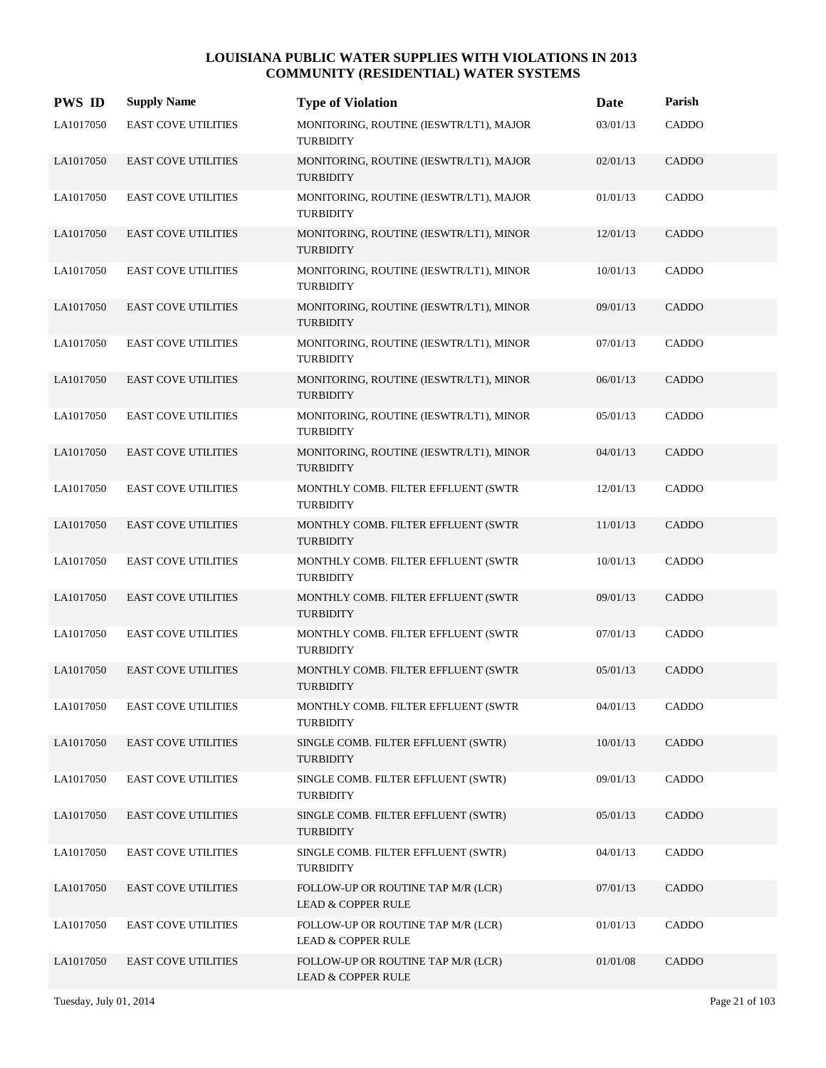# LOUISIANA PUBLIC WATER SUPPLIES WITH VIOLATIONS IN 2013
## COMMUNITY (RESIDENTIAL) WATER SYSTEMS

| PWS ID | Supply Name | Type of Violation | Date | Parish |
|---|---|---|---|---|
| LA1017050 | EAST COVE UTILITIES | MONITORING, ROUTINE (IESWTR/LT1), MAJOR TURBIDITY | 03/01/13 | CADDO |
| LA1017050 | EAST COVE UTILITIES | MONITORING, ROUTINE (IESWTR/LT1), MAJOR TURBIDITY | 02/01/13 | CADDO |
| LA1017050 | EAST COVE UTILITIES | MONITORING, ROUTINE (IESWTR/LT1), MAJOR TURBIDITY | 01/01/13 | CADDO |
| LA1017050 | EAST COVE UTILITIES | MONITORING, ROUTINE (IESWTR/LT1), MINOR TURBIDITY | 12/01/13 | CADDO |
| LA1017050 | EAST COVE UTILITIES | MONITORING, ROUTINE (IESWTR/LT1), MINOR TURBIDITY | 10/01/13 | CADDO |
| LA1017050 | EAST COVE UTILITIES | MONITORING, ROUTINE (IESWTR/LT1), MINOR TURBIDITY | 09/01/13 | CADDO |
| LA1017050 | EAST COVE UTILITIES | MONITORING, ROUTINE (IESWTR/LT1), MINOR TURBIDITY | 07/01/13 | CADDO |
| LA1017050 | EAST COVE UTILITIES | MONITORING, ROUTINE (IESWTR/LT1), MINOR TURBIDITY | 06/01/13 | CADDO |
| LA1017050 | EAST COVE UTILITIES | MONITORING, ROUTINE (IESWTR/LT1), MINOR TURBIDITY | 05/01/13 | CADDO |
| LA1017050 | EAST COVE UTILITIES | MONITORING, ROUTINE (IESWTR/LT1), MINOR TURBIDITY | 04/01/13 | CADDO |
| LA1017050 | EAST COVE UTILITIES | MONTHLY COMB. FILTER EFFLUENT (SWTR TURBIDITY | 12/01/13 | CADDO |
| LA1017050 | EAST COVE UTILITIES | MONTHLY COMB. FILTER EFFLUENT (SWTR TURBIDITY | 11/01/13 | CADDO |
| LA1017050 | EAST COVE UTILITIES | MONTHLY COMB. FILTER EFFLUENT (SWTR TURBIDITY | 10/01/13 | CADDO |
| LA1017050 | EAST COVE UTILITIES | MONTHLY COMB. FILTER EFFLUENT (SWTR TURBIDITY | 09/01/13 | CADDO |
| LA1017050 | EAST COVE UTILITIES | MONTHLY COMB. FILTER EFFLUENT (SWTR TURBIDITY | 07/01/13 | CADDO |
| LA1017050 | EAST COVE UTILITIES | MONTHLY COMB. FILTER EFFLUENT (SWTR TURBIDITY | 05/01/13 | CADDO |
| LA1017050 | EAST COVE UTILITIES | MONTHLY COMB. FILTER EFFLUENT (SWTR TURBIDITY | 04/01/13 | CADDO |
| LA1017050 | EAST COVE UTILITIES | SINGLE COMB. FILTER EFFLUENT (SWTR) TURBIDITY | 10/01/13 | CADDO |
| LA1017050 | EAST COVE UTILITIES | SINGLE COMB. FILTER EFFLUENT (SWTR) TURBIDITY | 09/01/13 | CADDO |
| LA1017050 | EAST COVE UTILITIES | SINGLE COMB. FILTER EFFLUENT (SWTR) TURBIDITY | 05/01/13 | CADDO |
| LA1017050 | EAST COVE UTILITIES | SINGLE COMB. FILTER EFFLUENT (SWTR) TURBIDITY | 04/01/13 | CADDO |
| LA1017050 | EAST COVE UTILITIES | FOLLOW-UP OR ROUTINE TAP M/R (LCR) LEAD & COPPER RULE | 07/01/13 | CADDO |
| LA1017050 | EAST COVE UTILITIES | FOLLOW-UP OR ROUTINE TAP M/R (LCR) LEAD & COPPER RULE | 01/01/13 | CADDO |
| LA1017050 | EAST COVE UTILITIES | FOLLOW-UP OR ROUTINE TAP M/R (LCR) LEAD & COPPER RULE | 01/01/08 | CADDO |

Tuesday, July 01, 2014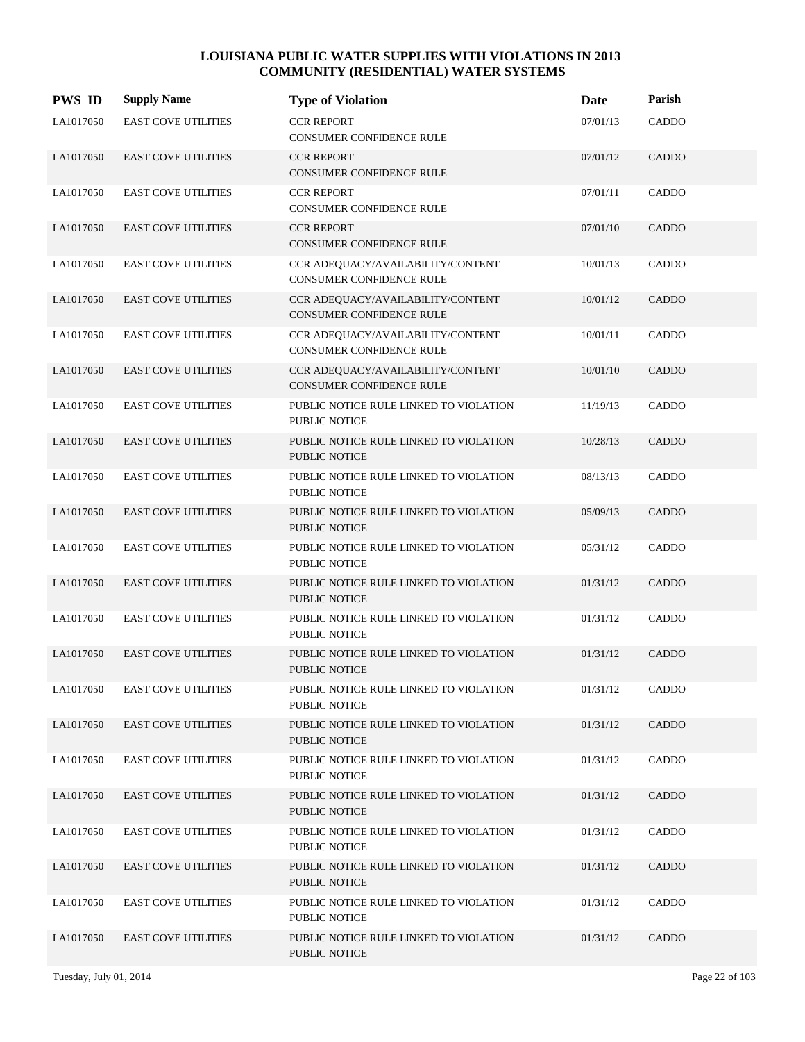# LOUISIANA PUBLIC WATER SUPPLIES WITH VIOLATIONS IN 2013
## COMMUNITY (RESIDENTIAL) WATER SYSTEMS

| PWS ID | Supply Name | Type of Violation | Date | Parish |
|---|---|---|---|---|
| LA1017050 | EAST COVE UTILITIES | CCR REPORT<br>CONSUMER CONFIDENCE RULE | 07/01/13 | CADDO |
| LA1017050 | EAST COVE UTILITIES | CCR REPORT<br>CONSUMER CONFIDENCE RULE | 07/01/12 | CADDO |
| LA1017050 | EAST COVE UTILITIES | CCR REPORT<br>CONSUMER CONFIDENCE RULE | 07/01/11 | CADDO |
| LA1017050 | EAST COVE UTILITIES | CCR REPORT<br>CONSUMER CONFIDENCE RULE | 07/01/10 | CADDO |
| LA1017050 | EAST COVE UTILITIES | CCR ADEQUACY/AVAILABILITY/CONTENT<br>CONSUMER CONFIDENCE RULE | 10/01/13 | CADDO |
| LA1017050 | EAST COVE UTILITIES | CCR ADEQUACY/AVAILABILITY/CONTENT<br>CONSUMER CONFIDENCE RULE | 10/01/12 | CADDO |
| LA1017050 | EAST COVE UTILITIES | CCR ADEQUACY/AVAILABILITY/CONTENT<br>CONSUMER CONFIDENCE RULE | 10/01/11 | CADDO |
| LA1017050 | EAST COVE UTILITIES | CCR ADEQUACY/AVAILABILITY/CONTENT<br>CONSUMER CONFIDENCE RULE | 10/01/10 | CADDO |
| LA1017050 | EAST COVE UTILITIES | PUBLIC NOTICE RULE LINKED TO VIOLATION<br>PUBLIC NOTICE | 11/19/13 | CADDO |
| LA1017050 | EAST COVE UTILITIES | PUBLIC NOTICE RULE LINKED TO VIOLATION<br>PUBLIC NOTICE | 10/28/13 | CADDO |
| LA1017050 | EAST COVE UTILITIES | PUBLIC NOTICE RULE LINKED TO VIOLATION<br>PUBLIC NOTICE | 08/13/13 | CADDO |
| LA1017050 | EAST COVE UTILITIES | PUBLIC NOTICE RULE LINKED TO VIOLATION<br>PUBLIC NOTICE | 05/09/13 | CADDO |
| LA1017050 | EAST COVE UTILITIES | PUBLIC NOTICE RULE LINKED TO VIOLATION<br>PUBLIC NOTICE | 05/31/12 | CADDO |
| LA1017050 | EAST COVE UTILITIES | PUBLIC NOTICE RULE LINKED TO VIOLATION<br>PUBLIC NOTICE | 01/31/12 | CADDO |
| LA1017050 | EAST COVE UTILITIES | PUBLIC NOTICE RULE LINKED TO VIOLATION<br>PUBLIC NOTICE | 01/31/12 | CADDO |
| LA1017050 | EAST COVE UTILITIES | PUBLIC NOTICE RULE LINKED TO VIOLATION<br>PUBLIC NOTICE | 01/31/12 | CADDO |
| LA1017050 | EAST COVE UTILITIES | PUBLIC NOTICE RULE LINKED TO VIOLATION<br>PUBLIC NOTICE | 01/31/12 | CADDO |
| LA1017050 | EAST COVE UTILITIES | PUBLIC NOTICE RULE LINKED TO VIOLATION<br>PUBLIC NOTICE | 01/31/12 | CADDO |
| LA1017050 | EAST COVE UTILITIES | PUBLIC NOTICE RULE LINKED TO VIOLATION<br>PUBLIC NOTICE | 01/31/12 | CADDO |
| LA1017050 | EAST COVE UTILITIES | PUBLIC NOTICE RULE LINKED TO VIOLATION<br>PUBLIC NOTICE | 01/31/12 | CADDO |
| LA1017050 | EAST COVE UTILITIES | PUBLIC NOTICE RULE LINKED TO VIOLATION<br>PUBLIC NOTICE | 01/31/12 | CADDO |
| LA1017050 | EAST COVE UTILITIES | PUBLIC NOTICE RULE LINKED TO VIOLATION<br>PUBLIC NOTICE | 01/31/12 | CADDO |
| LA1017050 | EAST COVE UTILITIES | PUBLIC NOTICE RULE LINKED TO VIOLATION<br>PUBLIC NOTICE | 01/31/12 | CADDO |
| LA1017050 | EAST COVE UTILITIES | PUBLIC NOTICE RULE LINKED TO VIOLATION<br>PUBLIC NOTICE | 01/31/12 | CADDO |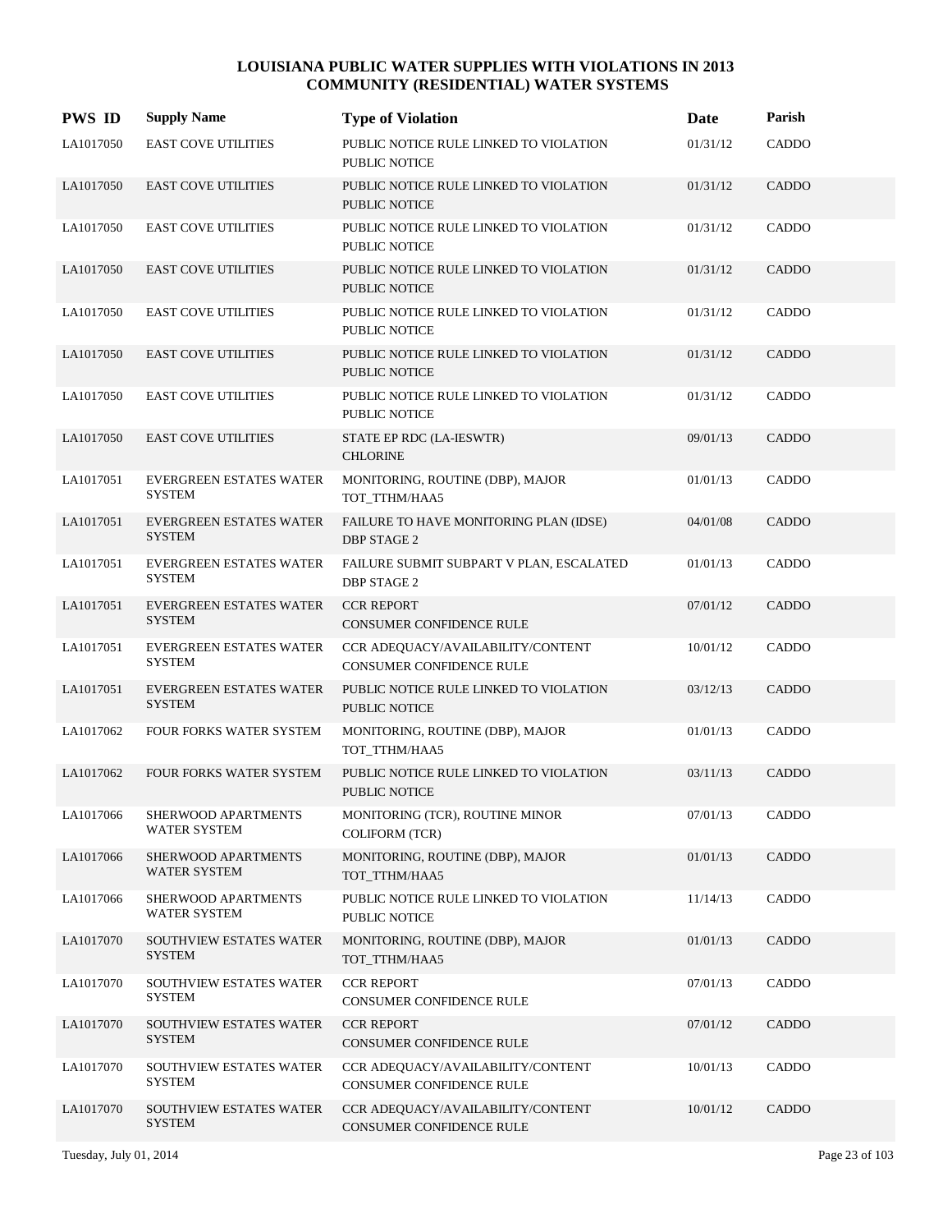# LOUISIANA PUBLIC WATER SUPPLIES WITH VIOLATIONS IN 2013
## COMMUNITY (RESIDENTIAL) WATER SYSTEMS

| PWS ID | Supply Name | Type of Violation | Date | Parish |
|---|---|---|---|---|
| LA1017050 | EAST COVE UTILITIES | PUBLIC NOTICE RULE LINKED TO VIOLATION PUBLIC NOTICE | 01/31/12 | CADDO |
| LA1017050 | EAST COVE UTILITIES | PUBLIC NOTICE RULE LINKED TO VIOLATION PUBLIC NOTICE | 01/31/12 | CADDO |
| LA1017050 | EAST COVE UTILITIES | PUBLIC NOTICE RULE LINKED TO VIOLATION PUBLIC NOTICE | 01/31/12 | CADDO |
| LA1017050 | EAST COVE UTILITIES | PUBLIC NOTICE RULE LINKED TO VIOLATION PUBLIC NOTICE | 01/31/12 | CADDO |
| LA1017050 | EAST COVE UTILITIES | PUBLIC NOTICE RULE LINKED TO VIOLATION PUBLIC NOTICE | 01/31/12 | CADDO |
| LA1017050 | EAST COVE UTILITIES | PUBLIC NOTICE RULE LINKED TO VIOLATION PUBLIC NOTICE | 01/31/12 | CADDO |
| LA1017050 | EAST COVE UTILITIES | PUBLIC NOTICE RULE LINKED TO VIOLATION PUBLIC NOTICE | 01/31/12 | CADDO |
| LA1017050 | EAST COVE UTILITIES | STATE EP RDC (LA-IESWTR) CHLORINE | 09/01/13 | CADDO |
| LA1017051 | EVERGREEN ESTATES WATER SYSTEM | MONITORING, ROUTINE (DBP), MAJOR TOT_TTHM/HAA5 | 01/01/13 | CADDO |
| LA1017051 | EVERGREEN ESTATES WATER SYSTEM | FAILURE TO HAVE MONITORING PLAN (IDSE) DBP STAGE 2 | 04/01/08 | CADDO |
| LA1017051 | EVERGREEN ESTATES WATER SYSTEM | FAILURE SUBMIT SUBPART V PLAN, ESCALATED DBP STAGE 2 | 01/01/13 | CADDO |
| LA1017051 | EVERGREEN ESTATES WATER SYSTEM | CCR REPORT CONSUMER CONFIDENCE RULE | 07/01/12 | CADDO |
| LA1017051 | EVERGREEN ESTATES WATER SYSTEM | CCR ADEQUACY/AVAILABILITY/CONTENT CONSUMER CONFIDENCE RULE | 10/01/12 | CADDO |
| LA1017051 | EVERGREEN ESTATES WATER SYSTEM | PUBLIC NOTICE RULE LINKED TO VIOLATION PUBLIC NOTICE | 03/12/13 | CADDO |
| LA1017062 | FOUR FORKS WATER SYSTEM | MONITORING, ROUTINE (DBP), MAJOR TOT_TTHM/HAA5 | 01/01/13 | CADDO |
| LA1017062 | FOUR FORKS WATER SYSTEM | PUBLIC NOTICE RULE LINKED TO VIOLATION PUBLIC NOTICE | 03/11/13 | CADDO |
| LA1017066 | SHERWOOD APARTMENTS WATER SYSTEM | MONITORING (TCR), ROUTINE MINOR COLIFORM (TCR) | 07/01/13 | CADDO |
| LA1017066 | SHERWOOD APARTMENTS WATER SYSTEM | MONITORING, ROUTINE (DBP), MAJOR TOT_TTHM/HAA5 | 01/01/13 | CADDO |
| LA1017066 | SHERWOOD APARTMENTS WATER SYSTEM | PUBLIC NOTICE RULE LINKED TO VIOLATION PUBLIC NOTICE | 11/14/13 | CADDO |
| LA1017070 | SOUTHVIEW ESTATES WATER SYSTEM | MONITORING, ROUTINE (DBP), MAJOR TOT_TTHM/HAA5 | 01/01/13 | CADDO |
| LA1017070 | SOUTHVIEW ESTATES WATER SYSTEM | CCR REPORT CONSUMER CONFIDENCE RULE | 07/01/13 | CADDO |
| LA1017070 | SOUTHVIEW ESTATES WATER SYSTEM | CCR REPORT CONSUMER CONFIDENCE RULE | 07/01/12 | CADDO |
| LA1017070 | SOUTHVIEW ESTATES WATER SYSTEM | CCR ADEQUACY/AVAILABILITY/CONTENT CONSUMER CONFIDENCE RULE | 10/01/13 | CADDO |
| LA1017070 | SOUTHVIEW ESTATES WATER SYSTEM | CCR ADEQUACY/AVAILABILITY/CONTENT CONSUMER CONFIDENCE RULE | 10/01/12 | CADDO |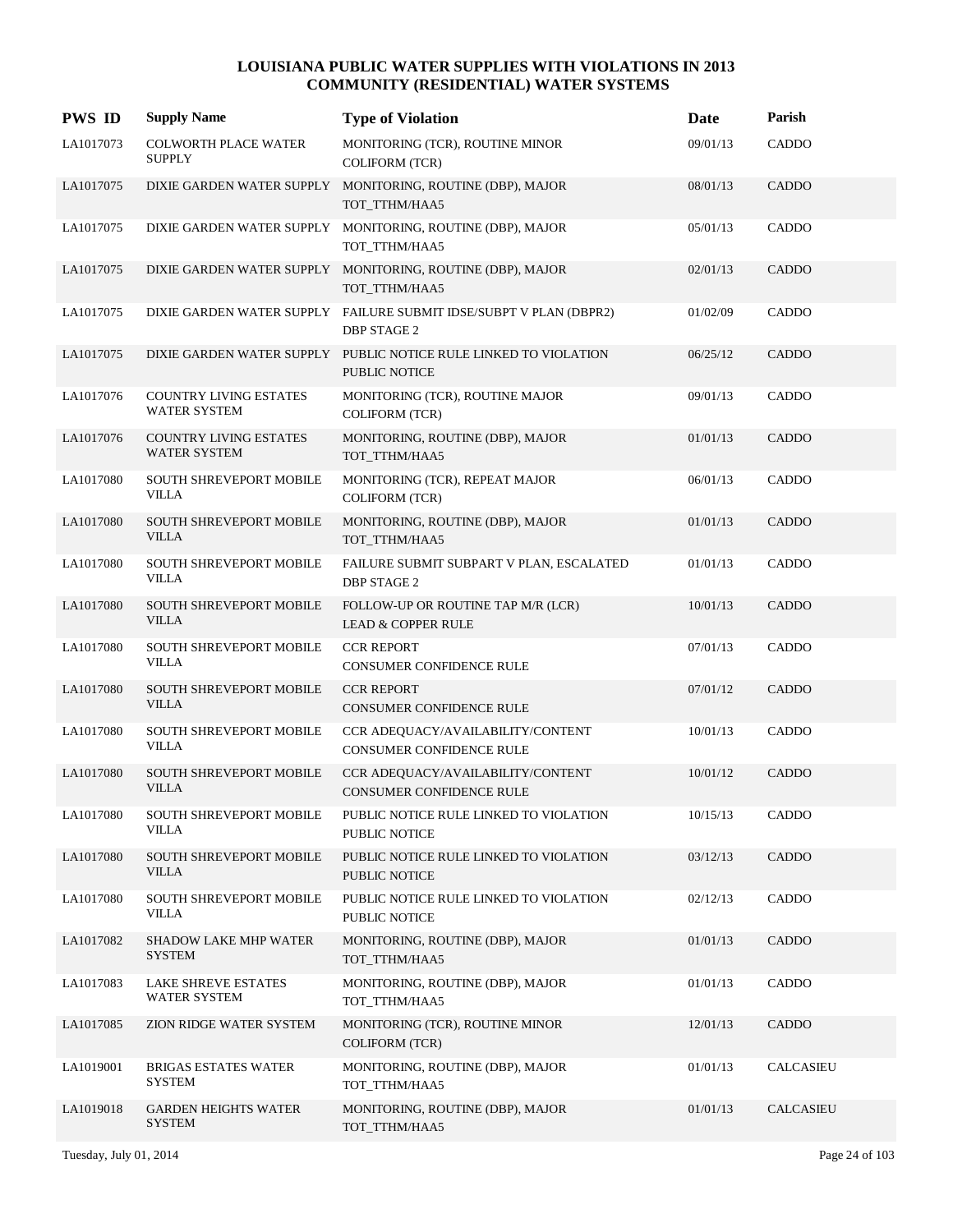# LOUISIANA PUBLIC WATER SUPPLIES WITH VIOLATIONS IN 2013
## COMMUNITY (RESIDENTIAL) WATER SYSTEMS

| PWS ID | Supply Name | Type of Violation | Date | Parish |
|---|---|---|---|---|
| LA1017073 | COLWORTH PLACE WATER SUPPLY | MONITORING (TCR), ROUTINE MINOR COLIFORM (TCR) | 09/01/13 | CADDO |
| LA1017075 | DIXIE GARDEN WATER SUPPLY | MONITORING, ROUTINE (DBP), MAJOR TOT_TTHM/HAA5 | 08/01/13 | CADDO |
| LA1017075 | DIXIE GARDEN WATER SUPPLY | MONITORING, ROUTINE (DBP), MAJOR TOT_TTHM/HAA5 | 05/01/13 | CADDO |
| LA1017075 | DIXIE GARDEN WATER SUPPLY | MONITORING, ROUTINE (DBP), MAJOR TOT_TTHM/HAA5 | 02/01/13 | CADDO |
| LA1017075 | DIXIE GARDEN WATER SUPPLY | FAILURE SUBMIT IDSE/SUBPT V PLAN (DBPR2) DBP STAGE 2 | 01/02/09 | CADDO |
| LA1017075 | DIXIE GARDEN WATER SUPPLY | PUBLIC NOTICE RULE LINKED TO VIOLATION PUBLIC NOTICE | 06/25/12 | CADDO |
| LA1017076 | COUNTRY LIVING ESTATES WATER SYSTEM | MONITORING (TCR), ROUTINE MAJOR COLIFORM (TCR) | 09/01/13 | CADDO |
| LA1017076 | COUNTRY LIVING ESTATES WATER SYSTEM | MONITORING, ROUTINE (DBP), MAJOR TOT_TTHM/HAA5 | 01/01/13 | CADDO |
| LA1017080 | SOUTH SHREVEPORT MOBILE VILLA | MONITORING (TCR), REPEAT MAJOR COLIFORM (TCR) | 06/01/13 | CADDO |
| LA1017080 | SOUTH SHREVEPORT MOBILE VILLA | MONITORING, ROUTINE (DBP), MAJOR TOT_TTHM/HAA5 | 01/01/13 | CADDO |
| LA1017080 | SOUTH SHREVEPORT MOBILE VILLA | FAILURE SUBMIT SUBPART V PLAN, ESCALATED DBP STAGE 2 | 01/01/13 | CADDO |
| LA1017080 | SOUTH SHREVEPORT MOBILE VILLA | FOLLOW-UP OR ROUTINE TAP M/R (LCR) LEAD & COPPER RULE | 10/01/13 | CADDO |
| LA1017080 | SOUTH SHREVEPORT MOBILE VILLA | CCR REPORT CONSUMER CONFIDENCE RULE | 07/01/13 | CADDO |
| LA1017080 | SOUTH SHREVEPORT MOBILE VILLA | CCR REPORT CONSUMER CONFIDENCE RULE | 07/01/12 | CADDO |
| LA1017080 | SOUTH SHREVEPORT MOBILE VILLA | CCR ADEQUACY/AVAILABILITY/CONTENT CONSUMER CONFIDENCE RULE | 10/01/13 | CADDO |
| LA1017080 | SOUTH SHREVEPORT MOBILE VILLA | CCR ADEQUACY/AVAILABILITY/CONTENT CONSUMER CONFIDENCE RULE | 10/01/12 | CADDO |
| LA1017080 | SOUTH SHREVEPORT MOBILE VILLA | PUBLIC NOTICE RULE LINKED TO VIOLATION PUBLIC NOTICE | 10/15/13 | CADDO |
| LA1017080 | SOUTH SHREVEPORT MOBILE VILLA | PUBLIC NOTICE RULE LINKED TO VIOLATION PUBLIC NOTICE | 03/12/13 | CADDO |
| LA1017080 | SOUTH SHREVEPORT MOBILE VILLA | PUBLIC NOTICE RULE LINKED TO VIOLATION PUBLIC NOTICE | 02/12/13 | CADDO |
| LA1017082 | SHADOW LAKE MHP WATER SYSTEM | MONITORING, ROUTINE (DBP), MAJOR TOT_TTHM/HAA5 | 01/01/13 | CADDO |
| LA1017083 | LAKE SHREVE ESTATES WATER SYSTEM | MONITORING, ROUTINE (DBP), MAJOR TOT_TTHM/HAA5 | 01/01/13 | CADDO |
| LA1017085 | ZION RIDGE WATER SYSTEM | MONITORING (TCR), ROUTINE MINOR COLIFORM (TCR) | 12/01/13 | CADDO |
| LA1019001 | BRIGAS ESTATES WATER SYSTEM | MONITORING, ROUTINE (DBP), MAJOR TOT_TTHM/HAA5 | 01/01/13 | CALCASIEU |
| LA1019018 | GARDEN HEIGHTS WATER SYSTEM | MONITORING, ROUTINE (DBP), MAJOR TOT_TTHM/HAA5 | 01/01/13 | CALCASIEU |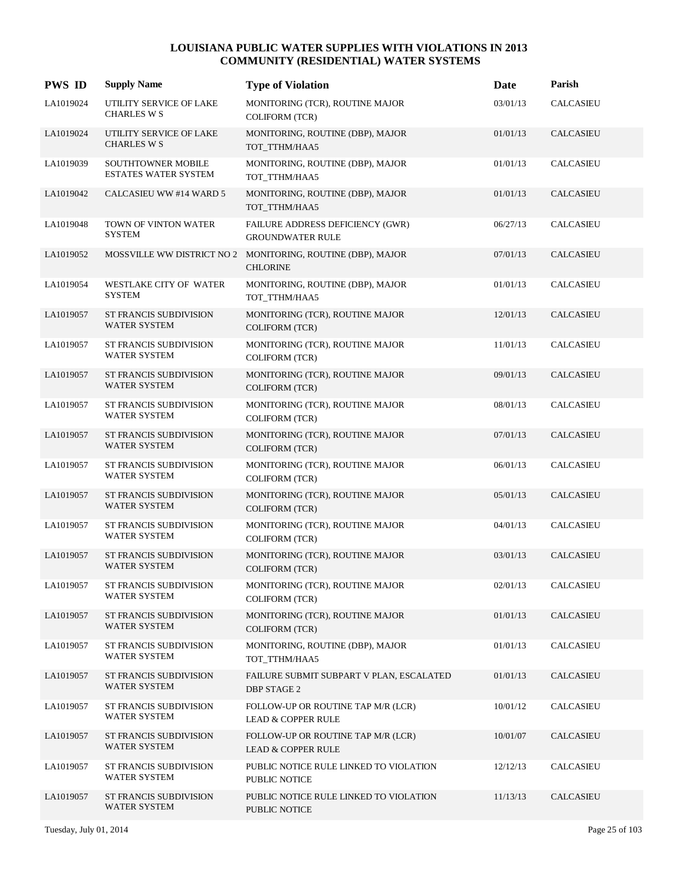# LOUISIANA PUBLIC WATER SUPPLIES WITH VIOLATIONS IN 2013
## COMMUNITY (RESIDENTIAL) WATER SYSTEMS

| PWS ID | Supply Name | Type of Violation | Date | Parish |
|---|---|---|---|---|
| LA1019024 | UTILITY SERVICE OF LAKE CHARLES W S | MONITORING (TCR), ROUTINE MAJOR COLIFORM (TCR) | 03/01/13 | CALCASIEU |
| LA1019024 | UTILITY SERVICE OF LAKE CHARLES W S | MONITORING, ROUTINE (DBP), MAJOR TOT_TTHM/HAA5 | 01/01/13 | CALCASIEU |
| LA1019039 | SOUTHTOWNER MOBILE ESTATES WATER SYSTEM | MONITORING, ROUTINE (DBP), MAJOR TOT_TTHM/HAA5 | 01/01/13 | CALCASIEU |
| LA1019042 | CALCASIEU WW #14 WARD 5 | MONITORING, ROUTINE (DBP), MAJOR TOT_TTHM/HAA5 | 01/01/13 | CALCASIEU |
| LA1019048 | TOWN OF VINTON WATER SYSTEM | FAILURE ADDRESS DEFICIENCY (GWR) GROUNDWATER RULE | 06/27/13 | CALCASIEU |
| LA1019052 | MOSSVILLE WW DISTRICT NO 2 | MONITORING, ROUTINE (DBP), MAJOR CHLORINE | 07/01/13 | CALCASIEU |
| LA1019054 | WESTLAKE CITY OF WATER SYSTEM | MONITORING, ROUTINE (DBP), MAJOR TOT_TTHM/HAA5 | 01/01/13 | CALCASIEU |
| LA1019057 | ST FRANCIS SUBDIVISION WATER SYSTEM | MONITORING (TCR), ROUTINE MAJOR COLIFORM (TCR) | 12/01/13 | CALCASIEU |
| LA1019057 | ST FRANCIS SUBDIVISION WATER SYSTEM | MONITORING (TCR), ROUTINE MAJOR COLIFORM (TCR) | 11/01/13 | CALCASIEU |
| LA1019057 | ST FRANCIS SUBDIVISION WATER SYSTEM | MONITORING (TCR), ROUTINE MAJOR COLIFORM (TCR) | 09/01/13 | CALCASIEU |
| LA1019057 | ST FRANCIS SUBDIVISION WATER SYSTEM | MONITORING (TCR), ROUTINE MAJOR COLIFORM (TCR) | 08/01/13 | CALCASIEU |
| LA1019057 | ST FRANCIS SUBDIVISION WATER SYSTEM | MONITORING (TCR), ROUTINE MAJOR COLIFORM (TCR) | 07/01/13 | CALCASIEU |
| LA1019057 | ST FRANCIS SUBDIVISION WATER SYSTEM | MONITORING (TCR), ROUTINE MAJOR COLIFORM (TCR) | 06/01/13 | CALCASIEU |
| LA1019057 | ST FRANCIS SUBDIVISION WATER SYSTEM | MONITORING (TCR), ROUTINE MAJOR COLIFORM (TCR) | 05/01/13 | CALCASIEU |
| LA1019057 | ST FRANCIS SUBDIVISION WATER SYSTEM | MONITORING (TCR), ROUTINE MAJOR COLIFORM (TCR) | 04/01/13 | CALCASIEU |
| LA1019057 | ST FRANCIS SUBDIVISION WATER SYSTEM | MONITORING (TCR), ROUTINE MAJOR COLIFORM (TCR) | 03/01/13 | CALCASIEU |
| LA1019057 | ST FRANCIS SUBDIVISION WATER SYSTEM | MONITORING (TCR), ROUTINE MAJOR COLIFORM (TCR) | 02/01/13 | CALCASIEU |
| LA1019057 | ST FRANCIS SUBDIVISION WATER SYSTEM | MONITORING (TCR), ROUTINE MAJOR COLIFORM (TCR) | 01/01/13 | CALCASIEU |
| LA1019057 | ST FRANCIS SUBDIVISION WATER SYSTEM | MONITORING, ROUTINE (DBP), MAJOR TOT_TTHM/HAA5 | 01/01/13 | CALCASIEU |
| LA1019057 | ST FRANCIS SUBDIVISION WATER SYSTEM | FAILURE SUBMIT SUBPART V PLAN, ESCALATED DBP STAGE 2 | 01/01/13 | CALCASIEU |
| LA1019057 | ST FRANCIS SUBDIVISION WATER SYSTEM | FOLLOW-UP OR ROUTINE TAP M/R (LCR) LEAD & COPPER RULE | 10/01/12 | CALCASIEU |
| LA1019057 | ST FRANCIS SUBDIVISION WATER SYSTEM | FOLLOW-UP OR ROUTINE TAP M/R (LCR) LEAD & COPPER RULE | 10/01/07 | CALCASIEU |
| LA1019057 | ST FRANCIS SUBDIVISION WATER SYSTEM | PUBLIC NOTICE RULE LINKED TO VIOLATION PUBLIC NOTICE | 12/12/13 | CALCASIEU |
| LA1019057 | ST FRANCIS SUBDIVISION WATER SYSTEM | PUBLIC NOTICE RULE LINKED TO VIOLATION PUBLIC NOTICE | 11/13/13 | CALCASIEU |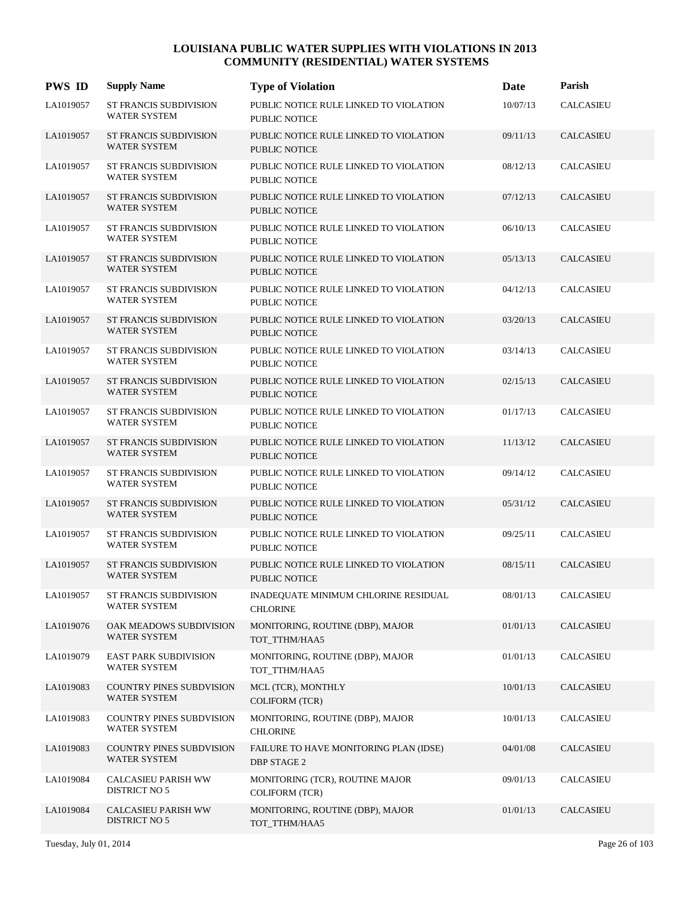# LOUISIANA PUBLIC WATER SUPPLIES WITH VIOLATIONS IN 2013
## COMMUNITY (RESIDENTIAL) WATER SYSTEMS

| PWS ID | Supply Name | Type of Violation | Date | Parish |
|---|---|---|---|---|
| LA1019057 | ST FRANCIS SUBDIVISION WATER SYSTEM | PUBLIC NOTICE RULE LINKED TO VIOLATION PUBLIC NOTICE | 10/07/13 | CALCASIEU |
| LA1019057 | ST FRANCIS SUBDIVISION WATER SYSTEM | PUBLIC NOTICE RULE LINKED TO VIOLATION PUBLIC NOTICE | 09/11/13 | CALCASIEU |
| LA1019057 | ST FRANCIS SUBDIVISION WATER SYSTEM | PUBLIC NOTICE RULE LINKED TO VIOLATION PUBLIC NOTICE | 08/12/13 | CALCASIEU |
| LA1019057 | ST FRANCIS SUBDIVISION WATER SYSTEM | PUBLIC NOTICE RULE LINKED TO VIOLATION PUBLIC NOTICE | 07/12/13 | CALCASIEU |
| LA1019057 | ST FRANCIS SUBDIVISION WATER SYSTEM | PUBLIC NOTICE RULE LINKED TO VIOLATION PUBLIC NOTICE | 06/10/13 | CALCASIEU |
| LA1019057 | ST FRANCIS SUBDIVISION WATER SYSTEM | PUBLIC NOTICE RULE LINKED TO VIOLATION PUBLIC NOTICE | 05/13/13 | CALCASIEU |
| LA1019057 | ST FRANCIS SUBDIVISION WATER SYSTEM | PUBLIC NOTICE RULE LINKED TO VIOLATION PUBLIC NOTICE | 04/12/13 | CALCASIEU |
| LA1019057 | ST FRANCIS SUBDIVISION WATER SYSTEM | PUBLIC NOTICE RULE LINKED TO VIOLATION PUBLIC NOTICE | 03/20/13 | CALCASIEU |
| LA1019057 | ST FRANCIS SUBDIVISION WATER SYSTEM | PUBLIC NOTICE RULE LINKED TO VIOLATION PUBLIC NOTICE | 03/14/13 | CALCASIEU |
| LA1019057 | ST FRANCIS SUBDIVISION WATER SYSTEM | PUBLIC NOTICE RULE LINKED TO VIOLATION PUBLIC NOTICE | 02/15/13 | CALCASIEU |
| LA1019057 | ST FRANCIS SUBDIVISION WATER SYSTEM | PUBLIC NOTICE RULE LINKED TO VIOLATION PUBLIC NOTICE | 01/17/13 | CALCASIEU |
| LA1019057 | ST FRANCIS SUBDIVISION WATER SYSTEM | PUBLIC NOTICE RULE LINKED TO VIOLATION PUBLIC NOTICE | 11/13/12 | CALCASIEU |
| LA1019057 | ST FRANCIS SUBDIVISION WATER SYSTEM | PUBLIC NOTICE RULE LINKED TO VIOLATION PUBLIC NOTICE | 09/14/12 | CALCASIEU |
| LA1019057 | ST FRANCIS SUBDIVISION WATER SYSTEM | PUBLIC NOTICE RULE LINKED TO VIOLATION PUBLIC NOTICE | 05/31/12 | CALCASIEU |
| LA1019057 | ST FRANCIS SUBDIVISION WATER SYSTEM | PUBLIC NOTICE RULE LINKED TO VIOLATION PUBLIC NOTICE | 09/25/11 | CALCASIEU |
| LA1019057 | ST FRANCIS SUBDIVISION WATER SYSTEM | PUBLIC NOTICE RULE LINKED TO VIOLATION PUBLIC NOTICE | 08/15/11 | CALCASIEU |
| LA1019057 | ST FRANCIS SUBDIVISION WATER SYSTEM | INADEQUATE MINIMUM CHLORINE RESIDUAL CHLORINE | 08/01/13 | CALCASIEU |
| LA1019076 | OAK MEADOWS SUBDIVISION WATER SYSTEM | MONITORING, ROUTINE (DBP), MAJOR TOT_TTHM/HAA5 | 01/01/13 | CALCASIEU |
| LA1019079 | EAST PARK SUBDIVISION WATER SYSTEM | MONITORING, ROUTINE (DBP), MAJOR TOT_TTHM/HAA5 | 01/01/13 | CALCASIEU |
| LA1019083 | COUNTRY PINES SUBDVISION WATER SYSTEM | MCL (TCR), MONTHLY COLIFORM (TCR) | 10/01/13 | CALCASIEU |
| LA1019083 | COUNTRY PINES SUBDVISION WATER SYSTEM | MONITORING, ROUTINE (DBP), MAJOR CHLORINE | 10/01/13 | CALCASIEU |
| LA1019083 | COUNTRY PINES SUBDVISION WATER SYSTEM | FAILURE TO HAVE MONITORING PLAN (IDSE) DBP STAGE 2 | 04/01/08 | CALCASIEU |
| LA1019084 | CALCASIEU PARISH WW DISTRICT NO 5 | MONITORING (TCR), ROUTINE MAJOR COLIFORM (TCR) | 09/01/13 | CALCASIEU |
| LA1019084 | CALCASIEU PARISH WW DISTRICT NO 5 | MONITORING, ROUTINE (DBP), MAJOR TOT_TTHM/HAA5 | 01/01/13 | CALCASIEU |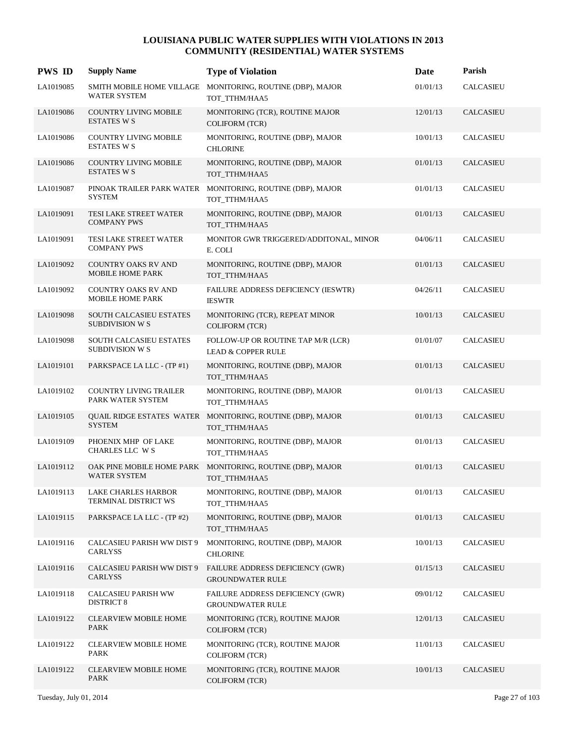## LOUISIANA PUBLIC WATER SUPPLIES WITH VIOLATIONS IN 2013
## COMMUNITY (RESIDENTIAL) WATER SYSTEMS

| PWS ID | Supply Name | Type of Violation | Date | Parish |
|---|---|---|---|---|
| LA1019085 | SMITH MOBILE HOME VILLAGE WATER SYSTEM | MONITORING, ROUTINE (DBP), MAJOR TOT_TTHM/HAA5 | 01/01/13 | CALCASIEU |
| LA1019086 | COUNTRY LIVING MOBILE ESTATES W S | MONITORING (TCR), ROUTINE MAJOR COLIFORM (TCR) | 12/01/13 | CALCASIEU |
| LA1019086 | COUNTRY LIVING MOBILE ESTATES W S | MONITORING, ROUTINE (DBP), MAJOR CHLORINE | 10/01/13 | CALCASIEU |
| LA1019086 | COUNTRY LIVING MOBILE ESTATES W S | MONITORING, ROUTINE (DBP), MAJOR TOT_TTHM/HAA5 | 01/01/13 | CALCASIEU |
| LA1019087 | PINOAK TRAILER PARK WATER SYSTEM | MONITORING, ROUTINE (DBP), MAJOR TOT_TTHM/HAA5 | 01/01/13 | CALCASIEU |
| LA1019091 | TESI LAKE STREET WATER COMPANY PWS | MONITORING, ROUTINE (DBP), MAJOR TOT_TTHM/HAA5 | 01/01/13 | CALCASIEU |
| LA1019091 | TESI LAKE STREET WATER COMPANY PWS | MONITOR GWR TRIGGERED/ADDITONAL, MINOR E. COLI | 04/06/11 | CALCASIEU |
| LA1019092 | COUNTRY OAKS RV AND MOBILE HOME PARK | MONITORING, ROUTINE (DBP), MAJOR TOT_TTHM/HAA5 | 01/01/13 | CALCASIEU |
| LA1019092 | COUNTRY OAKS RV AND MOBILE HOME PARK | FAILURE ADDRESS DEFICIENCY (IESWTR) IESWTR | 04/26/11 | CALCASIEU |
| LA1019098 | SOUTH CALCASIEU ESTATES SUBDIVISION W S | MONITORING (TCR), REPEAT MINOR COLIFORM (TCR) | 10/01/13 | CALCASIEU |
| LA1019098 | SOUTH CALCASIEU ESTATES SUBDIVISION W S | FOLLOW-UP OR ROUTINE TAP M/R (LCR) LEAD & COPPER RULE | 01/01/07 | CALCASIEU |
| LA1019101 | PARKSPACE LA LLC - (TP #1) | MONITORING, ROUTINE (DBP), MAJOR TOT_TTHM/HAA5 | 01/01/13 | CALCASIEU |
| LA1019102 | COUNTRY LIVING TRAILER PARK WATER SYSTEM | MONITORING, ROUTINE (DBP), MAJOR TOT_TTHM/HAA5 | 01/01/13 | CALCASIEU |
| LA1019105 | QUAIL RIDGE ESTATES WATER SYSTEM | MONITORING, ROUTINE (DBP), MAJOR TOT_TTHM/HAA5 | 01/01/13 | CALCASIEU |
| LA1019109 | PHOENIX MHP OF LAKE CHARLES LLC W S | MONITORING, ROUTINE (DBP), MAJOR TOT_TTHM/HAA5 | 01/01/13 | CALCASIEU |
| LA1019112 | OAK PINE MOBILE HOME PARK WATER SYSTEM | MONITORING, ROUTINE (DBP), MAJOR TOT_TTHM/HAA5 | 01/01/13 | CALCASIEU |
| LA1019113 | LAKE CHARLES HARBOR TERMINAL DISTRICT WS | MONITORING, ROUTINE (DBP), MAJOR TOT_TTHM/HAA5 | 01/01/13 | CALCASIEU |
| LA1019115 | PARKSPACE LA LLC - (TP #2) | MONITORING, ROUTINE (DBP), MAJOR TOT_TTHM/HAA5 | 01/01/13 | CALCASIEU |
| LA1019116 | CALCASIEU PARISH WW DIST 9 CARLYSS | MONITORING, ROUTINE (DBP), MAJOR CHLORINE | 10/01/13 | CALCASIEU |
| LA1019116 | CALCASIEU PARISH WW DIST 9 CARLYSS | FAILURE ADDRESS DEFICIENCY (GWR) GROUNDWATER RULE | 01/15/13 | CALCASIEU |
| LA1019118 | CALCASIEU PARISH WW DISTRICT 8 | FAILURE ADDRESS DEFICIENCY (GWR) GROUNDWATER RULE | 09/01/12 | CALCASIEU |
| LA1019122 | CLEARVIEW MOBILE HOME PARK | MONITORING (TCR), ROUTINE MAJOR COLIFORM (TCR) | 12/01/13 | CALCASIEU |
| LA1019122 | CLEARVIEW MOBILE HOME PARK | MONITORING (TCR), ROUTINE MAJOR COLIFORM (TCR) | 11/01/13 | CALCASIEU |
| LA1019122 | CLEARVIEW MOBILE HOME PARK | MONITORING (TCR), ROUTINE MAJOR COLIFORM (TCR) | 10/01/13 | CALCASIEU |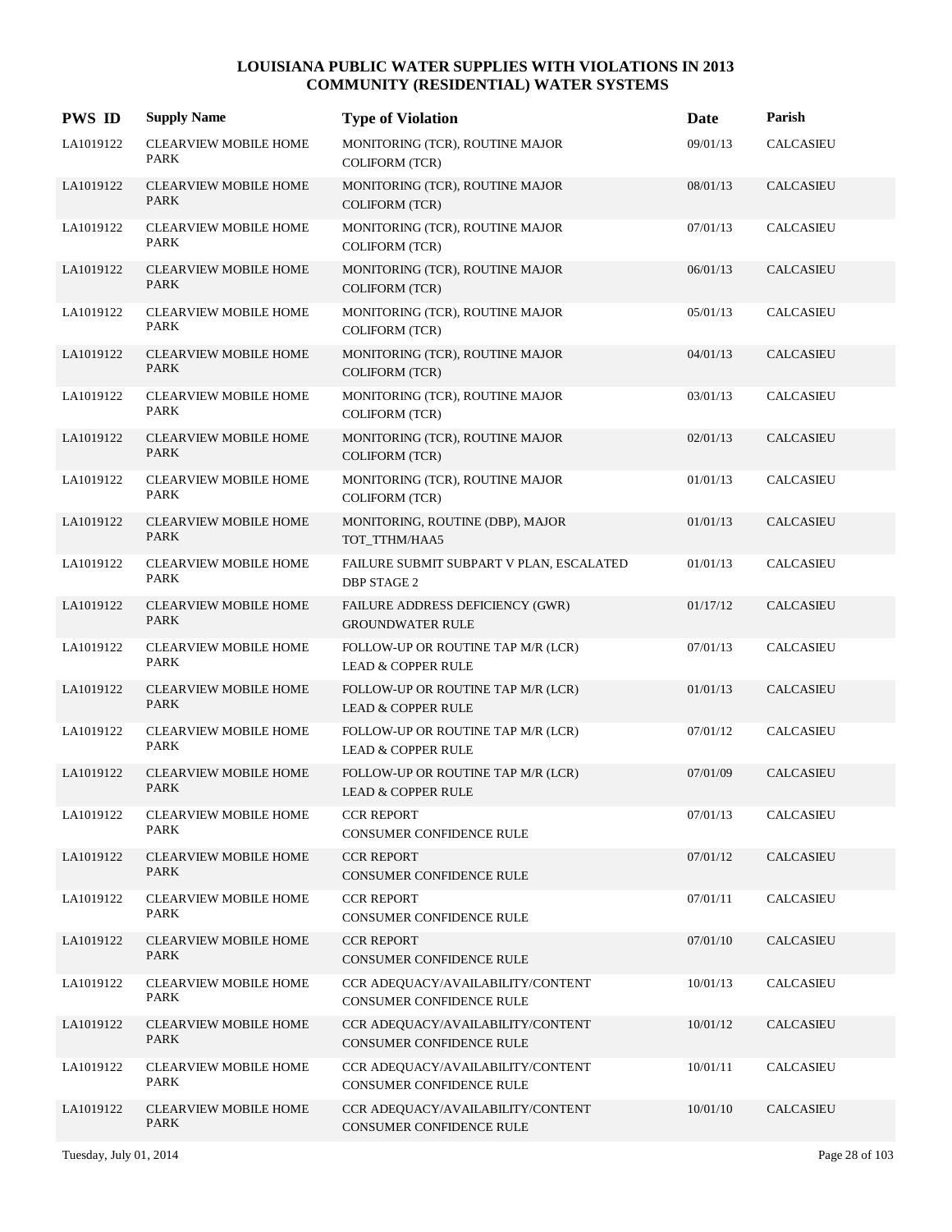# LOUISIANA PUBLIC WATER SUPPLIES WITH VIOLATIONS IN 2013
## COMMUNITY (RESIDENTIAL) WATER SYSTEMS

| PWS ID | Supply Name | Type of Violation | Date | Parish |
|---|---|---|---|---|
| LA1019122 | CLEARVIEW MOBILE HOME PARK | MONITORING (TCR), ROUTINE MAJOR COLIFORM (TCR) | 09/01/13 | CALCASIEU |
| LA1019122 | CLEARVIEW MOBILE HOME PARK | MONITORING (TCR), ROUTINE MAJOR COLIFORM (TCR) | 08/01/13 | CALCASIEU |
| LA1019122 | CLEARVIEW MOBILE HOME PARK | MONITORING (TCR), ROUTINE MAJOR COLIFORM (TCR) | 07/01/13 | CALCASIEU |
| LA1019122 | CLEARVIEW MOBILE HOME PARK | MONITORING (TCR), ROUTINE MAJOR COLIFORM (TCR) | 06/01/13 | CALCASIEU |
| LA1019122 | CLEARVIEW MOBILE HOME PARK | MONITORING (TCR), ROUTINE MAJOR COLIFORM (TCR) | 05/01/13 | CALCASIEU |
| LA1019122 | CLEARVIEW MOBILE HOME PARK | MONITORING (TCR), ROUTINE MAJOR COLIFORM (TCR) | 04/01/13 | CALCASIEU |
| LA1019122 | CLEARVIEW MOBILE HOME PARK | MONITORING (TCR), ROUTINE MAJOR COLIFORM (TCR) | 03/01/13 | CALCASIEU |
| LA1019122 | CLEARVIEW MOBILE HOME PARK | MONITORING (TCR), ROUTINE MAJOR COLIFORM (TCR) | 02/01/13 | CALCASIEU |
| LA1019122 | CLEARVIEW MOBILE HOME PARK | MONITORING (TCR), ROUTINE MAJOR COLIFORM (TCR) | 01/01/13 | CALCASIEU |
| LA1019122 | CLEARVIEW MOBILE HOME PARK | MONITORING, ROUTINE (DBP), MAJOR TOT_TTHM/HAA5 | 01/01/13 | CALCASIEU |
| LA1019122 | CLEARVIEW MOBILE HOME PARK | FAILURE SUBMIT SUBPART V PLAN, ESCALATED DBP STAGE 2 | 01/01/13 | CALCASIEU |
| LA1019122 | CLEARVIEW MOBILE HOME PARK | FAILURE ADDRESS DEFICIENCY (GWR) GROUNDWATER RULE | 01/17/12 | CALCASIEU |
| LA1019122 | CLEARVIEW MOBILE HOME PARK | FOLLOW-UP OR ROUTINE TAP M/R (LCR) LEAD & COPPER RULE | 07/01/13 | CALCASIEU |
| LA1019122 | CLEARVIEW MOBILE HOME PARK | FOLLOW-UP OR ROUTINE TAP M/R (LCR) LEAD & COPPER RULE | 01/01/13 | CALCASIEU |
| LA1019122 | CLEARVIEW MOBILE HOME PARK | FOLLOW-UP OR ROUTINE TAP M/R (LCR) LEAD & COPPER RULE | 07/01/12 | CALCASIEU |
| LA1019122 | CLEARVIEW MOBILE HOME PARK | FOLLOW-UP OR ROUTINE TAP M/R (LCR) LEAD & COPPER RULE | 07/01/09 | CALCASIEU |
| LA1019122 | CLEARVIEW MOBILE HOME PARK | CCR REPORT CONSUMER CONFIDENCE RULE | 07/01/13 | CALCASIEU |
| LA1019122 | CLEARVIEW MOBILE HOME PARK | CCR REPORT CONSUMER CONFIDENCE RULE | 07/01/12 | CALCASIEU |
| LA1019122 | CLEARVIEW MOBILE HOME PARK | CCR REPORT CONSUMER CONFIDENCE RULE | 07/01/11 | CALCASIEU |
| LA1019122 | CLEARVIEW MOBILE HOME PARK | CCR REPORT CONSUMER CONFIDENCE RULE | 07/01/10 | CALCASIEU |
| LA1019122 | CLEARVIEW MOBILE HOME PARK | CCR ADEQUACY/AVAILABILITY/CONTENT CONSUMER CONFIDENCE RULE | 10/01/13 | CALCASIEU |
| LA1019122 | CLEARVIEW MOBILE HOME PARK | CCR ADEQUACY/AVAILABILITY/CONTENT CONSUMER CONFIDENCE RULE | 10/01/12 | CALCASIEU |
| LA1019122 | CLEARVIEW MOBILE HOME PARK | CCR ADEQUACY/AVAILABILITY/CONTENT CONSUMER CONFIDENCE RULE | 10/01/11 | CALCASIEU |
| LA1019122 | CLEARVIEW MOBILE HOME PARK | CCR ADEQUACY/AVAILABILITY/CONTENT CONSUMER CONFIDENCE RULE | 10/01/10 | CALCASIEU |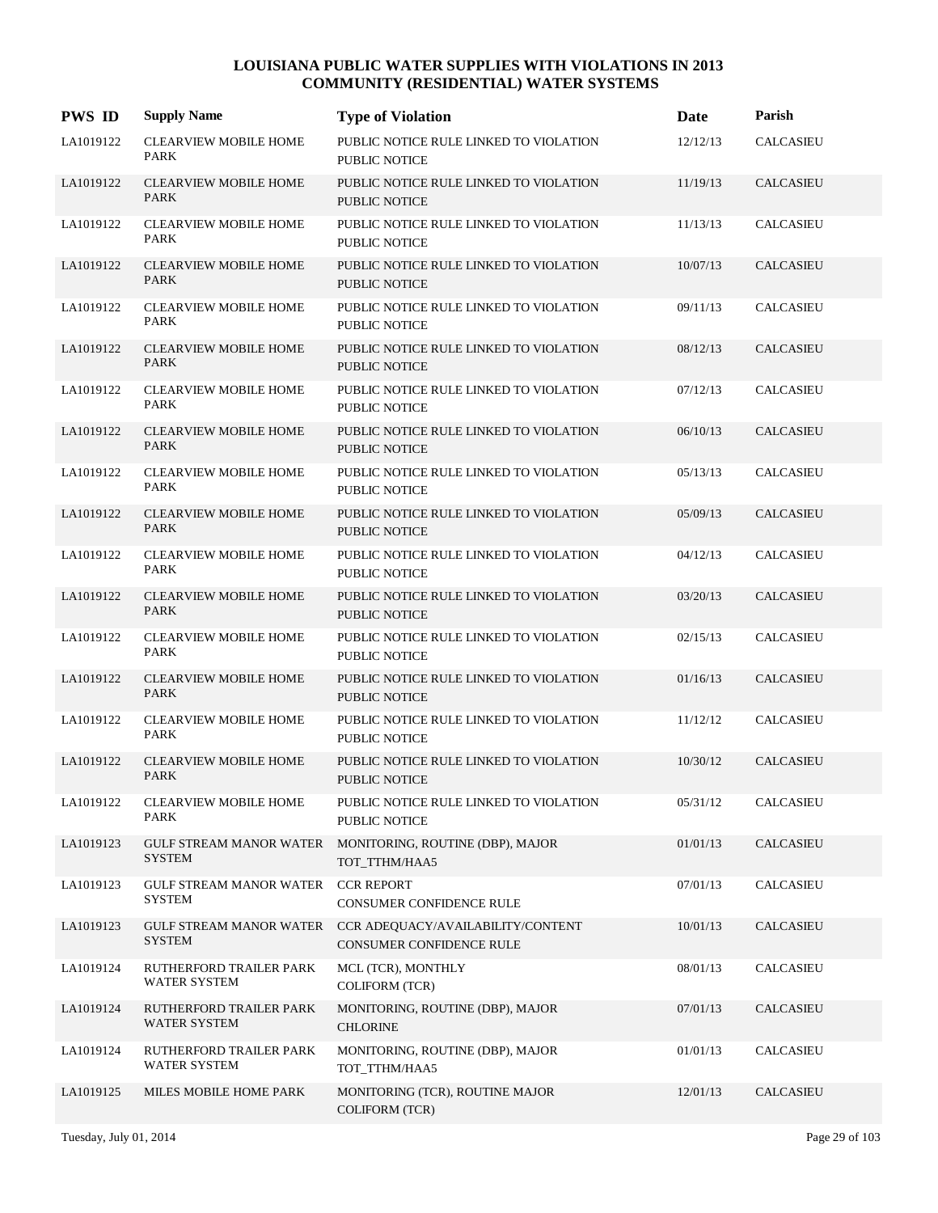# LOUISIANA PUBLIC WATER SUPPLIES WITH VIOLATIONS IN 2013
## COMMUNITY (RESIDENTIAL) WATER SYSTEMS

| PWS ID | Supply Name | Type of Violation | Date | Parish |
|---|---|---|---|---|
| LA1019122 | CLEARVIEW MOBILE HOME PARK | PUBLIC NOTICE RULE LINKED TO VIOLATION PUBLIC NOTICE | 12/12/13 | CALCASIEU |
| LA1019122 | CLEARVIEW MOBILE HOME PARK | PUBLIC NOTICE RULE LINKED TO VIOLATION PUBLIC NOTICE | 11/19/13 | CALCASIEU |
| LA1019122 | CLEARVIEW MOBILE HOME PARK | PUBLIC NOTICE RULE LINKED TO VIOLATION PUBLIC NOTICE | 11/13/13 | CALCASIEU |
| LA1019122 | CLEARVIEW MOBILE HOME PARK | PUBLIC NOTICE RULE LINKED TO VIOLATION PUBLIC NOTICE | 10/07/13 | CALCASIEU |
| LA1019122 | CLEARVIEW MOBILE HOME PARK | PUBLIC NOTICE RULE LINKED TO VIOLATION PUBLIC NOTICE | 09/11/13 | CALCASIEU |
| LA1019122 | CLEARVIEW MOBILE HOME PARK | PUBLIC NOTICE RULE LINKED TO VIOLATION PUBLIC NOTICE | 08/12/13 | CALCASIEU |
| LA1019122 | CLEARVIEW MOBILE HOME PARK | PUBLIC NOTICE RULE LINKED TO VIOLATION PUBLIC NOTICE | 07/12/13 | CALCASIEU |
| LA1019122 | CLEARVIEW MOBILE HOME PARK | PUBLIC NOTICE RULE LINKED TO VIOLATION PUBLIC NOTICE | 06/10/13 | CALCASIEU |
| LA1019122 | CLEARVIEW MOBILE HOME PARK | PUBLIC NOTICE RULE LINKED TO VIOLATION PUBLIC NOTICE | 05/13/13 | CALCASIEU |
| LA1019122 | CLEARVIEW MOBILE HOME PARK | PUBLIC NOTICE RULE LINKED TO VIOLATION PUBLIC NOTICE | 05/09/13 | CALCASIEU |
| LA1019122 | CLEARVIEW MOBILE HOME PARK | PUBLIC NOTICE RULE LINKED TO VIOLATION PUBLIC NOTICE | 04/12/13 | CALCASIEU |
| LA1019122 | CLEARVIEW MOBILE HOME PARK | PUBLIC NOTICE RULE LINKED TO VIOLATION PUBLIC NOTICE | 03/20/13 | CALCASIEU |
| LA1019122 | CLEARVIEW MOBILE HOME PARK | PUBLIC NOTICE RULE LINKED TO VIOLATION PUBLIC NOTICE | 02/15/13 | CALCASIEU |
| LA1019122 | CLEARVIEW MOBILE HOME PARK | PUBLIC NOTICE RULE LINKED TO VIOLATION PUBLIC NOTICE | 01/16/13 | CALCASIEU |
| LA1019122 | CLEARVIEW MOBILE HOME PARK | PUBLIC NOTICE RULE LINKED TO VIOLATION PUBLIC NOTICE | 11/12/12 | CALCASIEU |
| LA1019122 | CLEARVIEW MOBILE HOME PARK | PUBLIC NOTICE RULE LINKED TO VIOLATION PUBLIC NOTICE | 10/30/12 | CALCASIEU |
| LA1019122 | CLEARVIEW MOBILE HOME PARK | PUBLIC NOTICE RULE LINKED TO VIOLATION PUBLIC NOTICE | 05/31/12 | CALCASIEU |
| LA1019123 | GULF STREAM MANOR WATER SYSTEM | MONITORING, ROUTINE (DBP), MAJOR TOT_TTHM/HAA5 | 01/01/13 | CALCASIEU |
| LA1019123 | GULF STREAM MANOR WATER SYSTEM | CCR REPORT CONSUMER CONFIDENCE RULE | 07/01/13 | CALCASIEU |
| LA1019123 | GULF STREAM MANOR WATER SYSTEM | CCR ADEQUACY/AVAILABILITY/CONTENT CONSUMER CONFIDENCE RULE | 10/01/13 | CALCASIEU |
| LA1019124 | RUTHERFORD TRAILER PARK WATER SYSTEM | MCL (TCR), MONTHLY COLIFORM (TCR) | 08/01/13 | CALCASIEU |
| LA1019124 | RUTHERFORD TRAILER PARK WATER SYSTEM | MONITORING, ROUTINE (DBP), MAJOR CHLORINE | 07/01/13 | CALCASIEU |
| LA1019124 | RUTHERFORD TRAILER PARK WATER SYSTEM | MONITORING, ROUTINE (DBP), MAJOR TOT_TTHM/HAA5 | 01/01/13 | CALCASIEU |
| LA1019125 | MILES MOBILE HOME PARK | MONITORING (TCR), ROUTINE MAJOR COLIFORM (TCR) | 12/01/13 | CALCASIEU |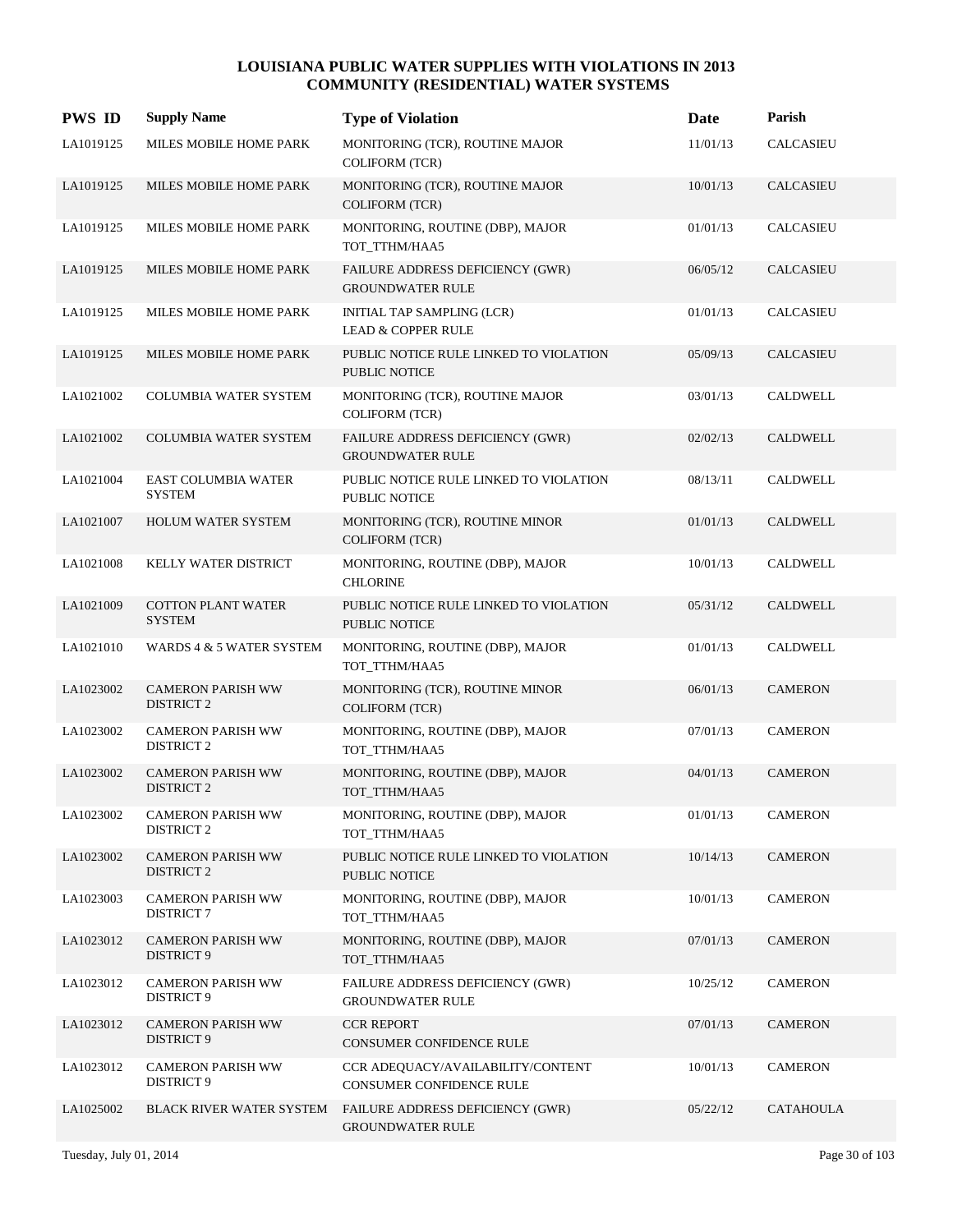# LOUISIANA PUBLIC WATER SUPPLIES WITH VIOLATIONS IN 2013
## COMMUNITY (RESIDENTIAL) WATER SYSTEMS

| PWS ID | Supply Name | Type of Violation | Date | Parish |
|---|---|---|---|---|
| LA1019125 | MILES MOBILE HOME PARK | MONITORING (TCR), ROUTINE MAJOR COLIFORM (TCR) | 11/01/13 | CALCASIEU |
| LA1019125 | MILES MOBILE HOME PARK | MONITORING (TCR), ROUTINE MAJOR COLIFORM (TCR) | 10/01/13 | CALCASIEU |
| LA1019125 | MILES MOBILE HOME PARK | MONITORING, ROUTINE (DBP), MAJOR TOT_TTHM/HAA5 | 01/01/13 | CALCASIEU |
| LA1019125 | MILES MOBILE HOME PARK | FAILURE ADDRESS DEFICIENCY (GWR) GROUNDWATER RULE | 06/05/12 | CALCASIEU |
| LA1019125 | MILES MOBILE HOME PARK | INITIAL TAP SAMPLING (LCR) LEAD & COPPER RULE | 01/01/13 | CALCASIEU |
| LA1019125 | MILES MOBILE HOME PARK | PUBLIC NOTICE RULE LINKED TO VIOLATION PUBLIC NOTICE | 05/09/13 | CALCASIEU |
| LA1021002 | COLUMBIA WATER SYSTEM | MONITORING (TCR), ROUTINE MAJOR COLIFORM (TCR) | 03/01/13 | CALDWELL |
| LA1021002 | COLUMBIA WATER SYSTEM | FAILURE ADDRESS DEFICIENCY (GWR) GROUNDWATER RULE | 02/02/13 | CALDWELL |
| LA1021004 | EAST COLUMBIA WATER SYSTEM | PUBLIC NOTICE RULE LINKED TO VIOLATION PUBLIC NOTICE | 08/13/11 | CALDWELL |
| LA1021007 | HOLUM WATER SYSTEM | MONITORING (TCR), ROUTINE MINOR COLIFORM (TCR) | 01/01/13 | CALDWELL |
| LA1021008 | KELLY WATER DISTRICT | MONITORING, ROUTINE (DBP), MAJOR CHLORINE | 10/01/13 | CALDWELL |
| LA1021009 | COTTON PLANT WATER SYSTEM | PUBLIC NOTICE RULE LINKED TO VIOLATION PUBLIC NOTICE | 05/31/12 | CALDWELL |
| LA1021010 | WARDS 4 & 5 WATER SYSTEM | MONITORING, ROUTINE (DBP), MAJOR TOT_TTHM/HAA5 | 01/01/13 | CALDWELL |
| LA1023002 | CAMERON PARISH WW DISTRICT 2 | MONITORING (TCR), ROUTINE MINOR COLIFORM (TCR) | 06/01/13 | CAMERON |
| LA1023002 | CAMERON PARISH WW DISTRICT 2 | MONITORING, ROUTINE (DBP), MAJOR TOT_TTHM/HAA5 | 07/01/13 | CAMERON |
| LA1023002 | CAMERON PARISH WW DISTRICT 2 | MONITORING, ROUTINE (DBP), MAJOR TOT_TTHM/HAA5 | 04/01/13 | CAMERON |
| LA1023002 | CAMERON PARISH WW DISTRICT 2 | MONITORING, ROUTINE (DBP), MAJOR TOT_TTHM/HAA5 | 01/01/13 | CAMERON |
| LA1023002 | CAMERON PARISH WW DISTRICT 2 | PUBLIC NOTICE RULE LINKED TO VIOLATION PUBLIC NOTICE | 10/14/13 | CAMERON |
| LA1023003 | CAMERON PARISH WW DISTRICT 7 | MONITORING, ROUTINE (DBP), MAJOR TOT_TTHM/HAA5 | 10/01/13 | CAMERON |
| LA1023012 | CAMERON PARISH WW DISTRICT 9 | MONITORING, ROUTINE (DBP), MAJOR TOT_TTHM/HAA5 | 07/01/13 | CAMERON |
| LA1023012 | CAMERON PARISH WW DISTRICT 9 | FAILURE ADDRESS DEFICIENCY (GWR) GROUNDWATER RULE | 10/25/12 | CAMERON |
| LA1023012 | CAMERON PARISH WW DISTRICT 9 | CCR REPORT CONSUMER CONFIDENCE RULE | 07/01/13 | CAMERON |
| LA1023012 | CAMERON PARISH WW DISTRICT 9 | CCR ADEQUACY/AVAILABILITY/CONTENT CONSUMER CONFIDENCE RULE | 10/01/13 | CAMERON |
| LA1025002 | BLACK RIVER WATER SYSTEM | FAILURE ADDRESS DEFICIENCY (GWR) GROUNDWATER RULE | 05/22/12 | CATAHOULA |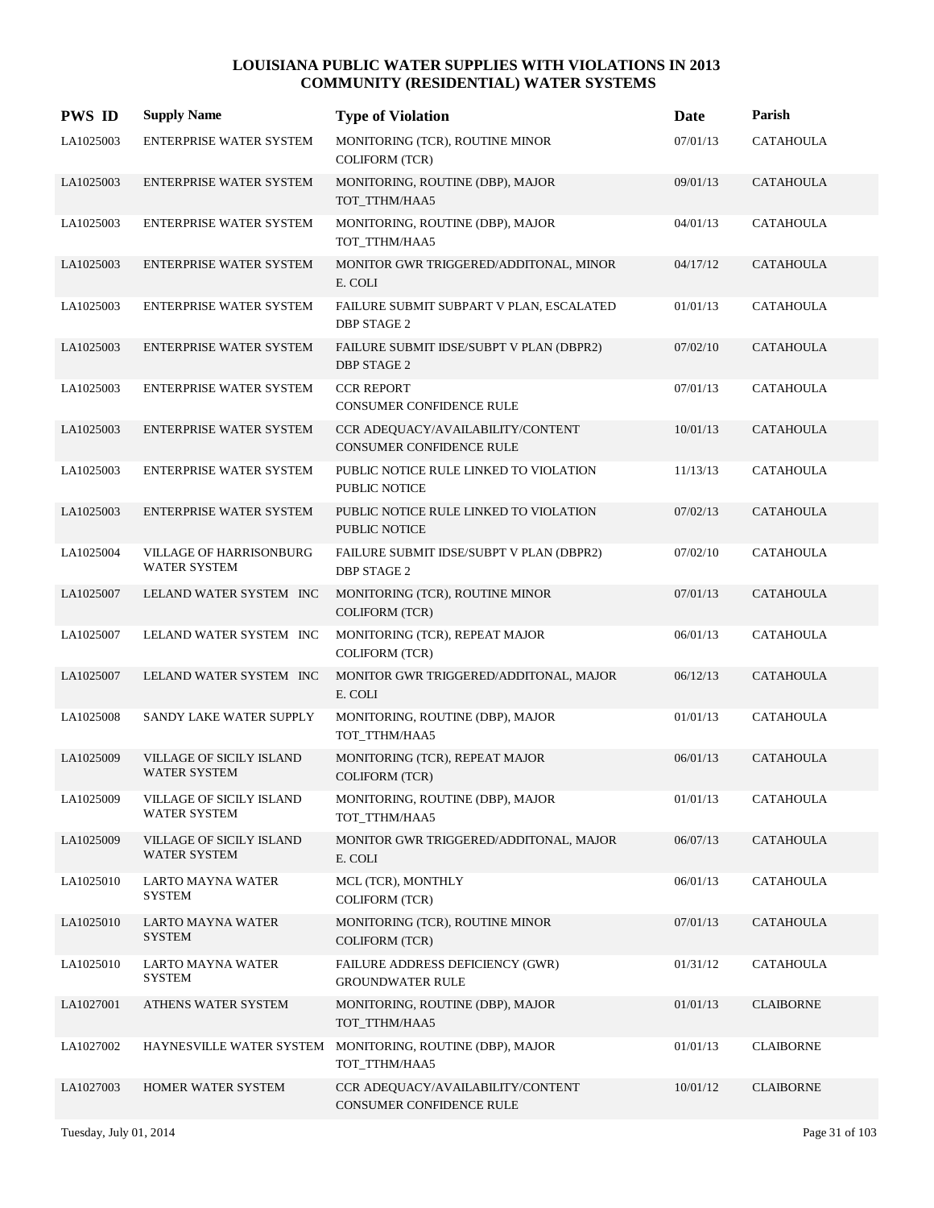# LOUISIANA PUBLIC WATER SUPPLIES WITH VIOLATIONS IN 2013
## COMMUNITY (RESIDENTIAL) WATER SYSTEMS

| PWS ID | Supply Name | Type of Violation | Date | Parish |
|---|---|---|---|---|
| LA1025003 | ENTERPRISE WATER SYSTEM | MONITORING (TCR), ROUTINE MINOR COLIFORM (TCR) | 07/01/13 | CATAHOULA |
| LA1025003 | ENTERPRISE WATER SYSTEM | MONITORING, ROUTINE (DBP), MAJOR TOT_TTHM/HAA5 | 09/01/13 | CATAHOULA |
| LA1025003 | ENTERPRISE WATER SYSTEM | MONITORING, ROUTINE (DBP), MAJOR TOT_TTHM/HAA5 | 04/01/13 | CATAHOULA |
| LA1025003 | ENTERPRISE WATER SYSTEM | MONITOR GWR TRIGGERED/ADDITONAL, MINOR E. COLI | 04/17/12 | CATAHOULA |
| LA1025003 | ENTERPRISE WATER SYSTEM | FAILURE SUBMIT SUBPART V PLAN, ESCALATED DBP STAGE 2 | 01/01/13 | CATAHOULA |
| LA1025003 | ENTERPRISE WATER SYSTEM | FAILURE SUBMIT IDSE/SUBPT V PLAN (DBPR2) DBP STAGE 2 | 07/02/10 | CATAHOULA |
| LA1025003 | ENTERPRISE WATER SYSTEM | CCR REPORT CONSUMER CONFIDENCE RULE | 07/01/13 | CATAHOULA |
| LA1025003 | ENTERPRISE WATER SYSTEM | CCR ADEQUACY/AVAILABILITY/CONTENT CONSUMER CONFIDENCE RULE | 10/01/13 | CATAHOULA |
| LA1025003 | ENTERPRISE WATER SYSTEM | PUBLIC NOTICE RULE LINKED TO VIOLATION PUBLIC NOTICE | 11/13/13 | CATAHOULA |
| LA1025003 | ENTERPRISE WATER SYSTEM | PUBLIC NOTICE RULE LINKED TO VIOLATION PUBLIC NOTICE | 07/02/13 | CATAHOULA |
| LA1025004 | VILLAGE OF HARRISONBURG WATER SYSTEM | FAILURE SUBMIT IDSE/SUBPT V PLAN (DBPR2) DBP STAGE 2 | 07/02/10 | CATAHOULA |
| LA1025007 | LELAND WATER SYSTEM INC | MONITORING (TCR), ROUTINE MINOR COLIFORM (TCR) | 07/01/13 | CATAHOULA |
| LA1025007 | LELAND WATER SYSTEM INC | MONITORING (TCR), REPEAT MAJOR COLIFORM (TCR) | 06/01/13 | CATAHOULA |
| LA1025007 | LELAND WATER SYSTEM INC | MONITOR GWR TRIGGERED/ADDITONAL, MAJOR E. COLI | 06/12/13 | CATAHOULA |
| LA1025008 | SANDY LAKE WATER SUPPLY | MONITORING, ROUTINE (DBP), MAJOR TOT_TTHM/HAA5 | 01/01/13 | CATAHOULA |
| LA1025009 | VILLAGE OF SICILY ISLAND WATER SYSTEM | MONITORING (TCR), REPEAT MAJOR COLIFORM (TCR) | 06/01/13 | CATAHOULA |
| LA1025009 | VILLAGE OF SICILY ISLAND WATER SYSTEM | MONITORING, ROUTINE (DBP), MAJOR TOT_TTHM/HAA5 | 01/01/13 | CATAHOULA |
| LA1025009 | VILLAGE OF SICILY ISLAND WATER SYSTEM | MONITOR GWR TRIGGERED/ADDITONAL, MAJOR E. COLI | 06/07/13 | CATAHOULA |
| LA1025010 | LARTO MAYNA WATER SYSTEM | MCL (TCR), MONTHLY COLIFORM (TCR) | 06/01/13 | CATAHOULA |
| LA1025010 | LARTO MAYNA WATER SYSTEM | MONITORING (TCR), ROUTINE MINOR COLIFORM (TCR) | 07/01/13 | CATAHOULA |
| LA1025010 | LARTO MAYNA WATER SYSTEM | FAILURE ADDRESS DEFICIENCY (GWR) GROUNDWATER RULE | 01/31/12 | CATAHOULA |
| LA1027001 | ATHENS WATER SYSTEM | MONITORING, ROUTINE (DBP), MAJOR TOT_TTHM/HAA5 | 01/01/13 | CLAIBORNE |
| LA1027002 | HAYNESVILLE WATER SYSTEM | MONITORING, ROUTINE (DBP), MAJOR TOT_TTHM/HAA5 | 01/01/13 | CLAIBORNE |
| LA1027003 | HOMER WATER SYSTEM | CCR ADEQUACY/AVAILABILITY/CONTENT CONSUMER CONFIDENCE RULE | 10/01/12 | CLAIBORNE |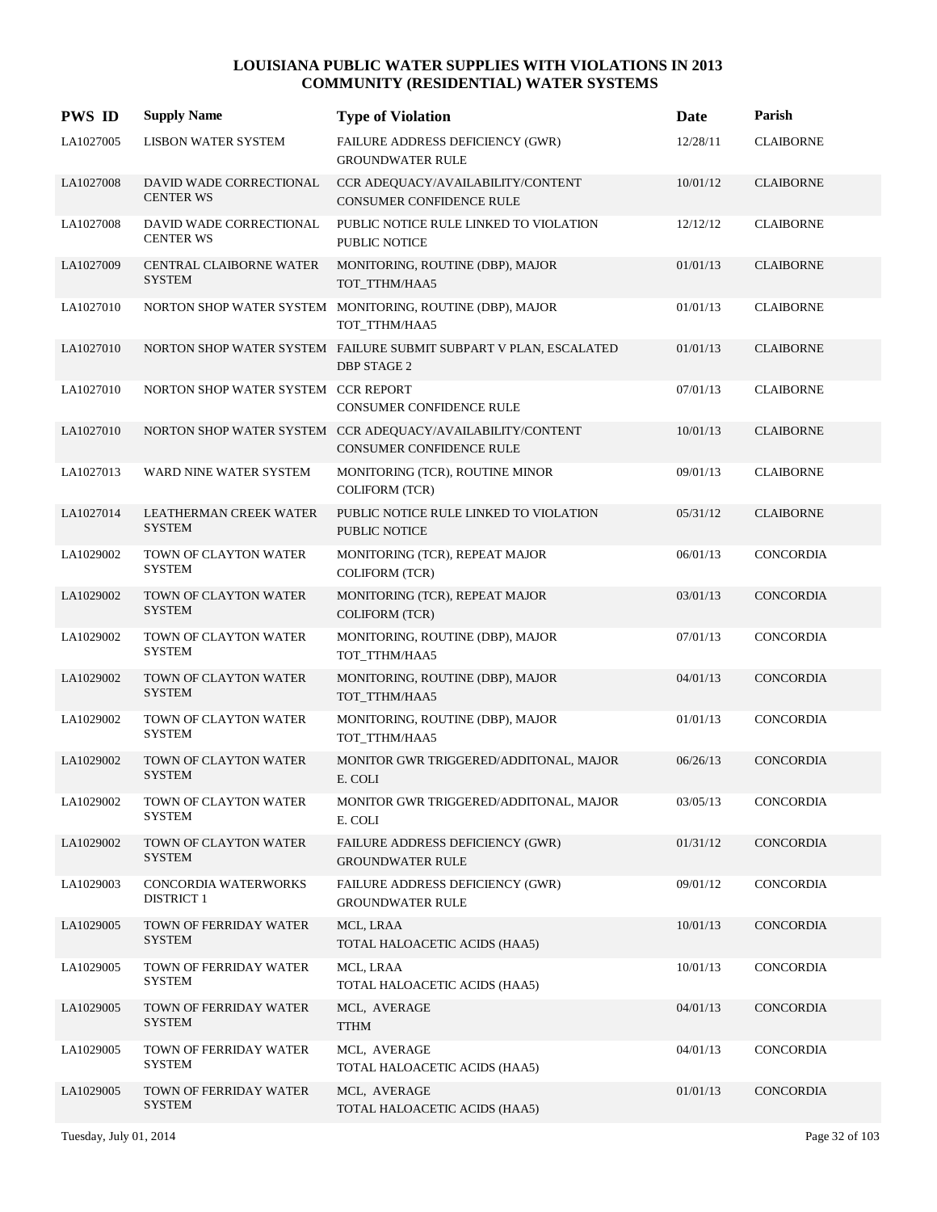# LOUISIANA PUBLIC WATER SUPPLIES WITH VIOLATIONS IN 2013
## COMMUNITY (RESIDENTIAL) WATER SYSTEMS

| PWS ID | Supply Name | Type of Violation | Date | Parish |
|---|---|---|---|---|
| LA1027005 | LISBON WATER SYSTEM | FAILURE ADDRESS DEFICIENCY (GWR) GROUNDWATER RULE | 12/28/11 | CLAIBORNE |
| LA1027008 | DAVID WADE CORRECTIONAL CENTER WS | CCR ADEQUACY/AVAILABILITY/CONTENT CONSUMER CONFIDENCE RULE | 10/01/12 | CLAIBORNE |
| LA1027008 | DAVID WADE CORRECTIONAL CENTER WS | PUBLIC NOTICE RULE LINKED TO VIOLATION PUBLIC NOTICE | 12/12/12 | CLAIBORNE |
| LA1027009 | CENTRAL CLAIBORNE WATER SYSTEM | MONITORING, ROUTINE (DBP), MAJOR TOT_TTHM/HAA5 | 01/01/13 | CLAIBORNE |
| LA1027010 | NORTON SHOP WATER SYSTEM | MONITORING, ROUTINE (DBP), MAJOR TOT_TTHM/HAA5 | 01/01/13 | CLAIBORNE |
| LA1027010 | NORTON SHOP WATER SYSTEM | FAILURE SUBMIT SUBPART V PLAN, ESCALATED DBP STAGE 2 | 01/01/13 | CLAIBORNE |
| LA1027010 | NORTON SHOP WATER SYSTEM | CCR REPORT CONSUMER CONFIDENCE RULE | 07/01/13 | CLAIBORNE |
| LA1027010 | NORTON SHOP WATER SYSTEM | CCR ADEQUACY/AVAILABILITY/CONTENT CONSUMER CONFIDENCE RULE | 10/01/13 | CLAIBORNE |
| LA1027013 | WARD NINE WATER SYSTEM | MONITORING (TCR), ROUTINE MINOR COLIFORM (TCR) | 09/01/13 | CLAIBORNE |
| LA1027014 | LEATHERMAN CREEK WATER SYSTEM | PUBLIC NOTICE RULE LINKED TO VIOLATION PUBLIC NOTICE | 05/31/12 | CLAIBORNE |
| LA1029002 | TOWN OF CLAYTON WATER SYSTEM | MONITORING (TCR), REPEAT MAJOR COLIFORM (TCR) | 06/01/13 | CONCORDIA |
| LA1029002 | TOWN OF CLAYTON WATER SYSTEM | MONITORING (TCR), REPEAT MAJOR COLIFORM (TCR) | 03/01/13 | CONCORDIA |
| LA1029002 | TOWN OF CLAYTON WATER SYSTEM | MONITORING, ROUTINE (DBP), MAJOR TOT_TTHM/HAA5 | 07/01/13 | CONCORDIA |
| LA1029002 | TOWN OF CLAYTON WATER SYSTEM | MONITORING, ROUTINE (DBP), MAJOR TOT_TTHM/HAA5 | 04/01/13 | CONCORDIA |
| LA1029002 | TOWN OF CLAYTON WATER SYSTEM | MONITORING, ROUTINE (DBP), MAJOR TOT_TTHM/HAA5 | 01/01/13 | CONCORDIA |
| LA1029002 | TOWN OF CLAYTON WATER SYSTEM | MONITOR GWR TRIGGERED/ADDITONAL, MAJOR E. COLI | 06/26/13 | CONCORDIA |
| LA1029002 | TOWN OF CLAYTON WATER SYSTEM | MONITOR GWR TRIGGERED/ADDITONAL, MAJOR E. COLI | 03/05/13 | CONCORDIA |
| LA1029002 | TOWN OF CLAYTON WATER SYSTEM | FAILURE ADDRESS DEFICIENCY (GWR) GROUNDWATER RULE | 01/31/12 | CONCORDIA |
| LA1029003 | CONCORDIA WATERWORKS DISTRICT 1 | FAILURE ADDRESS DEFICIENCY (GWR) GROUNDWATER RULE | 09/01/12 | CONCORDIA |
| LA1029005 | TOWN OF FERRIDAY WATER SYSTEM | MCL, LRAA TOTAL HALOACETIC ACIDS (HAA5) | 10/01/13 | CONCORDIA |
| LA1029005 | TOWN OF FERRIDAY WATER SYSTEM | MCL, LRAA TOTAL HALOACETIC ACIDS (HAA5) | 10/01/13 | CONCORDIA |
| LA1029005 | TOWN OF FERRIDAY WATER SYSTEM | MCL, AVERAGE TTHM | 04/01/13 | CONCORDIA |
| LA1029005 | TOWN OF FERRIDAY WATER SYSTEM | MCL, AVERAGE TOTAL HALOACETIC ACIDS (HAA5) | 04/01/13 | CONCORDIA |
| LA1029005 | TOWN OF FERRIDAY WATER SYSTEM | MCL, AVERAGE TOTAL HALOACETIC ACIDS (HAA5) | 01/01/13 | CONCORDIA |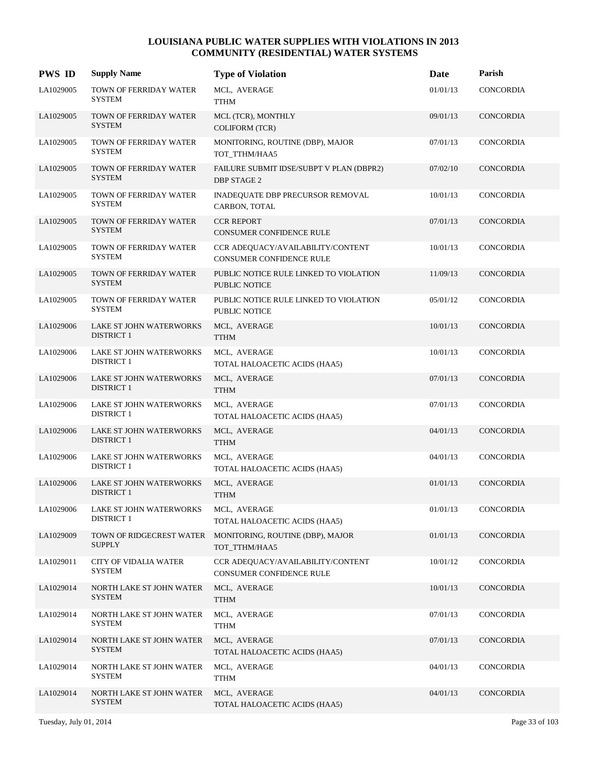# LOUISIANA PUBLIC WATER SUPPLIES WITH VIOLATIONS IN 2013
## COMMUNITY (RESIDENTIAL) WATER SYSTEMS

| PWS ID | Supply Name | Type of Violation | Date | Parish |
|---|---|---|---|---|
| LA1029005 | TOWN OF FERRIDAY WATER SYSTEM | MCL, AVERAGE<br>TTHM | 01/01/13 | CONCORDIA |
| LA1029005 | TOWN OF FERRIDAY WATER SYSTEM | MCL (TCR), MONTHLY<br>COLIFORM (TCR) | 09/01/13 | CONCORDIA |
| LA1029005 | TOWN OF FERRIDAY WATER SYSTEM | MONITORING, ROUTINE (DBP), MAJOR<br>TOT_TTHM/HAA5 | 07/01/13 | CONCORDIA |
| LA1029005 | TOWN OF FERRIDAY WATER SYSTEM | FAILURE SUBMIT IDSE/SUBPT V PLAN (DBPR2)<br>DBP STAGE 2 | 07/02/10 | CONCORDIA |
| LA1029005 | TOWN OF FERRIDAY WATER SYSTEM | INADEQUATE DBP PRECURSOR REMOVAL<br>CARBON, TOTAL | 10/01/13 | CONCORDIA |
| LA1029005 | TOWN OF FERRIDAY WATER SYSTEM | CCR REPORT<br>CONSUMER CONFIDENCE RULE | 07/01/13 | CONCORDIA |
| LA1029005 | TOWN OF FERRIDAY WATER SYSTEM | CCR ADEQUACY/AVAILABILITY/CONTENT<br>CONSUMER CONFIDENCE RULE | 10/01/13 | CONCORDIA |
| LA1029005 | TOWN OF FERRIDAY WATER SYSTEM | PUBLIC NOTICE RULE LINKED TO VIOLATION<br>PUBLIC NOTICE | 11/09/13 | CONCORDIA |
| LA1029005 | TOWN OF FERRIDAY WATER SYSTEM | PUBLIC NOTICE RULE LINKED TO VIOLATION<br>PUBLIC NOTICE | 05/01/12 | CONCORDIA |
| LA1029006 | LAKE ST JOHN WATERWORKS DISTRICT 1 | MCL, AVERAGE<br>TTHM | 10/01/13 | CONCORDIA |
| LA1029006 | LAKE ST JOHN WATERWORKS DISTRICT 1 | MCL, AVERAGE<br>TOTAL HALOACETIC ACIDS (HAA5) | 10/01/13 | CONCORDIA |
| LA1029006 | LAKE ST JOHN WATERWORKS DISTRICT 1 | MCL, AVERAGE<br>TTHM | 07/01/13 | CONCORDIA |
| LA1029006 | LAKE ST JOHN WATERWORKS DISTRICT 1 | MCL, AVERAGE<br>TOTAL HALOACETIC ACIDS (HAA5) | 07/01/13 | CONCORDIA |
| LA1029006 | LAKE ST JOHN WATERWORKS DISTRICT 1 | MCL, AVERAGE<br>TTHM | 04/01/13 | CONCORDIA |
| LA1029006 | LAKE ST JOHN WATERWORKS DISTRICT 1 | MCL, AVERAGE<br>TOTAL HALOACETIC ACIDS (HAA5) | 04/01/13 | CONCORDIA |
| LA1029006 | LAKE ST JOHN WATERWORKS DISTRICT 1 | MCL, AVERAGE<br>TTHM | 01/01/13 | CONCORDIA |
| LA1029006 | LAKE ST JOHN WATERWORKS DISTRICT 1 | MCL, AVERAGE<br>TOTAL HALOACETIC ACIDS (HAA5) | 01/01/13 | CONCORDIA |
| LA1029009 | TOWN OF RIDGECREST WATER SUPPLY | MONITORING, ROUTINE (DBP), MAJOR<br>TOT_TTHM/HAA5 | 01/01/13 | CONCORDIA |
| LA1029011 | CITY OF VIDALIA WATER SYSTEM | CCR ADEQUACY/AVAILABILITY/CONTENT<br>CONSUMER CONFIDENCE RULE | 10/01/12 | CONCORDIA |
| LA1029014 | NORTH LAKE ST JOHN WATER SYSTEM | MCL, AVERAGE<br>TTHM | 10/01/13 | CONCORDIA |
| LA1029014 | NORTH LAKE ST JOHN WATER SYSTEM | MCL, AVERAGE<br>TTHM | 07/01/13 | CONCORDIA |
| LA1029014 | NORTH LAKE ST JOHN WATER SYSTEM | MCL, AVERAGE<br>TOTAL HALOACETIC ACIDS (HAA5) | 07/01/13 | CONCORDIA |
| LA1029014 | NORTH LAKE ST JOHN WATER SYSTEM | MCL, AVERAGE<br>TTHM | 04/01/13 | CONCORDIA |
| LA1029014 | NORTH LAKE ST JOHN WATER SYSTEM | MCL, AVERAGE<br>TOTAL HALOACETIC ACIDS (HAA5) | 04/01/13 | CONCORDIA |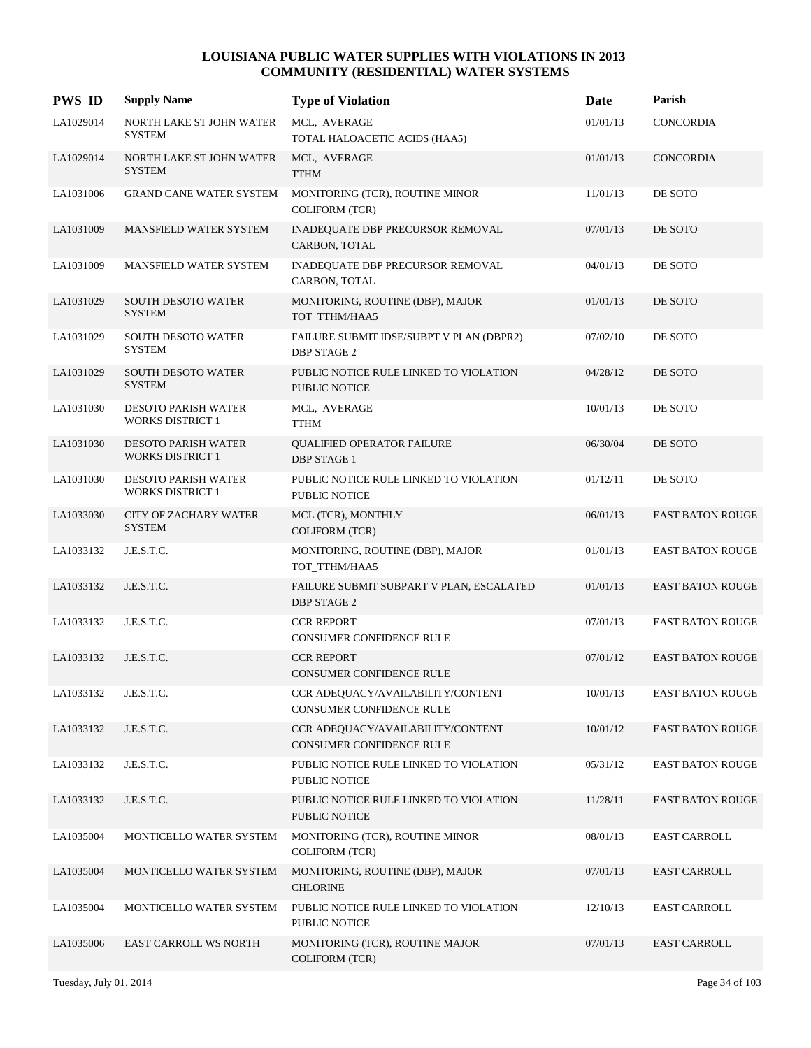# LOUISIANA PUBLIC WATER SUPPLIES WITH VIOLATIONS IN 2013
## COMMUNITY (RESIDENTIAL) WATER SYSTEMS

| PWS ID | Supply Name | Type of Violation | Date | Parish |
|---|---|---|---|---|
| LA1029014 | NORTH LAKE ST JOHN WATER SYSTEM | MCL, AVERAGE<br>TOTAL HALOACETIC ACIDS (HAA5) | 01/01/13 | CONCORDIA |
| LA1029014 | NORTH LAKE ST JOHN WATER SYSTEM | MCL, AVERAGE<br>TTHM | 01/01/13 | CONCORDIA |
| LA1031006 | GRAND CANE WATER SYSTEM | MONITORING (TCR), ROUTINE MINOR<br>COLIFORM (TCR) | 11/01/13 | DE SOTO |
| LA1031009 | MANSFIELD WATER SYSTEM | INADEQUATE DBP PRECURSOR REMOVAL<br>CARBON, TOTAL | 07/01/13 | DE SOTO |
| LA1031009 | MANSFIELD WATER SYSTEM | INADEQUATE DBP PRECURSOR REMOVAL<br>CARBON, TOTAL | 04/01/13 | DE SOTO |
| LA1031029 | SOUTH DESOTO WATER SYSTEM | MONITORING, ROUTINE (DBP), MAJOR<br>TOT_TTHM/HAA5 | 01/01/13 | DE SOTO |
| LA1031029 | SOUTH DESOTO WATER SYSTEM | FAILURE SUBMIT IDSE/SUBPT V PLAN (DBPR2)<br>DBP STAGE 2 | 07/02/10 | DE SOTO |
| LA1031029 | SOUTH DESOTO WATER SYSTEM | PUBLIC NOTICE RULE LINKED TO VIOLATION<br>PUBLIC NOTICE | 04/28/12 | DE SOTO |
| LA1031030 | DESOTO PARISH WATER WORKS DISTRICT 1 | MCL, AVERAGE<br>TTHM | 10/01/13 | DE SOTO |
| LA1031030 | DESOTO PARISH WATER WORKS DISTRICT 1 | QUALIFIED OPERATOR FAILURE<br>DBP STAGE 1 | 06/30/04 | DE SOTO |
| LA1031030 | DESOTO PARISH WATER WORKS DISTRICT 1 | PUBLIC NOTICE RULE LINKED TO VIOLATION<br>PUBLIC NOTICE | 01/12/11 | DE SOTO |
| LA1033030 | CITY OF ZACHARY WATER SYSTEM | MCL (TCR), MONTHLY<br>COLIFORM (TCR) | 06/01/13 | EAST BATON ROUGE |
| LA1033132 | J.E.S.T.C. | MONITORING, ROUTINE (DBP), MAJOR<br>TOT_TTHM/HAA5 | 01/01/13 | EAST BATON ROUGE |
| LA1033132 | J.E.S.T.C. | FAILURE SUBMIT SUBPART V PLAN, ESCALATED<br>DBP STAGE 2 | 01/01/13 | EAST BATON ROUGE |
| LA1033132 | J.E.S.T.C. | CCR REPORT<br>CONSUMER CONFIDENCE RULE | 07/01/13 | EAST BATON ROUGE |
| LA1033132 | J.E.S.T.C. | CCR REPORT<br>CONSUMER CONFIDENCE RULE | 07/01/12 | EAST BATON ROUGE |
| LA1033132 | J.E.S.T.C. | CCR ADEQUACY/AVAILABILITY/CONTENT<br>CONSUMER CONFIDENCE RULE | 10/01/13 | EAST BATON ROUGE |
| LA1033132 | J.E.S.T.C. | CCR ADEQUACY/AVAILABILITY/CONTENT<br>CONSUMER CONFIDENCE RULE | 10/01/12 | EAST BATON ROUGE |
| LA1033132 | J.E.S.T.C. | PUBLIC NOTICE RULE LINKED TO VIOLATION<br>PUBLIC NOTICE | 05/31/12 | EAST BATON ROUGE |
| LA1033132 | J.E.S.T.C. | PUBLIC NOTICE RULE LINKED TO VIOLATION<br>PUBLIC NOTICE | 11/28/11 | EAST BATON ROUGE |
| LA1035004 | MONTICELLO WATER SYSTEM | MONITORING (TCR), ROUTINE MINOR<br>COLIFORM (TCR) | 08/01/13 | EAST CARROLL |
| LA1035004 | MONTICELLO WATER SYSTEM | MONITORING, ROUTINE (DBP), MAJOR<br>CHLORINE | 07/01/13 | EAST CARROLL |
| LA1035004 | MONTICELLO WATER SYSTEM | PUBLIC NOTICE RULE LINKED TO VIOLATION<br>PUBLIC NOTICE | 12/10/13 | EAST CARROLL |
| LA1035006 | EAST CARROLL WS NORTH | MONITORING (TCR), ROUTINE MAJOR<br>COLIFORM (TCR) | 07/01/13 | EAST CARROLL |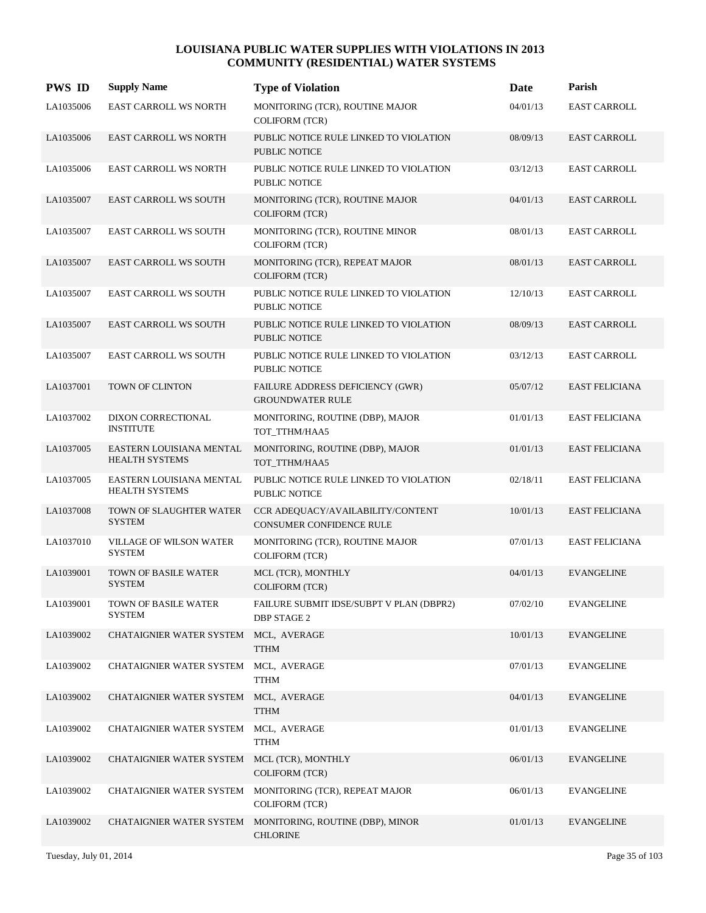# LOUISIANA PUBLIC WATER SUPPLIES WITH VIOLATIONS IN 2013
## COMMUNITY (RESIDENTIAL) WATER SYSTEMS

| PWS ID | Supply Name | Type of Violation | Date | Parish |
|---|---|---|---|---|
| LA1035006 | EAST CARROLL WS NORTH | MONITORING (TCR), ROUTINE MAJOR COLIFORM (TCR) | 04/01/13 | EAST CARROLL |
| LA1035006 | EAST CARROLL WS NORTH | PUBLIC NOTICE RULE LINKED TO VIOLATION PUBLIC NOTICE | 08/09/13 | EAST CARROLL |
| LA1035006 | EAST CARROLL WS NORTH | PUBLIC NOTICE RULE LINKED TO VIOLATION PUBLIC NOTICE | 03/12/13 | EAST CARROLL |
| LA1035007 | EAST CARROLL WS SOUTH | MONITORING (TCR), ROUTINE MAJOR COLIFORM (TCR) | 04/01/13 | EAST CARROLL |
| LA1035007 | EAST CARROLL WS SOUTH | MONITORING (TCR), ROUTINE MINOR COLIFORM (TCR) | 08/01/13 | EAST CARROLL |
| LA1035007 | EAST CARROLL WS SOUTH | MONITORING (TCR), REPEAT MAJOR COLIFORM (TCR) | 08/01/13 | EAST CARROLL |
| LA1035007 | EAST CARROLL WS SOUTH | PUBLIC NOTICE RULE LINKED TO VIOLATION PUBLIC NOTICE | 12/10/13 | EAST CARROLL |
| LA1035007 | EAST CARROLL WS SOUTH | PUBLIC NOTICE RULE LINKED TO VIOLATION PUBLIC NOTICE | 08/09/13 | EAST CARROLL |
| LA1035007 | EAST CARROLL WS SOUTH | PUBLIC NOTICE RULE LINKED TO VIOLATION PUBLIC NOTICE | 03/12/13 | EAST CARROLL |
| LA1037001 | TOWN OF CLINTON | FAILURE ADDRESS DEFICIENCY (GWR) GROUNDWATER RULE | 05/07/12 | EAST FELICIANA |
| LA1037002 | DIXON CORRECTIONAL INSTITUTE | MONITORING, ROUTINE (DBP), MAJOR TOT_TTHM/HAA5 | 01/01/13 | EAST FELICIANA |
| LA1037005 | EASTERN LOUISIANA MENTAL HEALTH SYSTEMS | MONITORING, ROUTINE (DBP), MAJOR TOT_TTHM/HAA5 | 01/01/13 | EAST FELICIANA |
| LA1037005 | EASTERN LOUISIANA MENTAL HEALTH SYSTEMS | PUBLIC NOTICE RULE LINKED TO VIOLATION PUBLIC NOTICE | 02/18/11 | EAST FELICIANA |
| LA1037008 | TOWN OF SLAUGHTER WATER SYSTEM | CCR ADEQUACY/AVAILABILITY/CONTENT CONSUMER CONFIDENCE RULE | 10/01/13 | EAST FELICIANA |
| LA1037010 | VILLAGE OF WILSON WATER SYSTEM | MONITORING (TCR), ROUTINE MAJOR COLIFORM (TCR) | 07/01/13 | EAST FELICIANA |
| LA1039001 | TOWN OF BASILE WATER SYSTEM | MCL (TCR), MONTHLY COLIFORM (TCR) | 04/01/13 | EVANGELINE |
| LA1039001 | TOWN OF BASILE WATER SYSTEM | FAILURE SUBMIT IDSE/SUBPT V PLAN (DBPR2) DBP STAGE 2 | 07/02/10 | EVANGELINE |
| LA1039002 | CHATAIGNIER WATER SYSTEM | MCL, AVERAGE TTHM | 10/01/13 | EVANGELINE |
| LA1039002 | CHATAIGNIER WATER SYSTEM | MCL, AVERAGE TTHM | 07/01/13 | EVANGELINE |
| LA1039002 | CHATAIGNIER WATER SYSTEM | MCL, AVERAGE TTHM | 04/01/13 | EVANGELINE |
| LA1039002 | CHATAIGNIER WATER SYSTEM | MCL, AVERAGE TTHM | 01/01/13 | EVANGELINE |
| LA1039002 | CHATAIGNIER WATER SYSTEM | MCL (TCR), MONTHLY COLIFORM (TCR) | 06/01/13 | EVANGELINE |
| LA1039002 | CHATAIGNIER WATER SYSTEM | MONITORING (TCR), REPEAT MAJOR COLIFORM (TCR) | 06/01/13 | EVANGELINE |
| LA1039002 | CHATAIGNIER WATER SYSTEM | MONITORING, ROUTINE (DBP), MINOR CHLORINE | 01/01/13 | EVANGELINE |

Tuesday, July 01, 2014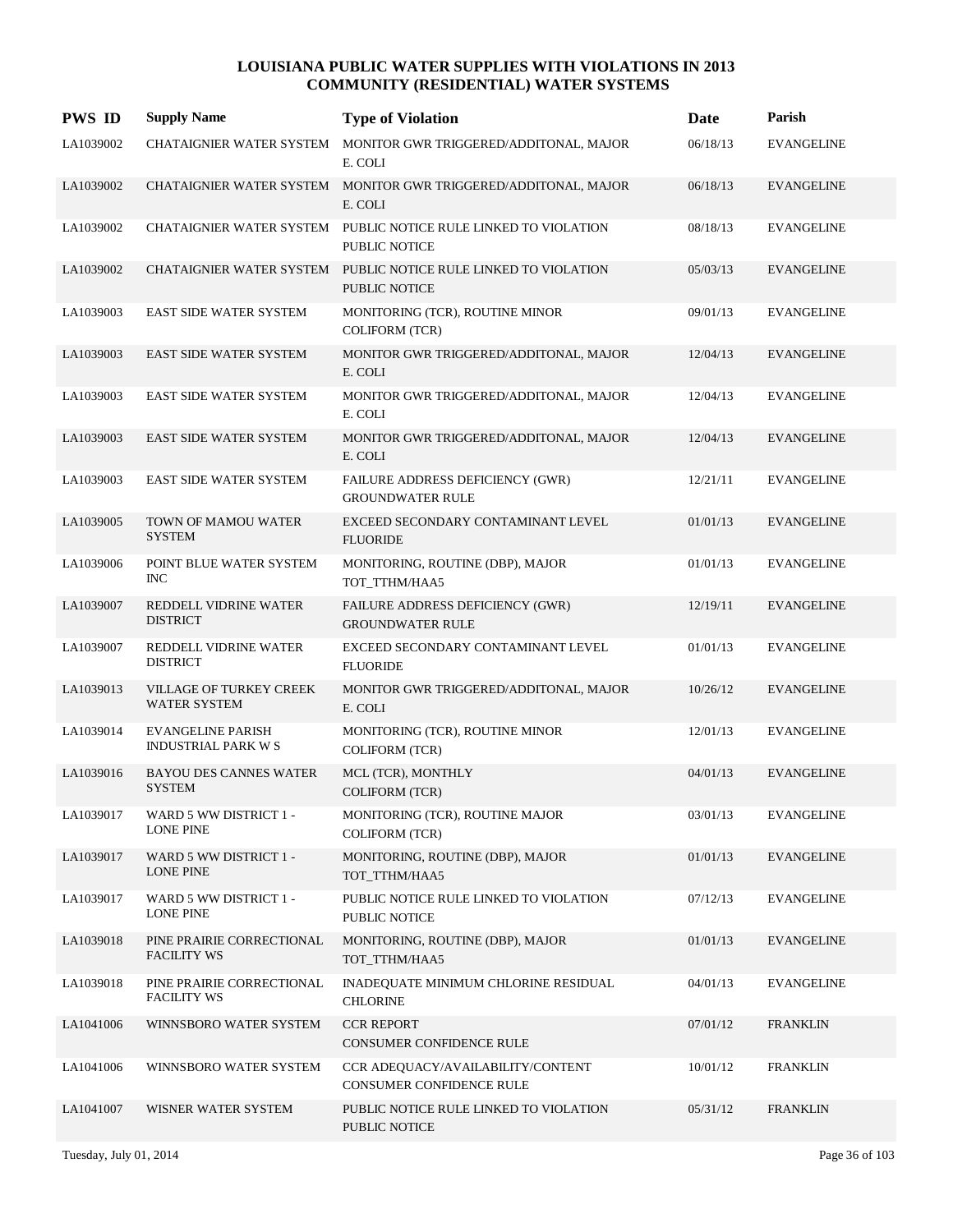# LOUISIANA PUBLIC WATER SUPPLIES WITH VIOLATIONS IN 2013
## COMMUNITY (RESIDENTIAL) WATER SYSTEMS

| PWS ID | Supply Name | Type of Violation | Date | Parish |
|---|---|---|---|---|
| LA1039002 | CHATAIGNIER WATER SYSTEM | MONITOR GWR TRIGGERED/ADDITONAL, MAJOR E. COLI | 06/18/13 | EVANGELINE |
| LA1039002 | CHATAIGNIER WATER SYSTEM | MONITOR GWR TRIGGERED/ADDITONAL, MAJOR E. COLI | 06/18/13 | EVANGELINE |
| LA1039002 | CHATAIGNIER WATER SYSTEM | PUBLIC NOTICE RULE LINKED TO VIOLATION PUBLIC NOTICE | 08/18/13 | EVANGELINE |
| LA1039002 | CHATAIGNIER WATER SYSTEM | PUBLIC NOTICE RULE LINKED TO VIOLATION PUBLIC NOTICE | 05/03/13 | EVANGELINE |
| LA1039003 | EAST SIDE WATER SYSTEM | MONITORING (TCR), ROUTINE MINOR COLIFORM (TCR) | 09/01/13 | EVANGELINE |
| LA1039003 | EAST SIDE WATER SYSTEM | MONITOR GWR TRIGGERED/ADDITONAL, MAJOR E. COLI | 12/04/13 | EVANGELINE |
| LA1039003 | EAST SIDE WATER SYSTEM | MONITOR GWR TRIGGERED/ADDITONAL, MAJOR E. COLI | 12/04/13 | EVANGELINE |
| LA1039003 | EAST SIDE WATER SYSTEM | MONITOR GWR TRIGGERED/ADDITONAL, MAJOR E. COLI | 12/04/13 | EVANGELINE |
| LA1039003 | EAST SIDE WATER SYSTEM | FAILURE ADDRESS DEFICIENCY (GWR) GROUNDWATER RULE | 12/21/11 | EVANGELINE |
| LA1039005 | TOWN OF MAMOU WATER SYSTEM | EXCEED SECONDARY CONTAMINANT LEVEL FLUORIDE | 01/01/13 | EVANGELINE |
| LA1039006 | POINT BLUE WATER SYSTEM INC | MONITORING, ROUTINE (DBP), MAJOR TOT_TTHM/HAA5 | 01/01/13 | EVANGELINE |
| LA1039007 | REDDELL VIDRINE WATER DISTRICT | FAILURE ADDRESS DEFICIENCY (GWR) GROUNDWATER RULE | 12/19/11 | EVANGELINE |
| LA1039007 | REDDELL VIDRINE WATER DISTRICT | EXCEED SECONDARY CONTAMINANT LEVEL FLUORIDE | 01/01/13 | EVANGELINE |
| LA1039013 | VILLAGE OF TURKEY CREEK WATER SYSTEM | MONITOR GWR TRIGGERED/ADDITONAL, MAJOR E. COLI | 10/26/12 | EVANGELINE |
| LA1039014 | EVANGELINE PARISH INDUSTRIAL PARK W S | MONITORING (TCR), ROUTINE MINOR COLIFORM (TCR) | 12/01/13 | EVANGELINE |
| LA1039016 | BAYOU DES CANNES WATER SYSTEM | MCL (TCR), MONTHLY COLIFORM (TCR) | 04/01/13 | EVANGELINE |
| LA1039017 | WARD 5 WW DISTRICT 1 - LONE PINE | MONITORING (TCR), ROUTINE MAJOR COLIFORM (TCR) | 03/01/13 | EVANGELINE |
| LA1039017 | WARD 5 WW DISTRICT 1 - LONE PINE | MONITORING, ROUTINE (DBP), MAJOR TOT_TTHM/HAA5 | 01/01/13 | EVANGELINE |
| LA1039017 | WARD 5 WW DISTRICT 1 - LONE PINE | PUBLIC NOTICE RULE LINKED TO VIOLATION PUBLIC NOTICE | 07/12/13 | EVANGELINE |
| LA1039018 | PINE PRAIRIE CORRECTIONAL FACILITY WS | MONITORING, ROUTINE (DBP), MAJOR TOT_TTHM/HAA5 | 01/01/13 | EVANGELINE |
| LA1039018 | PINE PRAIRIE CORRECTIONAL FACILITY WS | INADEQUATE MINIMUM CHLORINE RESIDUAL CHLORINE | 04/01/13 | EVANGELINE |
| LA1041006 | WINNSBORO WATER SYSTEM | CCR REPORT CONSUMER CONFIDENCE RULE | 07/01/12 | FRANKLIN |
| LA1041006 | WINNSBORO WATER SYSTEM | CCR ADEQUACY/AVAILABILITY/CONTENT CONSUMER CONFIDENCE RULE | 10/01/12 | FRANKLIN |
| LA1041007 | WISNER WATER SYSTEM | PUBLIC NOTICE RULE LINKED TO VIOLATION PUBLIC NOTICE | 05/31/12 | FRANKLIN |

Tuesday, July 01, 2014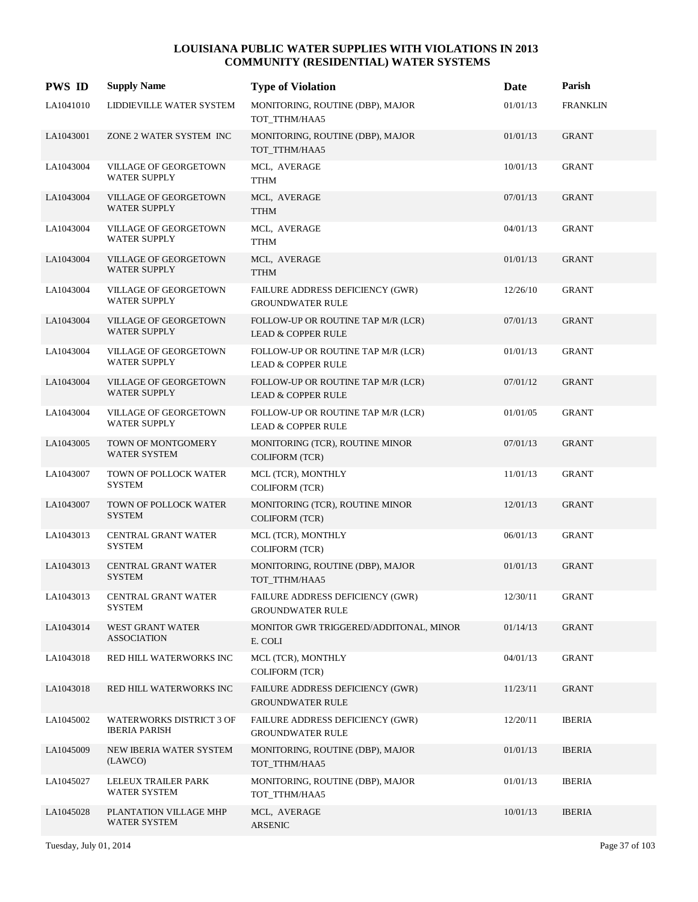# LOUISIANA PUBLIC WATER SUPPLIES WITH VIOLATIONS IN 2013
## COMMUNITY (RESIDENTIAL) WATER SYSTEMS

| PWS ID | Supply Name | Type of Violation | Date | Parish |
|---|---|---|---|---|
| LA1041010 | LIDDIEVILLE WATER SYSTEM | MONITORING, ROUTINE (DBP), MAJOR TOT_TTHM/HAA5 | 01/01/13 | FRANKLIN |
| LA1043001 | ZONE 2 WATER SYSTEM INC | MONITORING, ROUTINE (DBP), MAJOR TOT_TTHM/HAA5 | 01/01/13 | GRANT |
| LA1043004 | VILLAGE OF GEORGETOWN WATER SUPPLY | MCL, AVERAGE TTHM | 10/01/13 | GRANT |
| LA1043004 | VILLAGE OF GEORGETOWN WATER SUPPLY | MCL, AVERAGE TTHM | 07/01/13 | GRANT |
| LA1043004 | VILLAGE OF GEORGETOWN WATER SUPPLY | MCL, AVERAGE TTHM | 04/01/13 | GRANT |
| LA1043004 | VILLAGE OF GEORGETOWN WATER SUPPLY | MCL, AVERAGE TTHM | 01/01/13 | GRANT |
| LA1043004 | VILLAGE OF GEORGETOWN WATER SUPPLY | FAILURE ADDRESS DEFICIENCY (GWR) GROUNDWATER RULE | 12/26/10 | GRANT |
| LA1043004 | VILLAGE OF GEORGETOWN WATER SUPPLY | FOLLOW-UP OR ROUTINE TAP M/R (LCR) LEAD & COPPER RULE | 07/01/13 | GRANT |
| LA1043004 | VILLAGE OF GEORGETOWN WATER SUPPLY | FOLLOW-UP OR ROUTINE TAP M/R (LCR) LEAD & COPPER RULE | 01/01/13 | GRANT |
| LA1043004 | VILLAGE OF GEORGETOWN WATER SUPPLY | FOLLOW-UP OR ROUTINE TAP M/R (LCR) LEAD & COPPER RULE | 07/01/12 | GRANT |
| LA1043004 | VILLAGE OF GEORGETOWN WATER SUPPLY | FOLLOW-UP OR ROUTINE TAP M/R (LCR) LEAD & COPPER RULE | 01/01/05 | GRANT |
| LA1043005 | TOWN OF MONTGOMERY WATER SYSTEM | MONITORING (TCR), ROUTINE MINOR COLIFORM (TCR) | 07/01/13 | GRANT |
| LA1043007 | TOWN OF POLLOCK WATER SYSTEM | MCL (TCR), MONTHLY COLIFORM (TCR) | 11/01/13 | GRANT |
| LA1043007 | TOWN OF POLLOCK WATER SYSTEM | MONITORING (TCR), ROUTINE MINOR COLIFORM (TCR) | 12/01/13 | GRANT |
| LA1043013 | CENTRAL GRANT WATER SYSTEM | MCL (TCR), MONTHLY COLIFORM (TCR) | 06/01/13 | GRANT |
| LA1043013 | CENTRAL GRANT WATER SYSTEM | MONITORING, ROUTINE (DBP), MAJOR TOT_TTHM/HAA5 | 01/01/13 | GRANT |
| LA1043013 | CENTRAL GRANT WATER SYSTEM | FAILURE ADDRESS DEFICIENCY (GWR) GROUNDWATER RULE | 12/30/11 | GRANT |
| LA1043014 | WEST GRANT WATER ASSOCIATION | MONITOR GWR TRIGGERED/ADDITONAL, MINOR E. COLI | 01/14/13 | GRANT |
| LA1043018 | RED HILL WATERWORKS INC | MCL (TCR), MONTHLY COLIFORM (TCR) | 04/01/13 | GRANT |
| LA1043018 | RED HILL WATERWORKS INC | FAILURE ADDRESS DEFICIENCY (GWR) GROUNDWATER RULE | 11/23/11 | GRANT |
| LA1045002 | WATERWORKS DISTRICT 3 OF IBERIA PARISH | FAILURE ADDRESS DEFICIENCY (GWR) GROUNDWATER RULE | 12/20/11 | IBERIA |
| LA1045009 | NEW IBERIA WATER SYSTEM (LAWCO) | MONITORING, ROUTINE (DBP), MAJOR TOT_TTHM/HAA5 | 01/01/13 | IBERIA |
| LA1045027 | LELEUX TRAILER PARK WATER SYSTEM | MONITORING, ROUTINE (DBP), MAJOR TOT_TTHM/HAA5 | 01/01/13 | IBERIA |
| LA1045028 | PLANTATION VILLAGE MHP WATER SYSTEM | MCL, AVERAGE ARSENIC | 10/01/13 | IBERIA |

Tuesday, July 01, 2014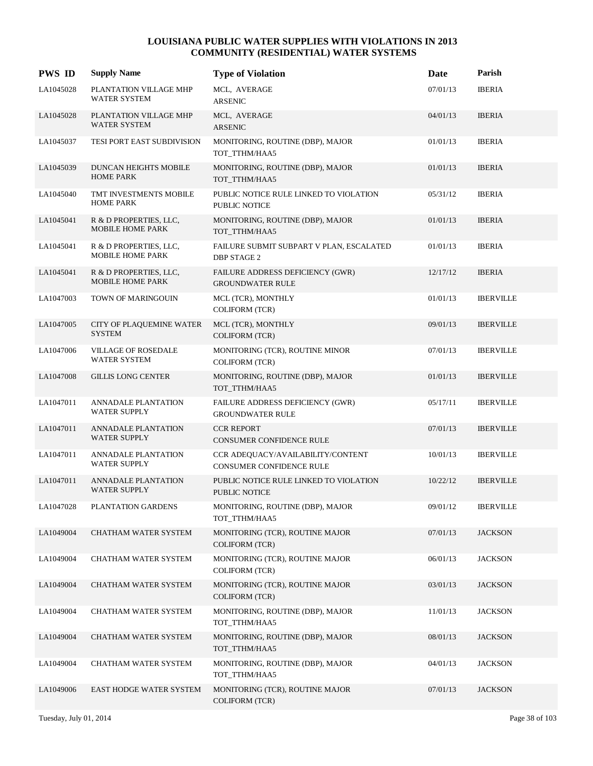# LOUISIANA PUBLIC WATER SUPPLIES WITH VIOLATIONS IN 2013
## COMMUNITY (RESIDENTIAL) WATER SYSTEMS

| PWS ID | Supply Name | Type of Violation | Date | Parish |
|---|---|---|---|---|
| LA1045028 | PLANTATION VILLAGE MHP WATER SYSTEM | MCL, AVERAGE ARSENIC | 07/01/13 | IBERIA |
| LA1045028 | PLANTATION VILLAGE MHP WATER SYSTEM | MCL, AVERAGE ARSENIC | 04/01/13 | IBERIA |
| LA1045037 | TESI PORT EAST SUBDIVISION | MONITORING, ROUTINE (DBP), MAJOR TOT_TTHM/HAA5 | 01/01/13 | IBERIA |
| LA1045039 | DUNCAN HEIGHTS MOBILE HOME PARK | MONITORING, ROUTINE (DBP), MAJOR TOT_TTHM/HAA5 | 01/01/13 | IBERIA |
| LA1045040 | TMT INVESTMENTS MOBILE HOME PARK | PUBLIC NOTICE RULE LINKED TO VIOLATION PUBLIC NOTICE | 05/31/12 | IBERIA |
| LA1045041 | R & D PROPERTIES, LLC, MOBILE HOME PARK | MONITORING, ROUTINE (DBP), MAJOR TOT_TTHM/HAA5 | 01/01/13 | IBERIA |
| LA1045041 | R & D PROPERTIES, LLC, MOBILE HOME PARK | FAILURE SUBMIT SUBPART V PLAN, ESCALATED DBP STAGE 2 | 01/01/13 | IBERIA |
| LA1045041 | R & D PROPERTIES, LLC, MOBILE HOME PARK | FAILURE ADDRESS DEFICIENCY (GWR) GROUNDWATER RULE | 12/17/12 | IBERIA |
| LA1047003 | TOWN OF MARINGOUIN | MCL (TCR), MONTHLY COLIFORM (TCR) | 01/01/13 | IBERVILLE |
| LA1047005 | CITY OF PLAQUEMINE WATER SYSTEM | MCL (TCR), MONTHLY COLIFORM (TCR) | 09/01/13 | IBERVILLE |
| LA1047006 | VILLAGE OF ROSEDALE WATER SYSTEM | MONITORING (TCR), ROUTINE MINOR COLIFORM (TCR) | 07/01/13 | IBERVILLE |
| LA1047008 | GILLIS LONG CENTER | MONITORING, ROUTINE (DBP), MAJOR TOT_TTHM/HAA5 | 01/01/13 | IBERVILLE |
| LA1047011 | ANNADALE PLANTATION WATER SUPPLY | FAILURE ADDRESS DEFICIENCY (GWR) GROUNDWATER RULE | 05/17/11 | IBERVILLE |
| LA1047011 | ANNADALE PLANTATION WATER SUPPLY | CCR REPORT CONSUMER CONFIDENCE RULE | 07/01/13 | IBERVILLE |
| LA1047011 | ANNADALE PLANTATION WATER SUPPLY | CCR ADEQUACY/AVAILABILITY/CONTENT CONSUMER CONFIDENCE RULE | 10/01/13 | IBERVILLE |
| LA1047011 | ANNADALE PLANTATION WATER SUPPLY | PUBLIC NOTICE RULE LINKED TO VIOLATION PUBLIC NOTICE | 10/22/12 | IBERVILLE |
| LA1047028 | PLANTATION GARDENS | MONITORING, ROUTINE (DBP), MAJOR TOT_TTHM/HAA5 | 09/01/12 | IBERVILLE |
| LA1049004 | CHATHAM WATER SYSTEM | MONITORING (TCR), ROUTINE MAJOR COLIFORM (TCR) | 07/01/13 | JACKSON |
| LA1049004 | CHATHAM WATER SYSTEM | MONITORING (TCR), ROUTINE MAJOR COLIFORM (TCR) | 06/01/13 | JACKSON |
| LA1049004 | CHATHAM WATER SYSTEM | MONITORING (TCR), ROUTINE MAJOR COLIFORM (TCR) | 03/01/13 | JACKSON |
| LA1049004 | CHATHAM WATER SYSTEM | MONITORING, ROUTINE (DBP), MAJOR TOT_TTHM/HAA5 | 11/01/13 | JACKSON |
| LA1049004 | CHATHAM WATER SYSTEM | MONITORING, ROUTINE (DBP), MAJOR TOT_TTHM/HAA5 | 08/01/13 | JACKSON |
| LA1049004 | CHATHAM WATER SYSTEM | MONITORING, ROUTINE (DBP), MAJOR TOT_TTHM/HAA5 | 04/01/13 | JACKSON |
| LA1049006 | EAST HODGE WATER SYSTEM | MONITORING (TCR), ROUTINE MAJOR COLIFORM (TCR) | 07/01/13 | JACKSON |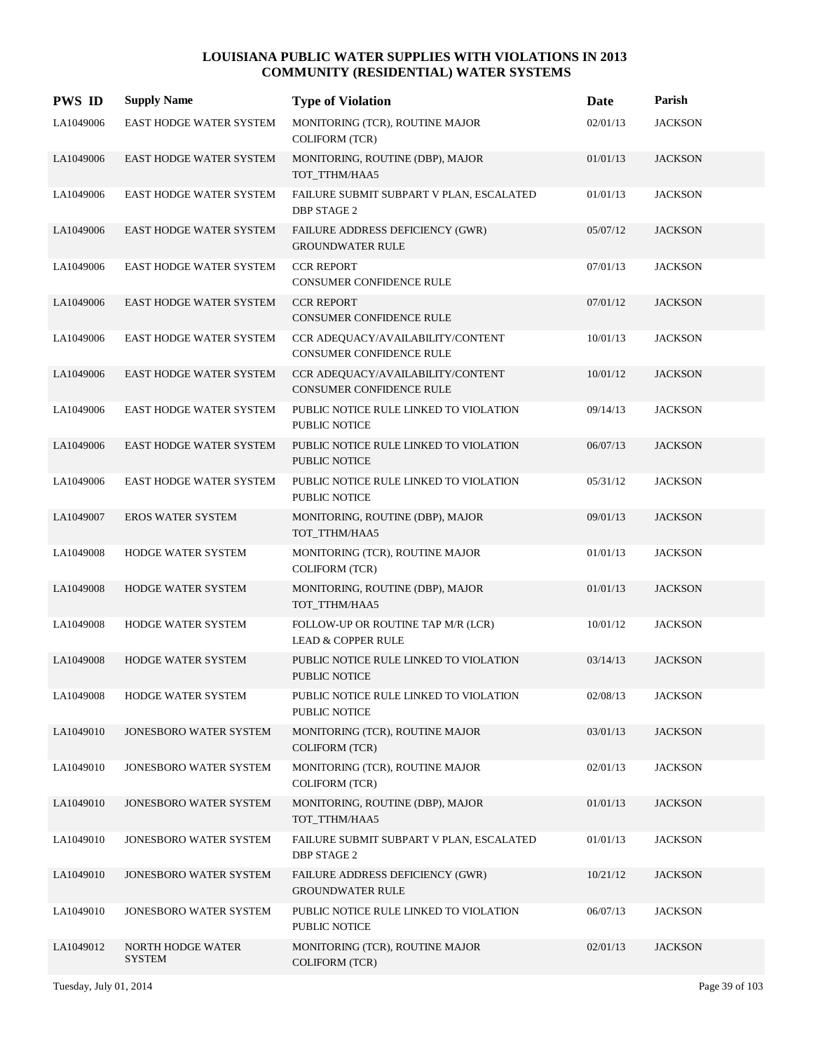# LOUISIANA PUBLIC WATER SUPPLIES WITH VIOLATIONS IN 2013
## COMMUNITY (RESIDENTIAL) WATER SYSTEMS

| PWS ID | Supply Name | Type of Violation | Date | Parish |
|---|---|---|---|---|
| LA1049006 | EAST HODGE WATER SYSTEM | MONITORING (TCR), ROUTINE MAJOR COLIFORM (TCR) | 02/01/13 | JACKSON |
| LA1049006 | EAST HODGE WATER SYSTEM | MONITORING, ROUTINE (DBP), MAJOR TOT_TTHM/HAA5 | 01/01/13 | JACKSON |
| LA1049006 | EAST HODGE WATER SYSTEM | FAILURE SUBMIT SUBPART V PLAN, ESCALATED DBP STAGE 2 | 01/01/13 | JACKSON |
| LA1049006 | EAST HODGE WATER SYSTEM | FAILURE ADDRESS DEFICIENCY (GWR) GROUNDWATER RULE | 05/07/12 | JACKSON |
| LA1049006 | EAST HODGE WATER SYSTEM | CCR REPORT CONSUMER CONFIDENCE RULE | 07/01/13 | JACKSON |
| LA1049006 | EAST HODGE WATER SYSTEM | CCR REPORT CONSUMER CONFIDENCE RULE | 07/01/12 | JACKSON |
| LA1049006 | EAST HODGE WATER SYSTEM | CCR ADEQUACY/AVAILABILITY/CONTENT CONSUMER CONFIDENCE RULE | 10/01/13 | JACKSON |
| LA1049006 | EAST HODGE WATER SYSTEM | CCR ADEQUACY/AVAILABILITY/CONTENT CONSUMER CONFIDENCE RULE | 10/01/12 | JACKSON |
| LA1049006 | EAST HODGE WATER SYSTEM | PUBLIC NOTICE RULE LINKED TO VIOLATION PUBLIC NOTICE | 09/14/13 | JACKSON |
| LA1049006 | EAST HODGE WATER SYSTEM | PUBLIC NOTICE RULE LINKED TO VIOLATION PUBLIC NOTICE | 06/07/13 | JACKSON |
| LA1049006 | EAST HODGE WATER SYSTEM | PUBLIC NOTICE RULE LINKED TO VIOLATION PUBLIC NOTICE | 05/31/12 | JACKSON |
| LA1049007 | EROS WATER SYSTEM | MONITORING, ROUTINE (DBP), MAJOR TOT_TTHM/HAA5 | 09/01/13 | JACKSON |
| LA1049008 | HODGE WATER SYSTEM | MONITORING (TCR), ROUTINE MAJOR COLIFORM (TCR) | 01/01/13 | JACKSON |
| LA1049008 | HODGE WATER SYSTEM | MONITORING, ROUTINE (DBP), MAJOR TOT_TTHM/HAA5 | 01/01/13 | JACKSON |
| LA1049008 | HODGE WATER SYSTEM | FOLLOW-UP OR ROUTINE TAP M/R (LCR) LEAD & COPPER RULE | 10/01/12 | JACKSON |
| LA1049008 | HODGE WATER SYSTEM | PUBLIC NOTICE RULE LINKED TO VIOLATION PUBLIC NOTICE | 03/14/13 | JACKSON |
| LA1049008 | HODGE WATER SYSTEM | PUBLIC NOTICE RULE LINKED TO VIOLATION PUBLIC NOTICE | 02/08/13 | JACKSON |
| LA1049010 | JONESBORO WATER SYSTEM | MONITORING (TCR), ROUTINE MAJOR COLIFORM (TCR) | 03/01/13 | JACKSON |
| LA1049010 | JONESBORO WATER SYSTEM | MONITORING (TCR), ROUTINE MAJOR COLIFORM (TCR) | 02/01/13 | JACKSON |
| LA1049010 | JONESBORO WATER SYSTEM | MONITORING, ROUTINE (DBP), MAJOR TOT_TTHM/HAA5 | 01/01/13 | JACKSON |
| LA1049010 | JONESBORO WATER SYSTEM | FAILURE SUBMIT SUBPART V PLAN, ESCALATED DBP STAGE 2 | 01/01/13 | JACKSON |
| LA1049010 | JONESBORO WATER SYSTEM | FAILURE ADDRESS DEFICIENCY (GWR) GROUNDWATER RULE | 10/21/12 | JACKSON |
| LA1049010 | JONESBORO WATER SYSTEM | PUBLIC NOTICE RULE LINKED TO VIOLATION PUBLIC NOTICE | 06/07/13 | JACKSON |
| LA1049012 | NORTH HODGE WATER SYSTEM | MONITORING (TCR), ROUTINE MAJOR COLIFORM (TCR) | 02/01/13 | JACKSON |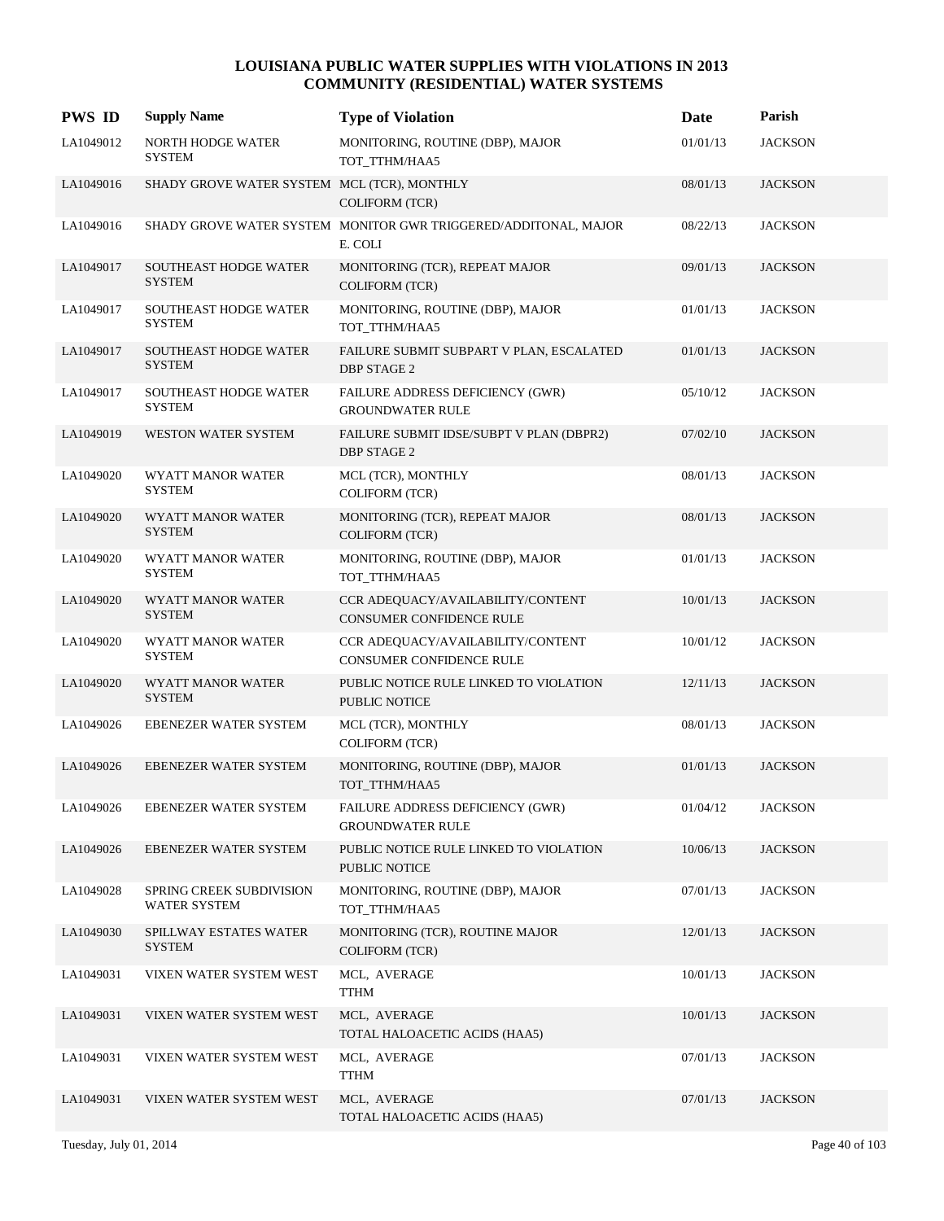# LOUISIANA PUBLIC WATER SUPPLIES WITH VIOLATIONS IN 2013
## COMMUNITY (RESIDENTIAL) WATER SYSTEMS

| PWS ID | Supply Name | Type of Violation | Date | Parish |
|---|---|---|---|---|
| LA1049012 | NORTH HODGE WATER SYSTEM | MONITORING, ROUTINE (DBP), MAJOR TOT_TTHM/HAA5 | 01/01/13 | JACKSON |
| LA1049016 | SHADY GROVE WATER SYSTEM | MCL (TCR), MONTHLY COLIFORM (TCR) | 08/01/13 | JACKSON |
| LA1049016 | SHADY GROVE WATER SYSTEM | MONITOR GWR TRIGGERED/ADDITONAL, MAJOR E. COLI | 08/22/13 | JACKSON |
| LA1049017 | SOUTHEAST HODGE WATER SYSTEM | MONITORING (TCR), REPEAT MAJOR COLIFORM (TCR) | 09/01/13 | JACKSON |
| LA1049017 | SOUTHEAST HODGE WATER SYSTEM | MONITORING, ROUTINE (DBP), MAJOR TOT_TTHM/HAA5 | 01/01/13 | JACKSON |
| LA1049017 | SOUTHEAST HODGE WATER SYSTEM | FAILURE SUBMIT SUBPART V PLAN, ESCALATED DBP STAGE 2 | 01/01/13 | JACKSON |
| LA1049017 | SOUTHEAST HODGE WATER SYSTEM | FAILURE ADDRESS DEFICIENCY (GWR) GROUNDWATER RULE | 05/10/12 | JACKSON |
| LA1049019 | WESTON WATER SYSTEM | FAILURE SUBMIT IDSE/SUBPT V PLAN (DBPR2) DBP STAGE 2 | 07/02/10 | JACKSON |
| LA1049020 | WYATT MANOR WATER SYSTEM | MCL (TCR), MONTHLY COLIFORM (TCR) | 08/01/13 | JACKSON |
| LA1049020 | WYATT MANOR WATER SYSTEM | MONITORING (TCR), REPEAT MAJOR COLIFORM (TCR) | 08/01/13 | JACKSON |
| LA1049020 | WYATT MANOR WATER SYSTEM | MONITORING, ROUTINE (DBP), MAJOR TOT_TTHM/HAA5 | 01/01/13 | JACKSON |
| LA1049020 | WYATT MANOR WATER SYSTEM | CCR ADEQUACY/AVAILABILITY/CONTENT CONSUMER CONFIDENCE RULE | 10/01/13 | JACKSON |
| LA1049020 | WYATT MANOR WATER SYSTEM | CCR ADEQUACY/AVAILABILITY/CONTENT CONSUMER CONFIDENCE RULE | 10/01/12 | JACKSON |
| LA1049020 | WYATT MANOR WATER SYSTEM | PUBLIC NOTICE RULE LINKED TO VIOLATION PUBLIC NOTICE | 12/11/13 | JACKSON |
| LA1049026 | EBENEZER WATER SYSTEM | MCL (TCR), MONTHLY COLIFORM (TCR) | 08/01/13 | JACKSON |
| LA1049026 | EBENEZER WATER SYSTEM | MONITORING, ROUTINE (DBP), MAJOR TOT_TTHM/HAA5 | 01/01/13 | JACKSON |
| LA1049026 | EBENEZER WATER SYSTEM | FAILURE ADDRESS DEFICIENCY (GWR) GROUNDWATER RULE | 01/04/12 | JACKSON |
| LA1049026 | EBENEZER WATER SYSTEM | PUBLIC NOTICE RULE LINKED TO VIOLATION PUBLIC NOTICE | 10/06/13 | JACKSON |
| LA1049028 | SPRING CREEK SUBDIVISION WATER SYSTEM | MONITORING, ROUTINE (DBP), MAJOR TOT_TTHM/HAA5 | 07/01/13 | JACKSON |
| LA1049030 | SPILLWAY ESTATES WATER SYSTEM | MONITORING (TCR), ROUTINE MAJOR COLIFORM (TCR) | 12/01/13 | JACKSON |
| LA1049031 | VIXEN WATER SYSTEM WEST | MCL, AVERAGE TTHM | 10/01/13 | JACKSON |
| LA1049031 | VIXEN WATER SYSTEM WEST | MCL, AVERAGE TOTAL HALOACETIC ACIDS (HAA5) | 10/01/13 | JACKSON |
| LA1049031 | VIXEN WATER SYSTEM WEST | MCL, AVERAGE TTHM | 07/01/13 | JACKSON |
| LA1049031 | VIXEN WATER SYSTEM WEST | MCL, AVERAGE TOTAL HALOACETIC ACIDS (HAA5) | 07/01/13 | JACKSON |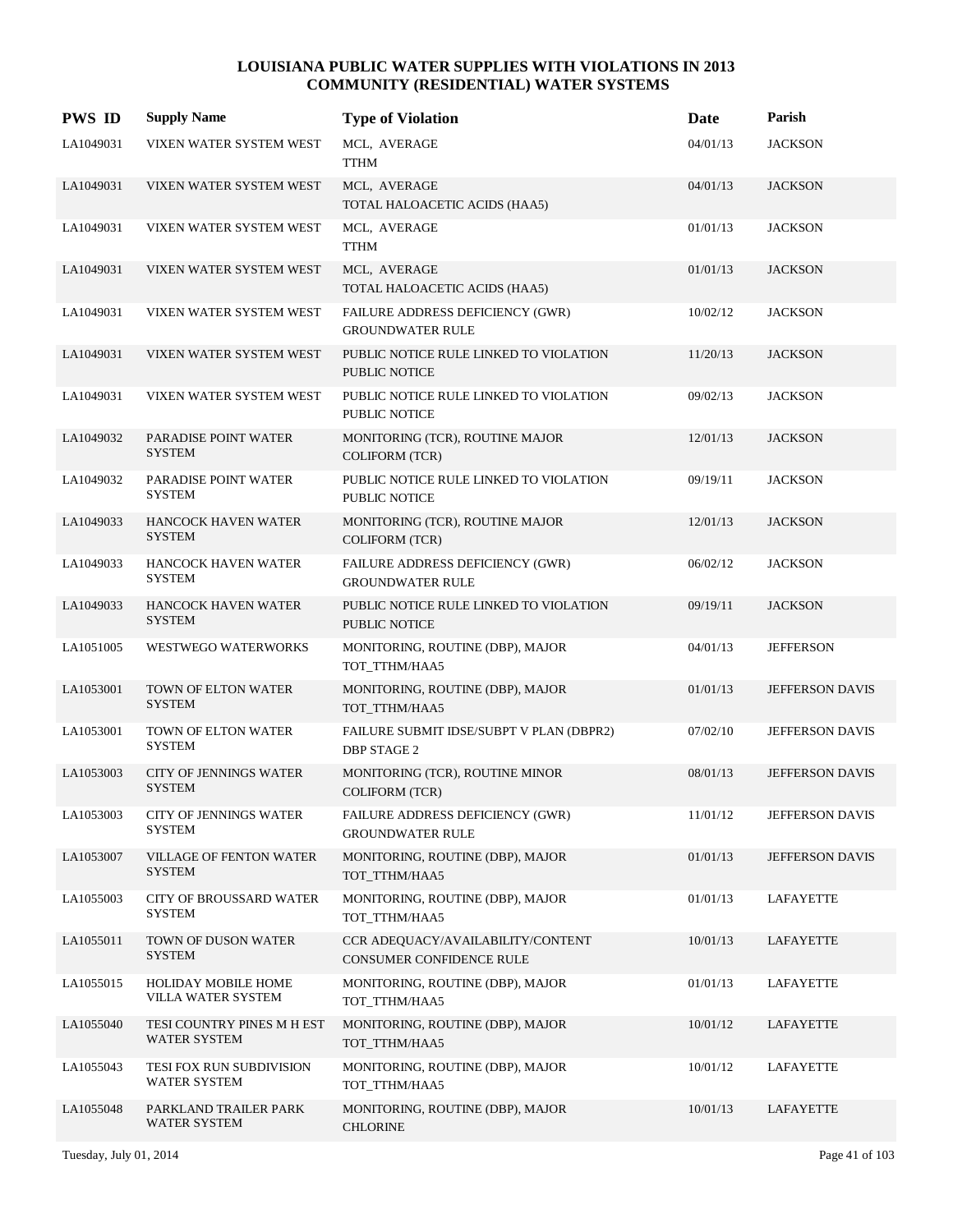# LOUISIANA PUBLIC WATER SUPPLIES WITH VIOLATIONS IN 2013
## COMMUNITY (RESIDENTIAL) WATER SYSTEMS

| PWS ID | Supply Name | Type of Violation | Date | Parish |
|---|---|---|---|---|
| LA1049031 | VIXEN WATER SYSTEM WEST | MCL, AVERAGE<br>TTHM | 04/01/13 | JACKSON |
| LA1049031 | VIXEN WATER SYSTEM WEST | MCL, AVERAGE<br>TOTAL HALOACETIC ACIDS (HAA5) | 04/01/13 | JACKSON |
| LA1049031 | VIXEN WATER SYSTEM WEST | MCL, AVERAGE<br>TTHM | 01/01/13 | JACKSON |
| LA1049031 | VIXEN WATER SYSTEM WEST | MCL, AVERAGE<br>TOTAL HALOACETIC ACIDS (HAA5) | 01/01/13 | JACKSON |
| LA1049031 | VIXEN WATER SYSTEM WEST | FAILURE ADDRESS DEFICIENCY (GWR)<br>GROUNDWATER RULE | 10/02/12 | JACKSON |
| LA1049031 | VIXEN WATER SYSTEM WEST | PUBLIC NOTICE RULE LINKED TO VIOLATION<br>PUBLIC NOTICE | 11/20/13 | JACKSON |
| LA1049031 | VIXEN WATER SYSTEM WEST | PUBLIC NOTICE RULE LINKED TO VIOLATION<br>PUBLIC NOTICE | 09/02/13 | JACKSON |
| LA1049032 | PARADISE POINT WATER SYSTEM | MONITORING (TCR), ROUTINE MAJOR<br>COLIFORM (TCR) | 12/01/13 | JACKSON |
| LA1049032 | PARADISE POINT WATER SYSTEM | PUBLIC NOTICE RULE LINKED TO VIOLATION<br>PUBLIC NOTICE | 09/19/11 | JACKSON |
| LA1049033 | HANCOCK HAVEN WATER SYSTEM | MONITORING (TCR), ROUTINE MAJOR<br>COLIFORM (TCR) | 12/01/13 | JACKSON |
| LA1049033 | HANCOCK HAVEN WATER SYSTEM | FAILURE ADDRESS DEFICIENCY (GWR)<br>GROUNDWATER RULE | 06/02/12 | JACKSON |
| LA1049033 | HANCOCK HAVEN WATER SYSTEM | PUBLIC NOTICE RULE LINKED TO VIOLATION<br>PUBLIC NOTICE | 09/19/11 | JACKSON |
| LA1051005 | WESTWEGO WATERWORKS | MONITORING, ROUTINE (DBP), MAJOR<br>TOT_TTHM/HAA5 | 04/01/13 | JEFFERSON |
| LA1053001 | TOWN OF ELTON WATER SYSTEM | MONITORING, ROUTINE (DBP), MAJOR<br>TOT_TTHM/HAA5 | 01/01/13 | JEFFERSON DAVIS |
| LA1053001 | TOWN OF ELTON WATER SYSTEM | FAILURE SUBMIT IDSE/SUBPT V PLAN (DBPR2)<br>DBP STAGE 2 | 07/02/10 | JEFFERSON DAVIS |
| LA1053003 | CITY OF JENNINGS WATER SYSTEM | MONITORING (TCR), ROUTINE MINOR<br>COLIFORM (TCR) | 08/01/13 | JEFFERSON DAVIS |
| LA1053003 | CITY OF JENNINGS WATER SYSTEM | FAILURE ADDRESS DEFICIENCY (GWR)<br>GROUNDWATER RULE | 11/01/12 | JEFFERSON DAVIS |
| LA1053007 | VILLAGE OF FENTON WATER SYSTEM | MONITORING, ROUTINE (DBP), MAJOR<br>TOT_TTHM/HAA5 | 01/01/13 | JEFFERSON DAVIS |
| LA1055003 | CITY OF BROUSSARD WATER SYSTEM | MONITORING, ROUTINE (DBP), MAJOR<br>TOT_TTHM/HAA5 | 01/01/13 | LAFAYETTE |
| LA1055011 | TOWN OF DUSON WATER SYSTEM | CCR ADEQUACY/AVAILABILITY/CONTENT<br>CONSUMER CONFIDENCE RULE | 10/01/13 | LAFAYETTE |
| LA1055015 | HOLIDAY MOBILE HOME VILLA WATER SYSTEM | MONITORING, ROUTINE (DBP), MAJOR<br>TOT_TTHM/HAA5 | 01/01/13 | LAFAYETTE |
| LA1055040 | TESI COUNTRY PINES M H EST WATER SYSTEM | MONITORING, ROUTINE (DBP), MAJOR<br>TOT_TTHM/HAA5 | 10/01/12 | LAFAYETTE |
| LA1055043 | TESI FOX RUN SUBDIVISION WATER SYSTEM | MONITORING, ROUTINE (DBP), MAJOR<br>TOT_TTHM/HAA5 | 10/01/12 | LAFAYETTE |
| LA1055048 | PARKLAND TRAILER PARK WATER SYSTEM | MONITORING, ROUTINE (DBP), MAJOR<br>CHLORINE | 10/01/13 | LAFAYETTE |

Tuesday, July 01, 2014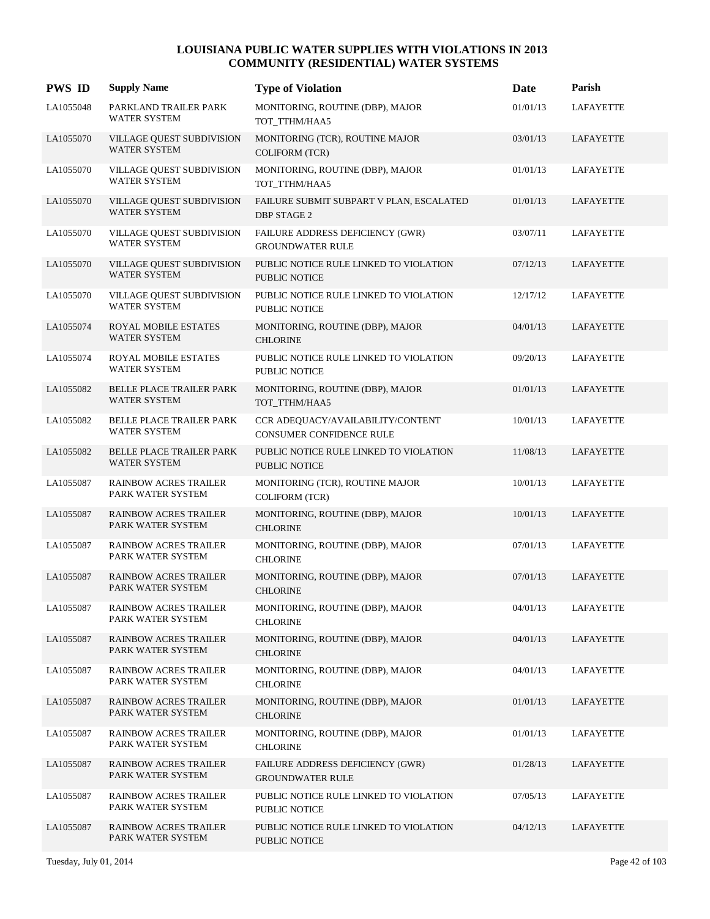# LOUISIANA PUBLIC WATER SUPPLIES WITH VIOLATIONS IN 2013
## COMMUNITY (RESIDENTIAL) WATER SYSTEMS

| PWS ID | Supply Name | Type of Violation | Date | Parish |
|---|---|---|---|---|
| LA1055048 | PARKLAND TRAILER PARK WATER SYSTEM | MONITORING, ROUTINE (DBP), MAJOR<br>TOT_TTHM/HAA5 | 01/01/13 | LAFAYETTE |
| LA1055070 | VILLAGE QUEST SUBDIVISION WATER SYSTEM | MONITORING (TCR), ROUTINE MAJOR<br>COLIFORM (TCR) | 03/01/13 | LAFAYETTE |
| LA1055070 | VILLAGE QUEST SUBDIVISION WATER SYSTEM | MONITORING, ROUTINE (DBP), MAJOR<br>TOT_TTHM/HAA5 | 01/01/13 | LAFAYETTE |
| LA1055070 | VILLAGE QUEST SUBDIVISION WATER SYSTEM | FAILURE SUBMIT SUBPART V PLAN, ESCALATED<br>DBP STAGE 2 | 01/01/13 | LAFAYETTE |
| LA1055070 | VILLAGE QUEST SUBDIVISION WATER SYSTEM | FAILURE ADDRESS DEFICIENCY (GWR)<br>GROUNDWATER RULE | 03/07/11 | LAFAYETTE |
| LA1055070 | VILLAGE QUEST SUBDIVISION WATER SYSTEM | PUBLIC NOTICE RULE LINKED TO VIOLATION<br>PUBLIC NOTICE | 07/12/13 | LAFAYETTE |
| LA1055070 | VILLAGE QUEST SUBDIVISION WATER SYSTEM | PUBLIC NOTICE RULE LINKED TO VIOLATION<br>PUBLIC NOTICE | 12/17/12 | LAFAYETTE |
| LA1055074 | ROYAL MOBILE ESTATES WATER SYSTEM | MONITORING, ROUTINE (DBP), MAJOR<br>CHLORINE | 04/01/13 | LAFAYETTE |
| LA1055074 | ROYAL MOBILE ESTATES WATER SYSTEM | PUBLIC NOTICE RULE LINKED TO VIOLATION<br>PUBLIC NOTICE | 09/20/13 | LAFAYETTE |
| LA1055082 | BELLE PLACE TRAILER PARK WATER SYSTEM | MONITORING, ROUTINE (DBP), MAJOR<br>TOT_TTHM/HAA5 | 01/01/13 | LAFAYETTE |
| LA1055082 | BELLE PLACE TRAILER PARK WATER SYSTEM | CCR ADEQUACY/AVAILABILITY/CONTENT<br>CONSUMER CONFIDENCE RULE | 10/01/13 | LAFAYETTE |
| LA1055082 | BELLE PLACE TRAILER PARK WATER SYSTEM | PUBLIC NOTICE RULE LINKED TO VIOLATION<br>PUBLIC NOTICE | 11/08/13 | LAFAYETTE |
| LA1055087 | RAINBOW ACRES TRAILER PARK WATER SYSTEM | MONITORING (TCR), ROUTINE MAJOR<br>COLIFORM (TCR) | 10/01/13 | LAFAYETTE |
| LA1055087 | RAINBOW ACRES TRAILER PARK WATER SYSTEM | MONITORING, ROUTINE (DBP), MAJOR<br>CHLORINE | 10/01/13 | LAFAYETTE |
| LA1055087 | RAINBOW ACRES TRAILER PARK WATER SYSTEM | MONITORING, ROUTINE (DBP), MAJOR<br>CHLORINE | 07/01/13 | LAFAYETTE |
| LA1055087 | RAINBOW ACRES TRAILER PARK WATER SYSTEM | MONITORING, ROUTINE (DBP), MAJOR<br>CHLORINE | 07/01/13 | LAFAYETTE |
| LA1055087 | RAINBOW ACRES TRAILER PARK WATER SYSTEM | MONITORING, ROUTINE (DBP), MAJOR<br>CHLORINE | 04/01/13 | LAFAYETTE |
| LA1055087 | RAINBOW ACRES TRAILER PARK WATER SYSTEM | MONITORING, ROUTINE (DBP), MAJOR<br>CHLORINE | 04/01/13 | LAFAYETTE |
| LA1055087 | RAINBOW ACRES TRAILER PARK WATER SYSTEM | MONITORING, ROUTINE (DBP), MAJOR<br>CHLORINE | 04/01/13 | LAFAYETTE |
| LA1055087 | RAINBOW ACRES TRAILER PARK WATER SYSTEM | MONITORING, ROUTINE (DBP), MAJOR<br>CHLORINE | 01/01/13 | LAFAYETTE |
| LA1055087 | RAINBOW ACRES TRAILER PARK WATER SYSTEM | MONITORING, ROUTINE (DBP), MAJOR<br>CHLORINE | 01/01/13 | LAFAYETTE |
| LA1055087 | RAINBOW ACRES TRAILER PARK WATER SYSTEM | FAILURE ADDRESS DEFICIENCY (GWR)<br>GROUNDWATER RULE | 01/28/13 | LAFAYETTE |
| LA1055087 | RAINBOW ACRES TRAILER PARK WATER SYSTEM | PUBLIC NOTICE RULE LINKED TO VIOLATION<br>PUBLIC NOTICE | 07/05/13 | LAFAYETTE |
| LA1055087 | RAINBOW ACRES TRAILER PARK WATER SYSTEM | PUBLIC NOTICE RULE LINKED TO VIOLATION<br>PUBLIC NOTICE | 04/12/13 | LAFAYETTE |

Tuesday, July 01, 2014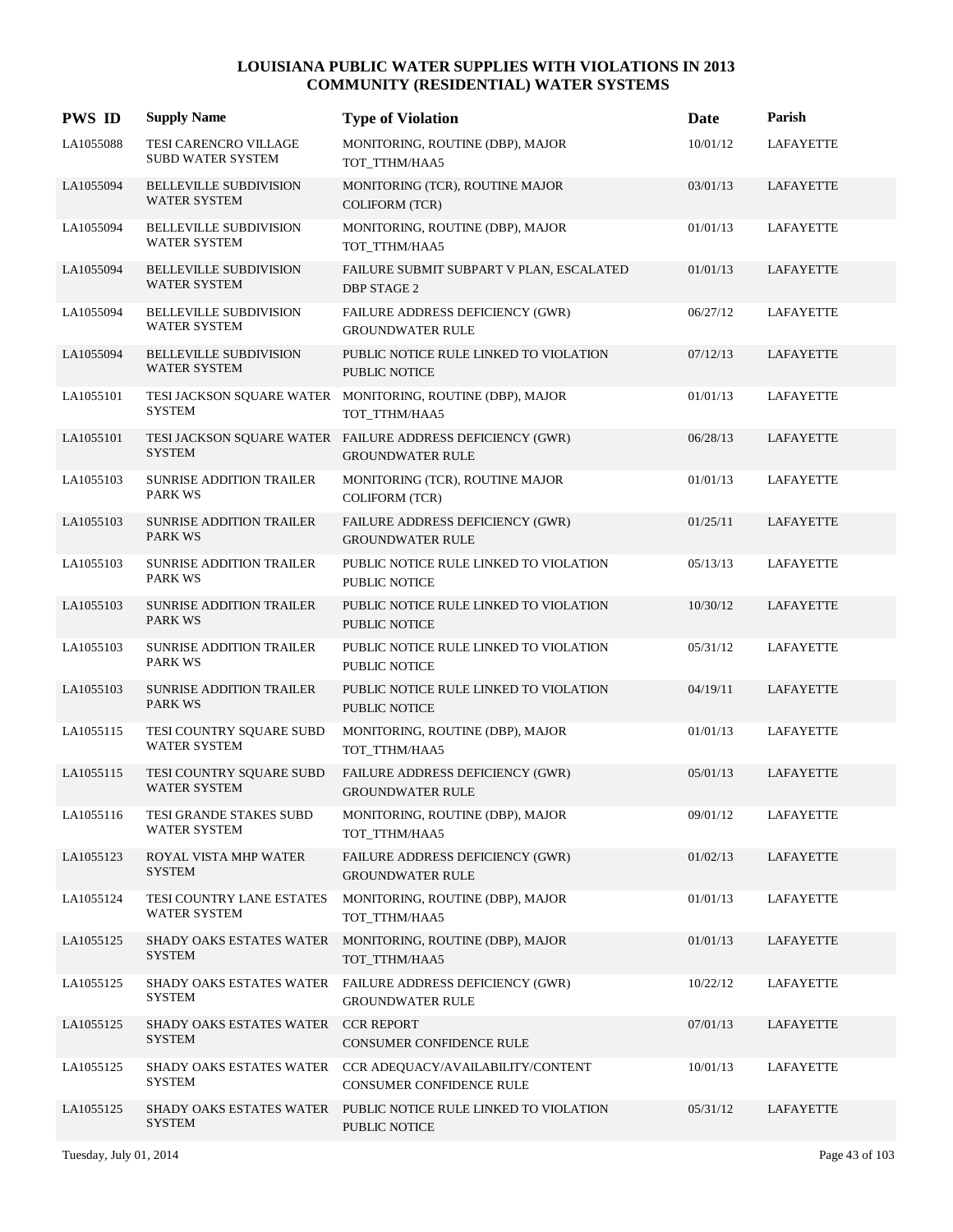# LOUISIANA PUBLIC WATER SUPPLIES WITH VIOLATIONS IN 2013
## COMMUNITY (RESIDENTIAL) WATER SYSTEMS

| PWS ID | Supply Name | Type of Violation | Date | Parish |
|---|---|---|---|---|
| LA1055088 | TESI CARENCRO VILLAGE SUBD WATER SYSTEM | MONITORING, ROUTINE (DBP), MAJOR TOT_TTHM/HAA5 | 10/01/12 | LAFAYETTE |
| LA1055094 | BELLEVILLE SUBDIVISION WATER SYSTEM | MONITORING (TCR), ROUTINE MAJOR COLIFORM (TCR) | 03/01/13 | LAFAYETTE |
| LA1055094 | BELLEVILLE SUBDIVISION WATER SYSTEM | MONITORING, ROUTINE (DBP), MAJOR TOT_TTHM/HAA5 | 01/01/13 | LAFAYETTE |
| LA1055094 | BELLEVILLE SUBDIVISION WATER SYSTEM | FAILURE SUBMIT SUBPART V PLAN, ESCALATED DBP STAGE 2 | 01/01/13 | LAFAYETTE |
| LA1055094 | BELLEVILLE SUBDIVISION WATER SYSTEM | FAILURE ADDRESS DEFICIENCY (GWR) GROUNDWATER RULE | 06/27/12 | LAFAYETTE |
| LA1055094 | BELLEVILLE SUBDIVISION WATER SYSTEM | PUBLIC NOTICE RULE LINKED TO VIOLATION PUBLIC NOTICE | 07/12/13 | LAFAYETTE |
| LA1055101 | TESI JACKSON SQUARE WATER SYSTEM | MONITORING, ROUTINE (DBP), MAJOR TOT_TTHM/HAA5 | 01/01/13 | LAFAYETTE |
| LA1055101 | TESI JACKSON SQUARE WATER SYSTEM | FAILURE ADDRESS DEFICIENCY (GWR) GROUNDWATER RULE | 06/28/13 | LAFAYETTE |
| LA1055103 | SUNRISE ADDITION TRAILER PARK WS | MONITORING (TCR), ROUTINE MAJOR COLIFORM (TCR) | 01/01/13 | LAFAYETTE |
| LA1055103 | SUNRISE ADDITION TRAILER PARK WS | FAILURE ADDRESS DEFICIENCY (GWR) GROUNDWATER RULE | 01/25/11 | LAFAYETTE |
| LA1055103 | SUNRISE ADDITION TRAILER PARK WS | PUBLIC NOTICE RULE LINKED TO VIOLATION PUBLIC NOTICE | 05/13/13 | LAFAYETTE |
| LA1055103 | SUNRISE ADDITION TRAILER PARK WS | PUBLIC NOTICE RULE LINKED TO VIOLATION PUBLIC NOTICE | 10/30/12 | LAFAYETTE |
| LA1055103 | SUNRISE ADDITION TRAILER PARK WS | PUBLIC NOTICE RULE LINKED TO VIOLATION PUBLIC NOTICE | 05/31/12 | LAFAYETTE |
| LA1055103 | SUNRISE ADDITION TRAILER PARK WS | PUBLIC NOTICE RULE LINKED TO VIOLATION PUBLIC NOTICE | 04/19/11 | LAFAYETTE |
| LA1055115 | TESI COUNTRY SQUARE SUBD WATER SYSTEM | MONITORING, ROUTINE (DBP), MAJOR TOT_TTHM/HAA5 | 01/01/13 | LAFAYETTE |
| LA1055115 | TESI COUNTRY SQUARE SUBD WATER SYSTEM | FAILURE ADDRESS DEFICIENCY (GWR) GROUNDWATER RULE | 05/01/13 | LAFAYETTE |
| LA1055116 | TESI GRANDE STAKES SUBD WATER SYSTEM | MONITORING, ROUTINE (DBP), MAJOR TOT_TTHM/HAA5 | 09/01/12 | LAFAYETTE |
| LA1055123 | ROYAL VISTA MHP WATER SYSTEM | FAILURE ADDRESS DEFICIENCY (GWR) GROUNDWATER RULE | 01/02/13 | LAFAYETTE |
| LA1055124 | TESI COUNTRY LANE ESTATES WATER SYSTEM | MONITORING, ROUTINE (DBP), MAJOR TOT_TTHM/HAA5 | 01/01/13 | LAFAYETTE |
| LA1055125 | SHADY OAKS ESTATES WATER SYSTEM | MONITORING, ROUTINE (DBP), MAJOR TOT_TTHM/HAA5 | 01/01/13 | LAFAYETTE |
| LA1055125 | SHADY OAKS ESTATES WATER SYSTEM | FAILURE ADDRESS DEFICIENCY (GWR) GROUNDWATER RULE | 10/22/12 | LAFAYETTE |
| LA1055125 | SHADY OAKS ESTATES WATER SYSTEM | CCR REPORT CONSUMER CONFIDENCE RULE | 07/01/13 | LAFAYETTE |
| LA1055125 | SHADY OAKS ESTATES WATER SYSTEM | CCR ADEQUACY/AVAILABILITY/CONTENT CONSUMER CONFIDENCE RULE | 10/01/13 | LAFAYETTE |
| LA1055125 | SHADY OAKS ESTATES WATER SYSTEM | PUBLIC NOTICE RULE LINKED TO VIOLATION PUBLIC NOTICE | 05/31/12 | LAFAYETTE |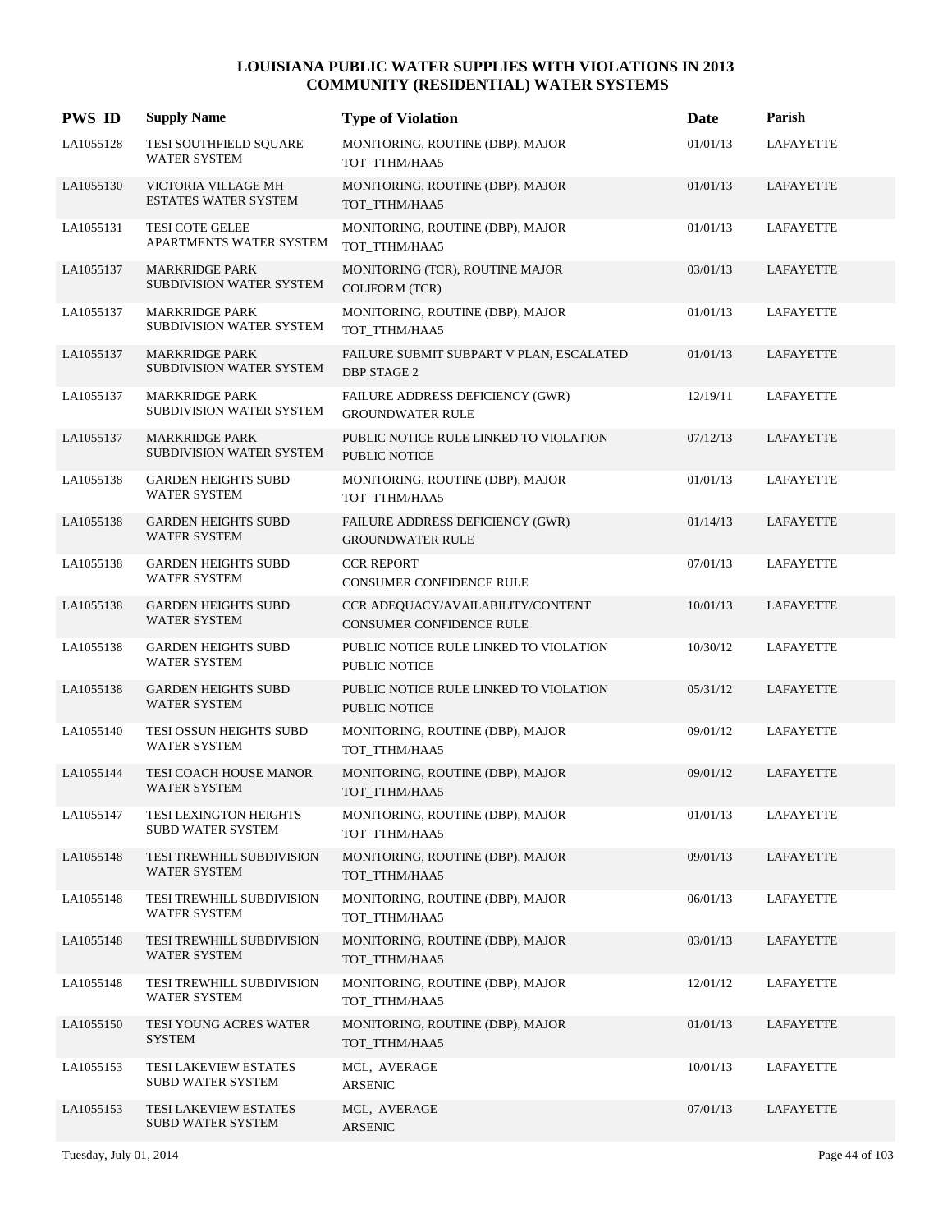# LOUISIANA PUBLIC WATER SUPPLIES WITH VIOLATIONS IN 2013
## COMMUNITY (RESIDENTIAL) WATER SYSTEMS

| PWS ID | Supply Name | Type of Violation | Date | Parish |
|---|---|---|---|---|
| LA1055128 | TESI SOUTHFIELD SQUARE WATER SYSTEM | MONITORING, ROUTINE (DBP), MAJOR TOT_TTHM/HAA5 | 01/01/13 | LAFAYETTE |
| LA1055130 | VICTORIA VILLAGE MH ESTATES WATER SYSTEM | MONITORING, ROUTINE (DBP), MAJOR TOT_TTHM/HAA5 | 01/01/13 | LAFAYETTE |
| LA1055131 | TESI COTE GELEE APARTMENTS WATER SYSTEM | MONITORING, ROUTINE (DBP), MAJOR TOT_TTHM/HAA5 | 01/01/13 | LAFAYETTE |
| LA1055137 | MARKRIDGE PARK SUBDIVISION WATER SYSTEM | MONITORING (TCR), ROUTINE MAJOR COLIFORM (TCR) | 03/01/13 | LAFAYETTE |
| LA1055137 | MARKRIDGE PARK SUBDIVISION WATER SYSTEM | MONITORING, ROUTINE (DBP), MAJOR TOT_TTHM/HAA5 | 01/01/13 | LAFAYETTE |
| LA1055137 | MARKRIDGE PARK SUBDIVISION WATER SYSTEM | FAILURE SUBMIT SUBPART V PLAN, ESCALATED DBP STAGE 2 | 01/01/13 | LAFAYETTE |
| LA1055137 | MARKRIDGE PARK SUBDIVISION WATER SYSTEM | FAILURE ADDRESS DEFICIENCY (GWR) GROUNDWATER RULE | 12/19/11 | LAFAYETTE |
| LA1055137 | MARKRIDGE PARK SUBDIVISION WATER SYSTEM | PUBLIC NOTICE RULE LINKED TO VIOLATION PUBLIC NOTICE | 07/12/13 | LAFAYETTE |
| LA1055138 | GARDEN HEIGHTS SUBD WATER SYSTEM | MONITORING, ROUTINE (DBP), MAJOR TOT_TTHM/HAA5 | 01/01/13 | LAFAYETTE |
| LA1055138 | GARDEN HEIGHTS SUBD WATER SYSTEM | FAILURE ADDRESS DEFICIENCY (GWR) GROUNDWATER RULE | 01/14/13 | LAFAYETTE |
| LA1055138 | GARDEN HEIGHTS SUBD WATER SYSTEM | CCR REPORT CONSUMER CONFIDENCE RULE | 07/01/13 | LAFAYETTE |
| LA1055138 | GARDEN HEIGHTS SUBD WATER SYSTEM | CCR ADEQUACY/AVAILABILITY/CONTENT CONSUMER CONFIDENCE RULE | 10/01/13 | LAFAYETTE |
| LA1055138 | GARDEN HEIGHTS SUBD WATER SYSTEM | PUBLIC NOTICE RULE LINKED TO VIOLATION PUBLIC NOTICE | 10/30/12 | LAFAYETTE |
| LA1055138 | GARDEN HEIGHTS SUBD WATER SYSTEM | PUBLIC NOTICE RULE LINKED TO VIOLATION PUBLIC NOTICE | 05/31/12 | LAFAYETTE |
| LA1055140 | TESI OSSUN HEIGHTS SUBD WATER SYSTEM | MONITORING, ROUTINE (DBP), MAJOR TOT_TTHM/HAA5 | 09/01/12 | LAFAYETTE |
| LA1055144 | TESI COACH HOUSE MANOR WATER SYSTEM | MONITORING, ROUTINE (DBP), MAJOR TOT_TTHM/HAA5 | 09/01/12 | LAFAYETTE |
| LA1055147 | TESI LEXINGTON HEIGHTS SUBD WATER SYSTEM | MONITORING, ROUTINE (DBP), MAJOR TOT_TTHM/HAA5 | 01/01/13 | LAFAYETTE |
| LA1055148 | TESI TREWHILL SUBDIVISION WATER SYSTEM | MONITORING, ROUTINE (DBP), MAJOR TOT_TTHM/HAA5 | 09/01/13 | LAFAYETTE |
| LA1055148 | TESI TREWHILL SUBDIVISION WATER SYSTEM | MONITORING, ROUTINE (DBP), MAJOR TOT_TTHM/HAA5 | 06/01/13 | LAFAYETTE |
| LA1055148 | TESI TREWHILL SUBDIVISION WATER SYSTEM | MONITORING, ROUTINE (DBP), MAJOR TOT_TTHM/HAA5 | 03/01/13 | LAFAYETTE |
| LA1055148 | TESI TREWHILL SUBDIVISION WATER SYSTEM | MONITORING, ROUTINE (DBP), MAJOR TOT_TTHM/HAA5 | 12/01/12 | LAFAYETTE |
| LA1055150 | TESI YOUNG ACRES WATER SYSTEM | MONITORING, ROUTINE (DBP), MAJOR TOT_TTHM/HAA5 | 01/01/13 | LAFAYETTE |
| LA1055153 | TESI LAKEVIEW ESTATES SUBD WATER SYSTEM | MCL, AVERAGE ARSENIC | 10/01/13 | LAFAYETTE |
| LA1055153 | TESI LAKEVIEW ESTATES SUBD WATER SYSTEM | MCL, AVERAGE ARSENIC | 07/01/13 | LAFAYETTE |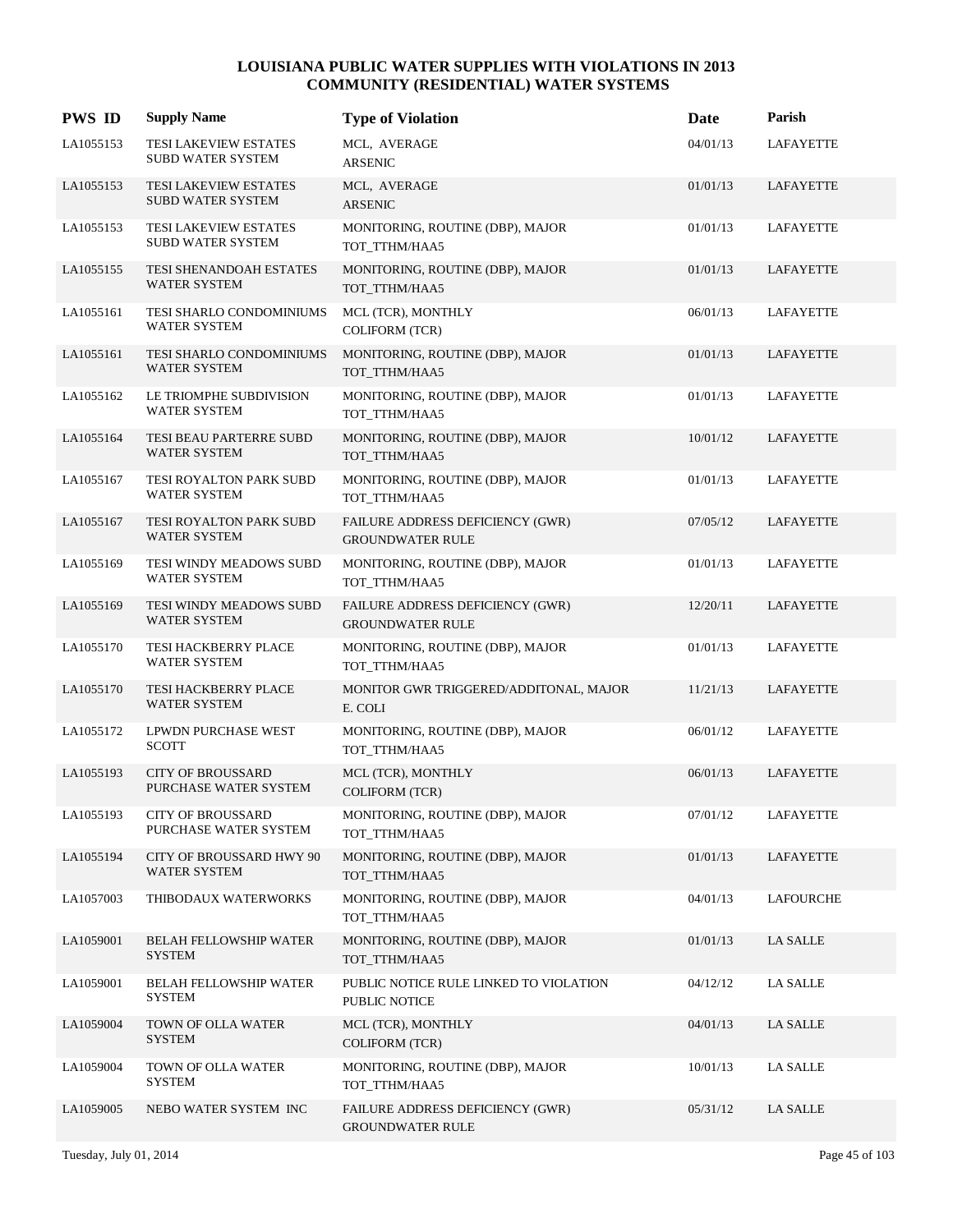# LOUISIANA PUBLIC WATER SUPPLIES WITH VIOLATIONS IN 2013
## COMMUNITY (RESIDENTIAL) WATER SYSTEMS

| PWS ID | Supply Name | Type of Violation | Date | Parish |
|---|---|---|---|---|
| LA1055153 | TESI LAKEVIEW ESTATES SUBD WATER SYSTEM | MCL, AVERAGE<br>ARSENIC | 04/01/13 | LAFAYETTE |
| LA1055153 | TESI LAKEVIEW ESTATES SUBD WATER SYSTEM | MCL, AVERAGE<br>ARSENIC | 01/01/13 | LAFAYETTE |
| LA1055153 | TESI LAKEVIEW ESTATES SUBD WATER SYSTEM | MONITORING, ROUTINE (DBP), MAJOR<br>TOT_TTHM/HAA5 | 01/01/13 | LAFAYETTE |
| LA1055155 | TESI SHENANDOAH ESTATES WATER SYSTEM | MONITORING, ROUTINE (DBP), MAJOR<br>TOT_TTHM/HAA5 | 01/01/13 | LAFAYETTE |
| LA1055161 | TESI SHARLO CONDOMINIUMS WATER SYSTEM | MCL (TCR), MONTHLY<br>COLIFORM (TCR) | 06/01/13 | LAFAYETTE |
| LA1055161 | TESI SHARLO CONDOMINIUMS WATER SYSTEM | MONITORING, ROUTINE (DBP), MAJOR<br>TOT_TTHM/HAA5 | 01/01/13 | LAFAYETTE |
| LA1055162 | LE TRIOMPHE SUBDIVISION WATER SYSTEM | MONITORING, ROUTINE (DBP), MAJOR<br>TOT_TTHM/HAA5 | 01/01/13 | LAFAYETTE |
| LA1055164 | TESI BEAU PARTERRE SUBD WATER SYSTEM | MONITORING, ROUTINE (DBP), MAJOR<br>TOT_TTHM/HAA5 | 10/01/12 | LAFAYETTE |
| LA1055167 | TESI ROYALTON PARK SUBD WATER SYSTEM | MONITORING, ROUTINE (DBP), MAJOR<br>TOT_TTHM/HAA5 | 01/01/13 | LAFAYETTE |
| LA1055167 | TESI ROYALTON PARK SUBD WATER SYSTEM | FAILURE ADDRESS DEFICIENCY (GWR)<br>GROUNDWATER RULE | 07/05/12 | LAFAYETTE |
| LA1055169 | TESI WINDY MEADOWS SUBD WATER SYSTEM | MONITORING, ROUTINE (DBP), MAJOR<br>TOT_TTHM/HAA5 | 01/01/13 | LAFAYETTE |
| LA1055169 | TESI WINDY MEADOWS SUBD WATER SYSTEM | FAILURE ADDRESS DEFICIENCY (GWR)<br>GROUNDWATER RULE | 12/20/11 | LAFAYETTE |
| LA1055170 | TESI HACKBERRY PLACE WATER SYSTEM | MONITORING, ROUTINE (DBP), MAJOR<br>TOT_TTHM/HAA5 | 01/01/13 | LAFAYETTE |
| LA1055170 | TESI HACKBERRY PLACE WATER SYSTEM | MONITOR GWR TRIGGERED/ADDITONAL, MAJOR<br>E. COLI | 11/21/13 | LAFAYETTE |
| LA1055172 | LPWDN PURCHASE WEST SCOTT | MONITORING, ROUTINE (DBP), MAJOR<br>TOT_TTHM/HAA5 | 06/01/12 | LAFAYETTE |
| LA1055193 | CITY OF BROUSSARD PURCHASE WATER SYSTEM | MCL (TCR), MONTHLY<br>COLIFORM (TCR) | 06/01/13 | LAFAYETTE |
| LA1055193 | CITY OF BROUSSARD PURCHASE WATER SYSTEM | MONITORING, ROUTINE (DBP), MAJOR<br>TOT_TTHM/HAA5 | 07/01/12 | LAFAYETTE |
| LA1055194 | CITY OF BROUSSARD HWY 90 WATER SYSTEM | MONITORING, ROUTINE (DBP), MAJOR<br>TOT_TTHM/HAA5 | 01/01/13 | LAFAYETTE |
| LA1057003 | THIBODAUX WATERWORKS | MONITORING, ROUTINE (DBP), MAJOR<br>TOT_TTHM/HAA5 | 04/01/13 | LAFOURCHE |
| LA1059001 | BELAH FELLOWSHIP WATER SYSTEM | MONITORING, ROUTINE (DBP), MAJOR<br>TOT_TTHM/HAA5 | 01/01/13 | LA SALLE |
| LA1059001 | BELAH FELLOWSHIP WATER SYSTEM | PUBLIC NOTICE RULE LINKED TO VIOLATION<br>PUBLIC NOTICE | 04/12/12 | LA SALLE |
| LA1059004 | TOWN OF OLLA WATER SYSTEM | MCL (TCR), MONTHLY<br>COLIFORM (TCR) | 04/01/13 | LA SALLE |
| LA1059004 | TOWN OF OLLA WATER SYSTEM | MONITORING, ROUTINE (DBP), MAJOR<br>TOT_TTHM/HAA5 | 10/01/13 | LA SALLE |
| LA1059005 | NEBO WATER SYSTEM INC | FAILURE ADDRESS DEFICIENCY (GWR)<br>GROUNDWATER RULE | 05/31/12 | LA SALLE |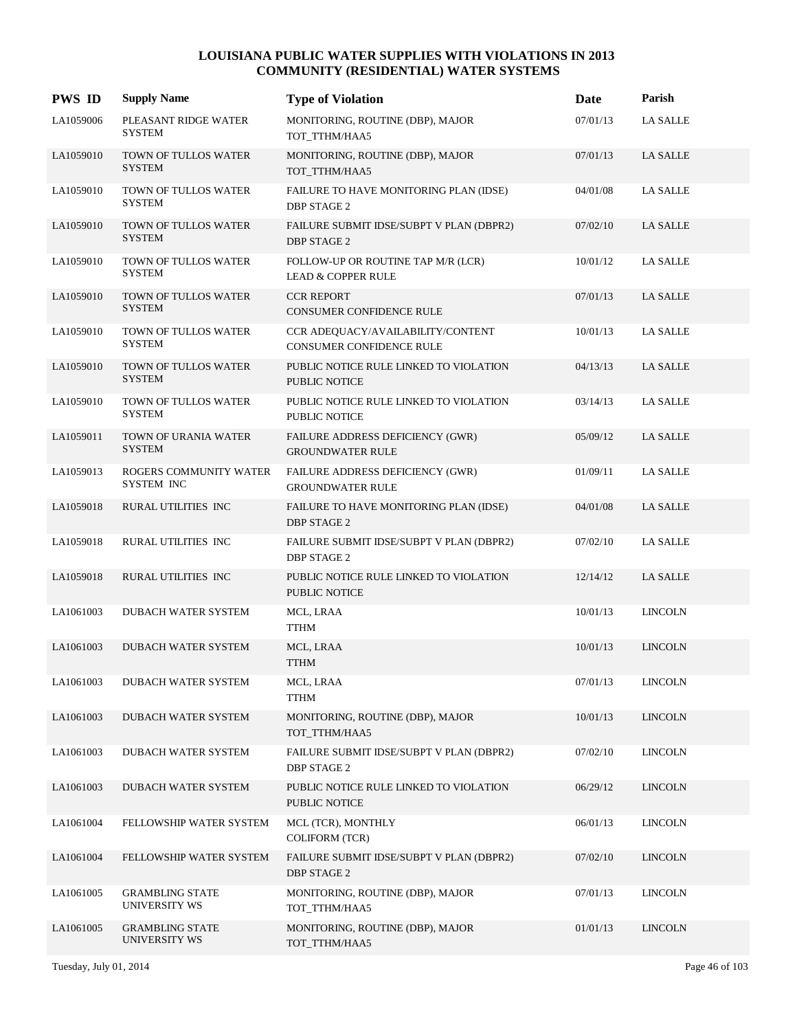# LOUISIANA PUBLIC WATER SUPPLIES WITH VIOLATIONS IN 2013
## COMMUNITY (RESIDENTIAL) WATER SYSTEMS

| PWS ID | Supply Name | Type of Violation | Date | Parish |
|---|---|---|---|---|
| LA1059006 | PLEASANT RIDGE WATER SYSTEM | MONITORING, ROUTINE (DBP), MAJOR TOT_TTHM/HAA5 | 07/01/13 | LA SALLE |
| LA1059010 | TOWN OF TULLOS WATER SYSTEM | MONITORING, ROUTINE (DBP), MAJOR TOT_TTHM/HAA5 | 07/01/13 | LA SALLE |
| LA1059010 | TOWN OF TULLOS WATER SYSTEM | FAILURE TO HAVE MONITORING PLAN (IDSE) DBP STAGE 2 | 04/01/08 | LA SALLE |
| LA1059010 | TOWN OF TULLOS WATER SYSTEM | FAILURE SUBMIT IDSE/SUBPT V PLAN (DBPR2) DBP STAGE 2 | 07/02/10 | LA SALLE |
| LA1059010 | TOWN OF TULLOS WATER SYSTEM | FOLLOW-UP OR ROUTINE TAP M/R (LCR) LEAD & COPPER RULE | 10/01/12 | LA SALLE |
| LA1059010 | TOWN OF TULLOS WATER SYSTEM | CCR REPORT CONSUMER CONFIDENCE RULE | 07/01/13 | LA SALLE |
| LA1059010 | TOWN OF TULLOS WATER SYSTEM | CCR ADEQUACY/AVAILABILITY/CONTENT CONSUMER CONFIDENCE RULE | 10/01/13 | LA SALLE |
| LA1059010 | TOWN OF TULLOS WATER SYSTEM | PUBLIC NOTICE RULE LINKED TO VIOLATION PUBLIC NOTICE | 04/13/13 | LA SALLE |
| LA1059010 | TOWN OF TULLOS WATER SYSTEM | PUBLIC NOTICE RULE LINKED TO VIOLATION PUBLIC NOTICE | 03/14/13 | LA SALLE |
| LA1059011 | TOWN OF URANIA WATER SYSTEM | FAILURE ADDRESS DEFICIENCY (GWR) GROUNDWATER RULE | 05/09/12 | LA SALLE |
| LA1059013 | ROGERS COMMUNITY WATER SYSTEM INC | FAILURE ADDRESS DEFICIENCY (GWR) GROUNDWATER RULE | 01/09/11 | LA SALLE |
| LA1059018 | RURAL UTILITIES INC | FAILURE TO HAVE MONITORING PLAN (IDSE) DBP STAGE 2 | 04/01/08 | LA SALLE |
| LA1059018 | RURAL UTILITIES INC | FAILURE SUBMIT IDSE/SUBPT V PLAN (DBPR2) DBP STAGE 2 | 07/02/10 | LA SALLE |
| LA1059018 | RURAL UTILITIES INC | PUBLIC NOTICE RULE LINKED TO VIOLATION PUBLIC NOTICE | 12/14/12 | LA SALLE |
| LA1061003 | DUBACH WATER SYSTEM | MCL, LRAA TTHM | 10/01/13 | LINCOLN |
| LA1061003 | DUBACH WATER SYSTEM | MCL, LRAA TTHM | 10/01/13 | LINCOLN |
| LA1061003 | DUBACH WATER SYSTEM | MCL, LRAA TTHM | 07/01/13 | LINCOLN |
| LA1061003 | DUBACH WATER SYSTEM | MONITORING, ROUTINE (DBP), MAJOR TOT_TTHM/HAA5 | 10/01/13 | LINCOLN |
| LA1061003 | DUBACH WATER SYSTEM | FAILURE SUBMIT IDSE/SUBPT V PLAN (DBPR2) DBP STAGE 2 | 07/02/10 | LINCOLN |
| LA1061003 | DUBACH WATER SYSTEM | PUBLIC NOTICE RULE LINKED TO VIOLATION PUBLIC NOTICE | 06/29/12 | LINCOLN |
| LA1061004 | FELLOWSHIP WATER SYSTEM | MCL (TCR), MONTHLY COLIFORM (TCR) | 06/01/13 | LINCOLN |
| LA1061004 | FELLOWSHIP WATER SYSTEM | FAILURE SUBMIT IDSE/SUBPT V PLAN (DBPR2) DBP STAGE 2 | 07/02/10 | LINCOLN |
| LA1061005 | GRAMBLING STATE UNIVERSITY WS | MONITORING, ROUTINE (DBP), MAJOR TOT_TTHM/HAA5 | 07/01/13 | LINCOLN |
| LA1061005 | GRAMBLING STATE UNIVERSITY WS | MONITORING, ROUTINE (DBP), MAJOR TOT_TTHM/HAA5 | 01/01/13 | LINCOLN |

Tuesday, July 01, 2014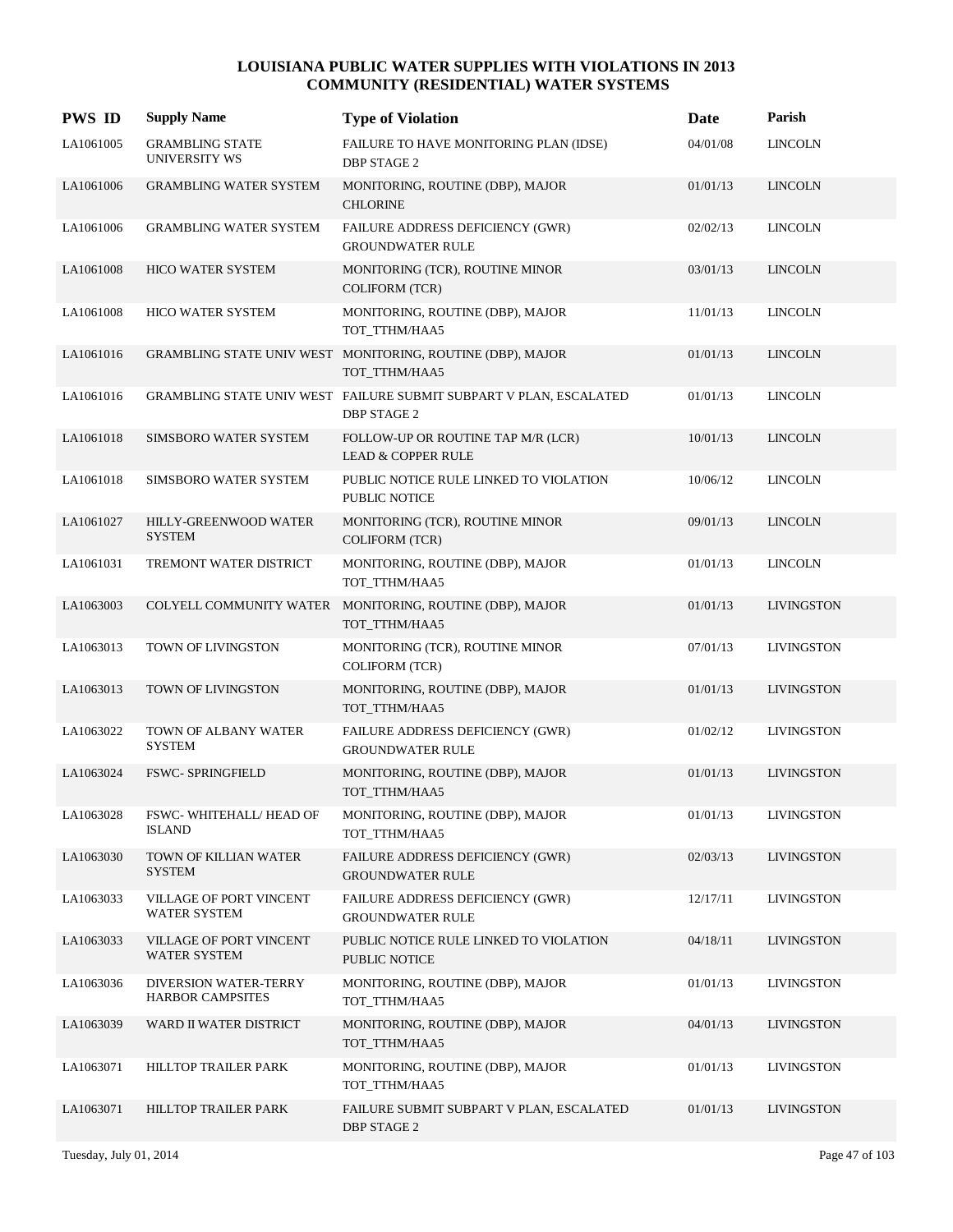# LOUISIANA PUBLIC WATER SUPPLIES WITH VIOLATIONS IN 2013
## COMMUNITY (RESIDENTIAL) WATER SYSTEMS

| PWS ID | Supply Name | Type of Violation | Date | Parish |
|---|---|---|---|---|
| LA1061005 | GRAMBLING STATE UNIVERSITY WS | FAILURE TO HAVE MONITORING PLAN (IDSE) DBP STAGE 2 | 04/01/08 | LINCOLN |
| LA1061006 | GRAMBLING WATER SYSTEM | MONITORING, ROUTINE (DBP), MAJOR CHLORINE | 01/01/13 | LINCOLN |
| LA1061006 | GRAMBLING WATER SYSTEM | FAILURE ADDRESS DEFICIENCY (GWR) GROUNDWATER RULE | 02/02/13 | LINCOLN |
| LA1061008 | HICO WATER SYSTEM | MONITORING (TCR), ROUTINE MINOR COLIFORM (TCR) | 03/01/13 | LINCOLN |
| LA1061008 | HICO WATER SYSTEM | MONITORING, ROUTINE (DBP), MAJOR TOT_TTHM/HAA5 | 11/01/13 | LINCOLN |
| LA1061016 | GRAMBLING STATE UNIV WEST | MONITORING, ROUTINE (DBP), MAJOR TOT_TTHM/HAA5 | 01/01/13 | LINCOLN |
| LA1061016 | GRAMBLING STATE UNIV WEST | FAILURE SUBMIT SUBPART V PLAN, ESCALATED DBP STAGE 2 | 01/01/13 | LINCOLN |
| LA1061018 | SIMSBORO WATER SYSTEM | FOLLOW-UP OR ROUTINE TAP M/R (LCR) LEAD & COPPER RULE | 10/01/13 | LINCOLN |
| LA1061018 | SIMSBORO WATER SYSTEM | PUBLIC NOTICE RULE LINKED TO VIOLATION PUBLIC NOTICE | 10/06/12 | LINCOLN |
| LA1061027 | HILLY-GREENWOOD WATER SYSTEM | MONITORING (TCR), ROUTINE MINOR COLIFORM (TCR) | 09/01/13 | LINCOLN |
| LA1061031 | TREMONT WATER DISTRICT | MONITORING, ROUTINE (DBP), MAJOR TOT_TTHM/HAA5 | 01/01/13 | LINCOLN |
| LA1063003 | COLYELL COMMUNITY WATER | MONITORING, ROUTINE (DBP), MAJOR TOT_TTHM/HAA5 | 01/01/13 | LIVINGSTON |
| LA1063013 | TOWN OF LIVINGSTON | MONITORING (TCR), ROUTINE MINOR COLIFORM (TCR) | 07/01/13 | LIVINGSTON |
| LA1063013 | TOWN OF LIVINGSTON | MONITORING, ROUTINE (DBP), MAJOR TOT_TTHM/HAA5 | 01/01/13 | LIVINGSTON |
| LA1063022 | TOWN OF ALBANY WATER SYSTEM | FAILURE ADDRESS DEFICIENCY (GWR) GROUNDWATER RULE | 01/02/12 | LIVINGSTON |
| LA1063024 | FSWC- SPRINGFIELD | MONITORING, ROUTINE (DBP), MAJOR TOT_TTHM/HAA5 | 01/01/13 | LIVINGSTON |
| LA1063028 | FSWC- WHITEHALL/ HEAD OF ISLAND | MONITORING, ROUTINE (DBP), MAJOR TOT_TTHM/HAA5 | 01/01/13 | LIVINGSTON |
| LA1063030 | TOWN OF KILLIAN WATER SYSTEM | FAILURE ADDRESS DEFICIENCY (GWR) GROUNDWATER RULE | 02/03/13 | LIVINGSTON |
| LA1063033 | VILLAGE OF PORT VINCENT WATER SYSTEM | FAILURE ADDRESS DEFICIENCY (GWR) GROUNDWATER RULE | 12/17/11 | LIVINGSTON |
| LA1063033 | VILLAGE OF PORT VINCENT WATER SYSTEM | PUBLIC NOTICE RULE LINKED TO VIOLATION PUBLIC NOTICE | 04/18/11 | LIVINGSTON |
| LA1063036 | DIVERSION WATER-TERRY HARBOR CAMPSITES | MONITORING, ROUTINE (DBP), MAJOR TOT_TTHM/HAA5 | 01/01/13 | LIVINGSTON |
| LA1063039 | WARD II WATER DISTRICT | MONITORING, ROUTINE (DBP), MAJOR TOT_TTHM/HAA5 | 04/01/13 | LIVINGSTON |
| LA1063071 | HILLTOP TRAILER PARK | MONITORING, ROUTINE (DBP), MAJOR TOT_TTHM/HAA5 | 01/01/13 | LIVINGSTON |
| LA1063071 | HILLTOP TRAILER PARK | FAILURE SUBMIT SUBPART V PLAN, ESCALATED DBP STAGE 2 | 01/01/13 | LIVINGSTON |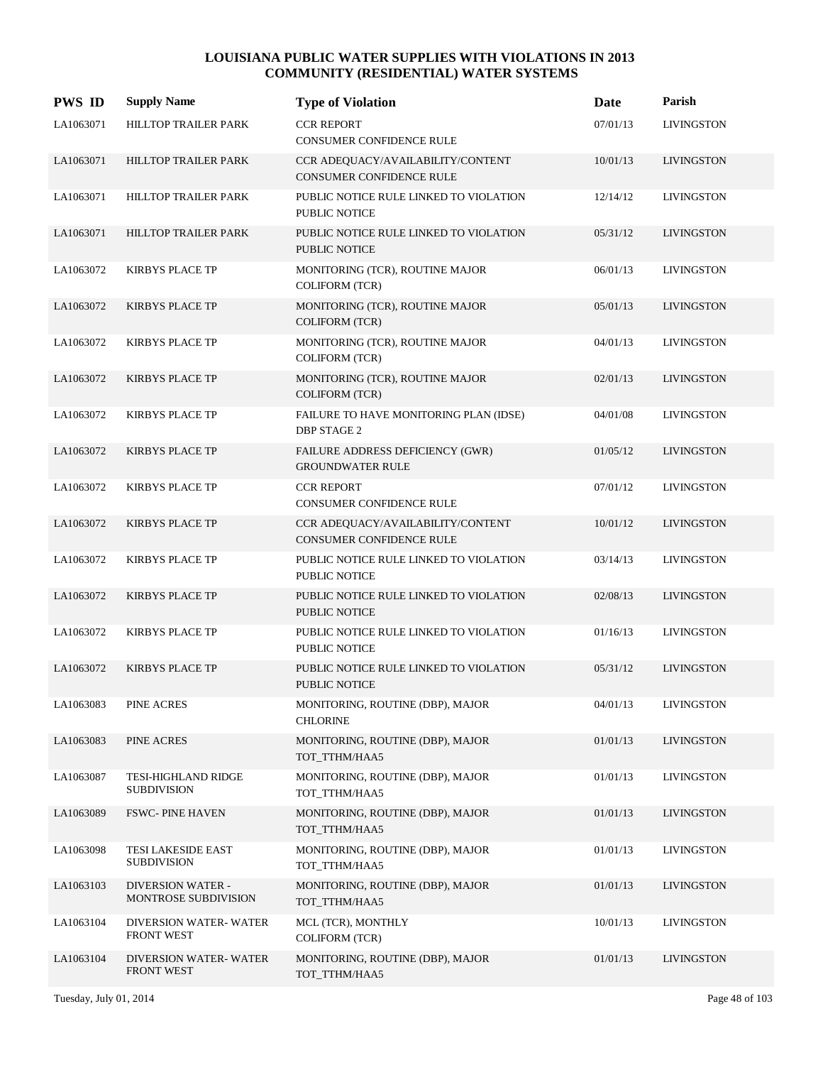# LOUISIANA PUBLIC WATER SUPPLIES WITH VIOLATIONS IN 2013
## COMMUNITY (RESIDENTIAL) WATER SYSTEMS

| PWS ID | Supply Name | Type of Violation | Date | Parish |
|---|---|---|---|---|
| LA1063071 | HILLTOP TRAILER PARK | CCR REPORT<br>CONSUMER CONFIDENCE RULE | 07/01/13 | LIVINGSTON |
| LA1063071 | HILLTOP TRAILER PARK | CCR ADEQUACY/AVAILABILITY/CONTENT<br>CONSUMER CONFIDENCE RULE | 10/01/13 | LIVINGSTON |
| LA1063071 | HILLTOP TRAILER PARK | PUBLIC NOTICE RULE LINKED TO VIOLATION<br>PUBLIC NOTICE | 12/14/12 | LIVINGSTON |
| LA1063071 | HILLTOP TRAILER PARK | PUBLIC NOTICE RULE LINKED TO VIOLATION<br>PUBLIC NOTICE | 05/31/12 | LIVINGSTON |
| LA1063072 | KIRBYS PLACE TP | MONITORING (TCR), ROUTINE MAJOR<br>COLIFORM (TCR) | 06/01/13 | LIVINGSTON |
| LA1063072 | KIRBYS PLACE TP | MONITORING (TCR), ROUTINE MAJOR<br>COLIFORM (TCR) | 05/01/13 | LIVINGSTON |
| LA1063072 | KIRBYS PLACE TP | MONITORING (TCR), ROUTINE MAJOR<br>COLIFORM (TCR) | 04/01/13 | LIVINGSTON |
| LA1063072 | KIRBYS PLACE TP | MONITORING (TCR), ROUTINE MAJOR<br>COLIFORM (TCR) | 02/01/13 | LIVINGSTON |
| LA1063072 | KIRBYS PLACE TP | FAILURE TO HAVE MONITORING PLAN (IDSE)<br>DBP STAGE 2 | 04/01/08 | LIVINGSTON |
| LA1063072 | KIRBYS PLACE TP | FAILURE ADDRESS DEFICIENCY (GWR)<br>GROUNDWATER RULE | 01/05/12 | LIVINGSTON |
| LA1063072 | KIRBYS PLACE TP | CCR REPORT<br>CONSUMER CONFIDENCE RULE | 07/01/12 | LIVINGSTON |
| LA1063072 | KIRBYS PLACE TP | CCR ADEQUACY/AVAILABILITY/CONTENT<br>CONSUMER CONFIDENCE RULE | 10/01/12 | LIVINGSTON |
| LA1063072 | KIRBYS PLACE TP | PUBLIC NOTICE RULE LINKED TO VIOLATION<br>PUBLIC NOTICE | 03/14/13 | LIVINGSTON |
| LA1063072 | KIRBYS PLACE TP | PUBLIC NOTICE RULE LINKED TO VIOLATION<br>PUBLIC NOTICE | 02/08/13 | LIVINGSTON |
| LA1063072 | KIRBYS PLACE TP | PUBLIC NOTICE RULE LINKED TO VIOLATION<br>PUBLIC NOTICE | 01/16/13 | LIVINGSTON |
| LA1063072 | KIRBYS PLACE TP | PUBLIC NOTICE RULE LINKED TO VIOLATION<br>PUBLIC NOTICE | 05/31/12 | LIVINGSTON |
| LA1063083 | PINE ACRES | MONITORING, ROUTINE (DBP), MAJOR<br>CHLORINE | 04/01/13 | LIVINGSTON |
| LA1063083 | PINE ACRES | MONITORING, ROUTINE (DBP), MAJOR<br>TOT_TTHM/HAA5 | 01/01/13 | LIVINGSTON |
| LA1063087 | TESI-HIGHLAND RIDGE SUBDIVISION | MONITORING, ROUTINE (DBP), MAJOR<br>TOT_TTHM/HAA5 | 01/01/13 | LIVINGSTON |
| LA1063089 | FSWC- PINE HAVEN | MONITORING, ROUTINE (DBP), MAJOR<br>TOT_TTHM/HAA5 | 01/01/13 | LIVINGSTON |
| LA1063098 | TESI LAKESIDE EAST SUBDIVISION | MONITORING, ROUTINE (DBP), MAJOR<br>TOT_TTHM/HAA5 | 01/01/13 | LIVINGSTON |
| LA1063103 | DIVERSION WATER - MONTROSE SUBDIVISION | MONITORING, ROUTINE (DBP), MAJOR<br>TOT_TTHM/HAA5 | 01/01/13 | LIVINGSTON |
| LA1063104 | DIVERSION WATER- WATER FRONT WEST | MCL (TCR), MONTHLY<br>COLIFORM (TCR) | 10/01/13 | LIVINGSTON |
| LA1063104 | DIVERSION WATER- WATER FRONT WEST | MONITORING, ROUTINE (DBP), MAJOR<br>TOT_TTHM/HAA5 | 01/01/13 | LIVINGSTON |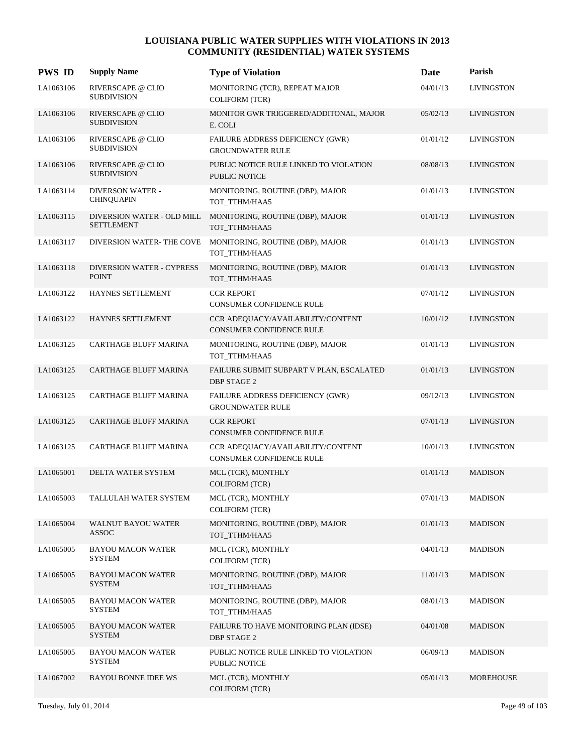# LOUISIANA PUBLIC WATER SUPPLIES WITH VIOLATIONS IN 2013
## COMMUNITY (RESIDENTIAL) WATER SYSTEMS

| PWS ID | Supply Name | Type of Violation | Date | Parish |
|---|---|---|---|---|
| LA1063106 | RIVERSCAPE @ CLIO SUBDIVISION | MONITORING (TCR), REPEAT MAJOR COLIFORM (TCR) | 04/01/13 | LIVINGSTON |
| LA1063106 | RIVERSCAPE @ CLIO SUBDIVISION | MONITOR GWR TRIGGERED/ADDITONAL, MAJOR E. COLI | 05/02/13 | LIVINGSTON |
| LA1063106 | RIVERSCAPE @ CLIO SUBDIVISION | FAILURE ADDRESS DEFICIENCY (GWR) GROUNDWATER RULE | 01/01/12 | LIVINGSTON |
| LA1063106 | RIVERSCAPE @ CLIO SUBDIVISION | PUBLIC NOTICE RULE LINKED TO VIOLATION PUBLIC NOTICE | 08/08/13 | LIVINGSTON |
| LA1063114 | DIVERSON WATER - CHINQUAPIN | MONITORING, ROUTINE (DBP), MAJOR TOT_TTHM/HAA5 | 01/01/13 | LIVINGSTON |
| LA1063115 | DIVERSION WATER - OLD MILL SETTLEMENT | MONITORING, ROUTINE (DBP), MAJOR TOT_TTHM/HAA5 | 01/01/13 | LIVINGSTON |
| LA1063117 | DIVERSION WATER- THE COVE | MONITORING, ROUTINE (DBP), MAJOR TOT_TTHM/HAA5 | 01/01/13 | LIVINGSTON |
| LA1063118 | DIVERSION WATER - CYPRESS POINT | MONITORING, ROUTINE (DBP), MAJOR TOT_TTHM/HAA5 | 01/01/13 | LIVINGSTON |
| LA1063122 | HAYNES SETTLEMENT | CCR REPORT CONSUMER CONFIDENCE RULE | 07/01/12 | LIVINGSTON |
| LA1063122 | HAYNES SETTLEMENT | CCR ADEQUACY/AVAILABILITY/CONTENT CONSUMER CONFIDENCE RULE | 10/01/12 | LIVINGSTON |
| LA1063125 | CARTHAGE BLUFF MARINA | MONITORING, ROUTINE (DBP), MAJOR TOT_TTHM/HAA5 | 01/01/13 | LIVINGSTON |
| LA1063125 | CARTHAGE BLUFF MARINA | FAILURE SUBMIT SUBPART V PLAN, ESCALATED DBP STAGE 2 | 01/01/13 | LIVINGSTON |
| LA1063125 | CARTHAGE BLUFF MARINA | FAILURE ADDRESS DEFICIENCY (GWR) GROUNDWATER RULE | 09/12/13 | LIVINGSTON |
| LA1063125 | CARTHAGE BLUFF MARINA | CCR REPORT CONSUMER CONFIDENCE RULE | 07/01/13 | LIVINGSTON |
| LA1063125 | CARTHAGE BLUFF MARINA | CCR ADEQUACY/AVAILABILITY/CONTENT CONSUMER CONFIDENCE RULE | 10/01/13 | LIVINGSTON |
| LA1065001 | DELTA WATER SYSTEM | MCL (TCR), MONTHLY COLIFORM (TCR) | 01/01/13 | MADISON |
| LA1065003 | TALLULAH WATER SYSTEM | MCL (TCR), MONTHLY COLIFORM (TCR) | 07/01/13 | MADISON |
| LA1065004 | WALNUT BAYOU WATER ASSOC | MONITORING, ROUTINE (DBP), MAJOR TOT_TTHM/HAA5 | 01/01/13 | MADISON |
| LA1065005 | BAYOU MACON WATER SYSTEM | MCL (TCR), MONTHLY COLIFORM (TCR) | 04/01/13 | MADISON |
| LA1065005 | BAYOU MACON WATER SYSTEM | MONITORING, ROUTINE (DBP), MAJOR TOT_TTHM/HAA5 | 11/01/13 | MADISON |
| LA1065005 | BAYOU MACON WATER SYSTEM | MONITORING, ROUTINE (DBP), MAJOR TOT_TTHM/HAA5 | 08/01/13 | MADISON |
| LA1065005 | BAYOU MACON WATER SYSTEM | FAILURE TO HAVE MONITORING PLAN (IDSE) DBP STAGE 2 | 04/01/08 | MADISON |
| LA1065005 | BAYOU MACON WATER SYSTEM | PUBLIC NOTICE RULE LINKED TO VIOLATION PUBLIC NOTICE | 06/09/13 | MADISON |
| LA1067002 | BAYOU BONNE IDEE WS | MCL (TCR), MONTHLY COLIFORM (TCR) | 05/01/13 | MOREHOUSE |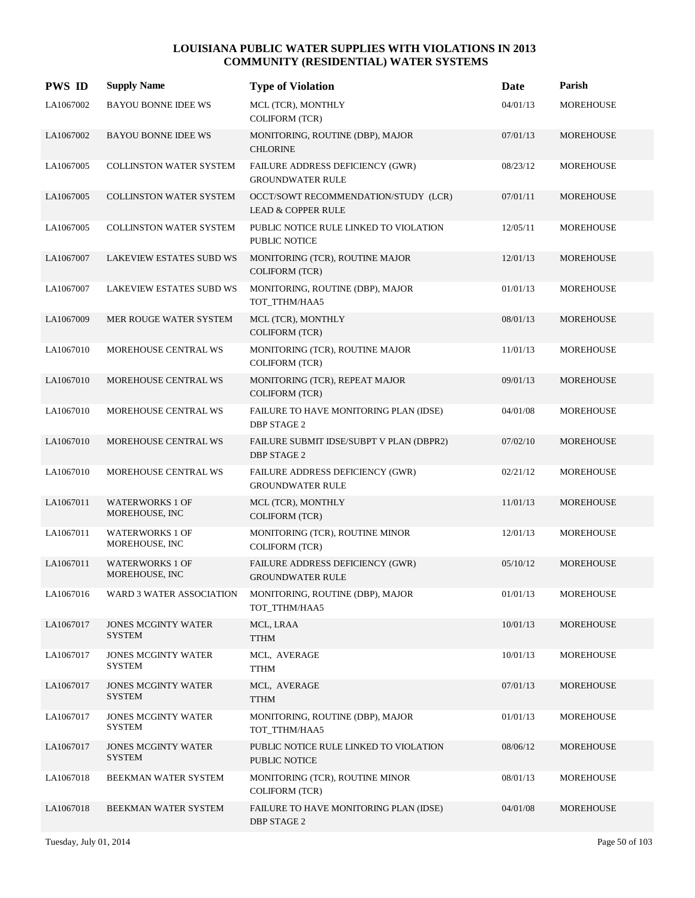# LOUISIANA PUBLIC WATER SUPPLIES WITH VIOLATIONS IN 2013
## COMMUNITY (RESIDENTIAL) WATER SYSTEMS

| PWS ID | Supply Name | Type of Violation | Date | Parish |
|---|---|---|---|---|
| LA1067002 | BAYOU BONNE IDEE WS | MCL (TCR), MONTHLY COLIFORM (TCR) | 04/01/13 | MOREHOUSE |
| LA1067002 | BAYOU BONNE IDEE WS | MONITORING, ROUTINE (DBP), MAJOR CHLORINE | 07/01/13 | MOREHOUSE |
| LA1067005 | COLLINSTON WATER SYSTEM | FAILURE ADDRESS DEFICIENCY (GWR) GROUNDWATER RULE | 08/23/12 | MOREHOUSE |
| LA1067005 | COLLINSTON WATER SYSTEM | OCCT/SOWT RECOMMENDATION/STUDY (LCR) LEAD & COPPER RULE | 07/01/11 | MOREHOUSE |
| LA1067005 | COLLINSTON WATER SYSTEM | PUBLIC NOTICE RULE LINKED TO VIOLATION PUBLIC NOTICE | 12/05/11 | MOREHOUSE |
| LA1067007 | LAKEVIEW ESTATES SUBD WS | MONITORING (TCR), ROUTINE MAJOR COLIFORM (TCR) | 12/01/13 | MOREHOUSE |
| LA1067007 | LAKEVIEW ESTATES SUBD WS | MONITORING, ROUTINE (DBP), MAJOR TOT_TTHM/HAA5 | 01/01/13 | MOREHOUSE |
| LA1067009 | MER ROUGE WATER SYSTEM | MCL (TCR), MONTHLY COLIFORM (TCR) | 08/01/13 | MOREHOUSE |
| LA1067010 | MOREHOUSE CENTRAL WS | MONITORING (TCR), ROUTINE MAJOR COLIFORM (TCR) | 11/01/13 | MOREHOUSE |
| LA1067010 | MOREHOUSE CENTRAL WS | MONITORING (TCR), REPEAT MAJOR COLIFORM (TCR) | 09/01/13 | MOREHOUSE |
| LA1067010 | MOREHOUSE CENTRAL WS | FAILURE TO HAVE MONITORING PLAN (IDSE) DBP STAGE 2 | 04/01/08 | MOREHOUSE |
| LA1067010 | MOREHOUSE CENTRAL WS | FAILURE SUBMIT IDSE/SUBPT V PLAN (DBPR2) DBP STAGE 2 | 07/02/10 | MOREHOUSE |
| LA1067010 | MOREHOUSE CENTRAL WS | FAILURE ADDRESS DEFICIENCY (GWR) GROUNDWATER RULE | 02/21/12 | MOREHOUSE |
| LA1067011 | WATERWORKS 1 OF MOREHOUSE, INC | MCL (TCR), MONTHLY COLIFORM (TCR) | 11/01/13 | MOREHOUSE |
| LA1067011 | WATERWORKS 1 OF MOREHOUSE, INC | MONITORING (TCR), ROUTINE MINOR COLIFORM (TCR) | 12/01/13 | MOREHOUSE |
| LA1067011 | WATERWORKS 1 OF MOREHOUSE, INC | FAILURE ADDRESS DEFICIENCY (GWR) GROUNDWATER RULE | 05/10/12 | MOREHOUSE |
| LA1067016 | WARD 3 WATER ASSOCIATION | MONITORING, ROUTINE (DBP), MAJOR TOT_TTHM/HAA5 | 01/01/13 | MOREHOUSE |
| LA1067017 | JONES MCGINTY WATER SYSTEM | MCL, LRAA TTHM | 10/01/13 | MOREHOUSE |
| LA1067017 | JONES MCGINTY WATER SYSTEM | MCL, AVERAGE TTHM | 10/01/13 | MOREHOUSE |
| LA1067017 | JONES MCGINTY WATER SYSTEM | MCL, AVERAGE TTHM | 07/01/13 | MOREHOUSE |
| LA1067017 | JONES MCGINTY WATER SYSTEM | MONITORING, ROUTINE (DBP), MAJOR TOT_TTHM/HAA5 | 01/01/13 | MOREHOUSE |
| LA1067017 | JONES MCGINTY WATER SYSTEM | PUBLIC NOTICE RULE LINKED TO VIOLATION PUBLIC NOTICE | 08/06/12 | MOREHOUSE |
| LA1067018 | BEEKMAN WATER SYSTEM | MONITORING (TCR), ROUTINE MINOR COLIFORM (TCR) | 08/01/13 | MOREHOUSE |
| LA1067018 | BEEKMAN WATER SYSTEM | FAILURE TO HAVE MONITORING PLAN (IDSE) DBP STAGE 2 | 04/01/08 | MOREHOUSE |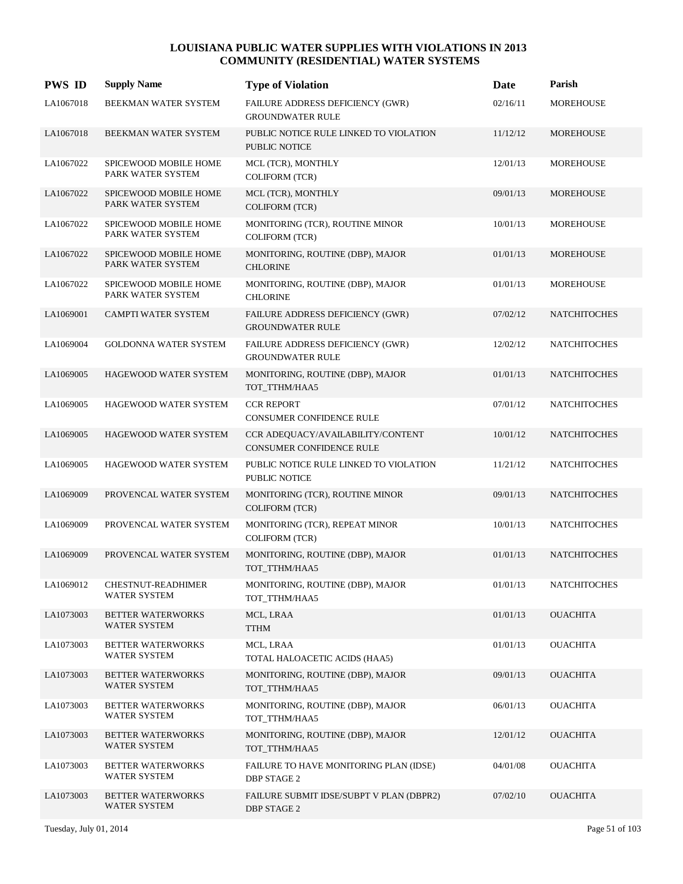# LOUISIANA PUBLIC WATER SUPPLIES WITH VIOLATIONS IN 2013
## COMMUNITY (RESIDENTIAL) WATER SYSTEMS

| PWS ID | Supply Name | Type of Violation | Date | Parish |
|---|---|---|---|---|
| LA1067018 | BEEKMAN WATER SYSTEM | FAILURE ADDRESS DEFICIENCY (GWR) GROUNDWATER RULE | 02/16/11 | MOREHOUSE |
| LA1067018 | BEEKMAN WATER SYSTEM | PUBLIC NOTICE RULE LINKED TO VIOLATION PUBLIC NOTICE | 11/12/12 | MOREHOUSE |
| LA1067022 | SPICEWOOD MOBILE HOME PARK WATER SYSTEM | MCL (TCR), MONTHLY COLIFORM (TCR) | 12/01/13 | MOREHOUSE |
| LA1067022 | SPICEWOOD MOBILE HOME PARK WATER SYSTEM | MCL (TCR), MONTHLY COLIFORM (TCR) | 09/01/13 | MOREHOUSE |
| LA1067022 | SPICEWOOD MOBILE HOME PARK WATER SYSTEM | MONITORING (TCR), ROUTINE MINOR COLIFORM (TCR) | 10/01/13 | MOREHOUSE |
| LA1067022 | SPICEWOOD MOBILE HOME PARK WATER SYSTEM | MONITORING, ROUTINE (DBP), MAJOR CHLORINE | 01/01/13 | MOREHOUSE |
| LA1067022 | SPICEWOOD MOBILE HOME PARK WATER SYSTEM | MONITORING, ROUTINE (DBP), MAJOR CHLORINE | 01/01/13 | MOREHOUSE |
| LA1069001 | CAMPTI WATER SYSTEM | FAILURE ADDRESS DEFICIENCY (GWR) GROUNDWATER RULE | 07/02/12 | NATCHITOCHES |
| LA1069004 | GOLDONNA WATER SYSTEM | FAILURE ADDRESS DEFICIENCY (GWR) GROUNDWATER RULE | 12/02/12 | NATCHITOCHES |
| LA1069005 | HAGEWOOD WATER SYSTEM | MONITORING, ROUTINE (DBP), MAJOR TOT_TTHM/HAA5 | 01/01/13 | NATCHITOCHES |
| LA1069005 | HAGEWOOD WATER SYSTEM | CCR REPORT CONSUMER CONFIDENCE RULE | 07/01/12 | NATCHITOCHES |
| LA1069005 | HAGEWOOD WATER SYSTEM | CCR ADEQUACY/AVAILABILITY/CONTENT CONSUMER CONFIDENCE RULE | 10/01/12 | NATCHITOCHES |
| LA1069005 | HAGEWOOD WATER SYSTEM | PUBLIC NOTICE RULE LINKED TO VIOLATION PUBLIC NOTICE | 11/21/12 | NATCHITOCHES |
| LA1069009 | PROVENCAL WATER SYSTEM | MONITORING (TCR), ROUTINE MINOR COLIFORM (TCR) | 09/01/13 | NATCHITOCHES |
| LA1069009 | PROVENCAL WATER SYSTEM | MONITORING (TCR), REPEAT MINOR COLIFORM (TCR) | 10/01/13 | NATCHITOCHES |
| LA1069009 | PROVENCAL WATER SYSTEM | MONITORING, ROUTINE (DBP), MAJOR TOT_TTHM/HAA5 | 01/01/13 | NATCHITOCHES |
| LA1069012 | CHESTNUT-READHIMER WATER SYSTEM | MONITORING, ROUTINE (DBP), MAJOR TOT_TTHM/HAA5 | 01/01/13 | NATCHITOCHES |
| LA1073003 | BETTER WATERWORKS WATER SYSTEM | MCL, LRAA TTHM | 01/01/13 | OUACHITA |
| LA1073003 | BETTER WATERWORKS WATER SYSTEM | MCL, LRAA TOTAL HALOACETIC ACIDS (HAA5) | 01/01/13 | OUACHITA |
| LA1073003 | BETTER WATERWORKS WATER SYSTEM | MONITORING, ROUTINE (DBP), MAJOR TOT_TTHM/HAA5 | 09/01/13 | OUACHITA |
| LA1073003 | BETTER WATERWORKS WATER SYSTEM | MONITORING, ROUTINE (DBP), MAJOR TOT_TTHM/HAA5 | 06/01/13 | OUACHITA |
| LA1073003 | BETTER WATERWORKS WATER SYSTEM | MONITORING, ROUTINE (DBP), MAJOR TOT_TTHM/HAA5 | 12/01/12 | OUACHITA |
| LA1073003 | BETTER WATERWORKS WATER SYSTEM | FAILURE TO HAVE MONITORING PLAN (IDSE) DBP STAGE 2 | 04/01/08 | OUACHITA |
| LA1073003 | BETTER WATERWORKS WATER SYSTEM | FAILURE SUBMIT IDSE/SUBPT V PLAN (DBPR2) DBP STAGE 2 | 07/02/10 | OUACHITA |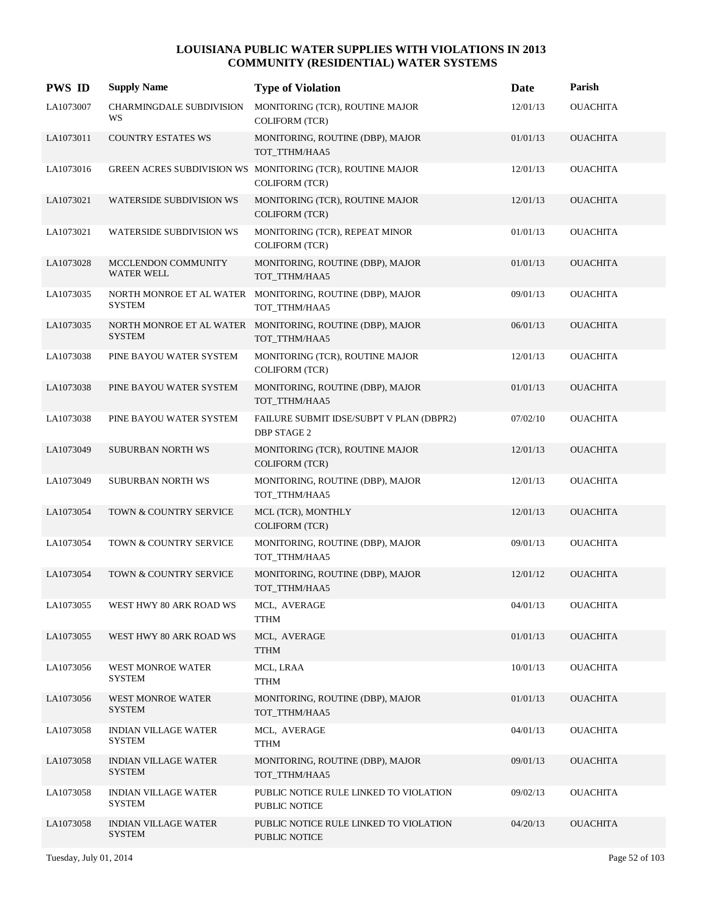# LOUISIANA PUBLIC WATER SUPPLIES WITH VIOLATIONS IN 2013
## COMMUNITY (RESIDENTIAL) WATER SYSTEMS

| PWS ID | Supply Name | Type of Violation | Date | Parish |
|---|---|---|---|---|
| LA1073007 | CHARMINGDALE SUBDIVISION WS | MONITORING (TCR), ROUTINE MAJOR COLIFORM (TCR) | 12/01/13 | OUACHITA |
| LA1073011 | COUNTRY ESTATES WS | MONITORING, ROUTINE (DBP), MAJOR TOT_TTHM/HAA5 | 01/01/13 | OUACHITA |
| LA1073016 | GREEN ACRES SUBDIVISION WS | MONITORING (TCR), ROUTINE MAJOR COLIFORM (TCR) | 12/01/13 | OUACHITA |
| LA1073021 | WATERSIDE SUBDIVISION WS | MONITORING (TCR), ROUTINE MAJOR COLIFORM (TCR) | 12/01/13 | OUACHITA |
| LA1073021 | WATERSIDE SUBDIVISION WS | MONITORING (TCR), REPEAT MINOR COLIFORM (TCR) | 01/01/13 | OUACHITA |
| LA1073028 | MCCLENDON COMMUNITY WATER WELL | MONITORING, ROUTINE (DBP), MAJOR TOT_TTHM/HAA5 | 01/01/13 | OUACHITA |
| LA1073035 | NORTH MONROE ET AL WATER SYSTEM | MONITORING, ROUTINE (DBP), MAJOR TOT_TTHM/HAA5 | 09/01/13 | OUACHITA |
| LA1073035 | NORTH MONROE ET AL WATER SYSTEM | MONITORING, ROUTINE (DBP), MAJOR TOT_TTHM/HAA5 | 06/01/13 | OUACHITA |
| LA1073038 | PINE BAYOU WATER SYSTEM | MONITORING (TCR), ROUTINE MAJOR COLIFORM (TCR) | 12/01/13 | OUACHITA |
| LA1073038 | PINE BAYOU WATER SYSTEM | MONITORING, ROUTINE (DBP), MAJOR TOT_TTHM/HAA5 | 01/01/13 | OUACHITA |
| LA1073038 | PINE BAYOU WATER SYSTEM | FAILURE SUBMIT IDSE/SUBPT V PLAN (DBPR2) DBP STAGE 2 | 07/02/10 | OUACHITA |
| LA1073049 | SUBURBAN NORTH WS | MONITORING (TCR), ROUTINE MAJOR COLIFORM (TCR) | 12/01/13 | OUACHITA |
| LA1073049 | SUBURBAN NORTH WS | MONITORING, ROUTINE (DBP), MAJOR TOT_TTHM/HAA5 | 12/01/13 | OUACHITA |
| LA1073054 | TOWN & COUNTRY SERVICE | MCL (TCR), MONTHLY COLIFORM (TCR) | 12/01/13 | OUACHITA |
| LA1073054 | TOWN & COUNTRY SERVICE | MONITORING, ROUTINE (DBP), MAJOR TOT_TTHM/HAA5 | 09/01/13 | OUACHITA |
| LA1073054 | TOWN & COUNTRY SERVICE | MONITORING, ROUTINE (DBP), MAJOR TOT_TTHM/HAA5 | 12/01/12 | OUACHITA |
| LA1073055 | WEST HWY 80 ARK ROAD WS | MCL, AVERAGE TTHM | 04/01/13 | OUACHITA |
| LA1073055 | WEST HWY 80 ARK ROAD WS | MCL, AVERAGE TTHM | 01/01/13 | OUACHITA |
| LA1073056 | WEST MONROE WATER SYSTEM | MCL, LRAA TTHM | 10/01/13 | OUACHITA |
| LA1073056 | WEST MONROE WATER SYSTEM | MONITORING, ROUTINE (DBP), MAJOR TOT_TTHM/HAA5 | 01/01/13 | OUACHITA |
| LA1073058 | INDIAN VILLAGE WATER SYSTEM | MCL, AVERAGE TTHM | 04/01/13 | OUACHITA |
| LA1073058 | INDIAN VILLAGE WATER SYSTEM | MONITORING, ROUTINE (DBP), MAJOR TOT_TTHM/HAA5 | 09/01/13 | OUACHITA |
| LA1073058 | INDIAN VILLAGE WATER SYSTEM | PUBLIC NOTICE RULE LINKED TO VIOLATION PUBLIC NOTICE | 09/02/13 | OUACHITA |
| LA1073058 | INDIAN VILLAGE WATER SYSTEM | PUBLIC NOTICE RULE LINKED TO VIOLATION PUBLIC NOTICE | 04/20/13 | OUACHITA |

Tuesday, July 01, 2014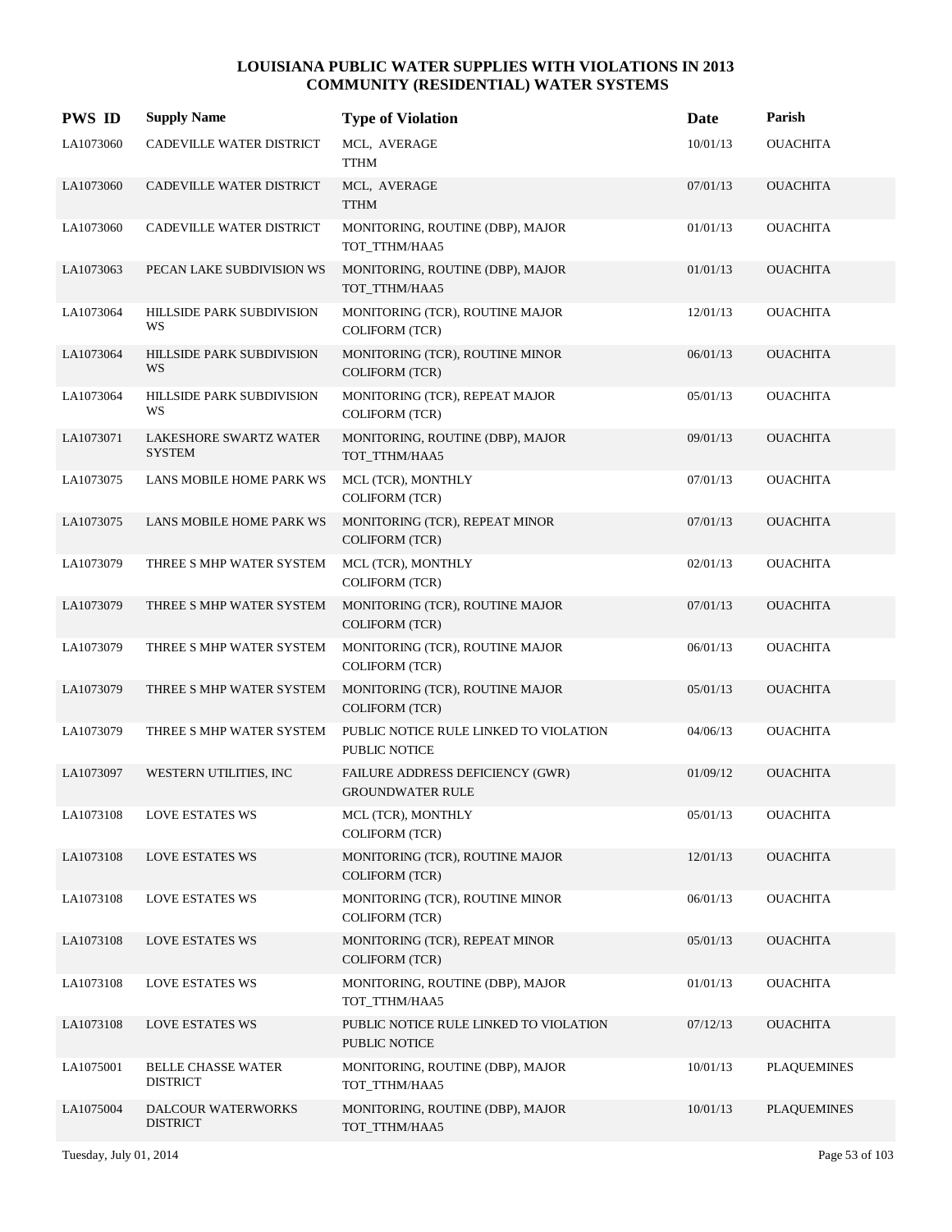# LOUISIANA PUBLIC WATER SUPPLIES WITH VIOLATIONS IN 2013
## COMMUNITY (RESIDENTIAL) WATER SYSTEMS

| PWS ID | Supply Name | Type of Violation | Date | Parish |
|---|---|---|---|---|
| LA1073060 | CADEVILLE WATER DISTRICT | MCL, AVERAGE<br>TTHM | 10/01/13 | OUACHITA |
| LA1073060 | CADEVILLE WATER DISTRICT | MCL, AVERAGE<br>TTHM | 07/01/13 | OUACHITA |
| LA1073060 | CADEVILLE WATER DISTRICT | MONITORING, ROUTINE (DBP), MAJOR<br>TOT_TTHM/HAA5 | 01/01/13 | OUACHITA |
| LA1073063 | PECAN LAKE SUBDIVISION WS | MONITORING, ROUTINE (DBP), MAJOR<br>TOT_TTHM/HAA5 | 01/01/13 | OUACHITA |
| LA1073064 | HILLSIDE PARK SUBDIVISION WS | MONITORING (TCR), ROUTINE MAJOR<br>COLIFORM (TCR) | 12/01/13 | OUACHITA |
| LA1073064 | HILLSIDE PARK SUBDIVISION WS | MONITORING (TCR), ROUTINE MINOR<br>COLIFORM (TCR) | 06/01/13 | OUACHITA |
| LA1073064 | HILLSIDE PARK SUBDIVISION WS | MONITORING (TCR), REPEAT MAJOR<br>COLIFORM (TCR) | 05/01/13 | OUACHITA |
| LA1073071 | LAKESHORE SWARTZ WATER SYSTEM | MONITORING, ROUTINE (DBP), MAJOR<br>TOT_TTHM/HAA5 | 09/01/13 | OUACHITA |
| LA1073075 | LANS MOBILE HOME PARK WS | MCL (TCR), MONTHLY<br>COLIFORM (TCR) | 07/01/13 | OUACHITA |
| LA1073075 | LANS MOBILE HOME PARK WS | MONITORING (TCR), REPEAT MINOR<br>COLIFORM (TCR) | 07/01/13 | OUACHITA |
| LA1073079 | THREE S MHP WATER SYSTEM | MCL (TCR), MONTHLY<br>COLIFORM (TCR) | 02/01/13 | OUACHITA |
| LA1073079 | THREE S MHP WATER SYSTEM | MONITORING (TCR), ROUTINE MAJOR<br>COLIFORM (TCR) | 07/01/13 | OUACHITA |
| LA1073079 | THREE S MHP WATER SYSTEM | MONITORING (TCR), ROUTINE MAJOR<br>COLIFORM (TCR) | 06/01/13 | OUACHITA |
| LA1073079 | THREE S MHP WATER SYSTEM | MONITORING (TCR), ROUTINE MAJOR<br>COLIFORM (TCR) | 05/01/13 | OUACHITA |
| LA1073079 | THREE S MHP WATER SYSTEM | PUBLIC NOTICE RULE LINKED TO VIOLATION<br>PUBLIC NOTICE | 04/06/13 | OUACHITA |
| LA1073097 | WESTERN UTILITIES, INC | FAILURE ADDRESS DEFICIENCY (GWR)<br>GROUNDWATER RULE | 01/09/12 | OUACHITA |
| LA1073108 | LOVE ESTATES WS | MCL (TCR), MONTHLY<br>COLIFORM (TCR) | 05/01/13 | OUACHITA |
| LA1073108 | LOVE ESTATES WS | MONITORING (TCR), ROUTINE MAJOR<br>COLIFORM (TCR) | 12/01/13 | OUACHITA |
| LA1073108 | LOVE ESTATES WS | MONITORING (TCR), ROUTINE MINOR<br>COLIFORM (TCR) | 06/01/13 | OUACHITA |
| LA1073108 | LOVE ESTATES WS | MONITORING (TCR), REPEAT MINOR<br>COLIFORM (TCR) | 05/01/13 | OUACHITA |
| LA1073108 | LOVE ESTATES WS | MONITORING, ROUTINE (DBP), MAJOR<br>TOT_TTHM/HAA5 | 01/01/13 | OUACHITA |
| LA1073108 | LOVE ESTATES WS | PUBLIC NOTICE RULE LINKED TO VIOLATION<br>PUBLIC NOTICE | 07/12/13 | OUACHITA |
| LA1075001 | BELLE CHASSE WATER DISTRICT | MONITORING, ROUTINE (DBP), MAJOR<br>TOT_TTHM/HAA5 | 10/01/13 | PLAQUEMINES |
| LA1075004 | DALCOUR WATERWORKS DISTRICT | MONITORING, ROUTINE (DBP), MAJOR<br>TOT_TTHM/HAA5 | 10/01/13 | PLAQUEMINES |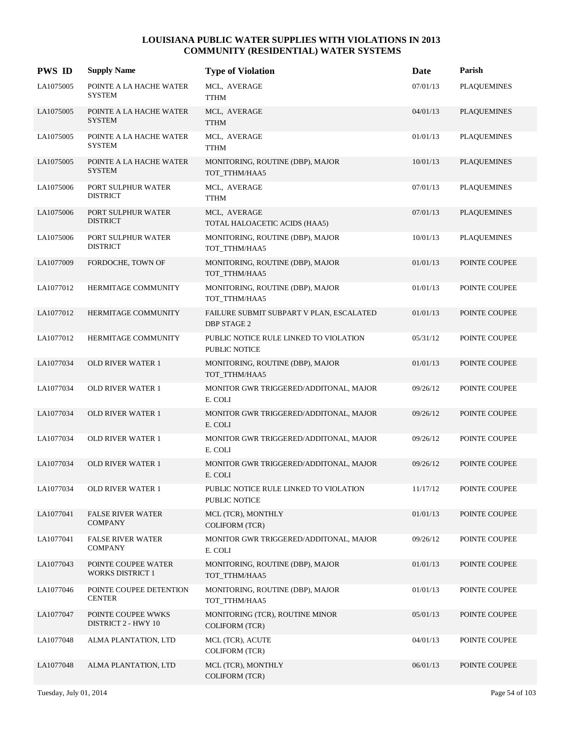# LOUISIANA PUBLIC WATER SUPPLIES WITH VIOLATIONS IN 2013
## COMMUNITY (RESIDENTIAL) WATER SYSTEMS

| PWS ID | Supply Name | Type of Violation | Date | Parish |
|---|---|---|---|---|
| LA1075005 | POINTE A LA HACHE WATER SYSTEM | MCL, AVERAGE<br>TTHM | 07/01/13 | PLAQUEMINES |
| LA1075005 | POINTE A LA HACHE WATER SYSTEM | MCL, AVERAGE<br>TTHM | 04/01/13 | PLAQUEMINES |
| LA1075005 | POINTE A LA HACHE WATER SYSTEM | MCL, AVERAGE<br>TTHM | 01/01/13 | PLAQUEMINES |
| LA1075005 | POINTE A LA HACHE WATER SYSTEM | MONITORING, ROUTINE (DBP), MAJOR<br>TOT_TTHM/HAA5 | 10/01/13 | PLAQUEMINES |
| LA1075006 | PORT SULPHUR WATER DISTRICT | MCL, AVERAGE<br>TTHM | 07/01/13 | PLAQUEMINES |
| LA1075006 | PORT SULPHUR WATER DISTRICT | MCL, AVERAGE<br>TOTAL HALOACETIC ACIDS (HAA5) | 07/01/13 | PLAQUEMINES |
| LA1075006 | PORT SULPHUR WATER DISTRICT | MONITORING, ROUTINE (DBP), MAJOR<br>TOT_TTHM/HAA5 | 10/01/13 | PLAQUEMINES |
| LA1077009 | FORDOCHE, TOWN OF | MONITORING, ROUTINE (DBP), MAJOR<br>TOT_TTHM/HAA5 | 01/01/13 | POINTE COUPEE |
| LA1077012 | HERMITAGE COMMUNITY | MONITORING, ROUTINE (DBP), MAJOR<br>TOT_TTHM/HAA5 | 01/01/13 | POINTE COUPEE |
| LA1077012 | HERMITAGE COMMUNITY | FAILURE SUBMIT SUBPART V PLAN, ESCALATED<br>DBP STAGE 2 | 01/01/13 | POINTE COUPEE |
| LA1077012 | HERMITAGE COMMUNITY | PUBLIC NOTICE RULE LINKED TO VIOLATION<br>PUBLIC NOTICE | 05/31/12 | POINTE COUPEE |
| LA1077034 | OLD RIVER WATER 1 | MONITORING, ROUTINE (DBP), MAJOR<br>TOT_TTHM/HAA5 | 01/01/13 | POINTE COUPEE |
| LA1077034 | OLD RIVER WATER 1 | MONITOR GWR TRIGGERED/ADDITONAL, MAJOR<br>E. COLI | 09/26/12 | POINTE COUPEE |
| LA1077034 | OLD RIVER WATER 1 | MONITOR GWR TRIGGERED/ADDITONAL, MAJOR<br>E. COLI | 09/26/12 | POINTE COUPEE |
| LA1077034 | OLD RIVER WATER 1 | MONITOR GWR TRIGGERED/ADDITONAL, MAJOR<br>E. COLI | 09/26/12 | POINTE COUPEE |
| LA1077034 | OLD RIVER WATER 1 | MONITOR GWR TRIGGERED/ADDITONAL, MAJOR<br>E. COLI | 09/26/12 | POINTE COUPEE |
| LA1077034 | OLD RIVER WATER 1 | PUBLIC NOTICE RULE LINKED TO VIOLATION<br>PUBLIC NOTICE | 11/17/12 | POINTE COUPEE |
| LA1077041 | FALSE RIVER WATER COMPANY | MCL (TCR), MONTHLY<br>COLIFORM (TCR) | 01/01/13 | POINTE COUPEE |
| LA1077041 | FALSE RIVER WATER COMPANY | MONITOR GWR TRIGGERED/ADDITONAL, MAJOR<br>E. COLI | 09/26/12 | POINTE COUPEE |
| LA1077043 | POINTE COUPEE WATER WORKS DISTRICT 1 | MONITORING, ROUTINE (DBP), MAJOR<br>TOT_TTHM/HAA5 | 01/01/13 | POINTE COUPEE |
| LA1077046 | POINTE COUPEE DETENTION CENTER | MONITORING, ROUTINE (DBP), MAJOR<br>TOT_TTHM/HAA5 | 01/01/13 | POINTE COUPEE |
| LA1077047 | POINTE COUPEE WWKS DISTRICT 2 - HWY 10 | MONITORING (TCR), ROUTINE MINOR<br>COLIFORM (TCR) | 05/01/13 | POINTE COUPEE |
| LA1077048 | ALMA PLANTATION, LTD | MCL (TCR), ACUTE<br>COLIFORM (TCR) | 04/01/13 | POINTE COUPEE |
| LA1077048 | ALMA PLANTATION, LTD | MCL (TCR), MONTHLY<br>COLIFORM (TCR) | 06/01/13 | POINTE COUPEE |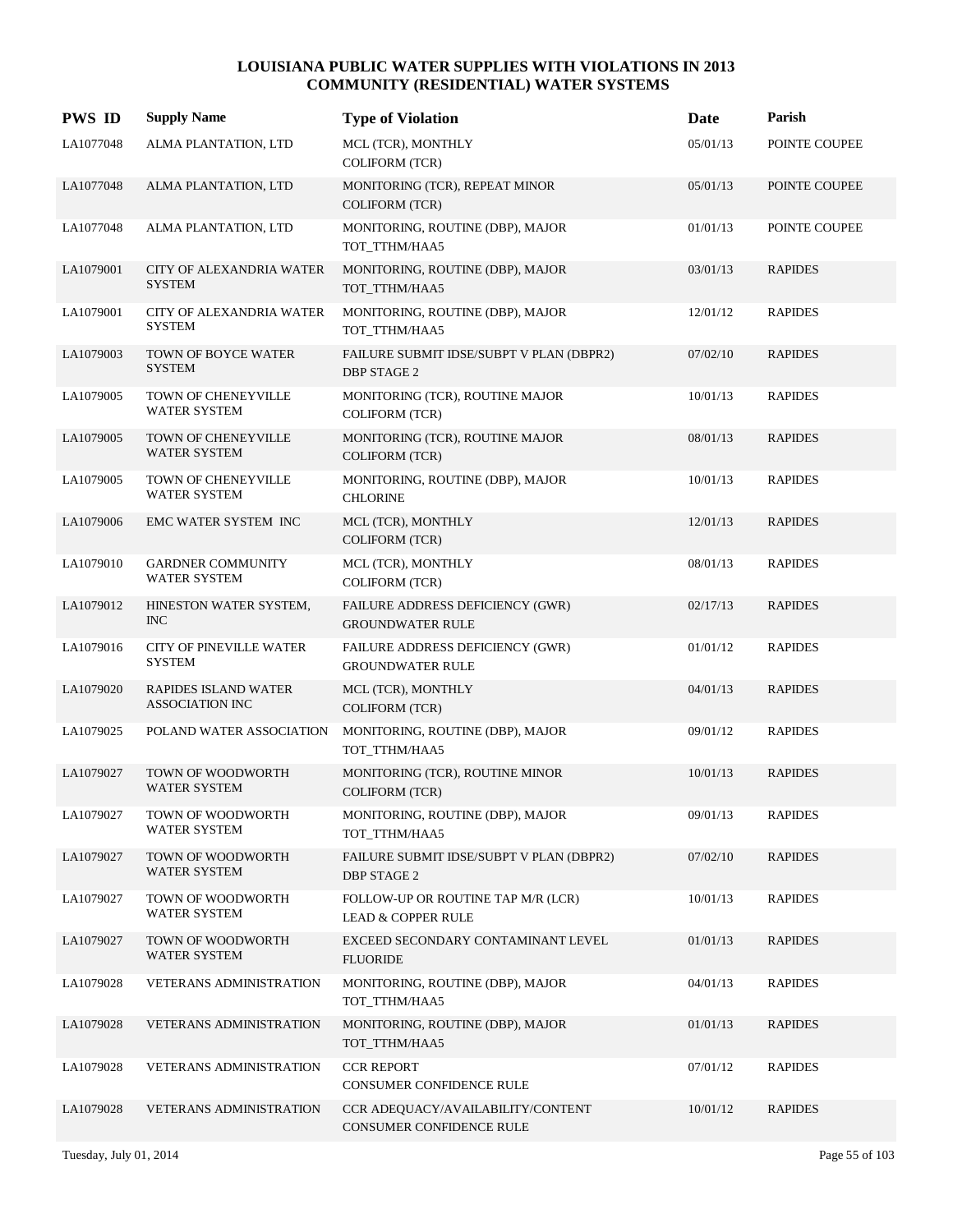# LOUISIANA PUBLIC WATER SUPPLIES WITH VIOLATIONS IN 2013
## COMMUNITY (RESIDENTIAL) WATER SYSTEMS

| PWS ID | Supply Name | Type of Violation | Date | Parish |
|---|---|---|---|---|
| LA1077048 | ALMA PLANTATION, LTD | MCL (TCR), MONTHLY<br>COLIFORM (TCR) | 05/01/13 | POINTE COUPEE |
| LA1077048 | ALMA PLANTATION, LTD | MONITORING (TCR), REPEAT MINOR<br>COLIFORM (TCR) | 05/01/13 | POINTE COUPEE |
| LA1077048 | ALMA PLANTATION, LTD | MONITORING, ROUTINE (DBP), MAJOR<br>TOT_TTHM/HAA5 | 01/01/13 | POINTE COUPEE |
| LA1079001 | CITY OF ALEXANDRIA WATER SYSTEM | MONITORING, ROUTINE (DBP), MAJOR<br>TOT_TTHM/HAA5 | 03/01/13 | RAPIDES |
| LA1079001 | CITY OF ALEXANDRIA WATER SYSTEM | MONITORING, ROUTINE (DBP), MAJOR<br>TOT_TTHM/HAA5 | 12/01/12 | RAPIDES |
| LA1079003 | TOWN OF BOYCE WATER SYSTEM | FAILURE SUBMIT IDSE/SUBPT V PLAN (DBPR2)<br>DBP STAGE 2 | 07/02/10 | RAPIDES |
| LA1079005 | TOWN OF CHENEYVILLE WATER SYSTEM | MONITORING (TCR), ROUTINE MAJOR<br>COLIFORM (TCR) | 10/01/13 | RAPIDES |
| LA1079005 | TOWN OF CHENEYVILLE WATER SYSTEM | MONITORING (TCR), ROUTINE MAJOR<br>COLIFORM (TCR) | 08/01/13 | RAPIDES |
| LA1079005 | TOWN OF CHENEYVILLE WATER SYSTEM | MONITORING, ROUTINE (DBP), MAJOR<br>CHLORINE | 10/01/13 | RAPIDES |
| LA1079006 | EMC WATER SYSTEM INC | MCL (TCR), MONTHLY<br>COLIFORM (TCR) | 12/01/13 | RAPIDES |
| LA1079010 | GARDNER COMMUNITY WATER SYSTEM | MCL (TCR), MONTHLY<br>COLIFORM (TCR) | 08/01/13 | RAPIDES |
| LA1079012 | HINESTON WATER SYSTEM, INC | FAILURE ADDRESS DEFICIENCY (GWR)<br>GROUNDWATER RULE | 02/17/13 | RAPIDES |
| LA1079016 | CITY OF PINEVILLE WATER SYSTEM | FAILURE ADDRESS DEFICIENCY (GWR)<br>GROUNDWATER RULE | 01/01/12 | RAPIDES |
| LA1079020 | RAPIDES ISLAND WATER ASSOCIATION INC | MCL (TCR), MONTHLY<br>COLIFORM (TCR) | 04/01/13 | RAPIDES |
| LA1079025 | POLAND WATER ASSOCIATION | MONITORING, ROUTINE (DBP), MAJOR<br>TOT_TTHM/HAA5 | 09/01/12 | RAPIDES |
| LA1079027 | TOWN OF WOODWORTH WATER SYSTEM | MONITORING (TCR), ROUTINE MINOR<br>COLIFORM (TCR) | 10/01/13 | RAPIDES |
| LA1079027 | TOWN OF WOODWORTH WATER SYSTEM | MONITORING, ROUTINE (DBP), MAJOR<br>TOT_TTHM/HAA5 | 09/01/13 | RAPIDES |
| LA1079027 | TOWN OF WOODWORTH WATER SYSTEM | FAILURE SUBMIT IDSE/SUBPT V PLAN (DBPR2)<br>DBP STAGE 2 | 07/02/10 | RAPIDES |
| LA1079027 | TOWN OF WOODWORTH WATER SYSTEM | FOLLOW-UP OR ROUTINE TAP M/R (LCR)<br>LEAD & COPPER RULE | 10/01/13 | RAPIDES |
| LA1079027 | TOWN OF WOODWORTH WATER SYSTEM | EXCEED SECONDARY CONTAMINANT LEVEL<br>FLUORIDE | 01/01/13 | RAPIDES |
| LA1079028 | VETERANS ADMINISTRATION | MONITORING, ROUTINE (DBP), MAJOR<br>TOT_TTHM/HAA5 | 04/01/13 | RAPIDES |
| LA1079028 | VETERANS ADMINISTRATION | MONITORING, ROUTINE (DBP), MAJOR<br>TOT_TTHM/HAA5 | 01/01/13 | RAPIDES |
| LA1079028 | VETERANS ADMINISTRATION | CCR REPORT<br>CONSUMER CONFIDENCE RULE | 07/01/12 | RAPIDES |
| LA1079028 | VETERANS ADMINISTRATION | CCR ADEQUACY/AVAILABILITY/CONTENT<br>CONSUMER CONFIDENCE RULE | 10/01/12 | RAPIDES |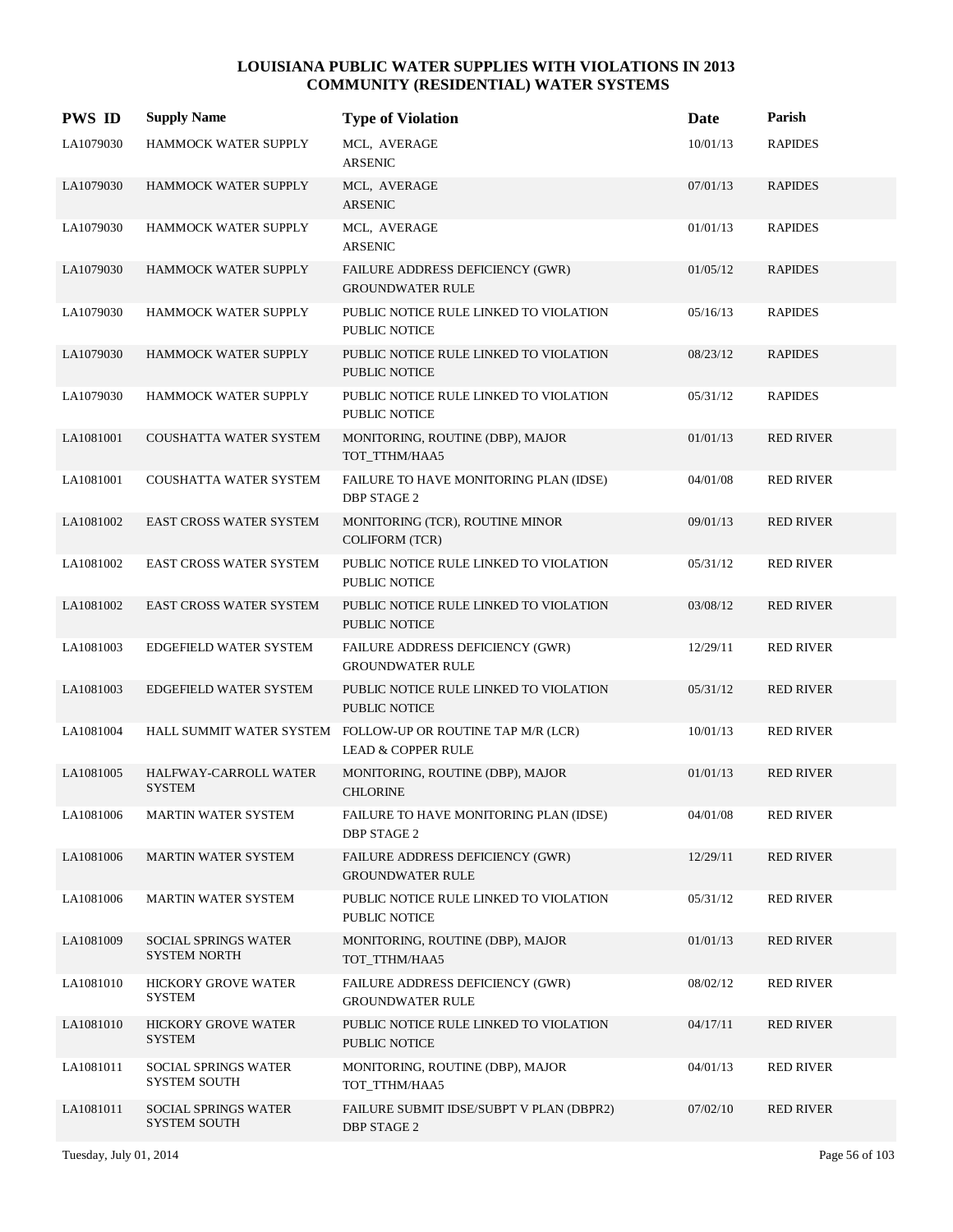# LOUISIANA PUBLIC WATER SUPPLIES WITH VIOLATIONS IN 2013
## COMMUNITY (RESIDENTIAL) WATER SYSTEMS

| PWS ID | Supply Name | Type of Violation | Date | Parish |
|---|---|---|---|---|
| LA1079030 | HAMMOCK WATER SUPPLY | MCL, AVERAGE<br>ARSENIC | 10/01/13 | RAPIDES |
| LA1079030 | HAMMOCK WATER SUPPLY | MCL, AVERAGE<br>ARSENIC | 07/01/13 | RAPIDES |
| LA1079030 | HAMMOCK WATER SUPPLY | MCL, AVERAGE<br>ARSENIC | 01/01/13 | RAPIDES |
| LA1079030 | HAMMOCK WATER SUPPLY | FAILURE ADDRESS DEFICIENCY (GWR)<br>GROUNDWATER RULE | 01/05/12 | RAPIDES |
| LA1079030 | HAMMOCK WATER SUPPLY | PUBLIC NOTICE RULE LINKED TO VIOLATION<br>PUBLIC NOTICE | 05/16/13 | RAPIDES |
| LA1079030 | HAMMOCK WATER SUPPLY | PUBLIC NOTICE RULE LINKED TO VIOLATION<br>PUBLIC NOTICE | 08/23/12 | RAPIDES |
| LA1079030 | HAMMOCK WATER SUPPLY | PUBLIC NOTICE RULE LINKED TO VIOLATION<br>PUBLIC NOTICE | 05/31/12 | RAPIDES |
| LA1081001 | COUSHATTA WATER SYSTEM | MONITORING, ROUTINE (DBP), MAJOR<br>TOT_TTHM/HAA5 | 01/01/13 | RED RIVER |
| LA1081001 | COUSHATTA WATER SYSTEM | FAILURE TO HAVE MONITORING PLAN (IDSE)<br>DBP STAGE 2 | 04/01/08 | RED RIVER |
| LA1081002 | EAST CROSS WATER SYSTEM | MONITORING (TCR), ROUTINE MINOR<br>COLIFORM (TCR) | 09/01/13 | RED RIVER |
| LA1081002 | EAST CROSS WATER SYSTEM | PUBLIC NOTICE RULE LINKED TO VIOLATION<br>PUBLIC NOTICE | 05/31/12 | RED RIVER |
| LA1081002 | EAST CROSS WATER SYSTEM | PUBLIC NOTICE RULE LINKED TO VIOLATION<br>PUBLIC NOTICE | 03/08/12 | RED RIVER |
| LA1081003 | EDGEFIELD WATER SYSTEM | FAILURE ADDRESS DEFICIENCY (GWR)<br>GROUNDWATER RULE | 12/29/11 | RED RIVER |
| LA1081003 | EDGEFIELD WATER SYSTEM | PUBLIC NOTICE RULE LINKED TO VIOLATION<br>PUBLIC NOTICE | 05/31/12 | RED RIVER |
| LA1081004 | HALL SUMMIT WATER SYSTEM | FOLLOW-UP OR ROUTINE TAP M/R (LCR)<br>LEAD & COPPER RULE | 10/01/13 | RED RIVER |
| LA1081005 | HALFWAY-CARROLL WATER SYSTEM | MONITORING, ROUTINE (DBP), MAJOR<br>CHLORINE | 01/01/13 | RED RIVER |
| LA1081006 | MARTIN WATER SYSTEM | FAILURE TO HAVE MONITORING PLAN (IDSE)<br>DBP STAGE 2 | 04/01/08 | RED RIVER |
| LA1081006 | MARTIN WATER SYSTEM | FAILURE ADDRESS DEFICIENCY (GWR)<br>GROUNDWATER RULE | 12/29/11 | RED RIVER |
| LA1081006 | MARTIN WATER SYSTEM | PUBLIC NOTICE RULE LINKED TO VIOLATION<br>PUBLIC NOTICE | 05/31/12 | RED RIVER |
| LA1081009 | SOCIAL SPRINGS WATER SYSTEM NORTH | MONITORING, ROUTINE (DBP), MAJOR<br>TOT_TTHM/HAA5 | 01/01/13 | RED RIVER |
| LA1081010 | HICKORY GROVE WATER SYSTEM | FAILURE ADDRESS DEFICIENCY (GWR)<br>GROUNDWATER RULE | 08/02/12 | RED RIVER |
| LA1081010 | HICKORY GROVE WATER SYSTEM | PUBLIC NOTICE RULE LINKED TO VIOLATION<br>PUBLIC NOTICE | 04/17/11 | RED RIVER |
| LA1081011 | SOCIAL SPRINGS WATER SYSTEM SOUTH | MONITORING, ROUTINE (DBP), MAJOR<br>TOT_TTHM/HAA5 | 04/01/13 | RED RIVER |
| LA1081011 | SOCIAL SPRINGS WATER SYSTEM SOUTH | FAILURE SUBMIT IDSE/SUBPT V PLAN (DBPR2)<br>DBP STAGE 2 | 07/02/10 | RED RIVER |

Tuesday, July 01, 2014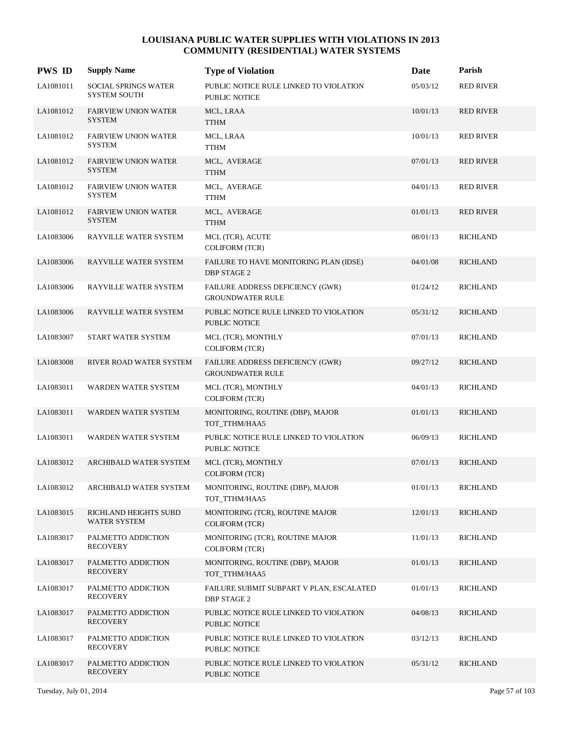# LOUISIANA PUBLIC WATER SUPPLIES WITH VIOLATIONS IN 2013
## COMMUNITY (RESIDENTIAL) WATER SYSTEMS

| PWS ID | Supply Name | Type of Violation | Date | Parish |
|---|---|---|---|---|
| LA1081011 | SOCIAL SPRINGS WATER SYSTEM SOUTH | PUBLIC NOTICE RULE LINKED TO VIOLATION<br>PUBLIC NOTICE | 05/03/12 | RED RIVER |
| LA1081012 | FAIRVIEW UNION WATER SYSTEM | MCL, LRAA<br>TTHM | 10/01/13 | RED RIVER |
| LA1081012 | FAIRVIEW UNION WATER SYSTEM | MCL, LRAA<br>TTHM | 10/01/13 | RED RIVER |
| LA1081012 | FAIRVIEW UNION WATER SYSTEM | MCL, AVERAGE<br>TTHM | 07/01/13 | RED RIVER |
| LA1081012 | FAIRVIEW UNION WATER SYSTEM | MCL, AVERAGE<br>TTHM | 04/01/13 | RED RIVER |
| LA1081012 | FAIRVIEW UNION WATER SYSTEM | MCL, AVERAGE<br>TTHM | 01/01/13 | RED RIVER |
| LA1083006 | RAYVILLE WATER SYSTEM | MCL (TCR), ACUTE<br>COLIFORM (TCR) | 08/01/13 | RICHLAND |
| LA1083006 | RAYVILLE WATER SYSTEM | FAILURE TO HAVE MONITORING PLAN (IDSE)<br>DBP STAGE 2 | 04/01/08 | RICHLAND |
| LA1083006 | RAYVILLE WATER SYSTEM | FAILURE ADDRESS DEFICIENCY (GWR)<br>GROUNDWATER RULE | 01/24/12 | RICHLAND |
| LA1083006 | RAYVILLE WATER SYSTEM | PUBLIC NOTICE RULE LINKED TO VIOLATION<br>PUBLIC NOTICE | 05/31/12 | RICHLAND |
| LA1083007 | START WATER SYSTEM | MCL (TCR), MONTHLY<br>COLIFORM (TCR) | 07/01/13 | RICHLAND |
| LA1083008 | RIVER ROAD WATER SYSTEM | FAILURE ADDRESS DEFICIENCY (GWR)<br>GROUNDWATER RULE | 09/27/12 | RICHLAND |
| LA1083011 | WARDEN WATER SYSTEM | MCL (TCR), MONTHLY<br>COLIFORM (TCR) | 04/01/13 | RICHLAND |
| LA1083011 | WARDEN WATER SYSTEM | MONITORING, ROUTINE (DBP), MAJOR<br>TOT_TTHM/HAA5 | 01/01/13 | RICHLAND |
| LA1083011 | WARDEN WATER SYSTEM | PUBLIC NOTICE RULE LINKED TO VIOLATION<br>PUBLIC NOTICE | 06/09/13 | RICHLAND |
| LA1083012 | ARCHIBALD WATER SYSTEM | MCL (TCR), MONTHLY<br>COLIFORM (TCR) | 07/01/13 | RICHLAND |
| LA1083012 | ARCHIBALD WATER SYSTEM | MONITORING, ROUTINE (DBP), MAJOR<br>TOT_TTHM/HAA5 | 01/01/13 | RICHLAND |
| LA1083015 | RICHLAND HEIGHTS SUBD WATER SYSTEM | MONITORING (TCR), ROUTINE MAJOR<br>COLIFORM (TCR) | 12/01/13 | RICHLAND |
| LA1083017 | PALMETTO ADDICTION RECOVERY | MONITORING (TCR), ROUTINE MAJOR<br>COLIFORM (TCR) | 11/01/13 | RICHLAND |
| LA1083017 | PALMETTO ADDICTION RECOVERY | MONITORING, ROUTINE (DBP), MAJOR<br>TOT_TTHM/HAA5 | 01/01/13 | RICHLAND |
| LA1083017 | PALMETTO ADDICTION RECOVERY | FAILURE SUBMIT SUBPART V PLAN, ESCALATED<br>DBP STAGE 2 | 01/01/13 | RICHLAND |
| LA1083017 | PALMETTO ADDICTION RECOVERY | PUBLIC NOTICE RULE LINKED TO VIOLATION<br>PUBLIC NOTICE | 04/08/13 | RICHLAND |
| LA1083017 | PALMETTO ADDICTION RECOVERY | PUBLIC NOTICE RULE LINKED TO VIOLATION<br>PUBLIC NOTICE | 03/12/13 | RICHLAND |
| LA1083017 | PALMETTO ADDICTION RECOVERY | PUBLIC NOTICE RULE LINKED TO VIOLATION<br>PUBLIC NOTICE | 05/31/12 | RICHLAND |

Tuesday, July 01, 2014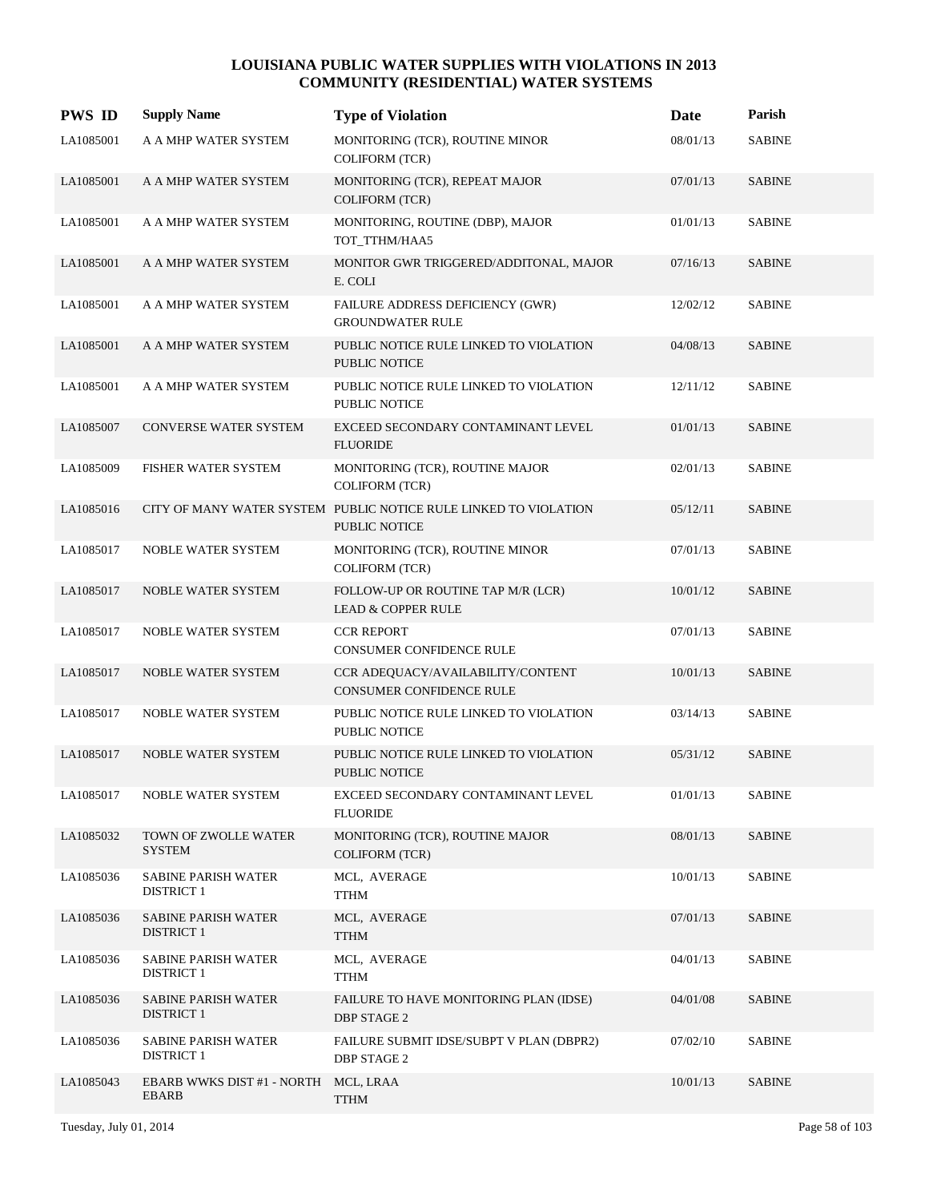# LOUISIANA PUBLIC WATER SUPPLIES WITH VIOLATIONS IN 2013
## COMMUNITY (RESIDENTIAL) WATER SYSTEMS

| PWS ID | Supply Name | Type of Violation | Date | Parish |
|---|---|---|---|---|
| LA1085001 | A A MHP WATER SYSTEM | MONITORING (TCR), ROUTINE MINOR COLIFORM (TCR) | 08/01/13 | SABINE |
| LA1085001 | A A MHP WATER SYSTEM | MONITORING (TCR), REPEAT MAJOR COLIFORM (TCR) | 07/01/13 | SABINE |
| LA1085001 | A A MHP WATER SYSTEM | MONITORING, ROUTINE (DBP), MAJOR TOT_TTHM/HAA5 | 01/01/13 | SABINE |
| LA1085001 | A A MHP WATER SYSTEM | MONITOR GWR TRIGGERED/ADDITONAL, MAJOR E. COLI | 07/16/13 | SABINE |
| LA1085001 | A A MHP WATER SYSTEM | FAILURE ADDRESS DEFICIENCY (GWR) GROUNDWATER RULE | 12/02/12 | SABINE |
| LA1085001 | A A MHP WATER SYSTEM | PUBLIC NOTICE RULE LINKED TO VIOLATION PUBLIC NOTICE | 04/08/13 | SABINE |
| LA1085001 | A A MHP WATER SYSTEM | PUBLIC NOTICE RULE LINKED TO VIOLATION PUBLIC NOTICE | 12/11/12 | SABINE |
| LA1085007 | CONVERSE WATER SYSTEM | EXCEED SECONDARY CONTAMINANT LEVEL FLUORIDE | 01/01/13 | SABINE |
| LA1085009 | FISHER WATER SYSTEM | MONITORING (TCR), ROUTINE MAJOR COLIFORM (TCR) | 02/01/13 | SABINE |
| LA1085016 | CITY OF MANY WATER SYSTEM | PUBLIC NOTICE RULE LINKED TO VIOLATION PUBLIC NOTICE | 05/12/11 | SABINE |
| LA1085017 | NOBLE WATER SYSTEM | MONITORING (TCR), ROUTINE MINOR COLIFORM (TCR) | 07/01/13 | SABINE |
| LA1085017 | NOBLE WATER SYSTEM | FOLLOW-UP OR ROUTINE TAP M/R (LCR) LEAD & COPPER RULE | 10/01/12 | SABINE |
| LA1085017 | NOBLE WATER SYSTEM | CCR REPORT CONSUMER CONFIDENCE RULE | 07/01/13 | SABINE |
| LA1085017 | NOBLE WATER SYSTEM | CCR ADEQUACY/AVAILABILITY/CONTENT CONSUMER CONFIDENCE RULE | 10/01/13 | SABINE |
| LA1085017 | NOBLE WATER SYSTEM | PUBLIC NOTICE RULE LINKED TO VIOLATION PUBLIC NOTICE | 03/14/13 | SABINE |
| LA1085017 | NOBLE WATER SYSTEM | PUBLIC NOTICE RULE LINKED TO VIOLATION PUBLIC NOTICE | 05/31/12 | SABINE |
| LA1085017 | NOBLE WATER SYSTEM | EXCEED SECONDARY CONTAMINANT LEVEL FLUORIDE | 01/01/13 | SABINE |
| LA1085032 | TOWN OF ZWOLLE WATER SYSTEM | MONITORING (TCR), ROUTINE MAJOR COLIFORM (TCR) | 08/01/13 | SABINE |
| LA1085036 | SABINE PARISH WATER DISTRICT 1 | MCL, AVERAGE TTHM | 10/01/13 | SABINE |
| LA1085036 | SABINE PARISH WATER DISTRICT 1 | MCL, AVERAGE TTHM | 07/01/13 | SABINE |
| LA1085036 | SABINE PARISH WATER DISTRICT 1 | MCL, AVERAGE TTHM | 04/01/13 | SABINE |
| LA1085036 | SABINE PARISH WATER DISTRICT 1 | FAILURE TO HAVE MONITORING PLAN (IDSE) DBP STAGE 2 | 04/01/08 | SABINE |
| LA1085036 | SABINE PARISH WATER DISTRICT 1 | FAILURE SUBMIT IDSE/SUBPT V PLAN (DBPR2) DBP STAGE 2 | 07/02/10 | SABINE |
| LA1085043 | EBARB WWKS DIST #1 - NORTH EBARB | MCL, LRAA TTHM | 10/01/13 | SABINE |

Tuesday, July 01, 2014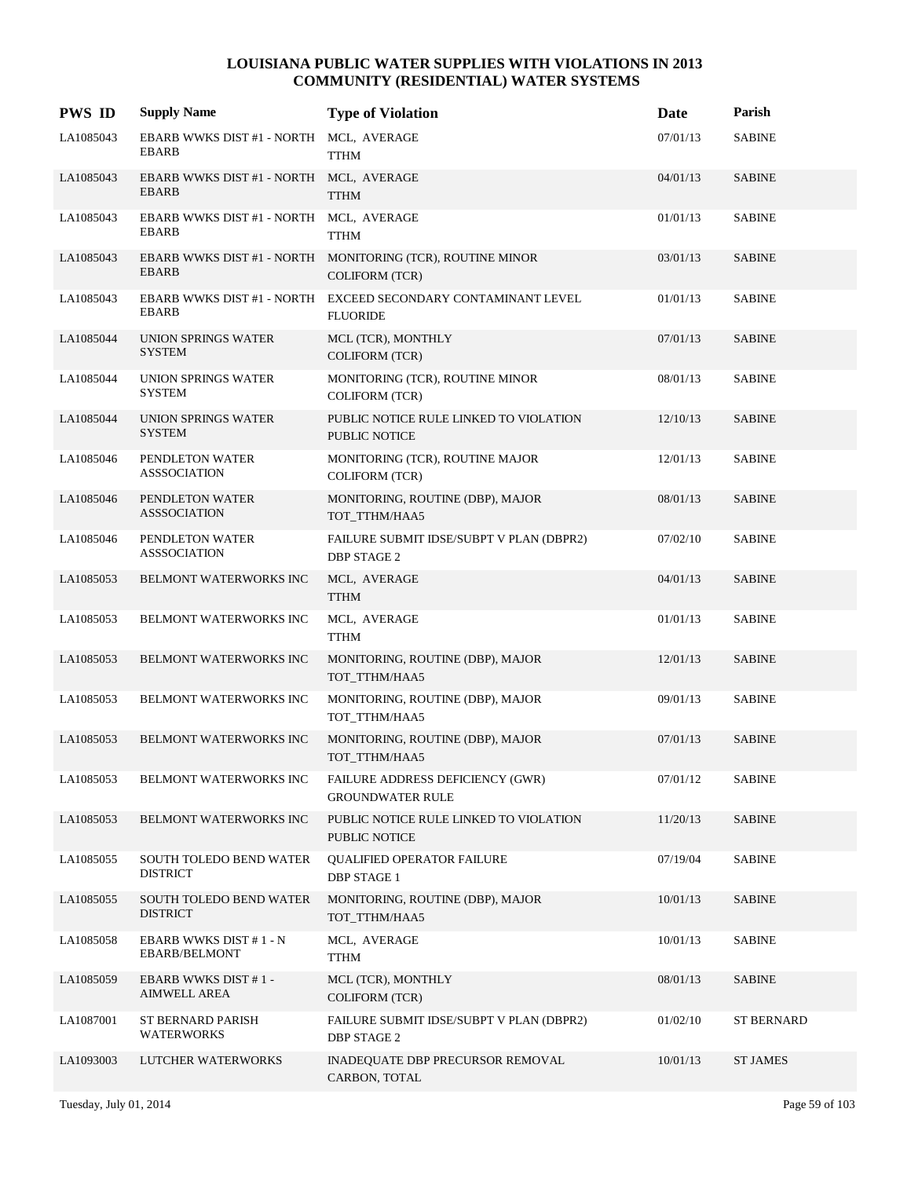# LOUISIANA PUBLIC WATER SUPPLIES WITH VIOLATIONS IN 2013
## COMMUNITY (RESIDENTIAL) WATER SYSTEMS

| PWS ID | Supply Name | Type of Violation | Date | Parish |
|---|---|---|---|---|
| LA1085043 | EBARB WWKS DIST #1 - NORTH EBARB | MCL, AVERAGE TTHM | 07/01/13 | SABINE |
| LA1085043 | EBARB WWKS DIST #1 - NORTH EBARB | MCL, AVERAGE TTHM | 04/01/13 | SABINE |
| LA1085043 | EBARB WWKS DIST #1 - NORTH EBARB | MCL, AVERAGE TTHM | 01/01/13 | SABINE |
| LA1085043 | EBARB WWKS DIST #1 - NORTH EBARB | MONITORING (TCR), ROUTINE MINOR COLIFORM (TCR) | 03/01/13 | SABINE |
| LA1085043 | EBARB WWKS DIST #1 - NORTH EBARB | EXCEED SECONDARY CONTAMINANT LEVEL FLUORIDE | 01/01/13 | SABINE |
| LA1085044 | UNION SPRINGS WATER SYSTEM | MCL (TCR), MONTHLY COLIFORM (TCR) | 07/01/13 | SABINE |
| LA1085044 | UNION SPRINGS WATER SYSTEM | MONITORING (TCR), ROUTINE MINOR COLIFORM (TCR) | 08/01/13 | SABINE |
| LA1085044 | UNION SPRINGS WATER SYSTEM | PUBLIC NOTICE RULE LINKED TO VIOLATION PUBLIC NOTICE | 12/10/13 | SABINE |
| LA1085046 | PENDLETON WATER ASSSOCIATION | MONITORING (TCR), ROUTINE MAJOR COLIFORM (TCR) | 12/01/13 | SABINE |
| LA1085046 | PENDLETON WATER ASSSOCIATION | MONITORING, ROUTINE (DBP), MAJOR TOT_TTHM/HAA5 | 08/01/13 | SABINE |
| LA1085046 | PENDLETON WATER ASSSOCIATION | FAILURE SUBMIT IDSE/SUBPT V PLAN (DBPR2) DBP STAGE 2 | 07/02/10 | SABINE |
| LA1085053 | BELMONT WATERWORKS INC | MCL, AVERAGE TTHM | 04/01/13 | SABINE |
| LA1085053 | BELMONT WATERWORKS INC | MCL, AVERAGE TTHM | 01/01/13 | SABINE |
| LA1085053 | BELMONT WATERWORKS INC | MONITORING, ROUTINE (DBP), MAJOR TOT_TTHM/HAA5 | 12/01/13 | SABINE |
| LA1085053 | BELMONT WATERWORKS INC | MONITORING, ROUTINE (DBP), MAJOR TOT_TTHM/HAA5 | 09/01/13 | SABINE |
| LA1085053 | BELMONT WATERWORKS INC | MONITORING, ROUTINE (DBP), MAJOR TOT_TTHM/HAA5 | 07/01/13 | SABINE |
| LA1085053 | BELMONT WATERWORKS INC | FAILURE ADDRESS DEFICIENCY (GWR) GROUNDWATER RULE | 07/01/12 | SABINE |
| LA1085053 | BELMONT WATERWORKS INC | PUBLIC NOTICE RULE LINKED TO VIOLATION PUBLIC NOTICE | 11/20/13 | SABINE |
| LA1085055 | SOUTH TOLEDO BEND WATER DISTRICT | QUALIFIED OPERATOR FAILURE DBP STAGE 1 | 07/19/04 | SABINE |
| LA1085055 | SOUTH TOLEDO BEND WATER DISTRICT | MONITORING, ROUTINE (DBP), MAJOR TOT_TTHM/HAA5 | 10/01/13 | SABINE |
| LA1085058 | EBARB WWKS DIST # 1 - N EBARB/BELMONT | MCL, AVERAGE TTHM | 10/01/13 | SABINE |
| LA1085059 | EBARB WWKS DIST # 1 - AIMWELL AREA | MCL (TCR), MONTHLY COLIFORM (TCR) | 08/01/13 | SABINE |
| LA1087001 | ST BERNARD PARISH WATERWORKS | FAILURE SUBMIT IDSE/SUBPT V PLAN (DBPR2) DBP STAGE 2 | 01/02/10 | ST BERNARD |
| LA1093003 | LUTCHER WATERWORKS | INADEQUATE DBP PRECURSOR REMOVAL CARBON, TOTAL | 10/01/13 | ST JAMES |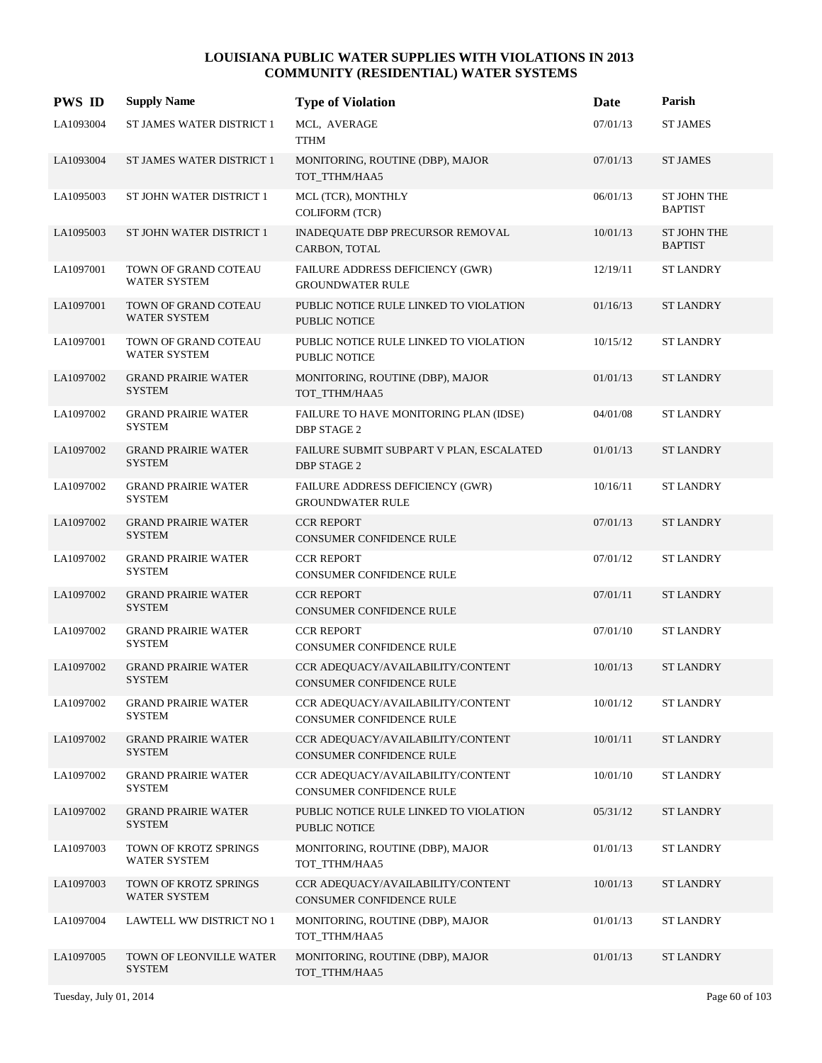# LOUISIANA PUBLIC WATER SUPPLIES WITH VIOLATIONS IN 2013
## COMMUNITY (RESIDENTIAL) WATER SYSTEMS

| PWS ID | Supply Name | Type of Violation | Date | Parish |
|---|---|---|---|---|
| LA1093004 | ST JAMES WATER DISTRICT 1 | MCL, AVERAGE<br>TTHM | 07/01/13 | ST JAMES |
| LA1093004 | ST JAMES WATER DISTRICT 1 | MONITORING, ROUTINE (DBP), MAJOR<br>TOT_TTHM/HAA5 | 07/01/13 | ST JAMES |
| LA1095003 | ST JOHN WATER DISTRICT 1 | MCL (TCR), MONTHLY<br>COLIFORM (TCR) | 06/01/13 | ST JOHN THE BAPTIST |
| LA1095003 | ST JOHN WATER DISTRICT 1 | INADEQUATE DBP PRECURSOR REMOVAL<br>CARBON, TOTAL | 10/01/13 | ST JOHN THE BAPTIST |
| LA1097001 | TOWN OF GRAND COTEAU WATER SYSTEM | FAILURE ADDRESS DEFICIENCY (GWR)<br>GROUNDWATER RULE | 12/19/11 | ST LANDRY |
| LA1097001 | TOWN OF GRAND COTEAU WATER SYSTEM | PUBLIC NOTICE RULE LINKED TO VIOLATION<br>PUBLIC NOTICE | 01/16/13 | ST LANDRY |
| LA1097001 | TOWN OF GRAND COTEAU WATER SYSTEM | PUBLIC NOTICE RULE LINKED TO VIOLATION<br>PUBLIC NOTICE | 10/15/12 | ST LANDRY |
| LA1097002 | GRAND PRAIRIE WATER SYSTEM | MONITORING, ROUTINE (DBP), MAJOR<br>TOT_TTHM/HAA5 | 01/01/13 | ST LANDRY |
| LA1097002 | GRAND PRAIRIE WATER SYSTEM | FAILURE TO HAVE MONITORING PLAN (IDSE)<br>DBP STAGE 2 | 04/01/08 | ST LANDRY |
| LA1097002 | GRAND PRAIRIE WATER SYSTEM | FAILURE SUBMIT SUBPART V PLAN, ESCALATED<br>DBP STAGE 2 | 01/01/13 | ST LANDRY |
| LA1097002 | GRAND PRAIRIE WATER SYSTEM | FAILURE ADDRESS DEFICIENCY (GWR)<br>GROUNDWATER RULE | 10/16/11 | ST LANDRY |
| LA1097002 | GRAND PRAIRIE WATER SYSTEM | CCR REPORT<br>CONSUMER CONFIDENCE RULE | 07/01/13 | ST LANDRY |
| LA1097002 | GRAND PRAIRIE WATER SYSTEM | CCR REPORT<br>CONSUMER CONFIDENCE RULE | 07/01/12 | ST LANDRY |
| LA1097002 | GRAND PRAIRIE WATER SYSTEM | CCR REPORT<br>CONSUMER CONFIDENCE RULE | 07/01/11 | ST LANDRY |
| LA1097002 | GRAND PRAIRIE WATER SYSTEM | CCR REPORT<br>CONSUMER CONFIDENCE RULE | 07/01/10 | ST LANDRY |
| LA1097002 | GRAND PRAIRIE WATER SYSTEM | CCR ADEQUACY/AVAILABILITY/CONTENT<br>CONSUMER CONFIDENCE RULE | 10/01/13 | ST LANDRY |
| LA1097002 | GRAND PRAIRIE WATER SYSTEM | CCR ADEQUACY/AVAILABILITY/CONTENT<br>CONSUMER CONFIDENCE RULE | 10/01/12 | ST LANDRY |
| LA1097002 | GRAND PRAIRIE WATER SYSTEM | CCR ADEQUACY/AVAILABILITY/CONTENT<br>CONSUMER CONFIDENCE RULE | 10/01/11 | ST LANDRY |
| LA1097002 | GRAND PRAIRIE WATER SYSTEM | CCR ADEQUACY/AVAILABILITY/CONTENT<br>CONSUMER CONFIDENCE RULE | 10/01/10 | ST LANDRY |
| LA1097002 | GRAND PRAIRIE WATER SYSTEM | PUBLIC NOTICE RULE LINKED TO VIOLATION<br>PUBLIC NOTICE | 05/31/12 | ST LANDRY |
| LA1097003 | TOWN OF KROTZ SPRINGS WATER SYSTEM | MONITORING, ROUTINE (DBP), MAJOR<br>TOT_TTHM/HAA5 | 01/01/13 | ST LANDRY |
| LA1097003 | TOWN OF KROTZ SPRINGS WATER SYSTEM | CCR ADEQUACY/AVAILABILITY/CONTENT<br>CONSUMER CONFIDENCE RULE | 10/01/13 | ST LANDRY |
| LA1097004 | LAWTELL WW DISTRICT NO 1 | MONITORING, ROUTINE (DBP), MAJOR<br>TOT_TTHM/HAA5 | 01/01/13 | ST LANDRY |
| LA1097005 | TOWN OF LEONVILLE WATER SYSTEM | MONITORING, ROUTINE (DBP), MAJOR<br>TOT_TTHM/HAA5 | 01/01/13 | ST LANDRY |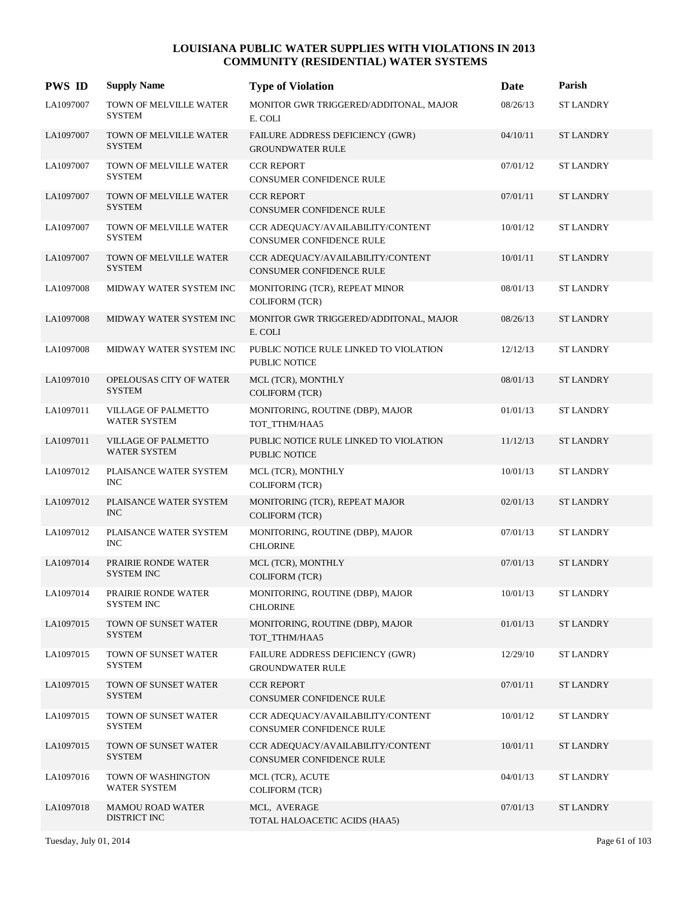# LOUISIANA PUBLIC WATER SUPPLIES WITH VIOLATIONS IN 2013
## COMMUNITY (RESIDENTIAL) WATER SYSTEMS

| PWS ID | Supply Name | Type of Violation | Date | Parish |
|---|---|---|---|---|
| LA1097007 | TOWN OF MELVILLE WATER SYSTEM | MONITOR GWR TRIGGERED/ADDITONAL, MAJOR<br>E. COLI | 08/26/13 | ST LANDRY |
| LA1097007 | TOWN OF MELVILLE WATER SYSTEM | FAILURE ADDRESS DEFICIENCY (GWR)<br>GROUNDWATER RULE | 04/10/11 | ST LANDRY |
| LA1097007 | TOWN OF MELVILLE WATER SYSTEM | CCR REPORT<br>CONSUMER CONFIDENCE RULE | 07/01/12 | ST LANDRY |
| LA1097007 | TOWN OF MELVILLE WATER SYSTEM | CCR REPORT<br>CONSUMER CONFIDENCE RULE | 07/01/11 | ST LANDRY |
| LA1097007 | TOWN OF MELVILLE WATER SYSTEM | CCR ADEQUACY/AVAILABILITY/CONTENT<br>CONSUMER CONFIDENCE RULE | 10/01/12 | ST LANDRY |
| LA1097007 | TOWN OF MELVILLE WATER SYSTEM | CCR ADEQUACY/AVAILABILITY/CONTENT<br>CONSUMER CONFIDENCE RULE | 10/01/11 | ST LANDRY |
| LA1097008 | MIDWAY WATER SYSTEM INC | MONITORING (TCR), REPEAT MINOR<br>COLIFORM (TCR) | 08/01/13 | ST LANDRY |
| LA1097008 | MIDWAY WATER SYSTEM INC | MONITOR GWR TRIGGERED/ADDITONAL, MAJOR<br>E. COLI | 08/26/13 | ST LANDRY |
| LA1097008 | MIDWAY WATER SYSTEM INC | PUBLIC NOTICE RULE LINKED TO VIOLATION<br>PUBLIC NOTICE | 12/12/13 | ST LANDRY |
| LA1097010 | OPELOUSAS CITY OF WATER SYSTEM | MCL (TCR), MONTHLY<br>COLIFORM (TCR) | 08/01/13 | ST LANDRY |
| LA1097011 | VILLAGE OF PALMETTO WATER SYSTEM | MONITORING, ROUTINE (DBP), MAJOR<br>TOT_TTHM/HAA5 | 01/01/13 | ST LANDRY |
| LA1097011 | VILLAGE OF PALMETTO WATER SYSTEM | PUBLIC NOTICE RULE LINKED TO VIOLATION<br>PUBLIC NOTICE | 11/12/13 | ST LANDRY |
| LA1097012 | PLAISANCE WATER SYSTEM INC | MCL (TCR), MONTHLY<br>COLIFORM (TCR) | 10/01/13 | ST LANDRY |
| LA1097012 | PLAISANCE WATER SYSTEM INC | MONITORING (TCR), REPEAT MAJOR<br>COLIFORM (TCR) | 02/01/13 | ST LANDRY |
| LA1097012 | PLAISANCE WATER SYSTEM INC | MONITORING, ROUTINE (DBP), MAJOR<br>CHLORINE | 07/01/13 | ST LANDRY |
| LA1097014 | PRAIRIE RONDE WATER SYSTEM INC | MCL (TCR), MONTHLY<br>COLIFORM (TCR) | 07/01/13 | ST LANDRY |
| LA1097014 | PRAIRIE RONDE WATER SYSTEM INC | MONITORING, ROUTINE (DBP), MAJOR<br>CHLORINE | 10/01/13 | ST LANDRY |
| LA1097015 | TOWN OF SUNSET WATER SYSTEM | MONITORING, ROUTINE (DBP), MAJOR<br>TOT_TTHM/HAA5 | 01/01/13 | ST LANDRY |
| LA1097015 | TOWN OF SUNSET WATER SYSTEM | FAILURE ADDRESS DEFICIENCY (GWR)<br>GROUNDWATER RULE | 12/29/10 | ST LANDRY |
| LA1097015 | TOWN OF SUNSET WATER SYSTEM | CCR REPORT<br>CONSUMER CONFIDENCE RULE | 07/01/11 | ST LANDRY |
| LA1097015 | TOWN OF SUNSET WATER SYSTEM | CCR ADEQUACY/AVAILABILITY/CONTENT<br>CONSUMER CONFIDENCE RULE | 10/01/12 | ST LANDRY |
| LA1097015 | TOWN OF SUNSET WATER SYSTEM | CCR ADEQUACY/AVAILABILITY/CONTENT<br>CONSUMER CONFIDENCE RULE | 10/01/11 | ST LANDRY |
| LA1097016 | TOWN OF WASHINGTON WATER SYSTEM | MCL (TCR), ACUTE<br>COLIFORM (TCR) | 04/01/13 | ST LANDRY |
| LA1097018 | MAMOU ROAD WATER DISTRICT INC | MCL, AVERAGE<br>TOTAL HALOACETIC ACIDS (HAA5) | 07/01/13 | ST LANDRY |

Tuesday, July 01, 2014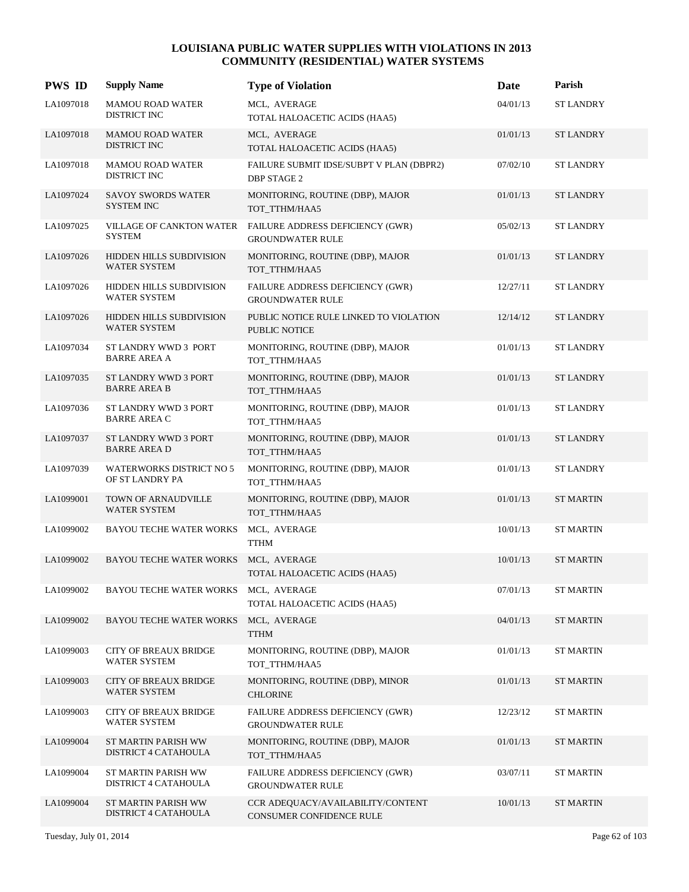# LOUISIANA PUBLIC WATER SUPPLIES WITH VIOLATIONS IN 2013
## COMMUNITY (RESIDENTIAL) WATER SYSTEMS

| PWS ID | Supply Name | Type of Violation | Date | Parish |
|---|---|---|---|---|
| LA1097018 | MAMOU ROAD WATER DISTRICT INC | MCL, AVERAGE<br>TOTAL HALOACETIC ACIDS (HAA5) | 04/01/13 | ST LANDRY |
| LA1097018 | MAMOU ROAD WATER DISTRICT INC | MCL, AVERAGE<br>TOTAL HALOACETIC ACIDS (HAA5) | 01/01/13 | ST LANDRY |
| LA1097018 | MAMOU ROAD WATER DISTRICT INC | FAILURE SUBMIT IDSE/SUBPT V PLAN (DBPR2)<br>DBP STAGE 2 | 07/02/10 | ST LANDRY |
| LA1097024 | SAVOY SWORDS WATER SYSTEM INC | MONITORING, ROUTINE (DBP), MAJOR<br>TOT_TTHM/HAA5 | 01/01/13 | ST LANDRY |
| LA1097025 | VILLAGE OF CANKTON WATER SYSTEM | FAILURE ADDRESS DEFICIENCY (GWR)<br>GROUNDWATER RULE | 05/02/13 | ST LANDRY |
| LA1097026 | HIDDEN HILLS SUBDIVISION WATER SYSTEM | MONITORING, ROUTINE (DBP), MAJOR<br>TOT_TTHM/HAA5 | 01/01/13 | ST LANDRY |
| LA1097026 | HIDDEN HILLS SUBDIVISION WATER SYSTEM | FAILURE ADDRESS DEFICIENCY (GWR)<br>GROUNDWATER RULE | 12/27/11 | ST LANDRY |
| LA1097026 | HIDDEN HILLS SUBDIVISION WATER SYSTEM | PUBLIC NOTICE RULE LINKED TO VIOLATION<br>PUBLIC NOTICE | 12/14/12 | ST LANDRY |
| LA1097034 | ST LANDRY WWD 3 PORT BARRE AREA A | MONITORING, ROUTINE (DBP), MAJOR<br>TOT_TTHM/HAA5 | 01/01/13 | ST LANDRY |
| LA1097035 | ST LANDRY WWD 3 PORT BARRE AREA B | MONITORING, ROUTINE (DBP), MAJOR<br>TOT_TTHM/HAA5 | 01/01/13 | ST LANDRY |
| LA1097036 | ST LANDRY WWD 3 PORT BARRE AREA C | MONITORING, ROUTINE (DBP), MAJOR<br>TOT_TTHM/HAA5 | 01/01/13 | ST LANDRY |
| LA1097037 | ST LANDRY WWD 3 PORT BARRE AREA D | MONITORING, ROUTINE (DBP), MAJOR<br>TOT_TTHM/HAA5 | 01/01/13 | ST LANDRY |
| LA1097039 | WATERWORKS DISTRICT NO 5 OF ST LANDRY PA | MONITORING, ROUTINE (DBP), MAJOR<br>TOT_TTHM/HAA5 | 01/01/13 | ST LANDRY |
| LA1099001 | TOWN OF ARNAUDVILLE WATER SYSTEM | MONITORING, ROUTINE (DBP), MAJOR<br>TOT_TTHM/HAA5 | 01/01/13 | ST MARTIN |
| LA1099002 | BAYOU TECHE WATER WORKS | MCL, AVERAGE<br>TTHM | 10/01/13 | ST MARTIN |
| LA1099002 | BAYOU TECHE WATER WORKS | MCL, AVERAGE<br>TOTAL HALOACETIC ACIDS (HAA5) | 10/01/13 | ST MARTIN |
| LA1099002 | BAYOU TECHE WATER WORKS | MCL, AVERAGE<br>TOTAL HALOACETIC ACIDS (HAA5) | 07/01/13 | ST MARTIN |
| LA1099002 | BAYOU TECHE WATER WORKS | MCL, AVERAGE<br>TTHM | 04/01/13 | ST MARTIN |
| LA1099003 | CITY OF BREAUX BRIDGE WATER SYSTEM | MONITORING, ROUTINE (DBP), MAJOR<br>TOT_TTHM/HAA5 | 01/01/13 | ST MARTIN |
| LA1099003 | CITY OF BREAUX BRIDGE WATER SYSTEM | MONITORING, ROUTINE (DBP), MINOR<br>CHLORINE | 01/01/13 | ST MARTIN |
| LA1099003 | CITY OF BREAUX BRIDGE WATER SYSTEM | FAILURE ADDRESS DEFICIENCY (GWR)<br>GROUNDWATER RULE | 12/23/12 | ST MARTIN |
| LA1099004 | ST MARTIN PARISH WW DISTRICT 4 CATAHOULA | MONITORING, ROUTINE (DBP), MAJOR<br>TOT_TTHM/HAA5 | 01/01/13 | ST MARTIN |
| LA1099004 | ST MARTIN PARISH WW DISTRICT 4 CATAHOULA | FAILURE ADDRESS DEFICIENCY (GWR)<br>GROUNDWATER RULE | 03/07/11 | ST MARTIN |
| LA1099004 | ST MARTIN PARISH WW DISTRICT 4 CATAHOULA | CCR ADEQUACY/AVAILABILITY/CONTENT<br>CONSUMER CONFIDENCE RULE | 10/01/13 | ST MARTIN |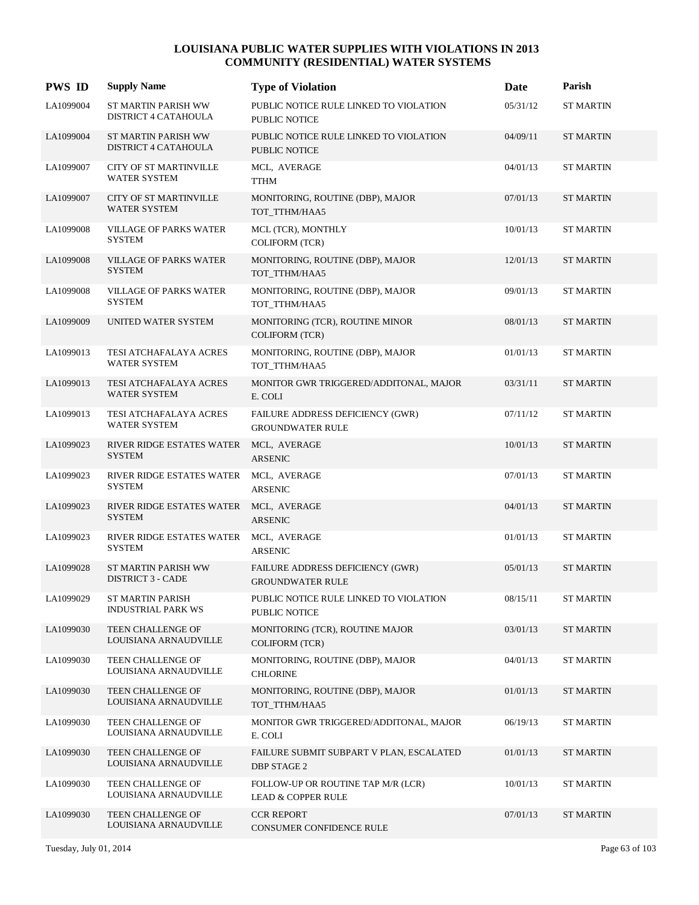# LOUISIANA PUBLIC WATER SUPPLIES WITH VIOLATIONS IN 2013
## COMMUNITY (RESIDENTIAL) WATER SYSTEMS

| PWS ID | Supply Name | Type of Violation | Date | Parish |
|---|---|---|---|---|
| LA1099004 | ST MARTIN PARISH WW DISTRICT 4 CATAHOULA | PUBLIC NOTICE RULE LINKED TO VIOLATION PUBLIC NOTICE | 05/31/12 | ST MARTIN |
| LA1099004 | ST MARTIN PARISH WW DISTRICT 4 CATAHOULA | PUBLIC NOTICE RULE LINKED TO VIOLATION PUBLIC NOTICE | 04/09/11 | ST MARTIN |
| LA1099007 | CITY OF ST MARTINVILLE WATER SYSTEM | MCL, AVERAGE TTHM | 04/01/13 | ST MARTIN |
| LA1099007 | CITY OF ST MARTINVILLE WATER SYSTEM | MONITORING, ROUTINE (DBP), MAJOR TOT_TTHM/HAA5 | 07/01/13 | ST MARTIN |
| LA1099008 | VILLAGE OF PARKS WATER SYSTEM | MCL (TCR), MONTHLY COLIFORM (TCR) | 10/01/13 | ST MARTIN |
| LA1099008 | VILLAGE OF PARKS WATER SYSTEM | MONITORING, ROUTINE (DBP), MAJOR TOT_TTHM/HAA5 | 12/01/13 | ST MARTIN |
| LA1099008 | VILLAGE OF PARKS WATER SYSTEM | MONITORING, ROUTINE (DBP), MAJOR TOT_TTHM/HAA5 | 09/01/13 | ST MARTIN |
| LA1099009 | UNITED WATER SYSTEM | MONITORING (TCR), ROUTINE MINOR COLIFORM (TCR) | 08/01/13 | ST MARTIN |
| LA1099013 | TESI ATCHAFALAYA ACRES WATER SYSTEM | MONITORING, ROUTINE (DBP), MAJOR TOT_TTHM/HAA5 | 01/01/13 | ST MARTIN |
| LA1099013 | TESI ATCHAFALAYA ACRES WATER SYSTEM | MONITOR GWR TRIGGERED/ADDITONAL, MAJOR E. COLI | 03/31/11 | ST MARTIN |
| LA1099013 | TESI ATCHAFALAYA ACRES WATER SYSTEM | FAILURE ADDRESS DEFICIENCY (GWR) GROUNDWATER RULE | 07/11/12 | ST MARTIN |
| LA1099023 | RIVER RIDGE ESTATES WATER SYSTEM | MCL, AVERAGE ARSENIC | 10/01/13 | ST MARTIN |
| LA1099023 | RIVER RIDGE ESTATES WATER SYSTEM | MCL, AVERAGE ARSENIC | 07/01/13 | ST MARTIN |
| LA1099023 | RIVER RIDGE ESTATES WATER SYSTEM | MCL, AVERAGE ARSENIC | 04/01/13 | ST MARTIN |
| LA1099023 | RIVER RIDGE ESTATES WATER SYSTEM | MCL, AVERAGE ARSENIC | 01/01/13 | ST MARTIN |
| LA1099028 | ST MARTIN PARISH WW DISTRICT 3 - CADE | FAILURE ADDRESS DEFICIENCY (GWR) GROUNDWATER RULE | 05/01/13 | ST MARTIN |
| LA1099029 | ST MARTIN PARISH INDUSTRIAL PARK WS | PUBLIC NOTICE RULE LINKED TO VIOLATION PUBLIC NOTICE | 08/15/11 | ST MARTIN |
| LA1099030 | TEEN CHALLENGE OF LOUISIANA ARNAUDVILLE | MONITORING (TCR), ROUTINE MAJOR COLIFORM (TCR) | 03/01/13 | ST MARTIN |
| LA1099030 | TEEN CHALLENGE OF LOUISIANA ARNAUDVILLE | MONITORING, ROUTINE (DBP), MAJOR CHLORINE | 04/01/13 | ST MARTIN |
| LA1099030 | TEEN CHALLENGE OF LOUISIANA ARNAUDVILLE | MONITORING, ROUTINE (DBP), MAJOR TOT_TTHM/HAA5 | 01/01/13 | ST MARTIN |
| LA1099030 | TEEN CHALLENGE OF LOUISIANA ARNAUDVILLE | MONITOR GWR TRIGGERED/ADDITONAL, MAJOR E. COLI | 06/19/13 | ST MARTIN |
| LA1099030 | TEEN CHALLENGE OF LOUISIANA ARNAUDVILLE | FAILURE SUBMIT SUBPART V PLAN, ESCALATED DBP STAGE 2 | 01/01/13 | ST MARTIN |
| LA1099030 | TEEN CHALLENGE OF LOUISIANA ARNAUDVILLE | FOLLOW-UP OR ROUTINE TAP M/R (LCR) LEAD & COPPER RULE | 10/01/13 | ST MARTIN |
| LA1099030 | TEEN CHALLENGE OF LOUISIANA ARNAUDVILLE | CCR REPORT CONSUMER CONFIDENCE RULE | 07/01/13 | ST MARTIN |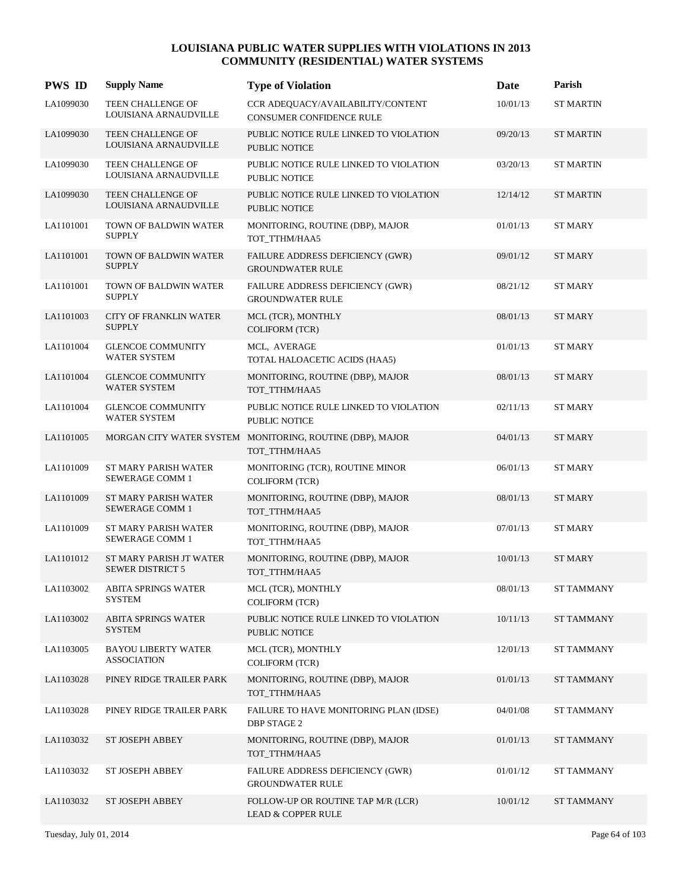# LOUISIANA PUBLIC WATER SUPPLIES WITH VIOLATIONS IN 2013
## COMMUNITY (RESIDENTIAL) WATER SYSTEMS

| PWS ID | Supply Name | Type of Violation | Date | Parish |
|---|---|---|---|---|
| LA1099030 | TEEN CHALLENGE OF LOUISIANA ARNAUDVILLE | CCR ADEQUACY/AVAILABILITY/CONTENT CONSUMER CONFIDENCE RULE | 10/01/13 | ST MARTIN |
| LA1099030 | TEEN CHALLENGE OF LOUISIANA ARNAUDVILLE | PUBLIC NOTICE RULE LINKED TO VIOLATION PUBLIC NOTICE | 09/20/13 | ST MARTIN |
| LA1099030 | TEEN CHALLENGE OF LOUISIANA ARNAUDVILLE | PUBLIC NOTICE RULE LINKED TO VIOLATION PUBLIC NOTICE | 03/20/13 | ST MARTIN |
| LA1099030 | TEEN CHALLENGE OF LOUISIANA ARNAUDVILLE | PUBLIC NOTICE RULE LINKED TO VIOLATION PUBLIC NOTICE | 12/14/12 | ST MARTIN |
| LA1101001 | TOWN OF BALDWIN WATER SUPPLY | MONITORING, ROUTINE (DBP), MAJOR TOT_TTHM/HAA5 | 01/01/13 | ST MARY |
| LA1101001 | TOWN OF BALDWIN WATER SUPPLY | FAILURE ADDRESS DEFICIENCY (GWR) GROUNDWATER RULE | 09/01/12 | ST MARY |
| LA1101001 | TOWN OF BALDWIN WATER SUPPLY | FAILURE ADDRESS DEFICIENCY (GWR) GROUNDWATER RULE | 08/21/12 | ST MARY |
| LA1101003 | CITY OF FRANKLIN WATER SUPPLY | MCL (TCR), MONTHLY COLIFORM (TCR) | 08/01/13 | ST MARY |
| LA1101004 | GLENCOE COMMUNITY WATER SYSTEM | MCL, AVERAGE TOTAL HALOACETIC ACIDS (HAA5) | 01/01/13 | ST MARY |
| LA1101004 | GLENCOE COMMUNITY WATER SYSTEM | MONITORING, ROUTINE (DBP), MAJOR TOT_TTHM/HAA5 | 08/01/13 | ST MARY |
| LA1101004 | GLENCOE COMMUNITY WATER SYSTEM | PUBLIC NOTICE RULE LINKED TO VIOLATION PUBLIC NOTICE | 02/11/13 | ST MARY |
| LA1101005 | MORGAN CITY WATER SYSTEM | MONITORING, ROUTINE (DBP), MAJOR TOT_TTHM/HAA5 | 04/01/13 | ST MARY |
| LA1101009 | ST MARY PARISH WATER SEWERAGE COMM 1 | MONITORING (TCR), ROUTINE MINOR COLIFORM (TCR) | 06/01/13 | ST MARY |
| LA1101009 | ST MARY PARISH WATER SEWERAGE COMM 1 | MONITORING, ROUTINE (DBP), MAJOR TOT_TTHM/HAA5 | 08/01/13 | ST MARY |
| LA1101009 | ST MARY PARISH WATER SEWERAGE COMM 1 | MONITORING, ROUTINE (DBP), MAJOR TOT_TTHM/HAA5 | 07/01/13 | ST MARY |
| LA1101012 | ST MARY PARISH JT WATER SEWER DISTRICT 5 | MONITORING, ROUTINE (DBP), MAJOR TOT_TTHM/HAA5 | 10/01/13 | ST MARY |
| LA1103002 | ABITA SPRINGS WATER SYSTEM | MCL (TCR), MONTHLY COLIFORM (TCR) | 08/01/13 | ST TAMMANY |
| LA1103002 | ABITA SPRINGS WATER SYSTEM | PUBLIC NOTICE RULE LINKED TO VIOLATION PUBLIC NOTICE | 10/11/13 | ST TAMMANY |
| LA1103005 | BAYOU LIBERTY WATER ASSOCIATION | MCL (TCR), MONTHLY COLIFORM (TCR) | 12/01/13 | ST TAMMANY |
| LA1103028 | PINEY RIDGE TRAILER PARK | MONITORING, ROUTINE (DBP), MAJOR TOT_TTHM/HAA5 | 01/01/13 | ST TAMMANY |
| LA1103028 | PINEY RIDGE TRAILER PARK | FAILURE TO HAVE MONITORING PLAN (IDSE) DBP STAGE 2 | 04/01/08 | ST TAMMANY |
| LA1103032 | ST JOSEPH ABBEY | MONITORING, ROUTINE (DBP), MAJOR TOT_TTHM/HAA5 | 01/01/13 | ST TAMMANY |
| LA1103032 | ST JOSEPH ABBEY | FAILURE ADDRESS DEFICIENCY (GWR) GROUNDWATER RULE | 01/01/12 | ST TAMMANY |
| LA1103032 | ST JOSEPH ABBEY | FOLLOW-UP OR ROUTINE TAP M/R (LCR) LEAD & COPPER RULE | 10/01/12 | ST TAMMANY |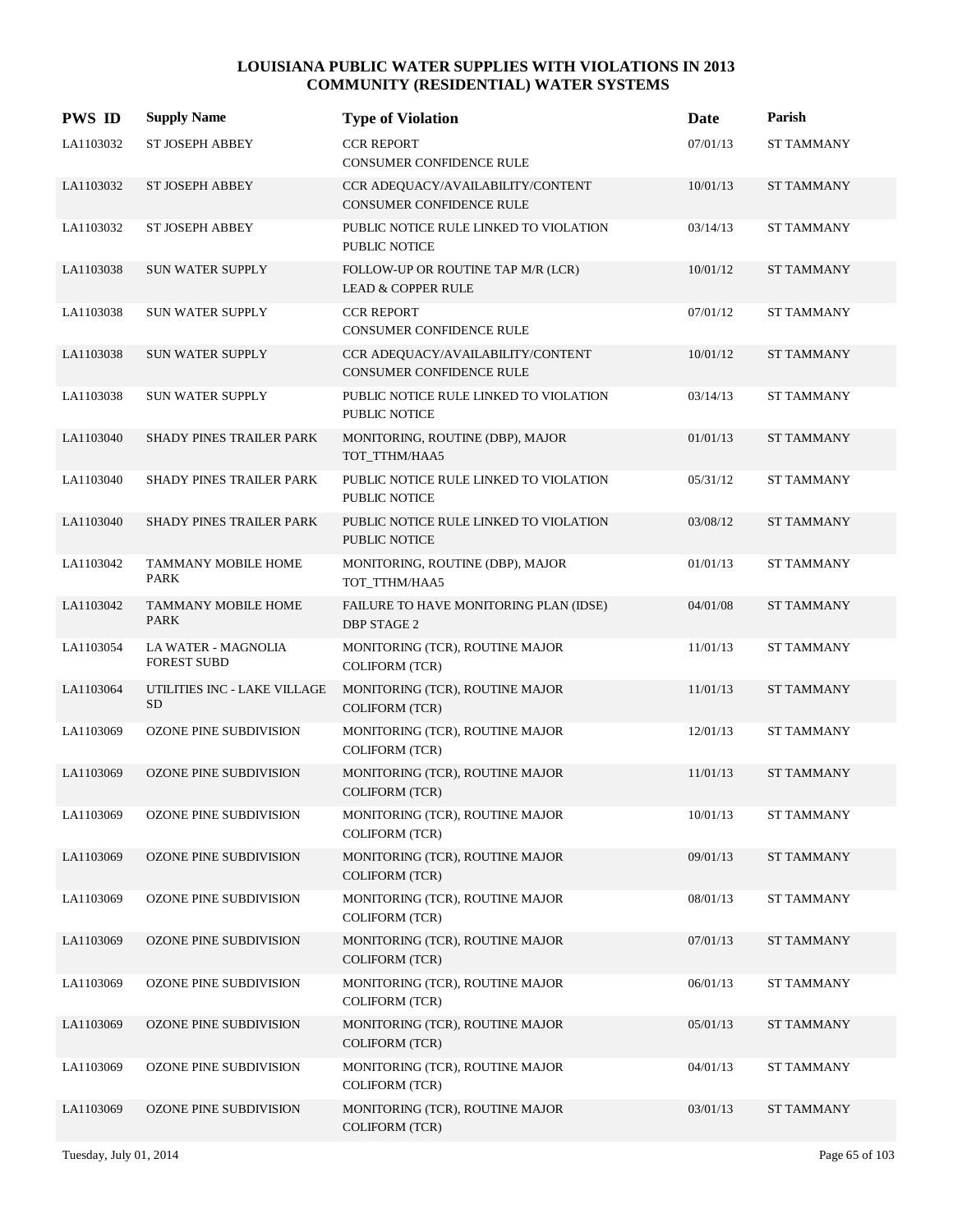# LOUISIANA PUBLIC WATER SUPPLIES WITH VIOLATIONS IN 2013
## COMMUNITY (RESIDENTIAL) WATER SYSTEMS

| PWS ID | Supply Name | Type of Violation | Date | Parish |
|---|---|---|---|---|
| LA1103032 | ST JOSEPH ABBEY | CCR REPORT<br>CONSUMER CONFIDENCE RULE | 07/01/13 | ST TAMMANY |
| LA1103032 | ST JOSEPH ABBEY | CCR ADEQUACY/AVAILABILITY/CONTENT<br>CONSUMER CONFIDENCE RULE | 10/01/13 | ST TAMMANY |
| LA1103032 | ST JOSEPH ABBEY | PUBLIC NOTICE RULE LINKED TO VIOLATION<br>PUBLIC NOTICE | 03/14/13 | ST TAMMANY |
| LA1103038 | SUN WATER SUPPLY | FOLLOW-UP OR ROUTINE TAP M/R (LCR)<br>LEAD & COPPER RULE | 10/01/12 | ST TAMMANY |
| LA1103038 | SUN WATER SUPPLY | CCR REPORT<br>CONSUMER CONFIDENCE RULE | 07/01/12 | ST TAMMANY |
| LA1103038 | SUN WATER SUPPLY | CCR ADEQUACY/AVAILABILITY/CONTENT<br>CONSUMER CONFIDENCE RULE | 10/01/12 | ST TAMMANY |
| LA1103038 | SUN WATER SUPPLY | PUBLIC NOTICE RULE LINKED TO VIOLATION<br>PUBLIC NOTICE | 03/14/13 | ST TAMMANY |
| LA1103040 | SHADY PINES TRAILER PARK | MONITORING, ROUTINE (DBP), MAJOR<br>TOT_TTHM/HAA5 | 01/01/13 | ST TAMMANY |
| LA1103040 | SHADY PINES TRAILER PARK | PUBLIC NOTICE RULE LINKED TO VIOLATION<br>PUBLIC NOTICE | 05/31/12 | ST TAMMANY |
| LA1103040 | SHADY PINES TRAILER PARK | PUBLIC NOTICE RULE LINKED TO VIOLATION<br>PUBLIC NOTICE | 03/08/12 | ST TAMMANY |
| LA1103042 | TAMMANY MOBILE HOME PARK | MONITORING, ROUTINE (DBP), MAJOR<br>TOT_TTHM/HAA5 | 01/01/13 | ST TAMMANY |
| LA1103042 | TAMMANY MOBILE HOME PARK | FAILURE TO HAVE MONITORING PLAN (IDSE)<br>DBP STAGE 2 | 04/01/08 | ST TAMMANY |
| LA1103054 | LA WATER - MAGNOLIA FOREST SUBD | MONITORING (TCR), ROUTINE MAJOR<br>COLIFORM (TCR) | 11/01/13 | ST TAMMANY |
| LA1103064 | UTILITIES INC - LAKE VILLAGE SD | MONITORING (TCR), ROUTINE MAJOR<br>COLIFORM (TCR) | 11/01/13 | ST TAMMANY |
| LA1103069 | OZONE PINE SUBDIVISION | MONITORING (TCR), ROUTINE MAJOR<br>COLIFORM (TCR) | 12/01/13 | ST TAMMANY |
| LA1103069 | OZONE PINE SUBDIVISION | MONITORING (TCR), ROUTINE MAJOR<br>COLIFORM (TCR) | 11/01/13 | ST TAMMANY |
| LA1103069 | OZONE PINE SUBDIVISION | MONITORING (TCR), ROUTINE MAJOR<br>COLIFORM (TCR) | 10/01/13 | ST TAMMANY |
| LA1103069 | OZONE PINE SUBDIVISION | MONITORING (TCR), ROUTINE MAJOR<br>COLIFORM (TCR) | 09/01/13 | ST TAMMANY |
| LA1103069 | OZONE PINE SUBDIVISION | MONITORING (TCR), ROUTINE MAJOR<br>COLIFORM (TCR) | 08/01/13 | ST TAMMANY |
| LA1103069 | OZONE PINE SUBDIVISION | MONITORING (TCR), ROUTINE MAJOR<br>COLIFORM (TCR) | 07/01/13 | ST TAMMANY |
| LA1103069 | OZONE PINE SUBDIVISION | MONITORING (TCR), ROUTINE MAJOR<br>COLIFORM (TCR) | 06/01/13 | ST TAMMANY |
| LA1103069 | OZONE PINE SUBDIVISION | MONITORING (TCR), ROUTINE MAJOR<br>COLIFORM (TCR) | 05/01/13 | ST TAMMANY |
| LA1103069 | OZONE PINE SUBDIVISION | MONITORING (TCR), ROUTINE MAJOR<br>COLIFORM (TCR) | 04/01/13 | ST TAMMANY |
| LA1103069 | OZONE PINE SUBDIVISION | MONITORING (TCR), ROUTINE MAJOR<br>COLIFORM (TCR) | 03/01/13 | ST TAMMANY |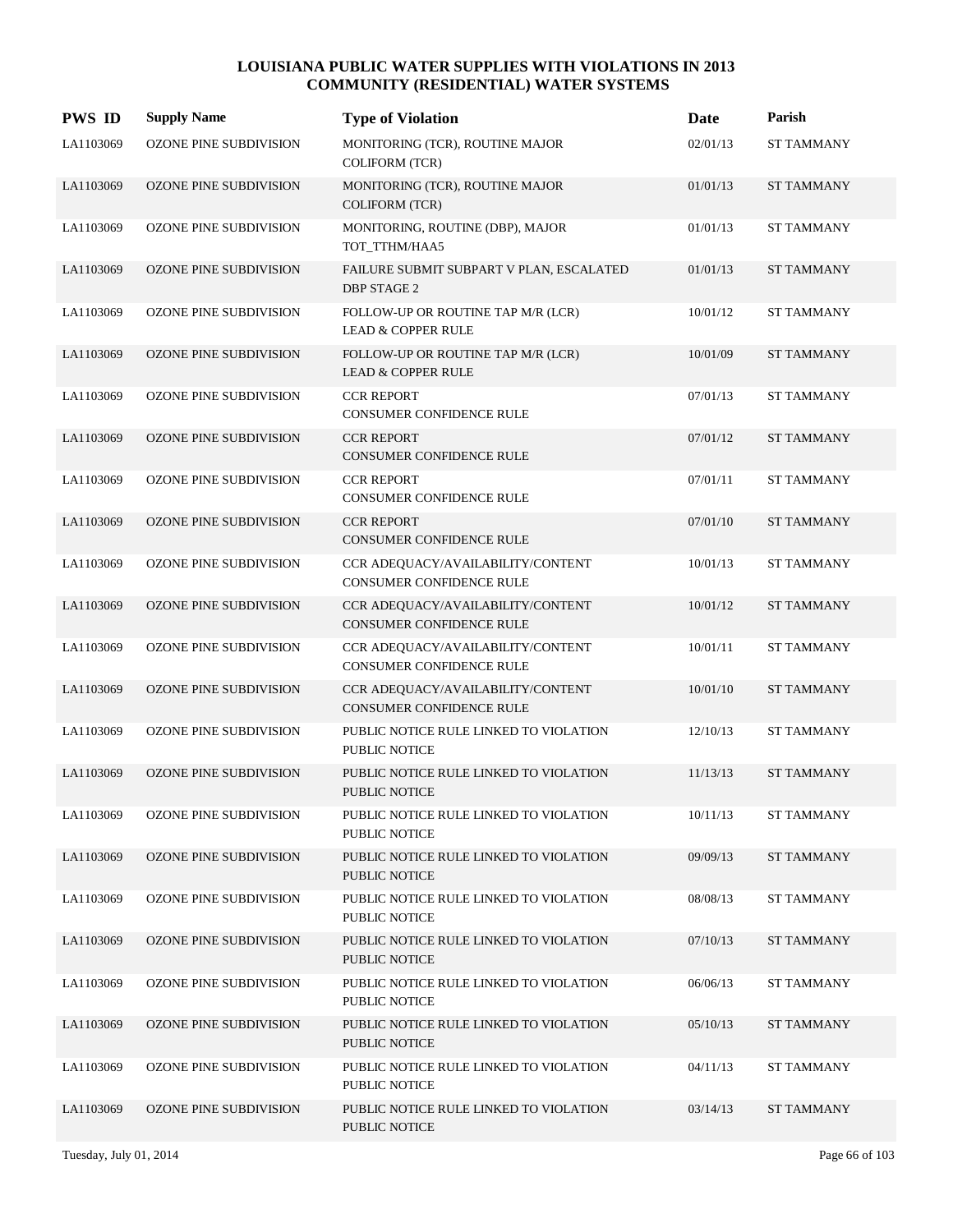# LOUISIANA PUBLIC WATER SUPPLIES WITH VIOLATIONS IN 2013
## COMMUNITY (RESIDENTIAL) WATER SYSTEMS

| PWS ID | Supply Name | Type of Violation | Date | Parish |
|---|---|---|---|---|
| LA1103069 | OZONE PINE SUBDIVISION | MONITORING (TCR), ROUTINE MAJOR COLIFORM (TCR) | 02/01/13 | ST TAMMANY |
| LA1103069 | OZONE PINE SUBDIVISION | MONITORING (TCR), ROUTINE MAJOR COLIFORM (TCR) | 01/01/13 | ST TAMMANY |
| LA1103069 | OZONE PINE SUBDIVISION | MONITORING, ROUTINE (DBP), MAJOR TOT_TTHM/HAA5 | 01/01/13 | ST TAMMANY |
| LA1103069 | OZONE PINE SUBDIVISION | FAILURE SUBMIT SUBPART V PLAN, ESCALATED DBP STAGE 2 | 01/01/13 | ST TAMMANY |
| LA1103069 | OZONE PINE SUBDIVISION | FOLLOW-UP OR ROUTINE TAP M/R (LCR) LEAD & COPPER RULE | 10/01/12 | ST TAMMANY |
| LA1103069 | OZONE PINE SUBDIVISION | FOLLOW-UP OR ROUTINE TAP M/R (LCR) LEAD & COPPER RULE | 10/01/09 | ST TAMMANY |
| LA1103069 | OZONE PINE SUBDIVISION | CCR REPORT CONSUMER CONFIDENCE RULE | 07/01/13 | ST TAMMANY |
| LA1103069 | OZONE PINE SUBDIVISION | CCR REPORT CONSUMER CONFIDENCE RULE | 07/01/12 | ST TAMMANY |
| LA1103069 | OZONE PINE SUBDIVISION | CCR REPORT CONSUMER CONFIDENCE RULE | 07/01/11 | ST TAMMANY |
| LA1103069 | OZONE PINE SUBDIVISION | CCR REPORT CONSUMER CONFIDENCE RULE | 07/01/10 | ST TAMMANY |
| LA1103069 | OZONE PINE SUBDIVISION | CCR ADEQUACY/AVAILABILITY/CONTENT CONSUMER CONFIDENCE RULE | 10/01/13 | ST TAMMANY |
| LA1103069 | OZONE PINE SUBDIVISION | CCR ADEQUACY/AVAILABILITY/CONTENT CONSUMER CONFIDENCE RULE | 10/01/12 | ST TAMMANY |
| LA1103069 | OZONE PINE SUBDIVISION | CCR ADEQUACY/AVAILABILITY/CONTENT CONSUMER CONFIDENCE RULE | 10/01/11 | ST TAMMANY |
| LA1103069 | OZONE PINE SUBDIVISION | CCR ADEQUACY/AVAILABILITY/CONTENT CONSUMER CONFIDENCE RULE | 10/01/10 | ST TAMMANY |
| LA1103069 | OZONE PINE SUBDIVISION | PUBLIC NOTICE RULE LINKED TO VIOLATION PUBLIC NOTICE | 12/10/13 | ST TAMMANY |
| LA1103069 | OZONE PINE SUBDIVISION | PUBLIC NOTICE RULE LINKED TO VIOLATION PUBLIC NOTICE | 11/13/13 | ST TAMMANY |
| LA1103069 | OZONE PINE SUBDIVISION | PUBLIC NOTICE RULE LINKED TO VIOLATION PUBLIC NOTICE | 10/11/13 | ST TAMMANY |
| LA1103069 | OZONE PINE SUBDIVISION | PUBLIC NOTICE RULE LINKED TO VIOLATION PUBLIC NOTICE | 09/09/13 | ST TAMMANY |
| LA1103069 | OZONE PINE SUBDIVISION | PUBLIC NOTICE RULE LINKED TO VIOLATION PUBLIC NOTICE | 08/08/13 | ST TAMMANY |
| LA1103069 | OZONE PINE SUBDIVISION | PUBLIC NOTICE RULE LINKED TO VIOLATION PUBLIC NOTICE | 07/10/13 | ST TAMMANY |
| LA1103069 | OZONE PINE SUBDIVISION | PUBLIC NOTICE RULE LINKED TO VIOLATION PUBLIC NOTICE | 06/06/13 | ST TAMMANY |
| LA1103069 | OZONE PINE SUBDIVISION | PUBLIC NOTICE RULE LINKED TO VIOLATION PUBLIC NOTICE | 05/10/13 | ST TAMMANY |
| LA1103069 | OZONE PINE SUBDIVISION | PUBLIC NOTICE RULE LINKED TO VIOLATION PUBLIC NOTICE | 04/11/13 | ST TAMMANY |
| LA1103069 | OZONE PINE SUBDIVISION | PUBLIC NOTICE RULE LINKED TO VIOLATION PUBLIC NOTICE | 03/14/13 | ST TAMMANY |

Tuesday, July 01, 2014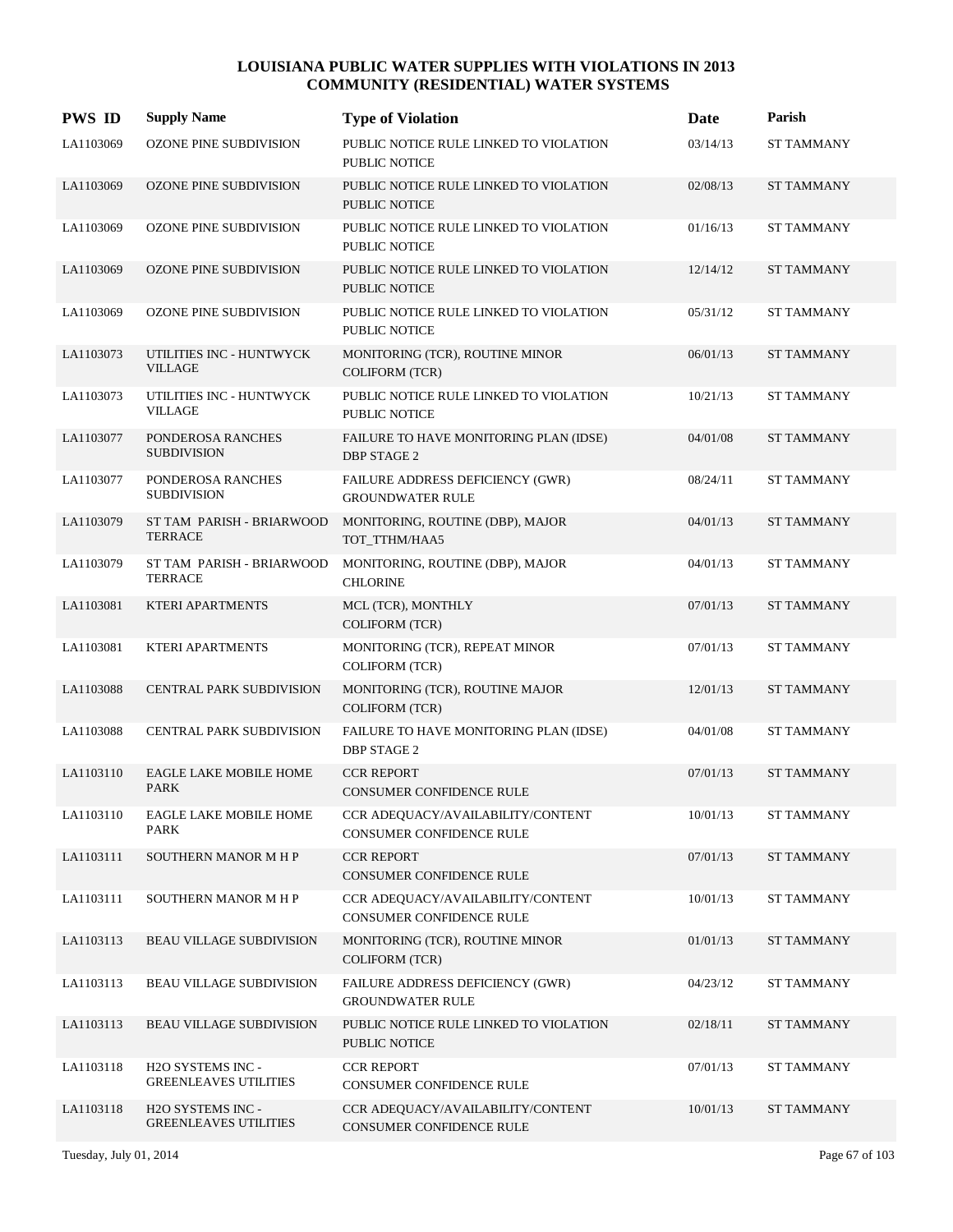# LOUISIANA PUBLIC WATER SUPPLIES WITH VIOLATIONS IN 2013
## COMMUNITY (RESIDENTIAL) WATER SYSTEMS

| PWS ID | Supply Name | Type of Violation | Date | Parish |
|---|---|---|---|---|
| LA1103069 | OZONE PINE SUBDIVISION | PUBLIC NOTICE RULE LINKED TO VIOLATION<br>PUBLIC NOTICE | 03/14/13 | ST TAMMANY |
| LA1103069 | OZONE PINE SUBDIVISION | PUBLIC NOTICE RULE LINKED TO VIOLATION<br>PUBLIC NOTICE | 02/08/13 | ST TAMMANY |
| LA1103069 | OZONE PINE SUBDIVISION | PUBLIC NOTICE RULE LINKED TO VIOLATION<br>PUBLIC NOTICE | 01/16/13 | ST TAMMANY |
| LA1103069 | OZONE PINE SUBDIVISION | PUBLIC NOTICE RULE LINKED TO VIOLATION<br>PUBLIC NOTICE | 12/14/12 | ST TAMMANY |
| LA1103069 | OZONE PINE SUBDIVISION | PUBLIC NOTICE RULE LINKED TO VIOLATION<br>PUBLIC NOTICE | 05/31/12 | ST TAMMANY |
| LA1103073 | UTILITIES INC - HUNTWYCK VILLAGE | MONITORING (TCR), ROUTINE MINOR<br>COLIFORM (TCR) | 06/01/13 | ST TAMMANY |
| LA1103073 | UTILITIES INC - HUNTWYCK VILLAGE | PUBLIC NOTICE RULE LINKED TO VIOLATION<br>PUBLIC NOTICE | 10/21/13 | ST TAMMANY |
| LA1103077 | PONDEROSA RANCHES SUBDIVISION | FAILURE TO HAVE MONITORING PLAN (IDSE)<br>DBP STAGE 2 | 04/01/08 | ST TAMMANY |
| LA1103077 | PONDEROSA RANCHES SUBDIVISION | FAILURE ADDRESS DEFICIENCY (GWR)<br>GROUNDWATER RULE | 08/24/11 | ST TAMMANY |
| LA1103079 | ST TAM PARISH - BRIARWOOD TERRACE | MONITORING, ROUTINE (DBP), MAJOR<br>TOT_TTHM/HAA5 | 04/01/13 | ST TAMMANY |
| LA1103079 | ST TAM PARISH - BRIARWOOD TERRACE | MONITORING, ROUTINE (DBP), MAJOR<br>CHLORINE | 04/01/13 | ST TAMMANY |
| LA1103081 | KTERI APARTMENTS | MCL (TCR), MONTHLY<br>COLIFORM (TCR) | 07/01/13 | ST TAMMANY |
| LA1103081 | KTERI APARTMENTS | MONITORING (TCR), REPEAT MINOR<br>COLIFORM (TCR) | 07/01/13 | ST TAMMANY |
| LA1103088 | CENTRAL PARK SUBDIVISION | MONITORING (TCR), ROUTINE MAJOR<br>COLIFORM (TCR) | 12/01/13 | ST TAMMANY |
| LA1103088 | CENTRAL PARK SUBDIVISION | FAILURE TO HAVE MONITORING PLAN (IDSE)<br>DBP STAGE 2 | 04/01/08 | ST TAMMANY |
| LA1103110 | EAGLE LAKE MOBILE HOME PARK | CCR REPORT<br>CONSUMER CONFIDENCE RULE | 07/01/13 | ST TAMMANY |
| LA1103110 | EAGLE LAKE MOBILE HOME PARK | CCR ADEQUACY/AVAILABILITY/CONTENT<br>CONSUMER CONFIDENCE RULE | 10/01/13 | ST TAMMANY |
| LA1103111 | SOUTHERN MANOR M H P | CCR REPORT<br>CONSUMER CONFIDENCE RULE | 07/01/13 | ST TAMMANY |
| LA1103111 | SOUTHERN MANOR M H P | CCR ADEQUACY/AVAILABILITY/CONTENT<br>CONSUMER CONFIDENCE RULE | 10/01/13 | ST TAMMANY |
| LA1103113 | BEAU VILLAGE SUBDIVISION | MONITORING (TCR), ROUTINE MINOR<br>COLIFORM (TCR) | 01/01/13 | ST TAMMANY |
| LA1103113 | BEAU VILLAGE SUBDIVISION | FAILURE ADDRESS DEFICIENCY (GWR)<br>GROUNDWATER RULE | 04/23/12 | ST TAMMANY |
| LA1103113 | BEAU VILLAGE SUBDIVISION | PUBLIC NOTICE RULE LINKED TO VIOLATION<br>PUBLIC NOTICE | 02/18/11 | ST TAMMANY |
| LA1103118 | H2O SYSTEMS INC - GREENLEAVES UTILITIES | CCR REPORT<br>CONSUMER CONFIDENCE RULE | 07/01/13 | ST TAMMANY |
| LA1103118 | H2O SYSTEMS INC - GREENLEAVES UTILITIES | CCR ADEQUACY/AVAILABILITY/CONTENT<br>CONSUMER CONFIDENCE RULE | 10/01/13 | ST TAMMANY |

Tuesday, July 01, 2014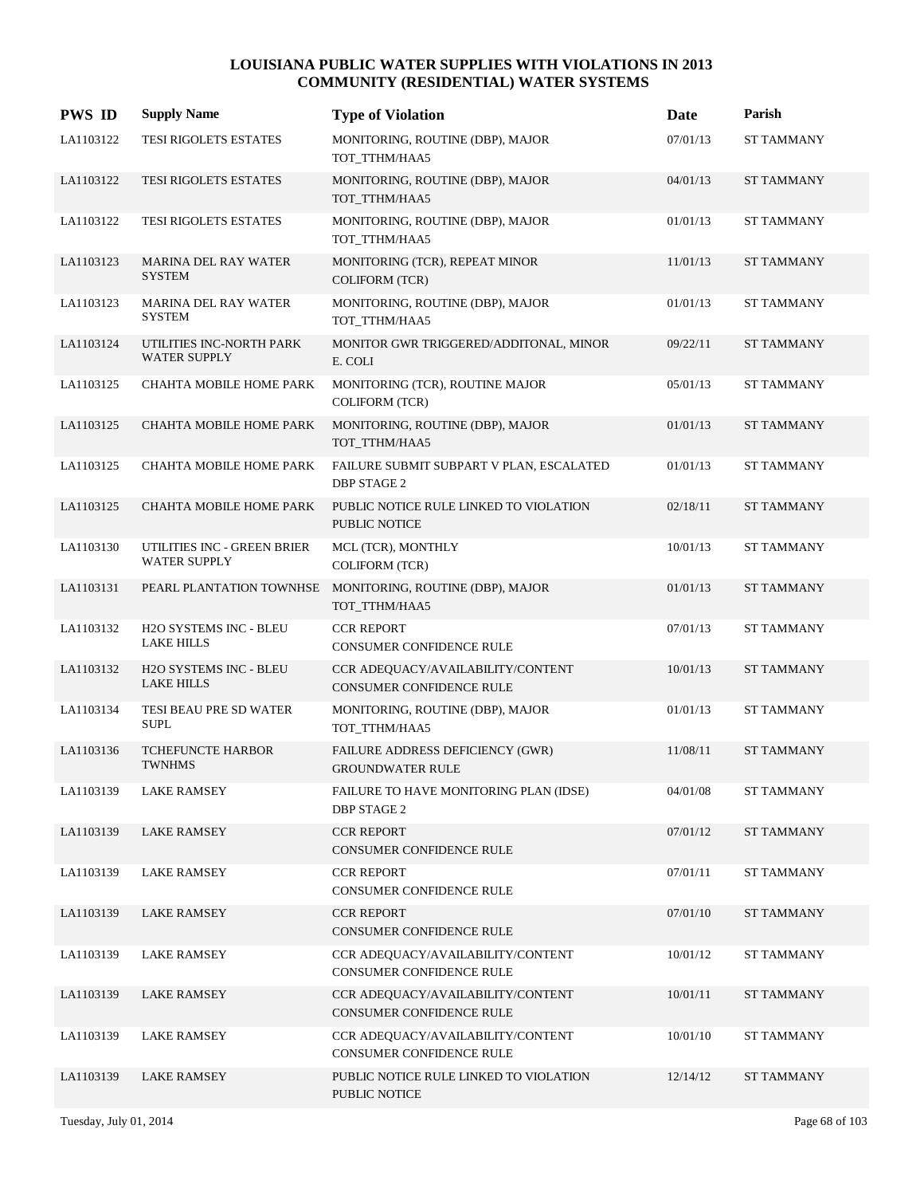# LOUISIANA PUBLIC WATER SUPPLIES WITH VIOLATIONS IN 2013
## COMMUNITY (RESIDENTIAL) WATER SYSTEMS

| PWS ID | Supply Name | Type of Violation | Date | Parish |
|---|---|---|---|---|
| LA1103122 | TESI RIGOLETS ESTATES | MONITORING, ROUTINE (DBP), MAJOR TOT_TTHM/HAA5 | 07/01/13 | ST TAMMANY |
| LA1103122 | TESI RIGOLETS ESTATES | MONITORING, ROUTINE (DBP), MAJOR TOT_TTHM/HAA5 | 04/01/13 | ST TAMMANY |
| LA1103122 | TESI RIGOLETS ESTATES | MONITORING, ROUTINE (DBP), MAJOR TOT_TTHM/HAA5 | 01/01/13 | ST TAMMANY |
| LA1103123 | MARINA DEL RAY WATER SYSTEM | MONITORING (TCR), REPEAT MINOR COLIFORM (TCR) | 11/01/13 | ST TAMMANY |
| LA1103123 | MARINA DEL RAY WATER SYSTEM | MONITORING, ROUTINE (DBP), MAJOR TOT_TTHM/HAA5 | 01/01/13 | ST TAMMANY |
| LA1103124 | UTILITIES INC-NORTH PARK WATER SUPPLY | MONITOR GWR TRIGGERED/ADDITONAL, MINOR E. COLI | 09/22/11 | ST TAMMANY |
| LA1103125 | CHAHTA MOBILE HOME PARK | MONITORING (TCR), ROUTINE MAJOR COLIFORM (TCR) | 05/01/13 | ST TAMMANY |
| LA1103125 | CHAHTA MOBILE HOME PARK | MONITORING, ROUTINE (DBP), MAJOR TOT_TTHM/HAA5 | 01/01/13 | ST TAMMANY |
| LA1103125 | CHAHTA MOBILE HOME PARK | FAILURE SUBMIT SUBPART V PLAN, ESCALATED DBP STAGE 2 | 01/01/13 | ST TAMMANY |
| LA1103125 | CHAHTA MOBILE HOME PARK | PUBLIC NOTICE RULE LINKED TO VIOLATION PUBLIC NOTICE | 02/18/11 | ST TAMMANY |
| LA1103130 | UTILITIES INC - GREEN BRIER WATER SUPPLY | MCL (TCR), MONTHLY COLIFORM (TCR) | 10/01/13 | ST TAMMANY |
| LA1103131 | PEARL PLANTATION TOWNHSE | MONITORING, ROUTINE (DBP), MAJOR TOT_TTHM/HAA5 | 01/01/13 | ST TAMMANY |
| LA1103132 | H2O SYSTEMS INC - BLEU LAKE HILLS | CCR REPORT CONSUMER CONFIDENCE RULE | 07/01/13 | ST TAMMANY |
| LA1103132 | H2O SYSTEMS INC - BLEU LAKE HILLS | CCR ADEQUACY/AVAILABILITY/CONTENT CONSUMER CONFIDENCE RULE | 10/01/13 | ST TAMMANY |
| LA1103134 | TESI BEAU PRE SD WATER SUPL | MONITORING, ROUTINE (DBP), MAJOR TOT_TTHM/HAA5 | 01/01/13 | ST TAMMANY |
| LA1103136 | TCHEFUNCTE HARBOR TWNHMS | FAILURE ADDRESS DEFICIENCY (GWR) GROUNDWATER RULE | 11/08/11 | ST TAMMANY |
| LA1103139 | LAKE RAMSEY | FAILURE TO HAVE MONITORING PLAN (IDSE) DBP STAGE 2 | 04/01/08 | ST TAMMANY |
| LA1103139 | LAKE RAMSEY | CCR REPORT CONSUMER CONFIDENCE RULE | 07/01/12 | ST TAMMANY |
| LA1103139 | LAKE RAMSEY | CCR REPORT CONSUMER CONFIDENCE RULE | 07/01/11 | ST TAMMANY |
| LA1103139 | LAKE RAMSEY | CCR REPORT CONSUMER CONFIDENCE RULE | 07/01/10 | ST TAMMANY |
| LA1103139 | LAKE RAMSEY | CCR ADEQUACY/AVAILABILITY/CONTENT CONSUMER CONFIDENCE RULE | 10/01/12 | ST TAMMANY |
| LA1103139 | LAKE RAMSEY | CCR ADEQUACY/AVAILABILITY/CONTENT CONSUMER CONFIDENCE RULE | 10/01/11 | ST TAMMANY |
| LA1103139 | LAKE RAMSEY | CCR ADEQUACY/AVAILABILITY/CONTENT CONSUMER CONFIDENCE RULE | 10/01/10 | ST TAMMANY |
| LA1103139 | LAKE RAMSEY | PUBLIC NOTICE RULE LINKED TO VIOLATION PUBLIC NOTICE | 12/14/12 | ST TAMMANY |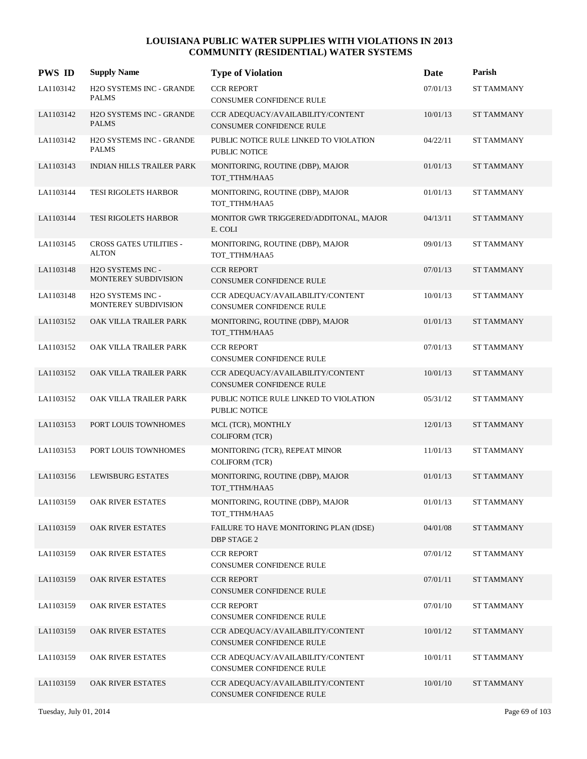# LOUISIANA PUBLIC WATER SUPPLIES WITH VIOLATIONS IN 2013
## COMMUNITY (RESIDENTIAL) WATER SYSTEMS

| PWS ID | Supply Name | Type of Violation | Date | Parish |
|---|---|---|---|---|
| LA1103142 | H2O SYSTEMS INC - GRANDE PALMS | CCR REPORT<br>CONSUMER CONFIDENCE RULE | 07/01/13 | ST TAMMANY |
| LA1103142 | H2O SYSTEMS INC - GRANDE PALMS | CCR ADEQUACY/AVAILABILITY/CONTENT<br>CONSUMER CONFIDENCE RULE | 10/01/13 | ST TAMMANY |
| LA1103142 | H2O SYSTEMS INC - GRANDE PALMS | PUBLIC NOTICE RULE LINKED TO VIOLATION<br>PUBLIC NOTICE | 04/22/11 | ST TAMMANY |
| LA1103143 | INDIAN HILLS TRAILER PARK | MONITORING, ROUTINE (DBP), MAJOR<br>TOT_TTHM/HAA5 | 01/01/13 | ST TAMMANY |
| LA1103144 | TESI RIGOLETS HARBOR | MONITORING, ROUTINE (DBP), MAJOR<br>TOT_TTHM/HAA5 | 01/01/13 | ST TAMMANY |
| LA1103144 | TESI RIGOLETS HARBOR | MONITOR GWR TRIGGERED/ADDITONAL, MAJOR<br>E. COLI | 04/13/11 | ST TAMMANY |
| LA1103145 | CROSS GATES UTILITIES - ALTON | MONITORING, ROUTINE (DBP), MAJOR<br>TOT_TTHM/HAA5 | 09/01/13 | ST TAMMANY |
| LA1103148 | H2O SYSTEMS INC - MONTEREY SUBDIVISION | CCR REPORT<br>CONSUMER CONFIDENCE RULE | 07/01/13 | ST TAMMANY |
| LA1103148 | H2O SYSTEMS INC - MONTEREY SUBDIVISION | CCR ADEQUACY/AVAILABILITY/CONTENT<br>CONSUMER CONFIDENCE RULE | 10/01/13 | ST TAMMANY |
| LA1103152 | OAK VILLA TRAILER PARK | MONITORING, ROUTINE (DBP), MAJOR<br>TOT_TTHM/HAA5 | 01/01/13 | ST TAMMANY |
| LA1103152 | OAK VILLA TRAILER PARK | CCR REPORT<br>CONSUMER CONFIDENCE RULE | 07/01/13 | ST TAMMANY |
| LA1103152 | OAK VILLA TRAILER PARK | CCR ADEQUACY/AVAILABILITY/CONTENT<br>CONSUMER CONFIDENCE RULE | 10/01/13 | ST TAMMANY |
| LA1103152 | OAK VILLA TRAILER PARK | PUBLIC NOTICE RULE LINKED TO VIOLATION<br>PUBLIC NOTICE | 05/31/12 | ST TAMMANY |
| LA1103153 | PORT LOUIS TOWNHOMES | MCL (TCR), MONTHLY<br>COLIFORM (TCR) | 12/01/13 | ST TAMMANY |
| LA1103153 | PORT LOUIS TOWNHOMES | MONITORING (TCR), REPEAT MINOR<br>COLIFORM (TCR) | 11/01/13 | ST TAMMANY |
| LA1103156 | LEWISBURG ESTATES | MONITORING, ROUTINE (DBP), MAJOR<br>TOT_TTHM/HAA5 | 01/01/13 | ST TAMMANY |
| LA1103159 | OAK RIVER ESTATES | MONITORING, ROUTINE (DBP), MAJOR<br>TOT_TTHM/HAA5 | 01/01/13 | ST TAMMANY |
| LA1103159 | OAK RIVER ESTATES | FAILURE TO HAVE MONITORING PLAN (IDSE)<br>DBP STAGE 2 | 04/01/08 | ST TAMMANY |
| LA1103159 | OAK RIVER ESTATES | CCR REPORT<br>CONSUMER CONFIDENCE RULE | 07/01/12 | ST TAMMANY |
| LA1103159 | OAK RIVER ESTATES | CCR REPORT<br>CONSUMER CONFIDENCE RULE | 07/01/11 | ST TAMMANY |
| LA1103159 | OAK RIVER ESTATES | CCR REPORT<br>CONSUMER CONFIDENCE RULE | 07/01/10 | ST TAMMANY |
| LA1103159 | OAK RIVER ESTATES | CCR ADEQUACY/AVAILABILITY/CONTENT<br>CONSUMER CONFIDENCE RULE | 10/01/12 | ST TAMMANY |
| LA1103159 | OAK RIVER ESTATES | CCR ADEQUACY/AVAILABILITY/CONTENT<br>CONSUMER CONFIDENCE RULE | 10/01/11 | ST TAMMANY |
| LA1103159 | OAK RIVER ESTATES | CCR ADEQUACY/AVAILABILITY/CONTENT<br>CONSUMER CONFIDENCE RULE | 10/01/10 | ST TAMMANY |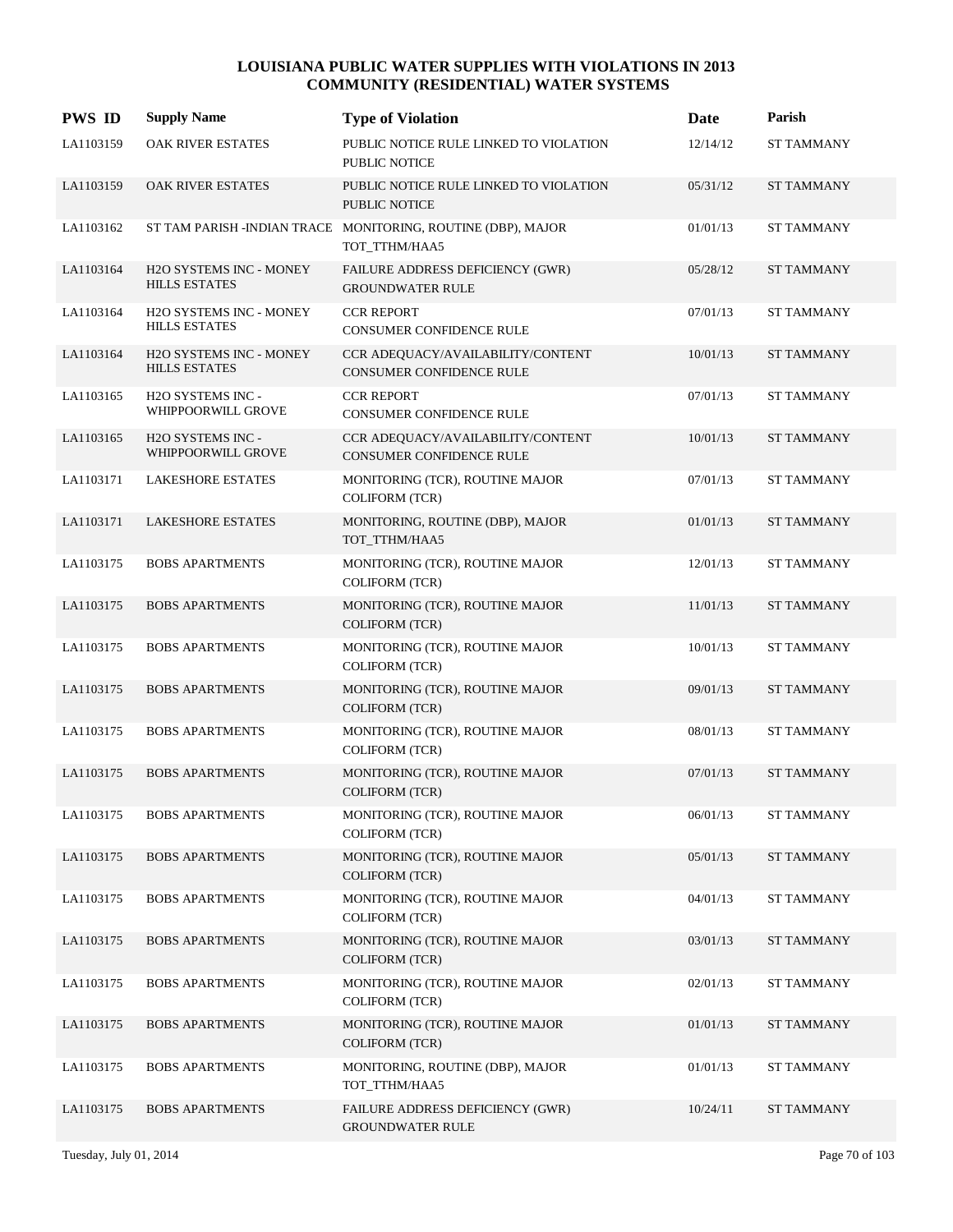# LOUISIANA PUBLIC WATER SUPPLIES WITH VIOLATIONS IN 2013
## COMMUNITY (RESIDENTIAL) WATER SYSTEMS

| PWS ID | Supply Name | Type of Violation | Date | Parish |
|---|---|---|---|---|
| LA1103159 | OAK RIVER ESTATES | PUBLIC NOTICE RULE LINKED TO VIOLATION PUBLIC NOTICE | 12/14/12 | ST TAMMANY |
| LA1103159 | OAK RIVER ESTATES | PUBLIC NOTICE RULE LINKED TO VIOLATION PUBLIC NOTICE | 05/31/12 | ST TAMMANY |
| LA1103162 | ST TAM PARISH -INDIAN TRACE | MONITORING, ROUTINE (DBP), MAJOR TOT_TTHM/HAA5 | 01/01/13 | ST TAMMANY |
| LA1103164 | H2O SYSTEMS INC - MONEY HILLS ESTATES | FAILURE ADDRESS DEFICIENCY (GWR) GROUNDWATER RULE | 05/28/12 | ST TAMMANY |
| LA1103164 | H2O SYSTEMS INC - MONEY HILLS ESTATES | CCR REPORT CONSUMER CONFIDENCE RULE | 07/01/13 | ST TAMMANY |
| LA1103164 | H2O SYSTEMS INC - MONEY HILLS ESTATES | CCR ADEQUACY/AVAILABILITY/CONTENT CONSUMER CONFIDENCE RULE | 10/01/13 | ST TAMMANY |
| LA1103165 | H2O SYSTEMS INC - WHIPPOORWILL GROVE | CCR REPORT CONSUMER CONFIDENCE RULE | 07/01/13 | ST TAMMANY |
| LA1103165 | H2O SYSTEMS INC - WHIPPOORWILL GROVE | CCR ADEQUACY/AVAILABILITY/CONTENT CONSUMER CONFIDENCE RULE | 10/01/13 | ST TAMMANY |
| LA1103171 | LAKESHORE ESTATES | MONITORING (TCR), ROUTINE MAJOR COLIFORM (TCR) | 07/01/13 | ST TAMMANY |
| LA1103171 | LAKESHORE ESTATES | MONITORING, ROUTINE (DBP), MAJOR TOT_TTHM/HAA5 | 01/01/13 | ST TAMMANY |
| LA1103175 | BOBS APARTMENTS | MONITORING (TCR), ROUTINE MAJOR COLIFORM (TCR) | 12/01/13 | ST TAMMANY |
| LA1103175 | BOBS APARTMENTS | MONITORING (TCR), ROUTINE MAJOR COLIFORM (TCR) | 11/01/13 | ST TAMMANY |
| LA1103175 | BOBS APARTMENTS | MONITORING (TCR), ROUTINE MAJOR COLIFORM (TCR) | 10/01/13 | ST TAMMANY |
| LA1103175 | BOBS APARTMENTS | MONITORING (TCR), ROUTINE MAJOR COLIFORM (TCR) | 09/01/13 | ST TAMMANY |
| LA1103175 | BOBS APARTMENTS | MONITORING (TCR), ROUTINE MAJOR COLIFORM (TCR) | 08/01/13 | ST TAMMANY |
| LA1103175 | BOBS APARTMENTS | MONITORING (TCR), ROUTINE MAJOR COLIFORM (TCR) | 07/01/13 | ST TAMMANY |
| LA1103175 | BOBS APARTMENTS | MONITORING (TCR), ROUTINE MAJOR COLIFORM (TCR) | 06/01/13 | ST TAMMANY |
| LA1103175 | BOBS APARTMENTS | MONITORING (TCR), ROUTINE MAJOR COLIFORM (TCR) | 05/01/13 | ST TAMMANY |
| LA1103175 | BOBS APARTMENTS | MONITORING (TCR), ROUTINE MAJOR COLIFORM (TCR) | 04/01/13 | ST TAMMANY |
| LA1103175 | BOBS APARTMENTS | MONITORING (TCR), ROUTINE MAJOR COLIFORM (TCR) | 03/01/13 | ST TAMMANY |
| LA1103175 | BOBS APARTMENTS | MONITORING (TCR), ROUTINE MAJOR COLIFORM (TCR) | 02/01/13 | ST TAMMANY |
| LA1103175 | BOBS APARTMENTS | MONITORING (TCR), ROUTINE MAJOR COLIFORM (TCR) | 01/01/13 | ST TAMMANY |
| LA1103175 | BOBS APARTMENTS | MONITORING, ROUTINE (DBP), MAJOR TOT_TTHM/HAA5 | 01/01/13 | ST TAMMANY |
| LA1103175 | BOBS APARTMENTS | FAILURE ADDRESS DEFICIENCY (GWR) GROUNDWATER RULE | 10/24/11 | ST TAMMANY |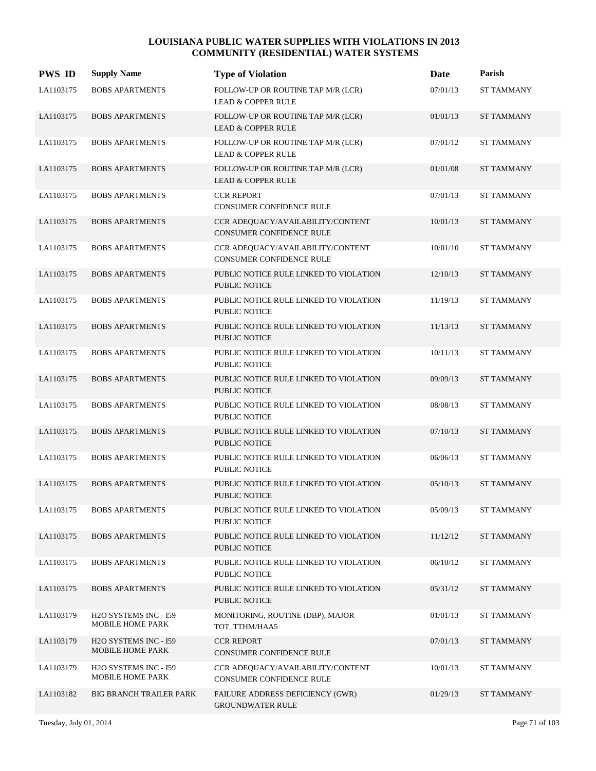# LOUISIANA PUBLIC WATER SUPPLIES WITH VIOLATIONS IN 2013
## COMMUNITY (RESIDENTIAL) WATER SYSTEMS

| PWS ID | Supply Name | Type of Violation | Date | Parish |
|---|---|---|---|---|
| LA1103175 | BOBS APARTMENTS | FOLLOW-UP OR ROUTINE TAP M/R (LCR)<br>LEAD & COPPER RULE | 07/01/13 | ST TAMMANY |
| LA1103175 | BOBS APARTMENTS | FOLLOW-UP OR ROUTINE TAP M/R (LCR)<br>LEAD & COPPER RULE | 01/01/13 | ST TAMMANY |
| LA1103175 | BOBS APARTMENTS | FOLLOW-UP OR ROUTINE TAP M/R (LCR)<br>LEAD & COPPER RULE | 07/01/12 | ST TAMMANY |
| LA1103175 | BOBS APARTMENTS | FOLLOW-UP OR ROUTINE TAP M/R (LCR)<br>LEAD & COPPER RULE | 01/01/08 | ST TAMMANY |
| LA1103175 | BOBS APARTMENTS | CCR REPORT<br>CONSUMER CONFIDENCE RULE | 07/01/13 | ST TAMMANY |
| LA1103175 | BOBS APARTMENTS | CCR ADEQUACY/AVAILABILITY/CONTENT<br>CONSUMER CONFIDENCE RULE | 10/01/13 | ST TAMMANY |
| LA1103175 | BOBS APARTMENTS | CCR ADEQUACY/AVAILABILITY/CONTENT<br>CONSUMER CONFIDENCE RULE | 10/01/10 | ST TAMMANY |
| LA1103175 | BOBS APARTMENTS | PUBLIC NOTICE RULE LINKED TO VIOLATION<br>PUBLIC NOTICE | 12/10/13 | ST TAMMANY |
| LA1103175 | BOBS APARTMENTS | PUBLIC NOTICE RULE LINKED TO VIOLATION<br>PUBLIC NOTICE | 11/19/13 | ST TAMMANY |
| LA1103175 | BOBS APARTMENTS | PUBLIC NOTICE RULE LINKED TO VIOLATION<br>PUBLIC NOTICE | 11/13/13 | ST TAMMANY |
| LA1103175 | BOBS APARTMENTS | PUBLIC NOTICE RULE LINKED TO VIOLATION<br>PUBLIC NOTICE | 10/11/13 | ST TAMMANY |
| LA1103175 | BOBS APARTMENTS | PUBLIC NOTICE RULE LINKED TO VIOLATION<br>PUBLIC NOTICE | 09/09/13 | ST TAMMANY |
| LA1103175 | BOBS APARTMENTS | PUBLIC NOTICE RULE LINKED TO VIOLATION<br>PUBLIC NOTICE | 08/08/13 | ST TAMMANY |
| LA1103175 | BOBS APARTMENTS | PUBLIC NOTICE RULE LINKED TO VIOLATION<br>PUBLIC NOTICE | 07/10/13 | ST TAMMANY |
| LA1103175 | BOBS APARTMENTS | PUBLIC NOTICE RULE LINKED TO VIOLATION<br>PUBLIC NOTICE | 06/06/13 | ST TAMMANY |
| LA1103175 | BOBS APARTMENTS | PUBLIC NOTICE RULE LINKED TO VIOLATION<br>PUBLIC NOTICE | 05/10/13 | ST TAMMANY |
| LA1103175 | BOBS APARTMENTS | PUBLIC NOTICE RULE LINKED TO VIOLATION<br>PUBLIC NOTICE | 05/09/13 | ST TAMMANY |
| LA1103175 | BOBS APARTMENTS | PUBLIC NOTICE RULE LINKED TO VIOLATION<br>PUBLIC NOTICE | 11/12/12 | ST TAMMANY |
| LA1103175 | BOBS APARTMENTS | PUBLIC NOTICE RULE LINKED TO VIOLATION<br>PUBLIC NOTICE | 06/10/12 | ST TAMMANY |
| LA1103175 | BOBS APARTMENTS | PUBLIC NOTICE RULE LINKED TO VIOLATION<br>PUBLIC NOTICE | 05/31/12 | ST TAMMANY |
| LA1103179 | H2O SYSTEMS INC - I59 MOBILE HOME PARK | MONITORING, ROUTINE (DBP), MAJOR<br>TOT_TTHM/HAA5 | 01/01/13 | ST TAMMANY |
| LA1103179 | H2O SYSTEMS INC - I59 MOBILE HOME PARK | CCR REPORT<br>CONSUMER CONFIDENCE RULE | 07/01/13 | ST TAMMANY |
| LA1103179 | H2O SYSTEMS INC - I59 MOBILE HOME PARK | CCR ADEQUACY/AVAILABILITY/CONTENT<br>CONSUMER CONFIDENCE RULE | 10/01/13 | ST TAMMANY |
| LA1103182 | BIG BRANCH TRAILER PARK | FAILURE ADDRESS DEFICIENCY (GWR)<br>GROUNDWATER RULE | 01/29/13 | ST TAMMANY |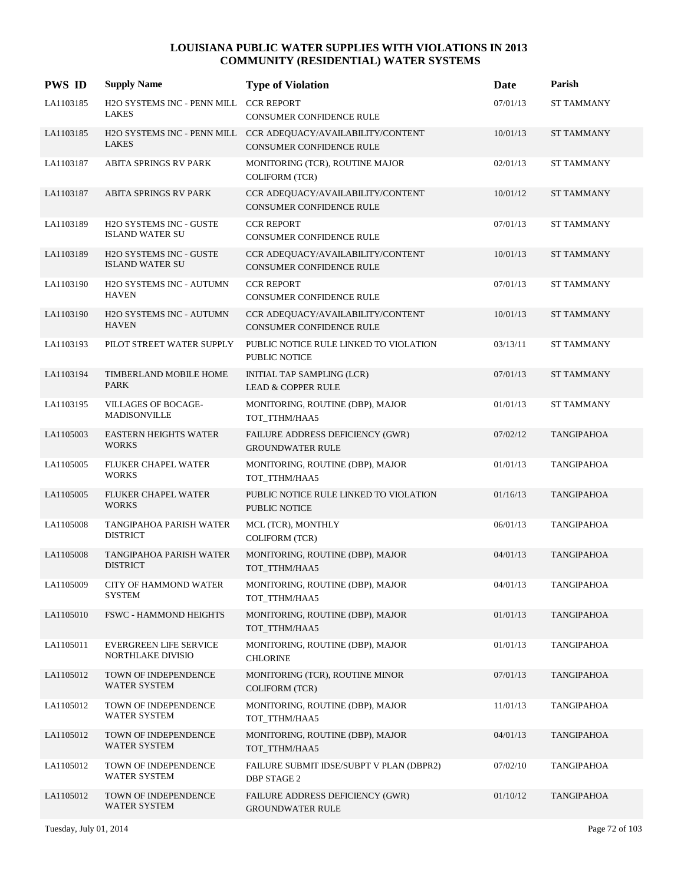# LOUISIANA PUBLIC WATER SUPPLIES WITH VIOLATIONS IN 2013
## COMMUNITY (RESIDENTIAL) WATER SYSTEMS

| PWS ID | Supply Name | Type of Violation | Date | Parish |
|---|---|---|---|---|
| LA1103185 | H2O SYSTEMS INC - PENN MILL LAKES | CCR REPORT<br>CONSUMER CONFIDENCE RULE | 07/01/13 | ST TAMMANY |
| LA1103185 | H2O SYSTEMS INC - PENN MILL LAKES | CCR ADEQUACY/AVAILABILITY/CONTENT<br>CONSUMER CONFIDENCE RULE | 10/01/13 | ST TAMMANY |
| LA1103187 | ABITA SPRINGS RV PARK | MONITORING (TCR), ROUTINE MAJOR<br>COLIFORM (TCR) | 02/01/13 | ST TAMMANY |
| LA1103187 | ABITA SPRINGS RV PARK | CCR ADEQUACY/AVAILABILITY/CONTENT<br>CONSUMER CONFIDENCE RULE | 10/01/12 | ST TAMMANY |
| LA1103189 | H2O SYSTEMS INC - GUSTE ISLAND WATER SU | CCR REPORT<br>CONSUMER CONFIDENCE RULE | 07/01/13 | ST TAMMANY |
| LA1103189 | H2O SYSTEMS INC - GUSTE ISLAND WATER SU | CCR ADEQUACY/AVAILABILITY/CONTENT<br>CONSUMER CONFIDENCE RULE | 10/01/13 | ST TAMMANY |
| LA1103190 | H2O SYSTEMS INC - AUTUMN HAVEN | CCR REPORT<br>CONSUMER CONFIDENCE RULE | 07/01/13 | ST TAMMANY |
| LA1103190 | H2O SYSTEMS INC - AUTUMN HAVEN | CCR ADEQUACY/AVAILABILITY/CONTENT<br>CONSUMER CONFIDENCE RULE | 10/01/13 | ST TAMMANY |
| LA1103193 | PILOT STREET WATER SUPPLY | PUBLIC NOTICE RULE LINKED TO VIOLATION<br>PUBLIC NOTICE | 03/13/11 | ST TAMMANY |
| LA1103194 | TIMBERLAND MOBILE HOME PARK | INITIAL TAP SAMPLING (LCR)<br>LEAD & COPPER RULE | 07/01/13 | ST TAMMANY |
| LA1103195 | VILLAGES OF BOCAGE-MADISONVILLE | MONITORING, ROUTINE (DBP), MAJOR<br>TOT_TTHM/HAA5 | 01/01/13 | ST TAMMANY |
| LA1105003 | EASTERN HEIGHTS WATER WORKS | FAILURE ADDRESS DEFICIENCY (GWR)<br>GROUNDWATER RULE | 07/02/12 | TANGIPAHOA |
| LA1105005 | FLUKER CHAPEL WATER WORKS | MONITORING, ROUTINE (DBP), MAJOR<br>TOT_TTHM/HAA5 | 01/01/13 | TANGIPAHOA |
| LA1105005 | FLUKER CHAPEL WATER WORKS | PUBLIC NOTICE RULE LINKED TO VIOLATION<br>PUBLIC NOTICE | 01/16/13 | TANGIPAHOA |
| LA1105008 | TANGIPAHOA PARISH WATER DISTRICT | MCL (TCR), MONTHLY<br>COLIFORM (TCR) | 06/01/13 | TANGIPAHOA |
| LA1105008 | TANGIPAHOA PARISH WATER DISTRICT | MONITORING, ROUTINE (DBP), MAJOR<br>TOT_TTHM/HAA5 | 04/01/13 | TANGIPAHOA |
| LA1105009 | CITY OF HAMMOND WATER SYSTEM | MONITORING, ROUTINE (DBP), MAJOR<br>TOT_TTHM/HAA5 | 04/01/13 | TANGIPAHOA |
| LA1105010 | FSWC - HAMMOND HEIGHTS | MONITORING, ROUTINE (DBP), MAJOR<br>TOT_TTHM/HAA5 | 01/01/13 | TANGIPAHOA |
| LA1105011 | EVERGREEN LIFE SERVICE NORTHLAKE DIVISIO | MONITORING, ROUTINE (DBP), MAJOR<br>CHLORINE | 01/01/13 | TANGIPAHOA |
| LA1105012 | TOWN OF INDEPENDENCE WATER SYSTEM | MONITORING (TCR), ROUTINE MINOR<br>COLIFORM (TCR) | 07/01/13 | TANGIPAHOA |
| LA1105012 | TOWN OF INDEPENDENCE WATER SYSTEM | MONITORING, ROUTINE (DBP), MAJOR<br>TOT_TTHM/HAA5 | 11/01/13 | TANGIPAHOA |
| LA1105012 | TOWN OF INDEPENDENCE WATER SYSTEM | MONITORING, ROUTINE (DBP), MAJOR<br>TOT_TTHM/HAA5 | 04/01/13 | TANGIPAHOA |
| LA1105012 | TOWN OF INDEPENDENCE WATER SYSTEM | FAILURE SUBMIT IDSE/SUBPT V PLAN (DBPR2)<br>DBP STAGE 2 | 07/02/10 | TANGIPAHOA |
| LA1105012 | TOWN OF INDEPENDENCE WATER SYSTEM | FAILURE ADDRESS DEFICIENCY (GWR)<br>GROUNDWATER RULE | 01/10/12 | TANGIPAHOA |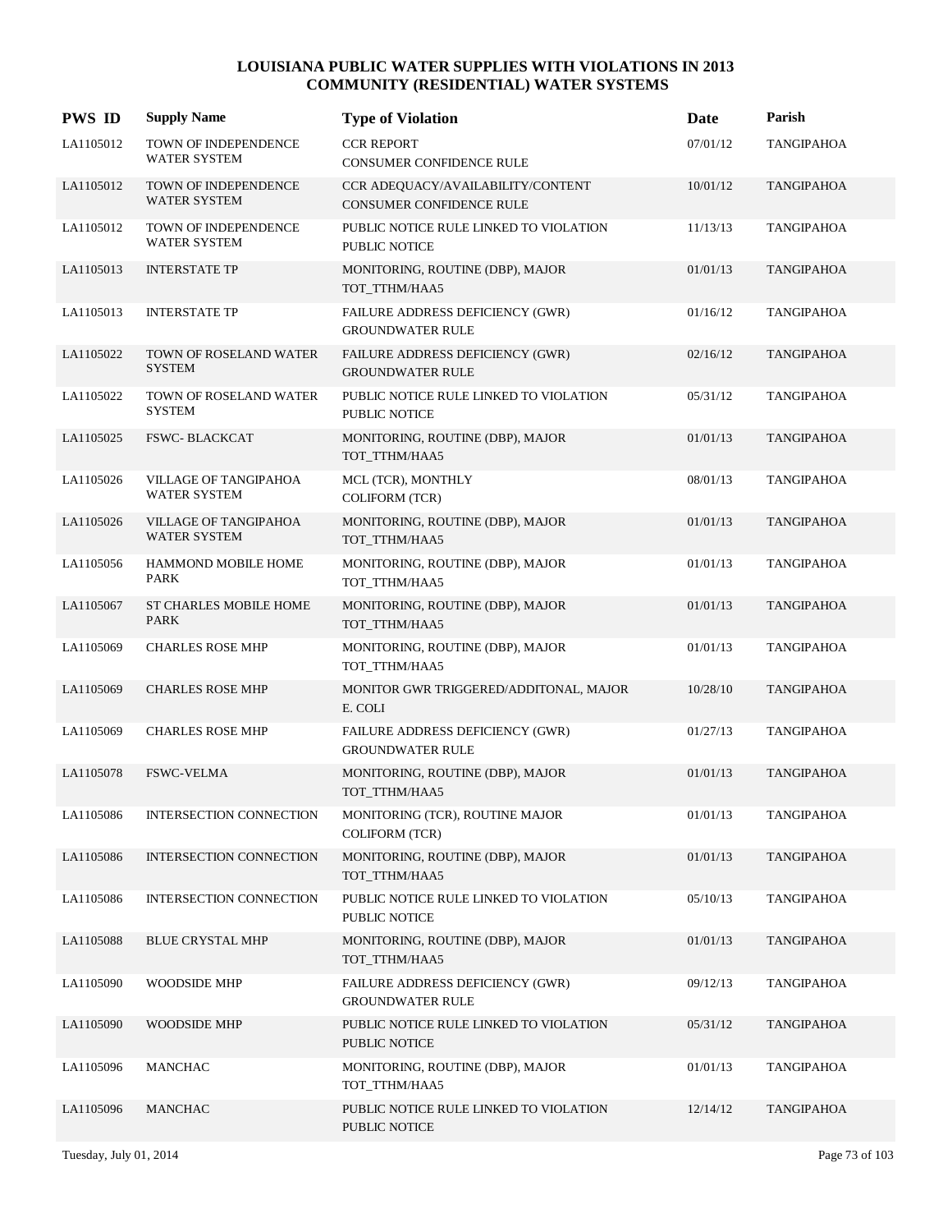# LOUISIANA PUBLIC WATER SUPPLIES WITH VIOLATIONS IN 2013
## COMMUNITY (RESIDENTIAL) WATER SYSTEMS

| PWS ID | Supply Name | Type of Violation | Date | Parish |
|---|---|---|---|---|
| LA1105012 | TOWN OF INDEPENDENCE WATER SYSTEM | CCR REPORT<br>CONSUMER CONFIDENCE RULE | 07/01/12 | TANGIPAHOA |
| LA1105012 | TOWN OF INDEPENDENCE WATER SYSTEM | CCR ADEQUACY/AVAILABILITY/CONTENT<br>CONSUMER CONFIDENCE RULE | 10/01/12 | TANGIPAHOA |
| LA1105012 | TOWN OF INDEPENDENCE WATER SYSTEM | PUBLIC NOTICE RULE LINKED TO VIOLATION<br>PUBLIC NOTICE | 11/13/13 | TANGIPAHOA |
| LA1105013 | INTERSTATE TP | MONITORING, ROUTINE (DBP), MAJOR<br>TOT_TTHM/HAA5 | 01/01/13 | TANGIPAHOA |
| LA1105013 | INTERSTATE TP | FAILURE ADDRESS DEFICIENCY (GWR)<br>GROUNDWATER RULE | 01/16/12 | TANGIPAHOA |
| LA1105022 | TOWN OF ROSELAND WATER SYSTEM | FAILURE ADDRESS DEFICIENCY (GWR)<br>GROUNDWATER RULE | 02/16/12 | TANGIPAHOA |
| LA1105022 | TOWN OF ROSELAND WATER SYSTEM | PUBLIC NOTICE RULE LINKED TO VIOLATION<br>PUBLIC NOTICE | 05/31/12 | TANGIPAHOA |
| LA1105025 | FSWC- BLACKCAT | MONITORING, ROUTINE (DBP), MAJOR<br>TOT_TTHM/HAA5 | 01/01/13 | TANGIPAHOA |
| LA1105026 | VILLAGE OF TANGIPAHOA WATER SYSTEM | MCL (TCR), MONTHLY<br>COLIFORM (TCR) | 08/01/13 | TANGIPAHOA |
| LA1105026 | VILLAGE OF TANGIPAHOA WATER SYSTEM | MONITORING, ROUTINE (DBP), MAJOR<br>TOT_TTHM/HAA5 | 01/01/13 | TANGIPAHOA |
| LA1105056 | HAMMOND MOBILE HOME PARK | MONITORING, ROUTINE (DBP), MAJOR<br>TOT_TTHM/HAA5 | 01/01/13 | TANGIPAHOA |
| LA1105067 | ST CHARLES MOBILE HOME PARK | MONITORING, ROUTINE (DBP), MAJOR<br>TOT_TTHM/HAA5 | 01/01/13 | TANGIPAHOA |
| LA1105069 | CHARLES ROSE MHP | MONITORING, ROUTINE (DBP), MAJOR<br>TOT_TTHM/HAA5 | 01/01/13 | TANGIPAHOA |
| LA1105069 | CHARLES ROSE MHP | MONITOR GWR TRIGGERED/ADDITONAL, MAJOR<br>E. COLI | 10/28/10 | TANGIPAHOA |
| LA1105069 | CHARLES ROSE MHP | FAILURE ADDRESS DEFICIENCY (GWR)<br>GROUNDWATER RULE | 01/27/13 | TANGIPAHOA |
| LA1105078 | FSWC-VELMA | MONITORING, ROUTINE (DBP), MAJOR<br>TOT_TTHM/HAA5 | 01/01/13 | TANGIPAHOA |
| LA1105086 | INTERSECTION CONNECTION | MONITORING (TCR), ROUTINE MAJOR<br>COLIFORM (TCR) | 01/01/13 | TANGIPAHOA |
| LA1105086 | INTERSECTION CONNECTION | MONITORING, ROUTINE (DBP), MAJOR<br>TOT_TTHM/HAA5 | 01/01/13 | TANGIPAHOA |
| LA1105086 | INTERSECTION CONNECTION | PUBLIC NOTICE RULE LINKED TO VIOLATION<br>PUBLIC NOTICE | 05/10/13 | TANGIPAHOA |
| LA1105088 | BLUE CRYSTAL MHP | MONITORING, ROUTINE (DBP), MAJOR<br>TOT_TTHM/HAA5 | 01/01/13 | TANGIPAHOA |
| LA1105090 | WOODSIDE MHP | FAILURE ADDRESS DEFICIENCY (GWR)<br>GROUNDWATER RULE | 09/12/13 | TANGIPAHOA |
| LA1105090 | WOODSIDE MHP | PUBLIC NOTICE RULE LINKED TO VIOLATION<br>PUBLIC NOTICE | 05/31/12 | TANGIPAHOA |
| LA1105096 | MANCHAC | MONITORING, ROUTINE (DBP), MAJOR<br>TOT_TTHM/HAA5 | 01/01/13 | TANGIPAHOA |
| LA1105096 | MANCHAC | PUBLIC NOTICE RULE LINKED TO VIOLATION<br>PUBLIC NOTICE | 12/14/12 | TANGIPAHOA |

Tuesday, July 01, 2014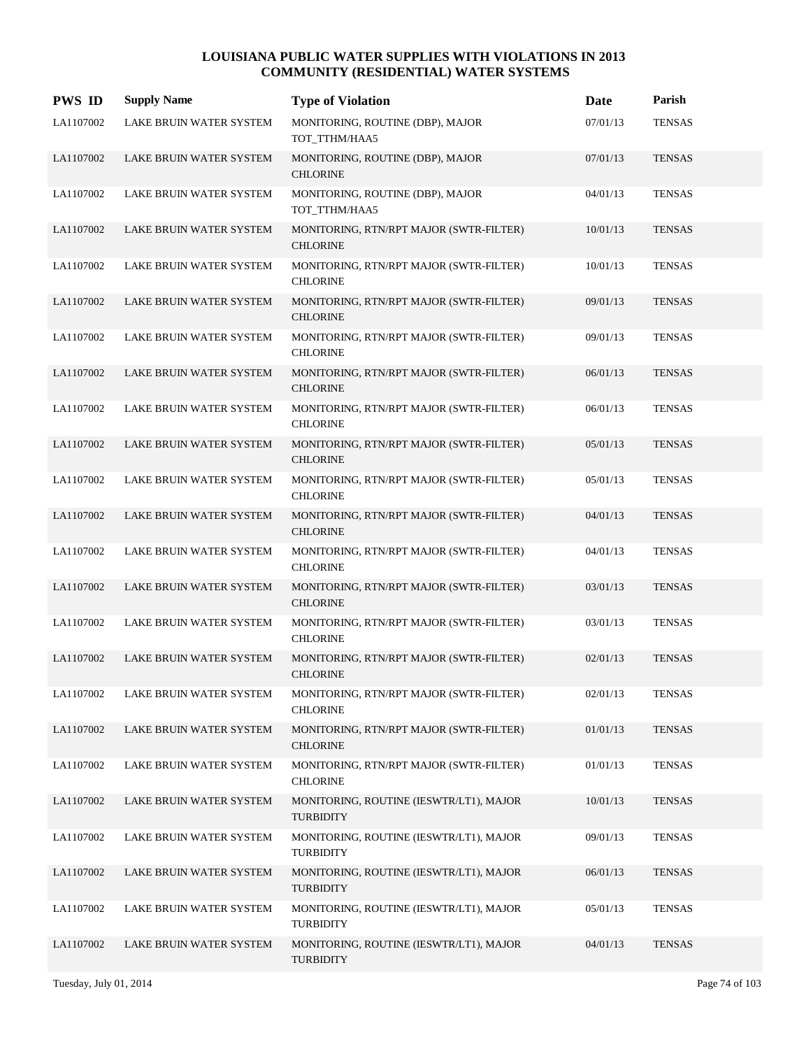# LOUISIANA PUBLIC WATER SUPPLIES WITH VIOLATIONS IN 2013
## COMMUNITY (RESIDENTIAL) WATER SYSTEMS

| PWS ID | Supply Name | Type of Violation | Date | Parish |
|---|---|---|---|---|
| LA1107002 | LAKE BRUIN WATER SYSTEM | MONITORING, ROUTINE (DBP), MAJOR TOT_TTHM/HAA5 | 07/01/13 | TENSAS |
| LA1107002 | LAKE BRUIN WATER SYSTEM | MONITORING, ROUTINE (DBP), MAJOR CHLORINE | 07/01/13 | TENSAS |
| LA1107002 | LAKE BRUIN WATER SYSTEM | MONITORING, ROUTINE (DBP), MAJOR TOT_TTHM/HAA5 | 04/01/13 | TENSAS |
| LA1107002 | LAKE BRUIN WATER SYSTEM | MONITORING, RTN/RPT MAJOR (SWTR-FILTER) CHLORINE | 10/01/13 | TENSAS |
| LA1107002 | LAKE BRUIN WATER SYSTEM | MONITORING, RTN/RPT MAJOR (SWTR-FILTER) CHLORINE | 10/01/13 | TENSAS |
| LA1107002 | LAKE BRUIN WATER SYSTEM | MONITORING, RTN/RPT MAJOR (SWTR-FILTER) CHLORINE | 09/01/13 | TENSAS |
| LA1107002 | LAKE BRUIN WATER SYSTEM | MONITORING, RTN/RPT MAJOR (SWTR-FILTER) CHLORINE | 09/01/13 | TENSAS |
| LA1107002 | LAKE BRUIN WATER SYSTEM | MONITORING, RTN/RPT MAJOR (SWTR-FILTER) CHLORINE | 06/01/13 | TENSAS |
| LA1107002 | LAKE BRUIN WATER SYSTEM | MONITORING, RTN/RPT MAJOR (SWTR-FILTER) CHLORINE | 06/01/13 | TENSAS |
| LA1107002 | LAKE BRUIN WATER SYSTEM | MONITORING, RTN/RPT MAJOR (SWTR-FILTER) CHLORINE | 05/01/13 | TENSAS |
| LA1107002 | LAKE BRUIN WATER SYSTEM | MONITORING, RTN/RPT MAJOR (SWTR-FILTER) CHLORINE | 05/01/13 | TENSAS |
| LA1107002 | LAKE BRUIN WATER SYSTEM | MONITORING, RTN/RPT MAJOR (SWTR-FILTER) CHLORINE | 04/01/13 | TENSAS |
| LA1107002 | LAKE BRUIN WATER SYSTEM | MONITORING, RTN/RPT MAJOR (SWTR-FILTER) CHLORINE | 04/01/13 | TENSAS |
| LA1107002 | LAKE BRUIN WATER SYSTEM | MONITORING, RTN/RPT MAJOR (SWTR-FILTER) CHLORINE | 03/01/13 | TENSAS |
| LA1107002 | LAKE BRUIN WATER SYSTEM | MONITORING, RTN/RPT MAJOR (SWTR-FILTER) CHLORINE | 03/01/13 | TENSAS |
| LA1107002 | LAKE BRUIN WATER SYSTEM | MONITORING, RTN/RPT MAJOR (SWTR-FILTER) CHLORINE | 02/01/13 | TENSAS |
| LA1107002 | LAKE BRUIN WATER SYSTEM | MONITORING, RTN/RPT MAJOR (SWTR-FILTER) CHLORINE | 02/01/13 | TENSAS |
| LA1107002 | LAKE BRUIN WATER SYSTEM | MONITORING, RTN/RPT MAJOR (SWTR-FILTER) CHLORINE | 01/01/13 | TENSAS |
| LA1107002 | LAKE BRUIN WATER SYSTEM | MONITORING, RTN/RPT MAJOR (SWTR-FILTER) CHLORINE | 01/01/13 | TENSAS |
| LA1107002 | LAKE BRUIN WATER SYSTEM | MONITORING, ROUTINE (IESWTR/LT1), MAJOR TURBIDITY | 10/01/13 | TENSAS |
| LA1107002 | LAKE BRUIN WATER SYSTEM | MONITORING, ROUTINE (IESWTR/LT1), MAJOR TURBIDITY | 09/01/13 | TENSAS |
| LA1107002 | LAKE BRUIN WATER SYSTEM | MONITORING, ROUTINE (IESWTR/LT1), MAJOR TURBIDITY | 06/01/13 | TENSAS |
| LA1107002 | LAKE BRUIN WATER SYSTEM | MONITORING, ROUTINE (IESWTR/LT1), MAJOR TURBIDITY | 05/01/13 | TENSAS |
| LA1107002 | LAKE BRUIN WATER SYSTEM | MONITORING, ROUTINE (IESWTR/LT1), MAJOR TURBIDITY | 04/01/13 | TENSAS |

Tuesday, July 01, 2014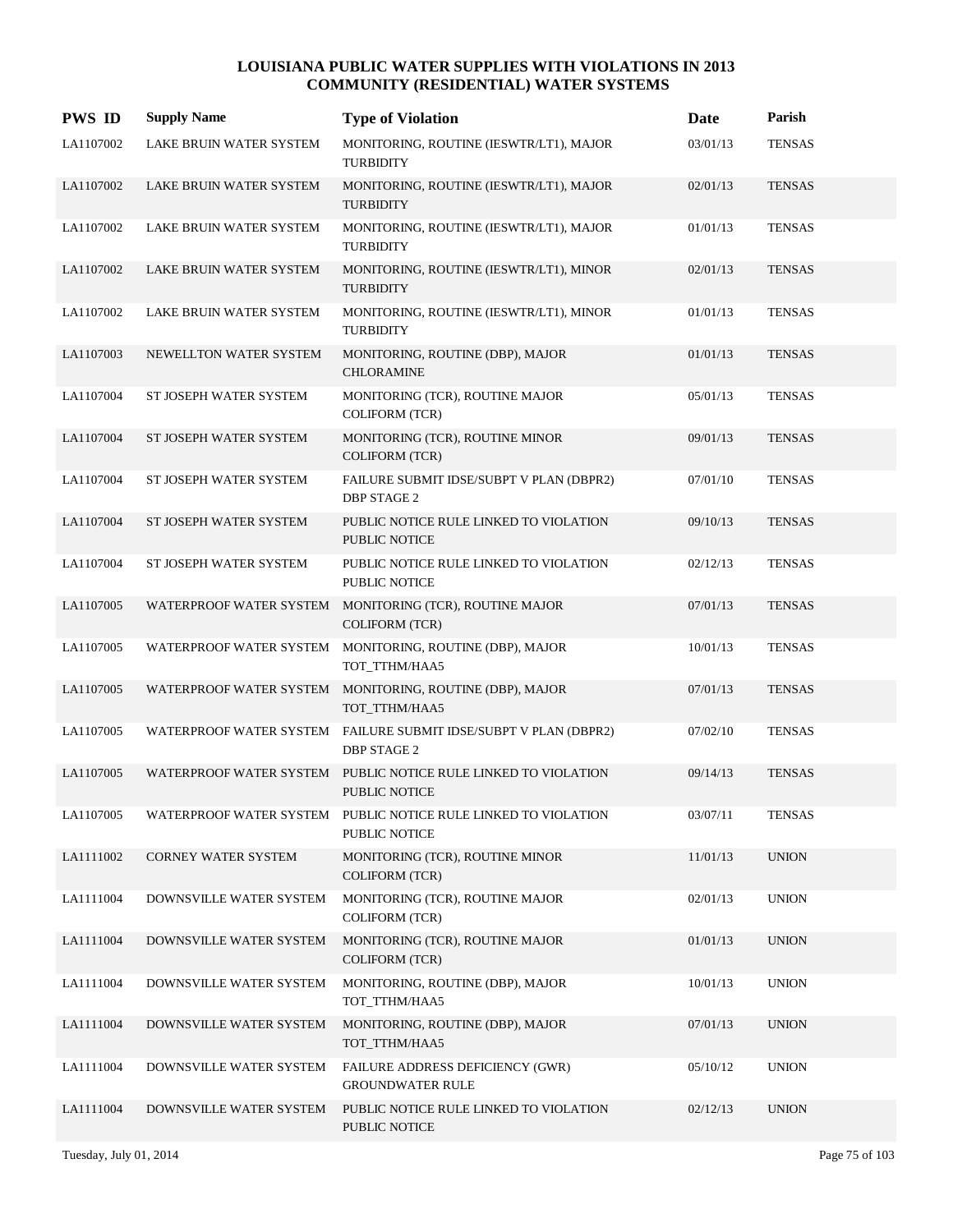# LOUISIANA PUBLIC WATER SUPPLIES WITH VIOLATIONS IN 2013
## COMMUNITY (RESIDENTIAL) WATER SYSTEMS

| PWS ID | Supply Name | Type of Violation | Date | Parish |
|---|---|---|---|---|
| LA1107002 | LAKE BRUIN WATER SYSTEM | MONITORING, ROUTINE (IESWTR/LT1), MAJOR TURBIDITY | 03/01/13 | TENSAS |
| LA1107002 | LAKE BRUIN WATER SYSTEM | MONITORING, ROUTINE (IESWTR/LT1), MAJOR TURBIDITY | 02/01/13 | TENSAS |
| LA1107002 | LAKE BRUIN WATER SYSTEM | MONITORING, ROUTINE (IESWTR/LT1), MAJOR TURBIDITY | 01/01/13 | TENSAS |
| LA1107002 | LAKE BRUIN WATER SYSTEM | MONITORING, ROUTINE (IESWTR/LT1), MINOR TURBIDITY | 02/01/13 | TENSAS |
| LA1107002 | LAKE BRUIN WATER SYSTEM | MONITORING, ROUTINE (IESWTR/LT1), MINOR TURBIDITY | 01/01/13 | TENSAS |
| LA1107003 | NEWELLTON WATER SYSTEM | MONITORING, ROUTINE (DBP), MAJOR CHLORAMINE | 01/01/13 | TENSAS |
| LA1107004 | ST JOSEPH WATER SYSTEM | MONITORING (TCR), ROUTINE MAJOR COLIFORM (TCR) | 05/01/13 | TENSAS |
| LA1107004 | ST JOSEPH WATER SYSTEM | MONITORING (TCR), ROUTINE MINOR COLIFORM (TCR) | 09/01/13 | TENSAS |
| LA1107004 | ST JOSEPH WATER SYSTEM | FAILURE SUBMIT IDSE/SUBPT V PLAN (DBPR2) DBP STAGE 2 | 07/01/10 | TENSAS |
| LA1107004 | ST JOSEPH WATER SYSTEM | PUBLIC NOTICE RULE LINKED TO VIOLATION PUBLIC NOTICE | 09/10/13 | TENSAS |
| LA1107004 | ST JOSEPH WATER SYSTEM | PUBLIC NOTICE RULE LINKED TO VIOLATION PUBLIC NOTICE | 02/12/13 | TENSAS |
| LA1107005 | WATERPROOF WATER SYSTEM | MONITORING (TCR), ROUTINE MAJOR COLIFORM (TCR) | 07/01/13 | TENSAS |
| LA1107005 | WATERPROOF WATER SYSTEM | MONITORING, ROUTINE (DBP), MAJOR TOT_TTHM/HAA5 | 10/01/13 | TENSAS |
| LA1107005 | WATERPROOF WATER SYSTEM | MONITORING, ROUTINE (DBP), MAJOR TOT_TTHM/HAA5 | 07/01/13 | TENSAS |
| LA1107005 | WATERPROOF WATER SYSTEM | FAILURE SUBMIT IDSE/SUBPT V PLAN (DBPR2) DBP STAGE 2 | 07/02/10 | TENSAS |
| LA1107005 | WATERPROOF WATER SYSTEM | PUBLIC NOTICE RULE LINKED TO VIOLATION PUBLIC NOTICE | 09/14/13 | TENSAS |
| LA1107005 | WATERPROOF WATER SYSTEM | PUBLIC NOTICE RULE LINKED TO VIOLATION PUBLIC NOTICE | 03/07/11 | TENSAS |
| LA1111002 | CORNEY WATER SYSTEM | MONITORING (TCR), ROUTINE MINOR COLIFORM (TCR) | 11/01/13 | UNION |
| LA1111004 | DOWNSVILLE WATER SYSTEM | MONITORING (TCR), ROUTINE MAJOR COLIFORM (TCR) | 02/01/13 | UNION |
| LA1111004 | DOWNSVILLE WATER SYSTEM | MONITORING (TCR), ROUTINE MAJOR COLIFORM (TCR) | 01/01/13 | UNION |
| LA1111004 | DOWNSVILLE WATER SYSTEM | MONITORING, ROUTINE (DBP), MAJOR TOT_TTHM/HAA5 | 10/01/13 | UNION |
| LA1111004 | DOWNSVILLE WATER SYSTEM | MONITORING, ROUTINE (DBP), MAJOR TOT_TTHM/HAA5 | 07/01/13 | UNION |
| LA1111004 | DOWNSVILLE WATER SYSTEM | FAILURE ADDRESS DEFICIENCY (GWR) GROUNDWATER RULE | 05/10/12 | UNION |
| LA1111004 | DOWNSVILLE WATER SYSTEM | PUBLIC NOTICE RULE LINKED TO VIOLATION PUBLIC NOTICE | 02/12/13 | UNION |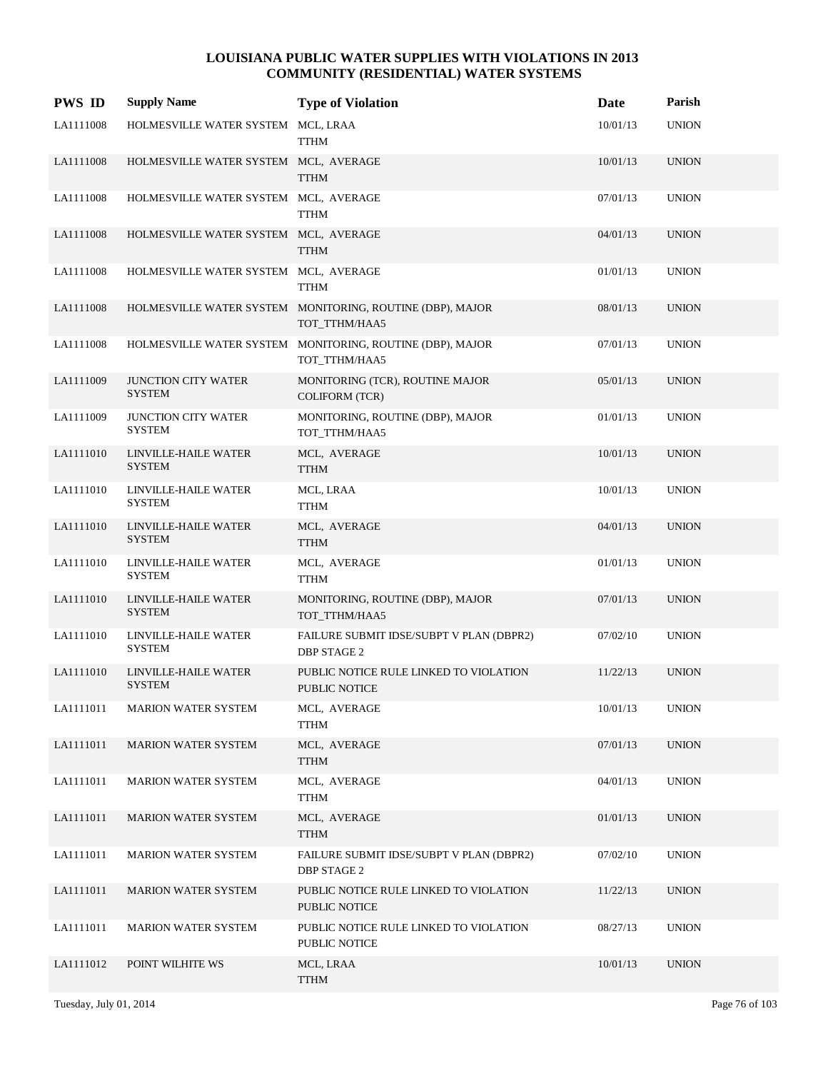# LOUISIANA PUBLIC WATER SUPPLIES WITH VIOLATIONS IN 2013
## COMMUNITY (RESIDENTIAL) WATER SYSTEMS

| PWS ID | Supply Name | Type of Violation | Date | Parish |
|---|---|---|---|---|
| LA1111008 | HOLMESVILLE WATER SYSTEM | MCL, LRAA TTHM | 10/01/13 | UNION |
| LA1111008 | HOLMESVILLE WATER SYSTEM | MCL, AVERAGE TTHM | 10/01/13 | UNION |
| LA1111008 | HOLMESVILLE WATER SYSTEM | MCL, AVERAGE TTHM | 07/01/13 | UNION |
| LA1111008 | HOLMESVILLE WATER SYSTEM | MCL, AVERAGE TTHM | 04/01/13 | UNION |
| LA1111008 | HOLMESVILLE WATER SYSTEM | MCL, AVERAGE TTHM | 01/01/13 | UNION |
| LA1111008 | HOLMESVILLE WATER SYSTEM | MONITORING, ROUTINE (DBP), MAJOR TOT_TTHM/HAA5 | 08/01/13 | UNION |
| LA1111008 | HOLMESVILLE WATER SYSTEM | MONITORING, ROUTINE (DBP), MAJOR TOT_TTHM/HAA5 | 07/01/13 | UNION |
| LA1111009 | JUNCTION CITY WATER SYSTEM | MONITORING (TCR), ROUTINE MAJOR COLIFORM (TCR) | 05/01/13 | UNION |
| LA1111009 | JUNCTION CITY WATER SYSTEM | MONITORING, ROUTINE (DBP), MAJOR TOT_TTHM/HAA5 | 01/01/13 | UNION |
| LA1111010 | LINVILLE-HAILE WATER SYSTEM | MCL, AVERAGE TTHM | 10/01/13 | UNION |
| LA1111010 | LINVILLE-HAILE WATER SYSTEM | MCL, LRAA TTHM | 10/01/13 | UNION |
| LA1111010 | LINVILLE-HAILE WATER SYSTEM | MCL, AVERAGE TTHM | 04/01/13 | UNION |
| LA1111010 | LINVILLE-HAILE WATER SYSTEM | MCL, AVERAGE TTHM | 01/01/13 | UNION |
| LA1111010 | LINVILLE-HAILE WATER SYSTEM | MONITORING, ROUTINE (DBP), MAJOR TOT_TTHM/HAA5 | 07/01/13 | UNION |
| LA1111010 | LINVILLE-HAILE WATER SYSTEM | FAILURE SUBMIT IDSE/SUBPT V PLAN (DBPR2) DBP STAGE 2 | 07/02/10 | UNION |
| LA1111010 | LINVILLE-HAILE WATER SYSTEM | PUBLIC NOTICE RULE LINKED TO VIOLATION PUBLIC NOTICE | 11/22/13 | UNION |
| LA1111011 | MARION WATER SYSTEM | MCL, AVERAGE TTHM | 10/01/13 | UNION |
| LA1111011 | MARION WATER SYSTEM | MCL, AVERAGE TTHM | 07/01/13 | UNION |
| LA1111011 | MARION WATER SYSTEM | MCL, AVERAGE TTHM | 04/01/13 | UNION |
| LA1111011 | MARION WATER SYSTEM | MCL, AVERAGE TTHM | 01/01/13 | UNION |
| LA1111011 | MARION WATER SYSTEM | FAILURE SUBMIT IDSE/SUBPT V PLAN (DBPR2) DBP STAGE 2 | 07/02/10 | UNION |
| LA1111011 | MARION WATER SYSTEM | PUBLIC NOTICE RULE LINKED TO VIOLATION PUBLIC NOTICE | 11/22/13 | UNION |
| LA1111011 | MARION WATER SYSTEM | PUBLIC NOTICE RULE LINKED TO VIOLATION PUBLIC NOTICE | 08/27/13 | UNION |
| LA1111012 | POINT WILHITE WS | MCL, LRAA TTHM | 10/01/13 | UNION |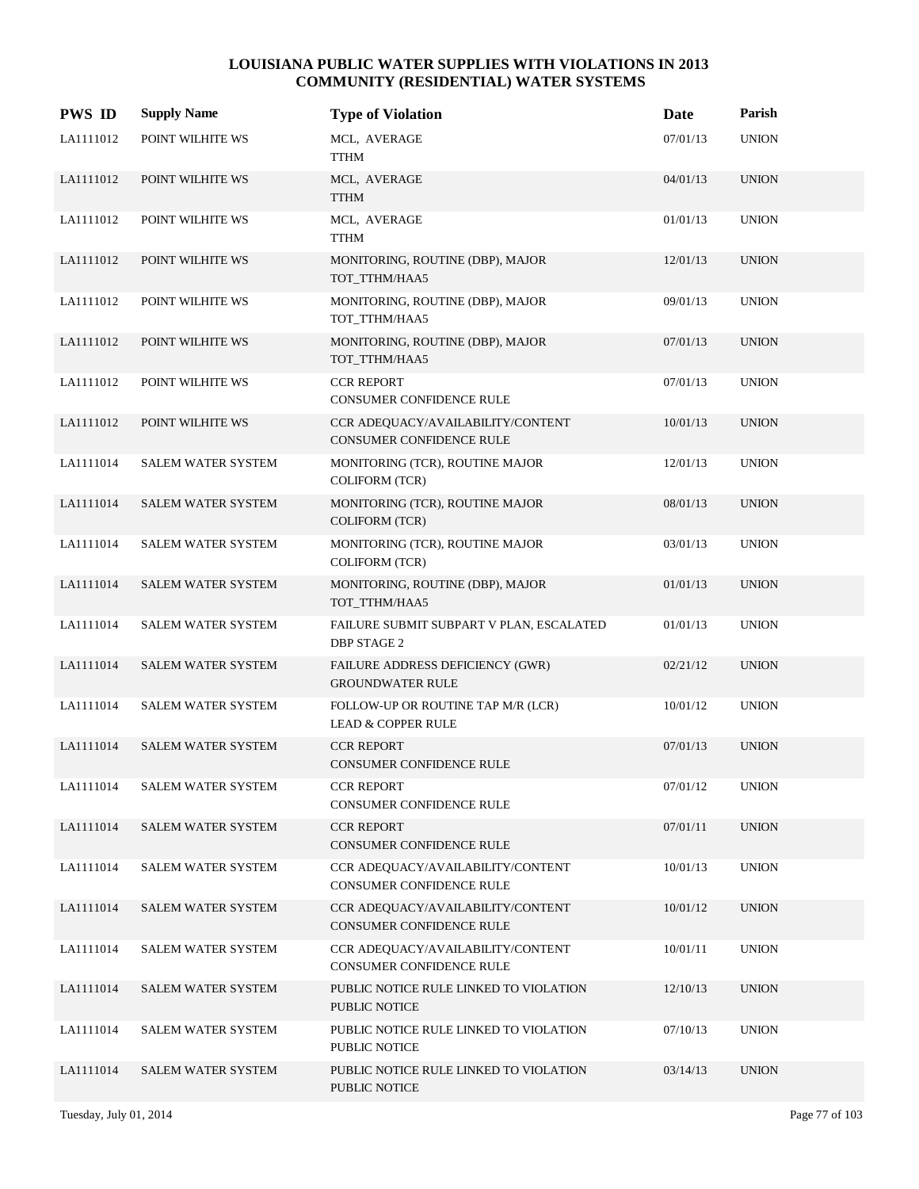# LOUISIANA PUBLIC WATER SUPPLIES WITH VIOLATIONS IN 2013
## COMMUNITY (RESIDENTIAL) WATER SYSTEMS

| PWS ID | Supply Name | Type of Violation | Date | Parish |
|---|---|---|---|---|
| LA1111012 | POINT WILHITE WS | MCL, AVERAGE<br>TTHM | 07/01/13 | UNION |
| LA1111012 | POINT WILHITE WS | MCL, AVERAGE<br>TTHM | 04/01/13 | UNION |
| LA1111012 | POINT WILHITE WS | MCL, AVERAGE<br>TTHM | 01/01/13 | UNION |
| LA1111012 | POINT WILHITE WS | MONITORING, ROUTINE (DBP), MAJOR<br>TOT_TTHM/HAA5 | 12/01/13 | UNION |
| LA1111012 | POINT WILHITE WS | MONITORING, ROUTINE (DBP), MAJOR<br>TOT_TTHM/HAA5 | 09/01/13 | UNION |
| LA1111012 | POINT WILHITE WS | MONITORING, ROUTINE (DBP), MAJOR<br>TOT_TTHM/HAA5 | 07/01/13 | UNION |
| LA1111012 | POINT WILHITE WS | CCR REPORT<br>CONSUMER CONFIDENCE RULE | 07/01/13 | UNION |
| LA1111012 | POINT WILHITE WS | CCR ADEQUACY/AVAILABILITY/CONTENT<br>CONSUMER CONFIDENCE RULE | 10/01/13 | UNION |
| LA1111014 | SALEM WATER SYSTEM | MONITORING (TCR), ROUTINE MAJOR<br>COLIFORM (TCR) | 12/01/13 | UNION |
| LA1111014 | SALEM WATER SYSTEM | MONITORING (TCR), ROUTINE MAJOR<br>COLIFORM (TCR) | 08/01/13 | UNION |
| LA1111014 | SALEM WATER SYSTEM | MONITORING (TCR), ROUTINE MAJOR<br>COLIFORM (TCR) | 03/01/13 | UNION |
| LA1111014 | SALEM WATER SYSTEM | MONITORING, ROUTINE (DBP), MAJOR<br>TOT_TTHM/HAA5 | 01/01/13 | UNION |
| LA1111014 | SALEM WATER SYSTEM | FAILURE SUBMIT SUBPART V PLAN, ESCALATED<br>DBP STAGE 2 | 01/01/13 | UNION |
| LA1111014 | SALEM WATER SYSTEM | FAILURE ADDRESS DEFICIENCY (GWR)<br>GROUNDWATER RULE | 02/21/12 | UNION |
| LA1111014 | SALEM WATER SYSTEM | FOLLOW-UP OR ROUTINE TAP M/R (LCR)<br>LEAD & COPPER RULE | 10/01/12 | UNION |
| LA1111014 | SALEM WATER SYSTEM | CCR REPORT<br>CONSUMER CONFIDENCE RULE | 07/01/13 | UNION |
| LA1111014 | SALEM WATER SYSTEM | CCR REPORT<br>CONSUMER CONFIDENCE RULE | 07/01/12 | UNION |
| LA1111014 | SALEM WATER SYSTEM | CCR REPORT<br>CONSUMER CONFIDENCE RULE | 07/01/11 | UNION |
| LA1111014 | SALEM WATER SYSTEM | CCR ADEQUACY/AVAILABILITY/CONTENT<br>CONSUMER CONFIDENCE RULE | 10/01/13 | UNION |
| LA1111014 | SALEM WATER SYSTEM | CCR ADEQUACY/AVAILABILITY/CONTENT<br>CONSUMER CONFIDENCE RULE | 10/01/12 | UNION |
| LA1111014 | SALEM WATER SYSTEM | CCR ADEQUACY/AVAILABILITY/CONTENT<br>CONSUMER CONFIDENCE RULE | 10/01/11 | UNION |
| LA1111014 | SALEM WATER SYSTEM | PUBLIC NOTICE RULE LINKED TO VIOLATION<br>PUBLIC NOTICE | 12/10/13 | UNION |
| LA1111014 | SALEM WATER SYSTEM | PUBLIC NOTICE RULE LINKED TO VIOLATION<br>PUBLIC NOTICE | 07/10/13 | UNION |
| LA1111014 | SALEM WATER SYSTEM | PUBLIC NOTICE RULE LINKED TO VIOLATION<br>PUBLIC NOTICE | 03/14/13 | UNION |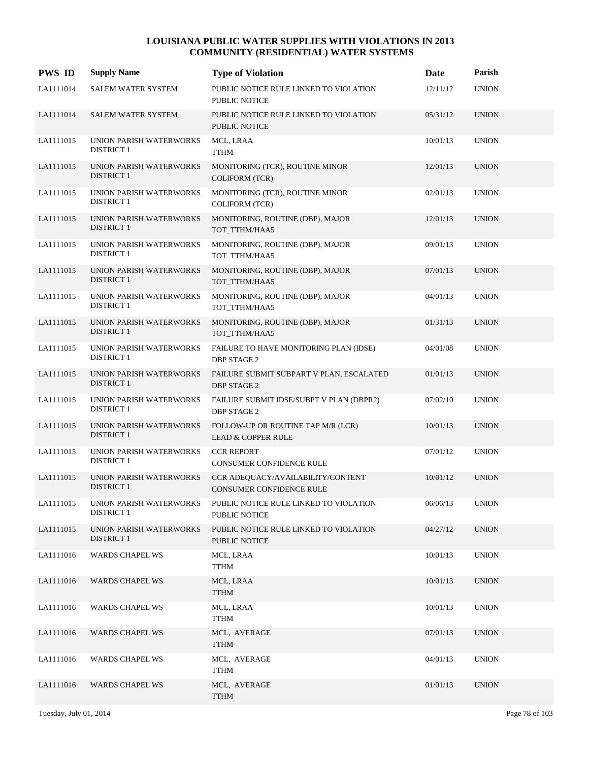# LOUISIANA PUBLIC WATER SUPPLIES WITH VIOLATIONS IN 2013
## COMMUNITY (RESIDENTIAL) WATER SYSTEMS

| PWS ID | Supply Name | Type of Violation | Date | Parish |
|---|---|---|---|---|
| LA1111014 | SALEM WATER SYSTEM | PUBLIC NOTICE RULE LINKED TO VIOLATION<br>PUBLIC NOTICE | 12/11/12 | UNION |
| LA1111014 | SALEM WATER SYSTEM | PUBLIC NOTICE RULE LINKED TO VIOLATION<br>PUBLIC NOTICE | 05/31/12 | UNION |
| LA1111015 | UNION PARISH WATERWORKS DISTRICT 1 | MCL, LRAA<br>TTHM | 10/01/13 | UNION |
| LA1111015 | UNION PARISH WATERWORKS DISTRICT 1 | MONITORING (TCR), ROUTINE MINOR<br>COLIFORM (TCR) | 12/01/13 | UNION |
| LA1111015 | UNION PARISH WATERWORKS DISTRICT 1 | MONITORING (TCR), ROUTINE MINOR<br>COLIFORM (TCR) | 02/01/13 | UNION |
| LA1111015 | UNION PARISH WATERWORKS DISTRICT 1 | MONITORING, ROUTINE (DBP), MAJOR<br>TOT_TTHM/HAA5 | 12/01/13 | UNION |
| LA1111015 | UNION PARISH WATERWORKS DISTRICT 1 | MONITORING, ROUTINE (DBP), MAJOR<br>TOT_TTHM/HAA5 | 09/01/13 | UNION |
| LA1111015 | UNION PARISH WATERWORKS DISTRICT 1 | MONITORING, ROUTINE (DBP), MAJOR<br>TOT_TTHM/HAA5 | 07/01/13 | UNION |
| LA1111015 | UNION PARISH WATERWORKS DISTRICT 1 | MONITORING, ROUTINE (DBP), MAJOR<br>TOT_TTHM/HAA5 | 04/01/13 | UNION |
| LA1111015 | UNION PARISH WATERWORKS DISTRICT 1 | MONITORING, ROUTINE (DBP), MAJOR<br>TOT_TTHM/HAA5 | 01/31/13 | UNION |
| LA1111015 | UNION PARISH WATERWORKS DISTRICT 1 | FAILURE TO HAVE MONITORING PLAN (IDSE)<br>DBP STAGE 2 | 04/01/08 | UNION |
| LA1111015 | UNION PARISH WATERWORKS DISTRICT 1 | FAILURE SUBMIT SUBPART V PLAN, ESCALATED<br>DBP STAGE 2 | 01/01/13 | UNION |
| LA1111015 | UNION PARISH WATERWORKS DISTRICT 1 | FAILURE SUBMIT IDSE/SUBPT V PLAN (DBPR2)<br>DBP STAGE 2 | 07/02/10 | UNION |
| LA1111015 | UNION PARISH WATERWORKS DISTRICT 1 | FOLLOW-UP OR ROUTINE TAP M/R (LCR)<br>LEAD & COPPER RULE | 10/01/13 | UNION |
| LA1111015 | UNION PARISH WATERWORKS DISTRICT 1 | CCR REPORT<br>CONSUMER CONFIDENCE RULE | 07/01/12 | UNION |
| LA1111015 | UNION PARISH WATERWORKS DISTRICT 1 | CCR ADEQUACY/AVAILABILITY/CONTENT<br>CONSUMER CONFIDENCE RULE | 10/01/12 | UNION |
| LA1111015 | UNION PARISH WATERWORKS DISTRICT 1 | PUBLIC NOTICE RULE LINKED TO VIOLATION<br>PUBLIC NOTICE | 06/06/13 | UNION |
| LA1111015 | UNION PARISH WATERWORKS DISTRICT 1 | PUBLIC NOTICE RULE LINKED TO VIOLATION<br>PUBLIC NOTICE | 04/27/12 | UNION |
| LA1111016 | WARDS CHAPEL WS | MCL, LRAA<br>TTHM | 10/01/13 | UNION |
| LA1111016 | WARDS CHAPEL WS | MCL, LRAA<br>TTHM | 10/01/13 | UNION |
| LA1111016 | WARDS CHAPEL WS | MCL, LRAA<br>TTHM | 10/01/13 | UNION |
| LA1111016 | WARDS CHAPEL WS | MCL, AVERAGE<br>TTHM | 07/01/13 | UNION |
| LA1111016 | WARDS CHAPEL WS | MCL, AVERAGE<br>TTHM | 04/01/13 | UNION |
| LA1111016 | WARDS CHAPEL WS | MCL, AVERAGE<br>TTHM | 01/01/13 | UNION |

Tuesday, July 01, 2014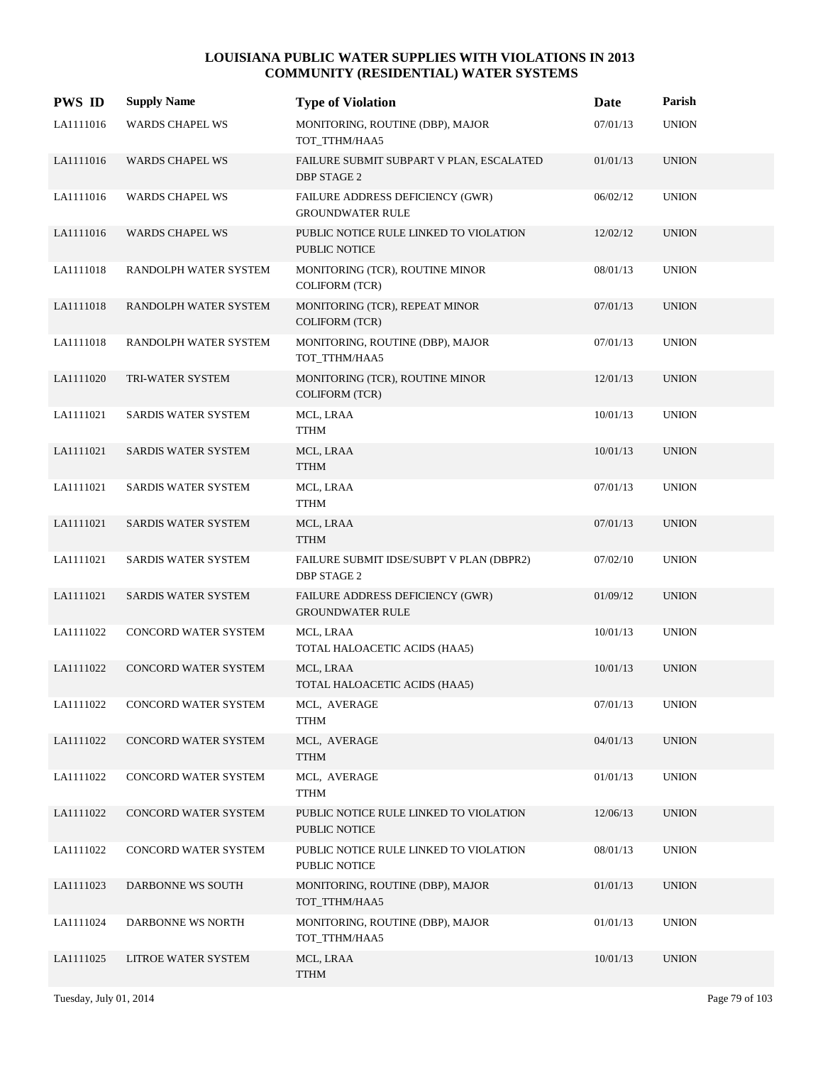# LOUISIANA PUBLIC WATER SUPPLIES WITH VIOLATIONS IN 2013
## COMMUNITY (RESIDENTIAL) WATER SYSTEMS

| PWS ID | Supply Name | Type of Violation | Date | Parish |
|---|---|---|---|---|
| LA1111016 | WARDS CHAPEL WS | MONITORING, ROUTINE (DBP), MAJOR<br>TOT_TTHM/HAA5 | 07/01/13 | UNION |
| LA1111016 | WARDS CHAPEL WS | FAILURE SUBMIT SUBPART V PLAN, ESCALATED<br>DBP STAGE 2 | 01/01/13 | UNION |
| LA1111016 | WARDS CHAPEL WS | FAILURE ADDRESS DEFICIENCY (GWR)<br>GROUNDWATER RULE | 06/02/12 | UNION |
| LA1111016 | WARDS CHAPEL WS | PUBLIC NOTICE RULE LINKED TO VIOLATION<br>PUBLIC NOTICE | 12/02/12 | UNION |
| LA1111018 | RANDOLPH WATER SYSTEM | MONITORING (TCR), ROUTINE MINOR<br>COLIFORM (TCR) | 08/01/13 | UNION |
| LA1111018 | RANDOLPH WATER SYSTEM | MONITORING (TCR), REPEAT MINOR<br>COLIFORM (TCR) | 07/01/13 | UNION |
| LA1111018 | RANDOLPH WATER SYSTEM | MONITORING, ROUTINE (DBP), MAJOR<br>TOT_TTHM/HAA5 | 07/01/13 | UNION |
| LA1111020 | TRI-WATER SYSTEM | MONITORING (TCR), ROUTINE MINOR<br>COLIFORM (TCR) | 12/01/13 | UNION |
| LA1111021 | SARDIS WATER SYSTEM | MCL, LRAA<br>TTHM | 10/01/13 | UNION |
| LA1111021 | SARDIS WATER SYSTEM | MCL, LRAA<br>TTHM | 10/01/13 | UNION |
| LA1111021 | SARDIS WATER SYSTEM | MCL, LRAA<br>TTHM | 07/01/13 | UNION |
| LA1111021 | SARDIS WATER SYSTEM | MCL, LRAA<br>TTHM | 07/01/13 | UNION |
| LA1111021 | SARDIS WATER SYSTEM | FAILURE SUBMIT IDSE/SUBPT V PLAN (DBPR2)<br>DBP STAGE 2 | 07/02/10 | UNION |
| LA1111021 | SARDIS WATER SYSTEM | FAILURE ADDRESS DEFICIENCY (GWR)<br>GROUNDWATER RULE | 01/09/12 | UNION |
| LA1111022 | CONCORD WATER SYSTEM | MCL, LRAA<br>TOTAL HALOACETIC ACIDS (HAA5) | 10/01/13 | UNION |
| LA1111022 | CONCORD WATER SYSTEM | MCL, LRAA<br>TOTAL HALOACETIC ACIDS (HAA5) | 10/01/13 | UNION |
| LA1111022 | CONCORD WATER SYSTEM | MCL, AVERAGE<br>TTHM | 07/01/13 | UNION |
| LA1111022 | CONCORD WATER SYSTEM | MCL, AVERAGE<br>TTHM | 04/01/13 | UNION |
| LA1111022 | CONCORD WATER SYSTEM | MCL, AVERAGE<br>TTHM | 01/01/13 | UNION |
| LA1111022 | CONCORD WATER SYSTEM | PUBLIC NOTICE RULE LINKED TO VIOLATION<br>PUBLIC NOTICE | 12/06/13 | UNION |
| LA1111022 | CONCORD WATER SYSTEM | PUBLIC NOTICE RULE LINKED TO VIOLATION<br>PUBLIC NOTICE | 08/01/13 | UNION |
| LA1111023 | DARBONNE WS SOUTH | MONITORING, ROUTINE (DBP), MAJOR<br>TOT_TTHM/HAA5 | 01/01/13 | UNION |
| LA1111024 | DARBONNE WS NORTH | MONITORING, ROUTINE (DBP), MAJOR<br>TOT_TTHM/HAA5 | 01/01/13 | UNION |
| LA1111025 | LITROE WATER SYSTEM | MCL, LRAA<br>TTHM | 10/01/13 | UNION |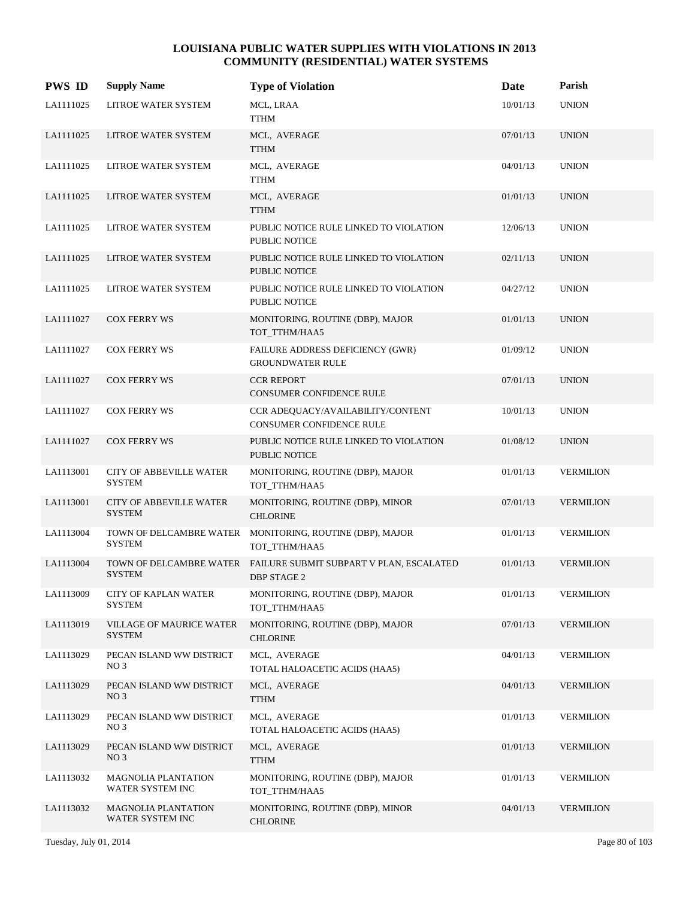# LOUISIANA PUBLIC WATER SUPPLIES WITH VIOLATIONS IN 2013
## COMMUNITY (RESIDENTIAL) WATER SYSTEMS

| PWS ID | Supply Name | Type of Violation | Date | Parish |
|---|---|---|---|---|
| LA1111025 | LITROE WATER SYSTEM | MCL, LRAA<br>TTHM | 10/01/13 | UNION |
| LA1111025 | LITROE WATER SYSTEM | MCL, AVERAGE<br>TTHM | 07/01/13 | UNION |
| LA1111025 | LITROE WATER SYSTEM | MCL, AVERAGE<br>TTHM | 04/01/13 | UNION |
| LA1111025 | LITROE WATER SYSTEM | MCL, AVERAGE<br>TTHM | 01/01/13 | UNION |
| LA1111025 | LITROE WATER SYSTEM | PUBLIC NOTICE RULE LINKED TO VIOLATION<br>PUBLIC NOTICE | 12/06/13 | UNION |
| LA1111025 | LITROE WATER SYSTEM | PUBLIC NOTICE RULE LINKED TO VIOLATION<br>PUBLIC NOTICE | 02/11/13 | UNION |
| LA1111025 | LITROE WATER SYSTEM | PUBLIC NOTICE RULE LINKED TO VIOLATION<br>PUBLIC NOTICE | 04/27/12 | UNION |
| LA1111027 | COX FERRY WS | MONITORING, ROUTINE (DBP), MAJOR<br>TOT_TTHM/HAA5 | 01/01/13 | UNION |
| LA1111027 | COX FERRY WS | FAILURE ADDRESS DEFICIENCY (GWR)<br>GROUNDWATER RULE | 01/09/12 | UNION |
| LA1111027 | COX FERRY WS | CCR REPORT<br>CONSUMER CONFIDENCE RULE | 07/01/13 | UNION |
| LA1111027 | COX FERRY WS | CCR ADEQUACY/AVAILABILITY/CONTENT<br>CONSUMER CONFIDENCE RULE | 10/01/13 | UNION |
| LA1111027 | COX FERRY WS | PUBLIC NOTICE RULE LINKED TO VIOLATION<br>PUBLIC NOTICE | 01/08/12 | UNION |
| LA1113001 | CITY OF ABBEVILLE WATER SYSTEM | MONITORING, ROUTINE (DBP), MAJOR<br>TOT_TTHM/HAA5 | 01/01/13 | VERMILION |
| LA1113001 | CITY OF ABBEVILLE WATER SYSTEM | MONITORING, ROUTINE (DBP), MINOR<br>CHLORINE | 07/01/13 | VERMILION |
| LA1113004 | TOWN OF DELCAMBRE WATER SYSTEM | MONITORING, ROUTINE (DBP), MAJOR<br>TOT_TTHM/HAA5 | 01/01/13 | VERMILION |
| LA1113004 | TOWN OF DELCAMBRE WATER SYSTEM | FAILURE SUBMIT SUBPART V PLAN, ESCALATED<br>DBP STAGE 2 | 01/01/13 | VERMILION |
| LA1113009 | CITY OF KAPLAN WATER SYSTEM | MONITORING, ROUTINE (DBP), MAJOR<br>TOT_TTHM/HAA5 | 01/01/13 | VERMILION |
| LA1113019 | VILLAGE OF MAURICE WATER SYSTEM | MONITORING, ROUTINE (DBP), MAJOR<br>CHLORINE | 07/01/13 | VERMILION |
| LA1113029 | PECAN ISLAND WW DISTRICT NO 3 | MCL, AVERAGE<br>TOTAL HALOACETIC ACIDS (HAA5) | 04/01/13 | VERMILION |
| LA1113029 | PECAN ISLAND WW DISTRICT NO 3 | MCL, AVERAGE<br>TTHM | 04/01/13 | VERMILION |
| LA1113029 | PECAN ISLAND WW DISTRICT NO 3 | MCL, AVERAGE<br>TOTAL HALOACETIC ACIDS (HAA5) | 01/01/13 | VERMILION |
| LA1113029 | PECAN ISLAND WW DISTRICT NO 3 | MCL, AVERAGE<br>TTHM | 01/01/13 | VERMILION |
| LA1113032 | MAGNOLIA PLANTATION WATER SYSTEM INC | MONITORING, ROUTINE (DBP), MAJOR<br>TOT_TTHM/HAA5 | 01/01/13 | VERMILION |
| LA1113032 | MAGNOLIA PLANTATION WATER SYSTEM INC | MONITORING, ROUTINE (DBP), MINOR<br>CHLORINE | 04/01/13 | VERMILION |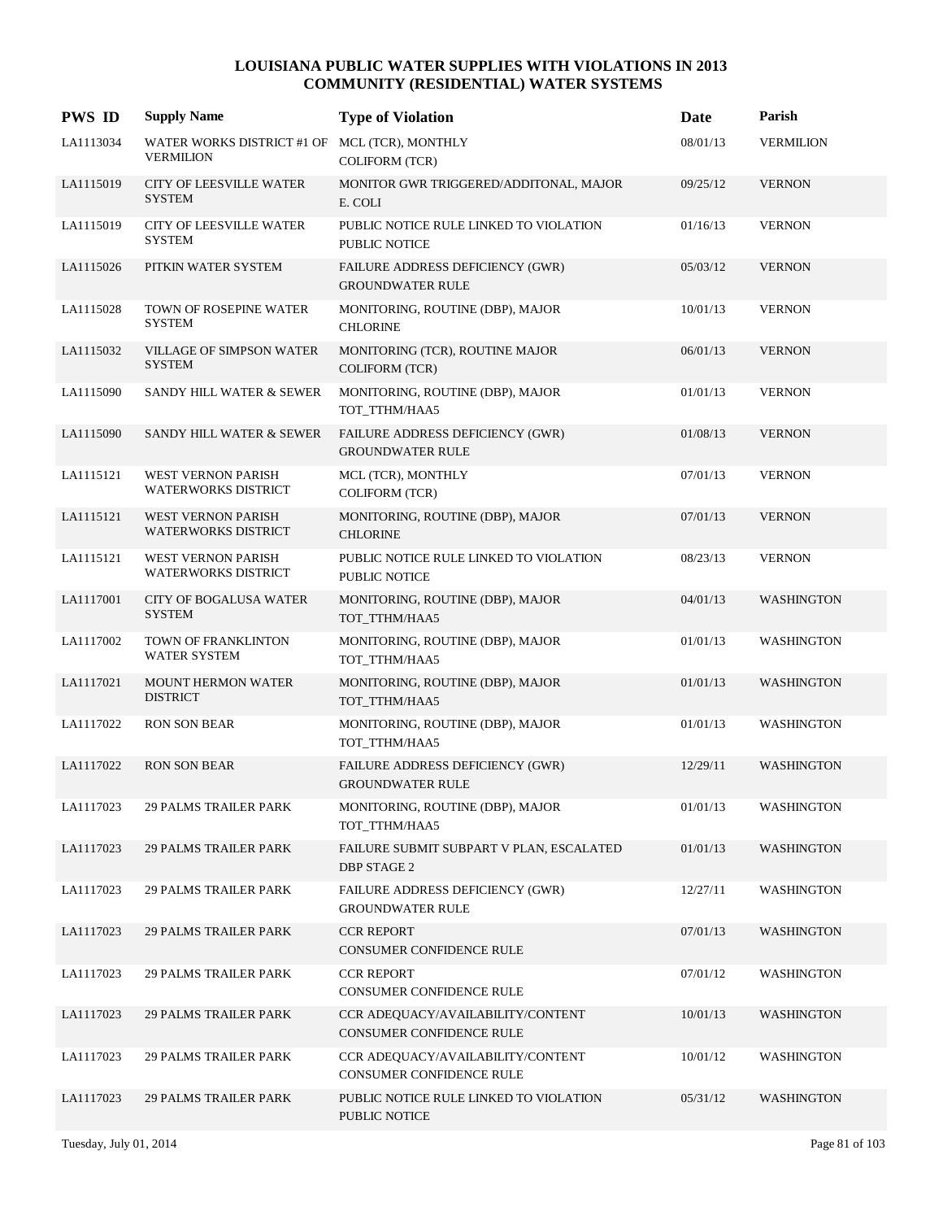# LOUISIANA PUBLIC WATER SUPPLIES WITH VIOLATIONS IN 2013
## COMMUNITY (RESIDENTIAL) WATER SYSTEMS

| PWS ID | Supply Name | Type of Violation | Date | Parish |
|---|---|---|---|---|
| LA1113034 | WATER WORKS DISTRICT #1 OF VERMILION | MCL (TCR), MONTHLY COLIFORM (TCR) | 08/01/13 | VERMILION |
| LA1115019 | CITY OF LEESVILLE WATER SYSTEM | MONITOR GWR TRIGGERED/ADDITONAL, MAJOR E. COLI | 09/25/12 | VERNON |
| LA1115019 | CITY OF LEESVILLE WATER SYSTEM | PUBLIC NOTICE RULE LINKED TO VIOLATION PUBLIC NOTICE | 01/16/13 | VERNON |
| LA1115026 | PITKIN WATER SYSTEM | FAILURE ADDRESS DEFICIENCY (GWR) GROUNDWATER RULE | 05/03/12 | VERNON |
| LA1115028 | TOWN OF ROSEPINE WATER SYSTEM | MONITORING, ROUTINE (DBP), MAJOR CHLORINE | 10/01/13 | VERNON |
| LA1115032 | VILLAGE OF SIMPSON WATER SYSTEM | MONITORING (TCR), ROUTINE MAJOR COLIFORM (TCR) | 06/01/13 | VERNON |
| LA1115090 | SANDY HILL WATER & SEWER | MONITORING, ROUTINE (DBP), MAJOR TOT_TTHM/HAA5 | 01/01/13 | VERNON |
| LA1115090 | SANDY HILL WATER & SEWER | FAILURE ADDRESS DEFICIENCY (GWR) GROUNDWATER RULE | 01/08/13 | VERNON |
| LA1115121 | WEST VERNON PARISH WATERWORKS DISTRICT | MCL (TCR), MONTHLY COLIFORM (TCR) | 07/01/13 | VERNON |
| LA1115121 | WEST VERNON PARISH WATERWORKS DISTRICT | MONITORING, ROUTINE (DBP), MAJOR CHLORINE | 07/01/13 | VERNON |
| LA1115121 | WEST VERNON PARISH WATERWORKS DISTRICT | PUBLIC NOTICE RULE LINKED TO VIOLATION PUBLIC NOTICE | 08/23/13 | VERNON |
| LA1117001 | CITY OF BOGALUSA WATER SYSTEM | MONITORING, ROUTINE (DBP), MAJOR TOT_TTHM/HAA5 | 04/01/13 | WASHINGTON |
| LA1117002 | TOWN OF FRANKLINTON WATER SYSTEM | MONITORING, ROUTINE (DBP), MAJOR TOT_TTHM/HAA5 | 01/01/13 | WASHINGTON |
| LA1117021 | MOUNT HERMON WATER DISTRICT | MONITORING, ROUTINE (DBP), MAJOR TOT_TTHM/HAA5 | 01/01/13 | WASHINGTON |
| LA1117022 | RON SON BEAR | MONITORING, ROUTINE (DBP), MAJOR TOT_TTHM/HAA5 | 01/01/13 | WASHINGTON |
| LA1117022 | RON SON BEAR | FAILURE ADDRESS DEFICIENCY (GWR) GROUNDWATER RULE | 12/29/11 | WASHINGTON |
| LA1117023 | 29 PALMS TRAILER PARK | MONITORING, ROUTINE (DBP), MAJOR TOT_TTHM/HAA5 | 01/01/13 | WASHINGTON |
| LA1117023 | 29 PALMS TRAILER PARK | FAILURE SUBMIT SUBPART V PLAN, ESCALATED DBP STAGE 2 | 01/01/13 | WASHINGTON |
| LA1117023 | 29 PALMS TRAILER PARK | FAILURE ADDRESS DEFICIENCY (GWR) GROUNDWATER RULE | 12/27/11 | WASHINGTON |
| LA1117023 | 29 PALMS TRAILER PARK | CCR REPORT CONSUMER CONFIDENCE RULE | 07/01/13 | WASHINGTON |
| LA1117023 | 29 PALMS TRAILER PARK | CCR REPORT CONSUMER CONFIDENCE RULE | 07/01/12 | WASHINGTON |
| LA1117023 | 29 PALMS TRAILER PARK | CCR ADEQUACY/AVAILABILITY/CONTENT CONSUMER CONFIDENCE RULE | 10/01/13 | WASHINGTON |
| LA1117023 | 29 PALMS TRAILER PARK | CCR ADEQUACY/AVAILABILITY/CONTENT CONSUMER CONFIDENCE RULE | 10/01/12 | WASHINGTON |
| LA1117023 | 29 PALMS TRAILER PARK | PUBLIC NOTICE RULE LINKED TO VIOLATION PUBLIC NOTICE | 05/31/12 | WASHINGTON |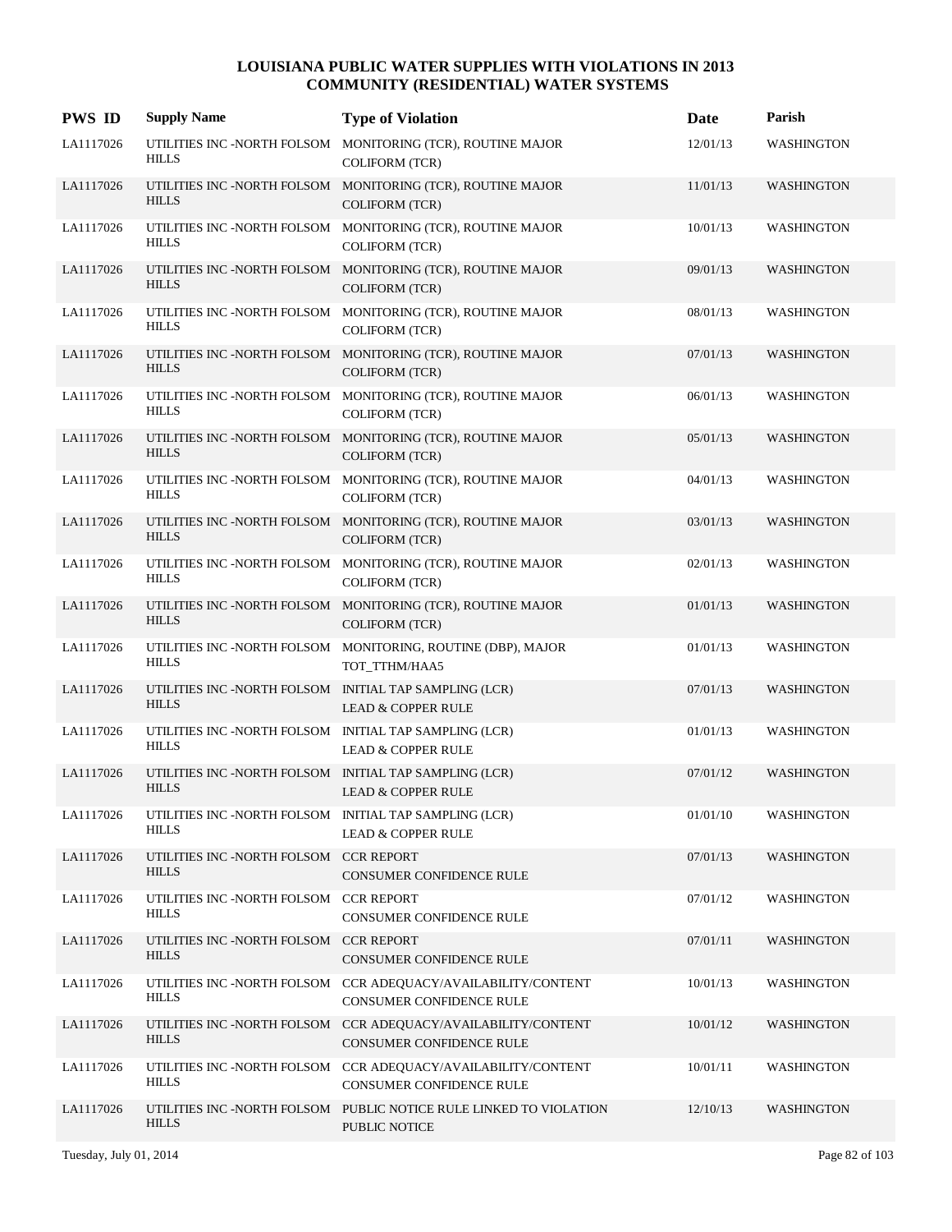# LOUISIANA PUBLIC WATER SUPPLIES WITH VIOLATIONS IN 2013
## COMMUNITY (RESIDENTIAL) WATER SYSTEMS

| PWS ID | Supply Name | Type of Violation | Date | Parish |
|---|---|---|---|---|
| LA1117026 | UTILITIES INC -NORTH FOLSOM HILLS | MONITORING (TCR), ROUTINE MAJOR COLIFORM (TCR) | 12/01/13 | WASHINGTON |
| LA1117026 | UTILITIES INC -NORTH FOLSOM HILLS | MONITORING (TCR), ROUTINE MAJOR COLIFORM (TCR) | 11/01/13 | WASHINGTON |
| LA1117026 | UTILITIES INC -NORTH FOLSOM HILLS | MONITORING (TCR), ROUTINE MAJOR COLIFORM (TCR) | 10/01/13 | WASHINGTON |
| LA1117026 | UTILITIES INC -NORTH FOLSOM HILLS | MONITORING (TCR), ROUTINE MAJOR COLIFORM (TCR) | 09/01/13 | WASHINGTON |
| LA1117026 | UTILITIES INC -NORTH FOLSOM HILLS | MONITORING (TCR), ROUTINE MAJOR COLIFORM (TCR) | 08/01/13 | WASHINGTON |
| LA1117026 | UTILITIES INC -NORTH FOLSOM HILLS | MONITORING (TCR), ROUTINE MAJOR COLIFORM (TCR) | 07/01/13 | WASHINGTON |
| LA1117026 | UTILITIES INC -NORTH FOLSOM HILLS | MONITORING (TCR), ROUTINE MAJOR COLIFORM (TCR) | 06/01/13 | WASHINGTON |
| LA1117026 | UTILITIES INC -NORTH FOLSOM HILLS | MONITORING (TCR), ROUTINE MAJOR COLIFORM (TCR) | 05/01/13 | WASHINGTON |
| LA1117026 | UTILITIES INC -NORTH FOLSOM HILLS | MONITORING (TCR), ROUTINE MAJOR COLIFORM (TCR) | 04/01/13 | WASHINGTON |
| LA1117026 | UTILITIES INC -NORTH FOLSOM HILLS | MONITORING (TCR), ROUTINE MAJOR COLIFORM (TCR) | 03/01/13 | WASHINGTON |
| LA1117026 | UTILITIES INC -NORTH FOLSOM HILLS | MONITORING (TCR), ROUTINE MAJOR COLIFORM (TCR) | 02/01/13 | WASHINGTON |
| LA1117026 | UTILITIES INC -NORTH FOLSOM HILLS | MONITORING (TCR), ROUTINE MAJOR COLIFORM (TCR) | 01/01/13 | WASHINGTON |
| LA1117026 | UTILITIES INC -NORTH FOLSOM HILLS | MONITORING, ROUTINE (DBP), MAJOR TOT_TTHM/HAA5 | 01/01/13 | WASHINGTON |
| LA1117026 | UTILITIES INC -NORTH FOLSOM HILLS | INITIAL TAP SAMPLING (LCR) LEAD & COPPER RULE | 07/01/13 | WASHINGTON |
| LA1117026 | UTILITIES INC -NORTH FOLSOM HILLS | INITIAL TAP SAMPLING (LCR) LEAD & COPPER RULE | 01/01/13 | WASHINGTON |
| LA1117026 | UTILITIES INC -NORTH FOLSOM HILLS | INITIAL TAP SAMPLING (LCR) LEAD & COPPER RULE | 07/01/12 | WASHINGTON |
| LA1117026 | UTILITIES INC -NORTH FOLSOM HILLS | INITIAL TAP SAMPLING (LCR) LEAD & COPPER RULE | 01/01/10 | WASHINGTON |
| LA1117026 | UTILITIES INC -NORTH FOLSOM HILLS | CCR REPORT CONSUMER CONFIDENCE RULE | 07/01/13 | WASHINGTON |
| LA1117026 | UTILITIES INC -NORTH FOLSOM HILLS | CCR REPORT CONSUMER CONFIDENCE RULE | 07/01/12 | WASHINGTON |
| LA1117026 | UTILITIES INC -NORTH FOLSOM HILLS | CCR REPORT CONSUMER CONFIDENCE RULE | 07/01/11 | WASHINGTON |
| LA1117026 | UTILITIES INC -NORTH FOLSOM HILLS | CCR ADEQUACY/AVAILABILITY/CONTENT CONSUMER CONFIDENCE RULE | 10/01/13 | WASHINGTON |
| LA1117026 | UTILITIES INC -NORTH FOLSOM HILLS | CCR ADEQUACY/AVAILABILITY/CONTENT CONSUMER CONFIDENCE RULE | 10/01/12 | WASHINGTON |
| LA1117026 | UTILITIES INC -NORTH FOLSOM HILLS | CCR ADEQUACY/AVAILABILITY/CONTENT CONSUMER CONFIDENCE RULE | 10/01/11 | WASHINGTON |
| LA1117026 | UTILITIES INC -NORTH FOLSOM HILLS | PUBLIC NOTICE RULE LINKED TO VIOLATION PUBLIC NOTICE | 12/10/13 | WASHINGTON |

Tuesday, July 01, 2014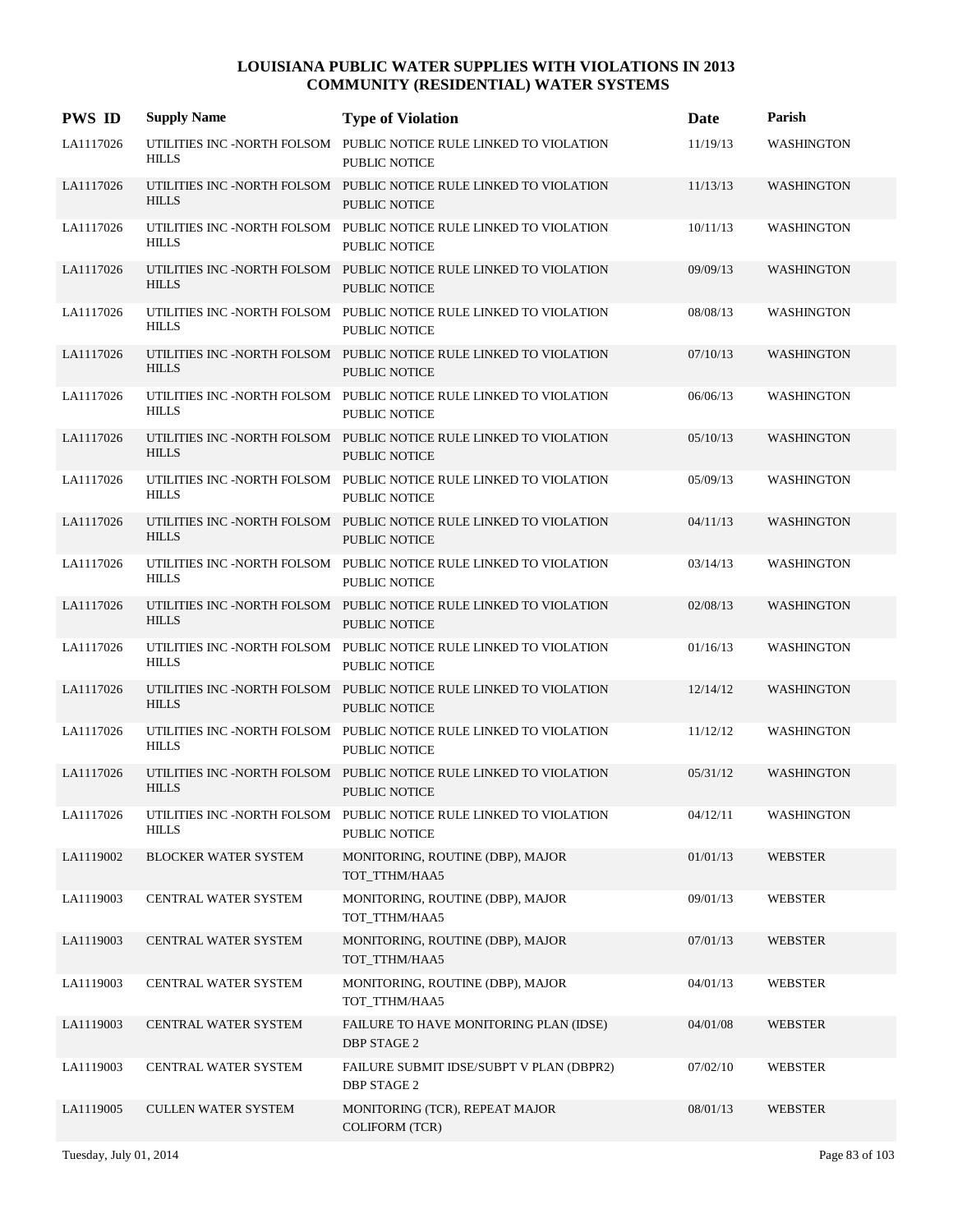# LOUISIANA PUBLIC WATER SUPPLIES WITH VIOLATIONS IN 2013
## COMMUNITY (RESIDENTIAL) WATER SYSTEMS

| PWS ID | Supply Name | Type of Violation | Date | Parish |
|---|---|---|---|---|
| LA1117026 | UTILITIES INC -NORTH FOLSOM HILLS | PUBLIC NOTICE RULE LINKED TO VIOLATION PUBLIC NOTICE | 11/19/13 | WASHINGTON |
| LA1117026 | UTILITIES INC -NORTH FOLSOM HILLS | PUBLIC NOTICE RULE LINKED TO VIOLATION PUBLIC NOTICE | 11/13/13 | WASHINGTON |
| LA1117026 | UTILITIES INC -NORTH FOLSOM HILLS | PUBLIC NOTICE RULE LINKED TO VIOLATION PUBLIC NOTICE | 10/11/13 | WASHINGTON |
| LA1117026 | UTILITIES INC -NORTH FOLSOM HILLS | PUBLIC NOTICE RULE LINKED TO VIOLATION PUBLIC NOTICE | 09/09/13 | WASHINGTON |
| LA1117026 | UTILITIES INC -NORTH FOLSOM HILLS | PUBLIC NOTICE RULE LINKED TO VIOLATION PUBLIC NOTICE | 08/08/13 | WASHINGTON |
| LA1117026 | UTILITIES INC -NORTH FOLSOM HILLS | PUBLIC NOTICE RULE LINKED TO VIOLATION PUBLIC NOTICE | 07/10/13 | WASHINGTON |
| LA1117026 | UTILITIES INC -NORTH FOLSOM HILLS | PUBLIC NOTICE RULE LINKED TO VIOLATION PUBLIC NOTICE | 06/06/13 | WASHINGTON |
| LA1117026 | UTILITIES INC -NORTH FOLSOM HILLS | PUBLIC NOTICE RULE LINKED TO VIOLATION PUBLIC NOTICE | 05/10/13 | WASHINGTON |
| LA1117026 | UTILITIES INC -NORTH FOLSOM HILLS | PUBLIC NOTICE RULE LINKED TO VIOLATION PUBLIC NOTICE | 05/09/13 | WASHINGTON |
| LA1117026 | UTILITIES INC -NORTH FOLSOM HILLS | PUBLIC NOTICE RULE LINKED TO VIOLATION PUBLIC NOTICE | 04/11/13 | WASHINGTON |
| LA1117026 | UTILITIES INC -NORTH FOLSOM HILLS | PUBLIC NOTICE RULE LINKED TO VIOLATION PUBLIC NOTICE | 03/14/13 | WASHINGTON |
| LA1117026 | UTILITIES INC -NORTH FOLSOM HILLS | PUBLIC NOTICE RULE LINKED TO VIOLATION PUBLIC NOTICE | 02/08/13 | WASHINGTON |
| LA1117026 | UTILITIES INC -NORTH FOLSOM HILLS | PUBLIC NOTICE RULE LINKED TO VIOLATION PUBLIC NOTICE | 01/16/13 | WASHINGTON |
| LA1117026 | UTILITIES INC -NORTH FOLSOM HILLS | PUBLIC NOTICE RULE LINKED TO VIOLATION PUBLIC NOTICE | 12/14/12 | WASHINGTON |
| LA1117026 | UTILITIES INC -NORTH FOLSOM HILLS | PUBLIC NOTICE RULE LINKED TO VIOLATION PUBLIC NOTICE | 11/12/12 | WASHINGTON |
| LA1117026 | UTILITIES INC -NORTH FOLSOM HILLS | PUBLIC NOTICE RULE LINKED TO VIOLATION PUBLIC NOTICE | 05/31/12 | WASHINGTON |
| LA1117026 | UTILITIES INC -NORTH FOLSOM HILLS | PUBLIC NOTICE RULE LINKED TO VIOLATION PUBLIC NOTICE | 04/12/11 | WASHINGTON |
| LA1119002 | BLOCKER WATER SYSTEM | MONITORING, ROUTINE (DBP), MAJOR TOT_TTHM/HAA5 | 01/01/13 | WEBSTER |
| LA1119003 | CENTRAL WATER SYSTEM | MONITORING, ROUTINE (DBP), MAJOR TOT_TTHM/HAA5 | 09/01/13 | WEBSTER |
| LA1119003 | CENTRAL WATER SYSTEM | MONITORING, ROUTINE (DBP), MAJOR TOT_TTHM/HAA5 | 07/01/13 | WEBSTER |
| LA1119003 | CENTRAL WATER SYSTEM | MONITORING, ROUTINE (DBP), MAJOR TOT_TTHM/HAA5 | 04/01/13 | WEBSTER |
| LA1119003 | CENTRAL WATER SYSTEM | FAILURE TO HAVE MONITORING PLAN (IDSE) DBP STAGE 2 | 04/01/08 | WEBSTER |
| LA1119003 | CENTRAL WATER SYSTEM | FAILURE SUBMIT IDSE/SUBPT V PLAN (DBPR2) DBP STAGE 2 | 07/02/10 | WEBSTER |
| LA1119005 | CULLEN WATER SYSTEM | MONITORING (TCR), REPEAT MAJOR COLIFORM (TCR) | 08/01/13 | WEBSTER |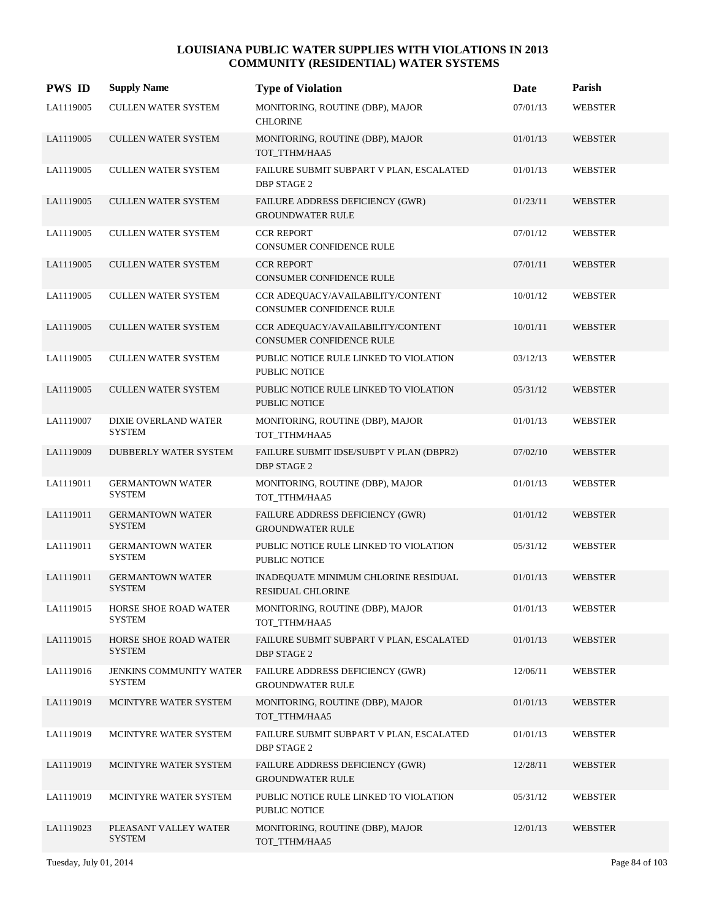# LOUISIANA PUBLIC WATER SUPPLIES WITH VIOLATIONS IN 2013
## COMMUNITY (RESIDENTIAL) WATER SYSTEMS

| PWS ID | Supply Name | Type of Violation | Date | Parish |
|---|---|---|---|---|
| LA1119005 | CULLEN WATER SYSTEM | MONITORING, ROUTINE (DBP), MAJOR CHLORINE | 07/01/13 | WEBSTER |
| LA1119005 | CULLEN WATER SYSTEM | MONITORING, ROUTINE (DBP), MAJOR TOT_TTHM/HAA5 | 01/01/13 | WEBSTER |
| LA1119005 | CULLEN WATER SYSTEM | FAILURE SUBMIT SUBPART V PLAN, ESCALATED DBP STAGE 2 | 01/01/13 | WEBSTER |
| LA1119005 | CULLEN WATER SYSTEM | FAILURE ADDRESS DEFICIENCY (GWR) GROUNDWATER RULE | 01/23/11 | WEBSTER |
| LA1119005 | CULLEN WATER SYSTEM | CCR REPORT CONSUMER CONFIDENCE RULE | 07/01/12 | WEBSTER |
| LA1119005 | CULLEN WATER SYSTEM | CCR REPORT CONSUMER CONFIDENCE RULE | 07/01/11 | WEBSTER |
| LA1119005 | CULLEN WATER SYSTEM | CCR ADEQUACY/AVAILABILITY/CONTENT CONSUMER CONFIDENCE RULE | 10/01/12 | WEBSTER |
| LA1119005 | CULLEN WATER SYSTEM | CCR ADEQUACY/AVAILABILITY/CONTENT CONSUMER CONFIDENCE RULE | 10/01/11 | WEBSTER |
| LA1119005 | CULLEN WATER SYSTEM | PUBLIC NOTICE RULE LINKED TO VIOLATION PUBLIC NOTICE | 03/12/13 | WEBSTER |
| LA1119005 | CULLEN WATER SYSTEM | PUBLIC NOTICE RULE LINKED TO VIOLATION PUBLIC NOTICE | 05/31/12 | WEBSTER |
| LA1119007 | DIXIE OVERLAND WATER SYSTEM | MONITORING, ROUTINE (DBP), MAJOR TOT_TTHM/HAA5 | 01/01/13 | WEBSTER |
| LA1119009 | DUBBERLY WATER SYSTEM | FAILURE SUBMIT IDSE/SUBPT V PLAN (DBPR2) DBP STAGE 2 | 07/02/10 | WEBSTER |
| LA1119011 | GERMANTOWN WATER SYSTEM | MONITORING, ROUTINE (DBP), MAJOR TOT_TTHM/HAA5 | 01/01/13 | WEBSTER |
| LA1119011 | GERMANTOWN WATER SYSTEM | FAILURE ADDRESS DEFICIENCY (GWR) GROUNDWATER RULE | 01/01/12 | WEBSTER |
| LA1119011 | GERMANTOWN WATER SYSTEM | PUBLIC NOTICE RULE LINKED TO VIOLATION PUBLIC NOTICE | 05/31/12 | WEBSTER |
| LA1119011 | GERMANTOWN WATER SYSTEM | INADEQUATE MINIMUM CHLORINE RESIDUAL RESIDUAL CHLORINE | 01/01/13 | WEBSTER |
| LA1119015 | HORSE SHOE ROAD WATER SYSTEM | MONITORING, ROUTINE (DBP), MAJOR TOT_TTHM/HAA5 | 01/01/13 | WEBSTER |
| LA1119015 | HORSE SHOE ROAD WATER SYSTEM | FAILURE SUBMIT SUBPART V PLAN, ESCALATED DBP STAGE 2 | 01/01/13 | WEBSTER |
| LA1119016 | JENKINS COMMUNITY WATER SYSTEM | FAILURE ADDRESS DEFICIENCY (GWR) GROUNDWATER RULE | 12/06/11 | WEBSTER |
| LA1119019 | MCINTYRE WATER SYSTEM | MONITORING, ROUTINE (DBP), MAJOR TOT_TTHM/HAA5 | 01/01/13 | WEBSTER |
| LA1119019 | MCINTYRE WATER SYSTEM | FAILURE SUBMIT SUBPART V PLAN, ESCALATED DBP STAGE 2 | 01/01/13 | WEBSTER |
| LA1119019 | MCINTYRE WATER SYSTEM | FAILURE ADDRESS DEFICIENCY (GWR) GROUNDWATER RULE | 12/28/11 | WEBSTER |
| LA1119019 | MCINTYRE WATER SYSTEM | PUBLIC NOTICE RULE LINKED TO VIOLATION PUBLIC NOTICE | 05/31/12 | WEBSTER |
| LA1119023 | PLEASANT VALLEY WATER SYSTEM | MONITORING, ROUTINE (DBP), MAJOR TOT_TTHM/HAA5 | 12/01/13 | WEBSTER |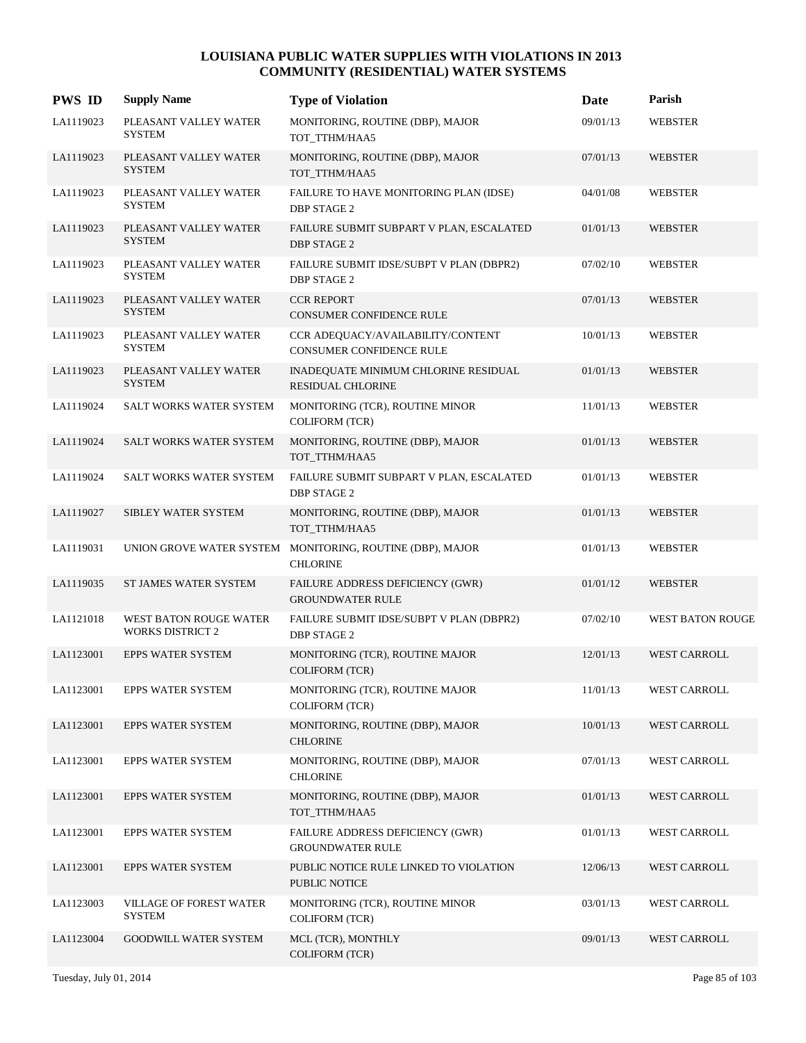# LOUISIANA PUBLIC WATER SUPPLIES WITH VIOLATIONS IN 2013
## COMMUNITY (RESIDENTIAL) WATER SYSTEMS

| PWS ID | Supply Name | Type of Violation | Date | Parish |
|---|---|---|---|---|
| LA1119023 | PLEASANT VALLEY WATER SYSTEM | MONITORING, ROUTINE (DBP), MAJOR TOT_TTHM/HAA5 | 09/01/13 | WEBSTER |
| LA1119023 | PLEASANT VALLEY WATER SYSTEM | MONITORING, ROUTINE (DBP), MAJOR TOT_TTHM/HAA5 | 07/01/13 | WEBSTER |
| LA1119023 | PLEASANT VALLEY WATER SYSTEM | FAILURE TO HAVE MONITORING PLAN (IDSE) DBP STAGE 2 | 04/01/08 | WEBSTER |
| LA1119023 | PLEASANT VALLEY WATER SYSTEM | FAILURE SUBMIT SUBPART V PLAN, ESCALATED DBP STAGE 2 | 01/01/13 | WEBSTER |
| LA1119023 | PLEASANT VALLEY WATER SYSTEM | FAILURE SUBMIT IDSE/SUBPT V PLAN (DBPR2) DBP STAGE 2 | 07/02/10 | WEBSTER |
| LA1119023 | PLEASANT VALLEY WATER SYSTEM | CCR REPORT CONSUMER CONFIDENCE RULE | 07/01/13 | WEBSTER |
| LA1119023 | PLEASANT VALLEY WATER SYSTEM | CCR ADEQUACY/AVAILABILITY/CONTENT CONSUMER CONFIDENCE RULE | 10/01/13 | WEBSTER |
| LA1119023 | PLEASANT VALLEY WATER SYSTEM | INADEQUATE MINIMUM CHLORINE RESIDUAL RESIDUAL CHLORINE | 01/01/13 | WEBSTER |
| LA1119024 | SALT WORKS WATER SYSTEM | MONITORING (TCR), ROUTINE MINOR COLIFORM (TCR) | 11/01/13 | WEBSTER |
| LA1119024 | SALT WORKS WATER SYSTEM | MONITORING, ROUTINE (DBP), MAJOR TOT_TTHM/HAA5 | 01/01/13 | WEBSTER |
| LA1119024 | SALT WORKS WATER SYSTEM | FAILURE SUBMIT SUBPART V PLAN, ESCALATED DBP STAGE 2 | 01/01/13 | WEBSTER |
| LA1119027 | SIBLEY WATER SYSTEM | MONITORING, ROUTINE (DBP), MAJOR TOT_TTHM/HAA5 | 01/01/13 | WEBSTER |
| LA1119031 | UNION GROVE WATER SYSTEM | MONITORING, ROUTINE (DBP), MAJOR CHLORINE | 01/01/13 | WEBSTER |
| LA1119035 | ST JAMES WATER SYSTEM | FAILURE ADDRESS DEFICIENCY (GWR) GROUNDWATER RULE | 01/01/12 | WEBSTER |
| LA1121018 | WEST BATON ROUGE WATER WORKS DISTRICT 2 | FAILURE SUBMIT IDSE/SUBPT V PLAN (DBPR2) DBP STAGE 2 | 07/02/10 | WEST BATON ROUGE |
| LA1123001 | EPPS WATER SYSTEM | MONITORING (TCR), ROUTINE MAJOR COLIFORM (TCR) | 12/01/13 | WEST CARROLL |
| LA1123001 | EPPS WATER SYSTEM | MONITORING (TCR), ROUTINE MAJOR COLIFORM (TCR) | 11/01/13 | WEST CARROLL |
| LA1123001 | EPPS WATER SYSTEM | MONITORING, ROUTINE (DBP), MAJOR CHLORINE | 10/01/13 | WEST CARROLL |
| LA1123001 | EPPS WATER SYSTEM | MONITORING, ROUTINE (DBP), MAJOR CHLORINE | 07/01/13 | WEST CARROLL |
| LA1123001 | EPPS WATER SYSTEM | MONITORING, ROUTINE (DBP), MAJOR TOT_TTHM/HAA5 | 01/01/13 | WEST CARROLL |
| LA1123001 | EPPS WATER SYSTEM | FAILURE ADDRESS DEFICIENCY (GWR) GROUNDWATER RULE | 01/01/13 | WEST CARROLL |
| LA1123001 | EPPS WATER SYSTEM | PUBLIC NOTICE RULE LINKED TO VIOLATION PUBLIC NOTICE | 12/06/13 | WEST CARROLL |
| LA1123003 | VILLAGE OF FOREST WATER SYSTEM | MONITORING (TCR), ROUTINE MINOR COLIFORM (TCR) | 03/01/13 | WEST CARROLL |
| LA1123004 | GOODWILL WATER SYSTEM | MCL (TCR), MONTHLY COLIFORM (TCR) | 09/01/13 | WEST CARROLL |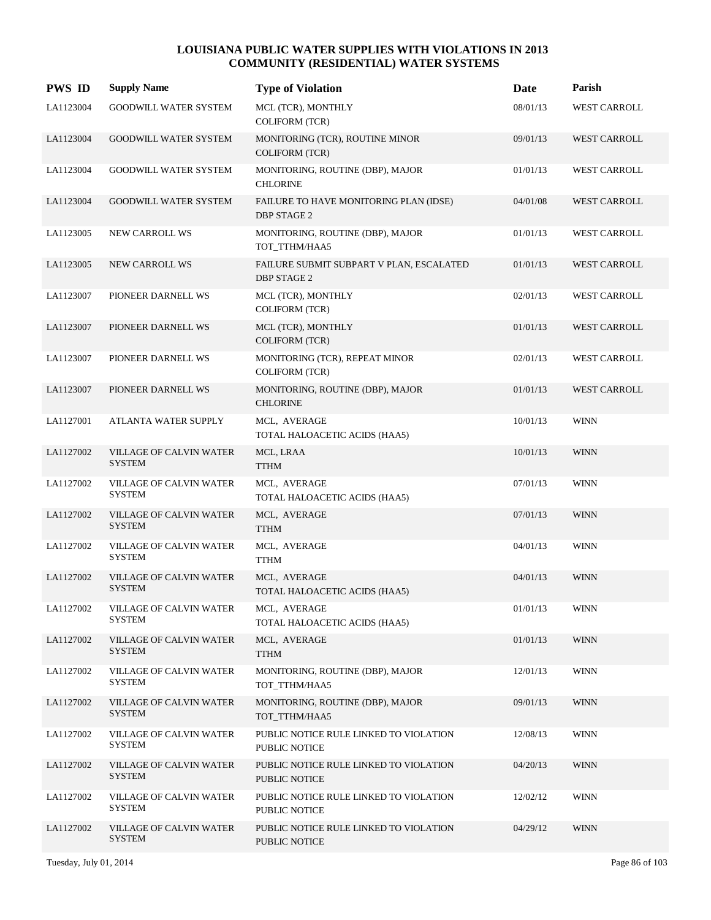# LOUISIANA PUBLIC WATER SUPPLIES WITH VIOLATIONS IN 2013
## COMMUNITY (RESIDENTIAL) WATER SYSTEMS

| PWS ID | Supply Name | Type of Violation | Date | Parish |
|---|---|---|---|---|
| LA1123004 | GOODWILL WATER SYSTEM | MCL (TCR), MONTHLY<br>COLIFORM (TCR) | 08/01/13 | WEST CARROLL |
| LA1123004 | GOODWILL WATER SYSTEM | MONITORING (TCR), ROUTINE MINOR<br>COLIFORM (TCR) | 09/01/13 | WEST CARROLL |
| LA1123004 | GOODWILL WATER SYSTEM | MONITORING, ROUTINE (DBP), MAJOR<br>CHLORINE | 01/01/13 | WEST CARROLL |
| LA1123004 | GOODWILL WATER SYSTEM | FAILURE TO HAVE MONITORING PLAN (IDSE)<br>DBP STAGE 2 | 04/01/08 | WEST CARROLL |
| LA1123005 | NEW CARROLL WS | MONITORING, ROUTINE (DBP), MAJOR<br>TOT_TTHM/HAA5 | 01/01/13 | WEST CARROLL |
| LA1123005 | NEW CARROLL WS | FAILURE SUBMIT SUBPART V PLAN, ESCALATED<br>DBP STAGE 2 | 01/01/13 | WEST CARROLL |
| LA1123007 | PIONEER DARNELL WS | MCL (TCR), MONTHLY<br>COLIFORM (TCR) | 02/01/13 | WEST CARROLL |
| LA1123007 | PIONEER DARNELL WS | MCL (TCR), MONTHLY<br>COLIFORM (TCR) | 01/01/13 | WEST CARROLL |
| LA1123007 | PIONEER DARNELL WS | MONITORING (TCR), REPEAT MINOR<br>COLIFORM (TCR) | 02/01/13 | WEST CARROLL |
| LA1123007 | PIONEER DARNELL WS | MONITORING, ROUTINE (DBP), MAJOR<br>CHLORINE | 01/01/13 | WEST CARROLL |
| LA1127001 | ATLANTA WATER SUPPLY | MCL, AVERAGE<br>TOTAL HALOACETIC ACIDS (HAA5) | 10/01/13 | WINN |
| LA1127002 | VILLAGE OF CALVIN WATER SYSTEM | MCL, LRAA<br>TTHM | 10/01/13 | WINN |
| LA1127002 | VILLAGE OF CALVIN WATER SYSTEM | MCL, AVERAGE<br>TOTAL HALOACETIC ACIDS (HAA5) | 07/01/13 | WINN |
| LA1127002 | VILLAGE OF CALVIN WATER SYSTEM | MCL, AVERAGE<br>TTHM | 07/01/13 | WINN |
| LA1127002 | VILLAGE OF CALVIN WATER SYSTEM | MCL, AVERAGE<br>TTHM | 04/01/13 | WINN |
| LA1127002 | VILLAGE OF CALVIN WATER SYSTEM | MCL, AVERAGE<br>TOTAL HALOACETIC ACIDS (HAA5) | 04/01/13 | WINN |
| LA1127002 | VILLAGE OF CALVIN WATER SYSTEM | MCL, AVERAGE<br>TOTAL HALOACETIC ACIDS (HAA5) | 01/01/13 | WINN |
| LA1127002 | VILLAGE OF CALVIN WATER SYSTEM | MCL, AVERAGE<br>TTHM | 01/01/13 | WINN |
| LA1127002 | VILLAGE OF CALVIN WATER SYSTEM | MONITORING, ROUTINE (DBP), MAJOR<br>TOT_TTHM/HAA5 | 12/01/13 | WINN |
| LA1127002 | VILLAGE OF CALVIN WATER SYSTEM | MONITORING, ROUTINE (DBP), MAJOR<br>TOT_TTHM/HAA5 | 09/01/13 | WINN |
| LA1127002 | VILLAGE OF CALVIN WATER SYSTEM | PUBLIC NOTICE RULE LINKED TO VIOLATION<br>PUBLIC NOTICE | 12/08/13 | WINN |
| LA1127002 | VILLAGE OF CALVIN WATER SYSTEM | PUBLIC NOTICE RULE LINKED TO VIOLATION<br>PUBLIC NOTICE | 04/20/13 | WINN |
| LA1127002 | VILLAGE OF CALVIN WATER SYSTEM | PUBLIC NOTICE RULE LINKED TO VIOLATION<br>PUBLIC NOTICE | 12/02/12 | WINN |
| LA1127002 | VILLAGE OF CALVIN WATER SYSTEM | PUBLIC NOTICE RULE LINKED TO VIOLATION<br>PUBLIC NOTICE | 04/29/12 | WINN |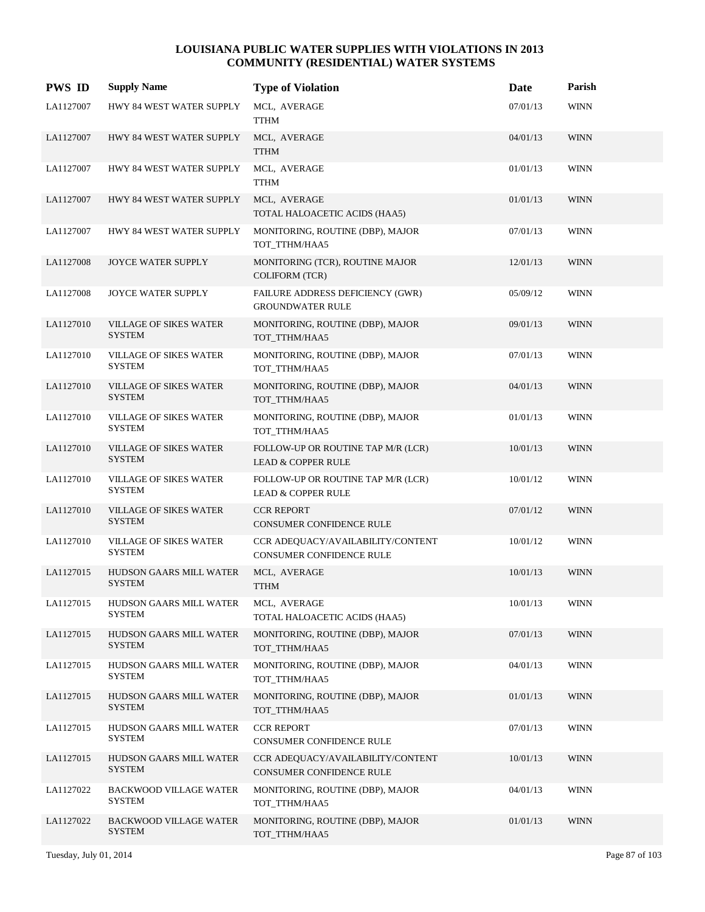# LOUISIANA PUBLIC WATER SUPPLIES WITH VIOLATIONS IN 2013
## COMMUNITY (RESIDENTIAL) WATER SYSTEMS

| PWS ID | Supply Name | Type of Violation | Date | Parish |
|---|---|---|---|---|
| LA1127007 | HWY 84 WEST WATER SUPPLY | MCL, AVERAGE TTHM | 07/01/13 | WINN |
| LA1127007 | HWY 84 WEST WATER SUPPLY | MCL, AVERAGE TTHM | 04/01/13 | WINN |
| LA1127007 | HWY 84 WEST WATER SUPPLY | MCL, AVERAGE TTHM | 01/01/13 | WINN |
| LA1127007 | HWY 84 WEST WATER SUPPLY | MCL, AVERAGE TOTAL HALOACETIC ACIDS (HAA5) | 01/01/13 | WINN |
| LA1127007 | HWY 84 WEST WATER SUPPLY | MONITORING, ROUTINE (DBP), MAJOR TOT_TTHM/HAA5 | 07/01/13 | WINN |
| LA1127008 | JOYCE WATER SUPPLY | MONITORING (TCR), ROUTINE MAJOR COLIFORM (TCR) | 12/01/13 | WINN |
| LA1127008 | JOYCE WATER SUPPLY | FAILURE ADDRESS DEFICIENCY (GWR) GROUNDWATER RULE | 05/09/12 | WINN |
| LA1127010 | VILLAGE OF SIKES WATER SYSTEM | MONITORING, ROUTINE (DBP), MAJOR TOT_TTHM/HAA5 | 09/01/13 | WINN |
| LA1127010 | VILLAGE OF SIKES WATER SYSTEM | MONITORING, ROUTINE (DBP), MAJOR TOT_TTHM/HAA5 | 07/01/13 | WINN |
| LA1127010 | VILLAGE OF SIKES WATER SYSTEM | MONITORING, ROUTINE (DBP), MAJOR TOT_TTHM/HAA5 | 04/01/13 | WINN |
| LA1127010 | VILLAGE OF SIKES WATER SYSTEM | MONITORING, ROUTINE (DBP), MAJOR TOT_TTHM/HAA5 | 01/01/13 | WINN |
| LA1127010 | VILLAGE OF SIKES WATER SYSTEM | FOLLOW-UP OR ROUTINE TAP M/R (LCR) LEAD & COPPER RULE | 10/01/13 | WINN |
| LA1127010 | VILLAGE OF SIKES WATER SYSTEM | FOLLOW-UP OR ROUTINE TAP M/R (LCR) LEAD & COPPER RULE | 10/01/12 | WINN |
| LA1127010 | VILLAGE OF SIKES WATER SYSTEM | CCR REPORT CONSUMER CONFIDENCE RULE | 07/01/12 | WINN |
| LA1127010 | VILLAGE OF SIKES WATER SYSTEM | CCR ADEQUACY/AVAILABILITY/CONTENT CONSUMER CONFIDENCE RULE | 10/01/12 | WINN |
| LA1127015 | HUDSON GAARS MILL WATER SYSTEM | MCL, AVERAGE TTHM | 10/01/13 | WINN |
| LA1127015 | HUDSON GAARS MILL WATER SYSTEM | MCL, AVERAGE TOTAL HALOACETIC ACIDS (HAA5) | 10/01/13 | WINN |
| LA1127015 | HUDSON GAARS MILL WATER SYSTEM | MONITORING, ROUTINE (DBP), MAJOR TOT_TTHM/HAA5 | 07/01/13 | WINN |
| LA1127015 | HUDSON GAARS MILL WATER SYSTEM | MONITORING, ROUTINE (DBP), MAJOR TOT_TTHM/HAA5 | 04/01/13 | WINN |
| LA1127015 | HUDSON GAARS MILL WATER SYSTEM | MONITORING, ROUTINE (DBP), MAJOR TOT_TTHM/HAA5 | 01/01/13 | WINN |
| LA1127015 | HUDSON GAARS MILL WATER SYSTEM | CCR REPORT CONSUMER CONFIDENCE RULE | 07/01/13 | WINN |
| LA1127015 | HUDSON GAARS MILL WATER SYSTEM | CCR ADEQUACY/AVAILABILITY/CONTENT CONSUMER CONFIDENCE RULE | 10/01/13 | WINN |
| LA1127022 | BACKWOOD VILLAGE WATER SYSTEM | MONITORING, ROUTINE (DBP), MAJOR TOT_TTHM/HAA5 | 04/01/13 | WINN |
| LA1127022 | BACKWOOD VILLAGE WATER SYSTEM | MONITORING, ROUTINE (DBP), MAJOR TOT_TTHM/HAA5 | 01/01/13 | WINN |

Tuesday, July 01, 2014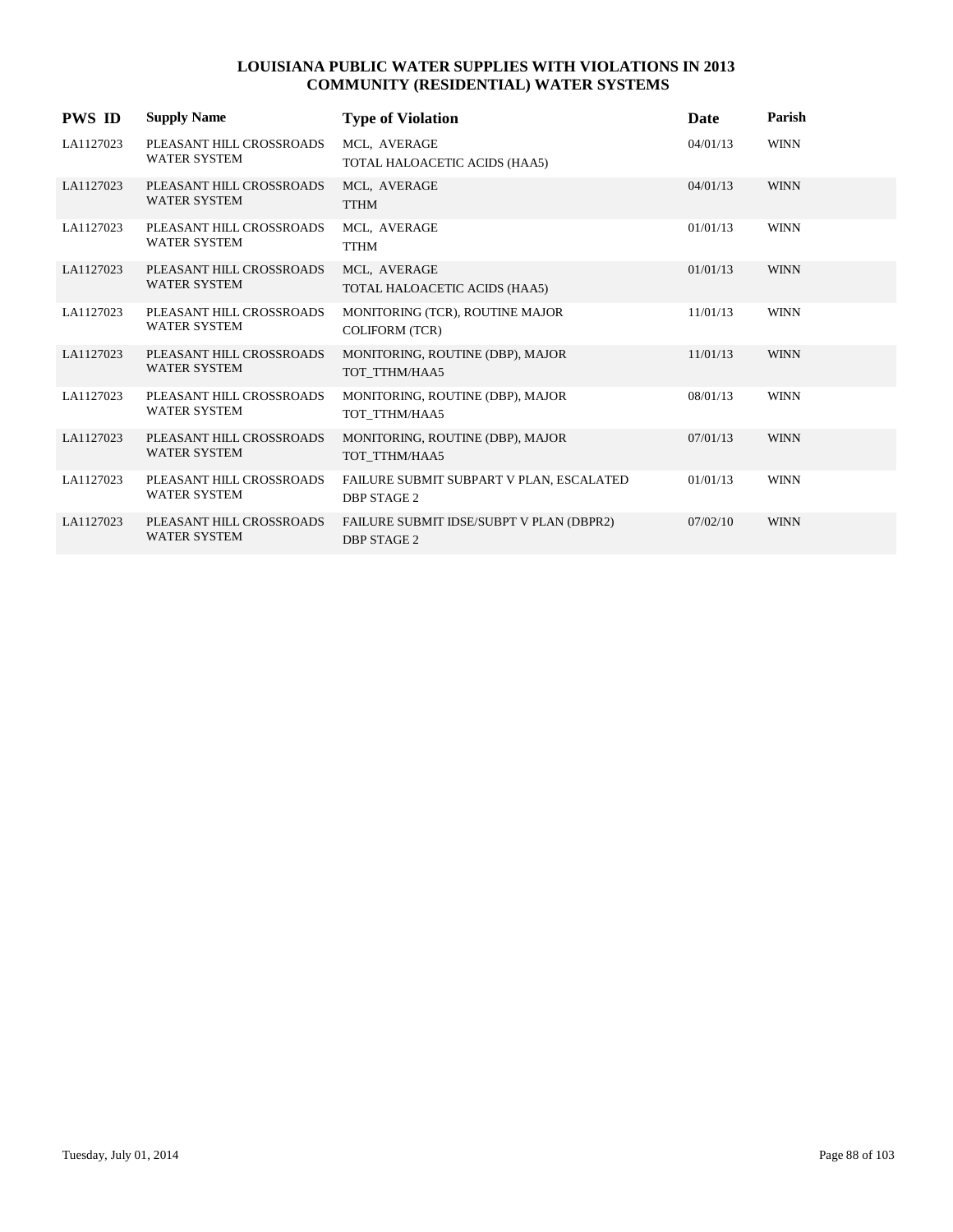# LOUISIANA PUBLIC WATER SUPPLIES WITH VIOLATIONS IN 2013
## COMMUNITY (RESIDENTIAL) WATER SYSTEMS

| PWS ID | Supply Name | Type of Violation | Date | Parish |
|---|---|---|---|---|
| LA1127023 | PLEASANT HILL CROSSROADS WATER SYSTEM | MCL, AVERAGE TOTAL HALOACETIC ACIDS (HAA5) | 04/01/13 | WINN |
| LA1127023 | PLEASANT HILL CROSSROADS WATER SYSTEM | MCL, AVERAGE TTHM | 04/01/13 | WINN |
| LA1127023 | PLEASANT HILL CROSSROADS WATER SYSTEM | MCL, AVERAGE TTHM | 01/01/13 | WINN |
| LA1127023 | PLEASANT HILL CROSSROADS WATER SYSTEM | MCL, AVERAGE TOTAL HALOACETIC ACIDS (HAA5) | 01/01/13 | WINN |
| LA1127023 | PLEASANT HILL CROSSROADS WATER SYSTEM | MONITORING (TCR), ROUTINE MAJOR COLIFORM (TCR) | 11/01/13 | WINN |
| LA1127023 | PLEASANT HILL CROSSROADS WATER SYSTEM | MONITORING, ROUTINE (DBP), MAJOR TOT_TTHM/HAA5 | 11/01/13 | WINN |
| LA1127023 | PLEASANT HILL CROSSROADS WATER SYSTEM | MONITORING, ROUTINE (DBP), MAJOR TOT_TTHM/HAA5 | 08/01/13 | WINN |
| LA1127023 | PLEASANT HILL CROSSROADS WATER SYSTEM | MONITORING, ROUTINE (DBP), MAJOR TOT_TTHM/HAA5 | 07/01/13 | WINN |
| LA1127023 | PLEASANT HILL CROSSROADS WATER SYSTEM | FAILURE SUBMIT SUBPART V PLAN, ESCALATED DBP STAGE 2 | 01/01/13 | WINN |
| LA1127023 | PLEASANT HILL CROSSROADS WATER SYSTEM | FAILURE SUBMIT IDSE/SUBPT V PLAN (DBPR2) DBP STAGE 2 | 07/02/10 | WINN |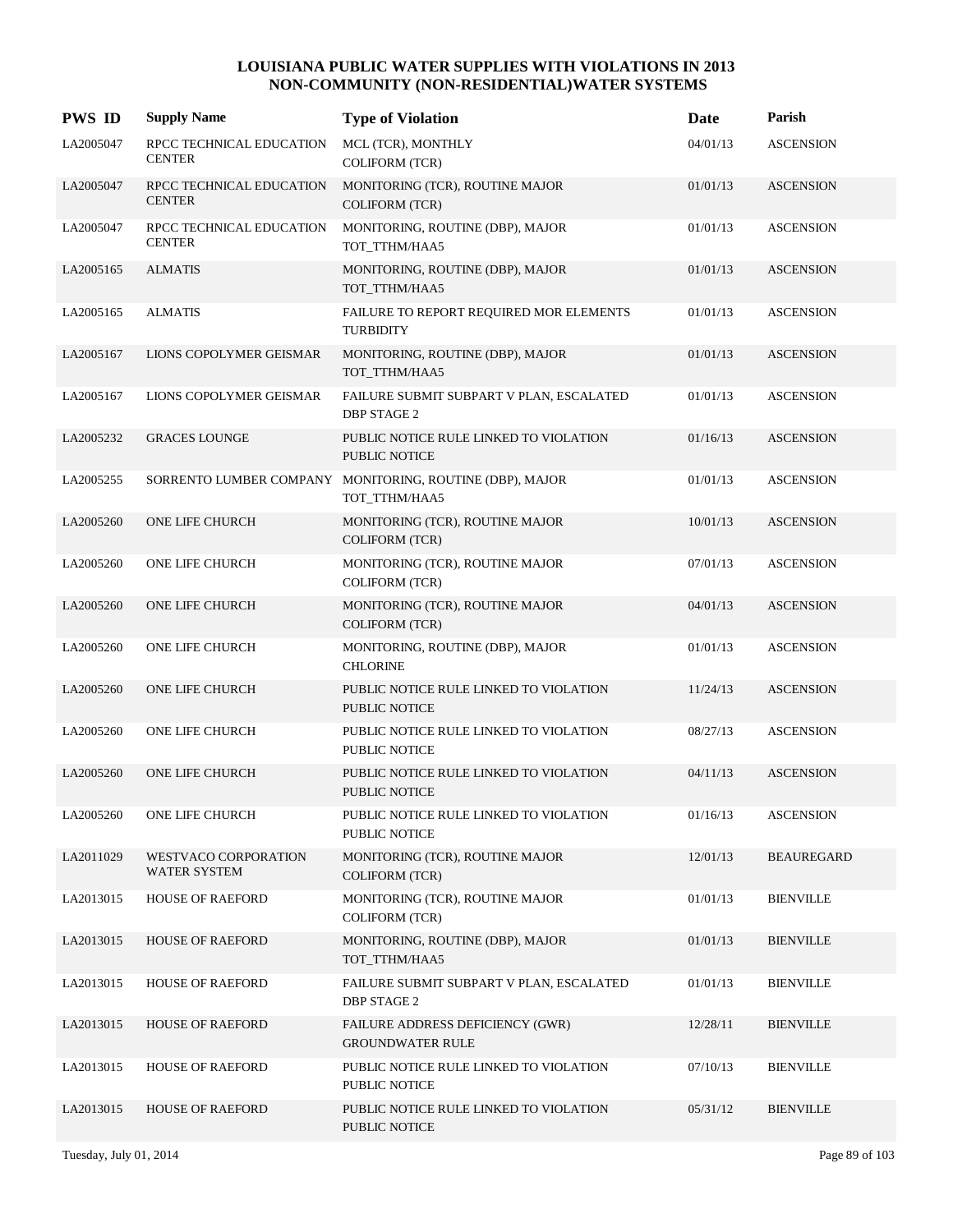# LOUISIANA PUBLIC WATER SUPPLIES WITH VIOLATIONS IN 2013
## NON-COMMUNITY (NON-RESIDENTIAL)WATER SYSTEMS

| PWS ID | Supply Name | Type of Violation | Date | Parish |
|---|---|---|---|---|
| LA2005047 | RPCC TECHNICAL EDUCATION CENTER | MCL (TCR), MONTHLY COLIFORM (TCR) | 04/01/13 | ASCENSION |
| LA2005047 | RPCC TECHNICAL EDUCATION CENTER | MONITORING (TCR), ROUTINE MAJOR COLIFORM (TCR) | 01/01/13 | ASCENSION |
| LA2005047 | RPCC TECHNICAL EDUCATION CENTER | MONITORING, ROUTINE (DBP), MAJOR TOT_TTHM/HAA5 | 01/01/13 | ASCENSION |
| LA2005165 | ALMATIS | MONITORING, ROUTINE (DBP), MAJOR TOT_TTHM/HAA5 | 01/01/13 | ASCENSION |
| LA2005165 | ALMATIS | FAILURE TO REPORT REQUIRED MOR ELEMENTS TURBIDITY | 01/01/13 | ASCENSION |
| LA2005167 | LIONS COPOLYMER GEISMAR | MONITORING, ROUTINE (DBP), MAJOR TOT_TTHM/HAA5 | 01/01/13 | ASCENSION |
| LA2005167 | LIONS COPOLYMER GEISMAR | FAILURE SUBMIT SUBPART V PLAN, ESCALATED DBP STAGE 2 | 01/01/13 | ASCENSION |
| LA2005232 | GRACES LOUNGE | PUBLIC NOTICE RULE LINKED TO VIOLATION PUBLIC NOTICE | 01/16/13 | ASCENSION |
| LA2005255 | SORRENTO LUMBER COMPANY | MONITORING, ROUTINE (DBP), MAJOR TOT_TTHM/HAA5 | 01/01/13 | ASCENSION |
| LA2005260 | ONE LIFE CHURCH | MONITORING (TCR), ROUTINE MAJOR COLIFORM (TCR) | 10/01/13 | ASCENSION |
| LA2005260 | ONE LIFE CHURCH | MONITORING (TCR), ROUTINE MAJOR COLIFORM (TCR) | 07/01/13 | ASCENSION |
| LA2005260 | ONE LIFE CHURCH | MONITORING (TCR), ROUTINE MAJOR COLIFORM (TCR) | 04/01/13 | ASCENSION |
| LA2005260 | ONE LIFE CHURCH | MONITORING, ROUTINE (DBP), MAJOR CHLORINE | 01/01/13 | ASCENSION |
| LA2005260 | ONE LIFE CHURCH | PUBLIC NOTICE RULE LINKED TO VIOLATION PUBLIC NOTICE | 11/24/13 | ASCENSION |
| LA2005260 | ONE LIFE CHURCH | PUBLIC NOTICE RULE LINKED TO VIOLATION PUBLIC NOTICE | 08/27/13 | ASCENSION |
| LA2005260 | ONE LIFE CHURCH | PUBLIC NOTICE RULE LINKED TO VIOLATION PUBLIC NOTICE | 04/11/13 | ASCENSION |
| LA2005260 | ONE LIFE CHURCH | PUBLIC NOTICE RULE LINKED TO VIOLATION PUBLIC NOTICE | 01/16/13 | ASCENSION |
| LA2011029 | WESTVACO CORPORATION WATER SYSTEM | MONITORING (TCR), ROUTINE MAJOR COLIFORM (TCR) | 12/01/13 | BEAUREGARD |
| LA2013015 | HOUSE OF RAEFORD | MONITORING (TCR), ROUTINE MAJOR COLIFORM (TCR) | 01/01/13 | BIENVILLE |
| LA2013015 | HOUSE OF RAEFORD | MONITORING, ROUTINE (DBP), MAJOR TOT_TTHM/HAA5 | 01/01/13 | BIENVILLE |
| LA2013015 | HOUSE OF RAEFORD | FAILURE SUBMIT SUBPART V PLAN, ESCALATED DBP STAGE 2 | 01/01/13 | BIENVILLE |
| LA2013015 | HOUSE OF RAEFORD | FAILURE ADDRESS DEFICIENCY (GWR) GROUNDWATER RULE | 12/28/11 | BIENVILLE |
| LA2013015 | HOUSE OF RAEFORD | PUBLIC NOTICE RULE LINKED TO VIOLATION PUBLIC NOTICE | 07/10/13 | BIENVILLE |
| LA2013015 | HOUSE OF RAEFORD | PUBLIC NOTICE RULE LINKED TO VIOLATION PUBLIC NOTICE | 05/31/12 | BIENVILLE |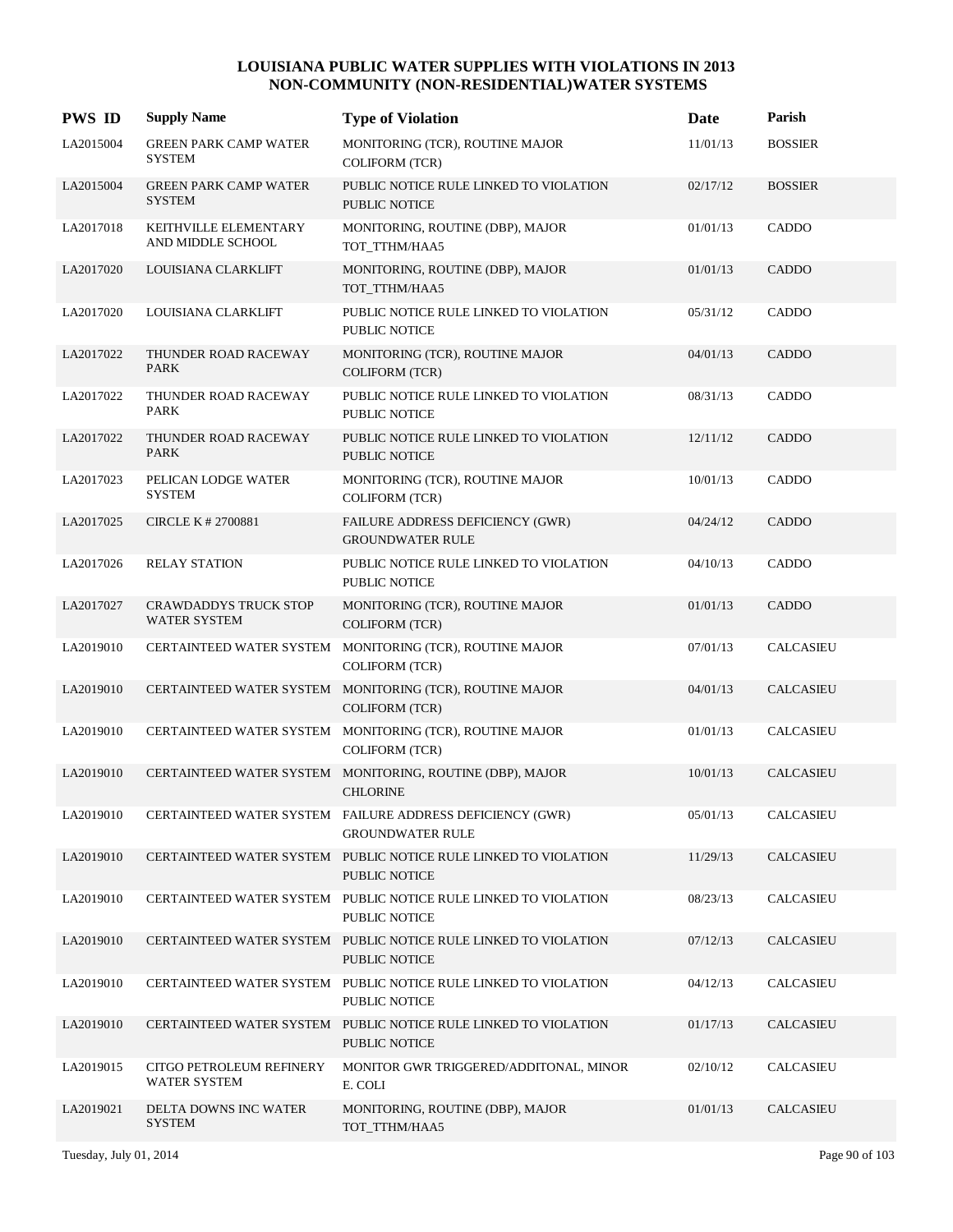# LOUISIANA PUBLIC WATER SUPPLIES WITH VIOLATIONS IN 2013
## NON-COMMUNITY (NON-RESIDENTIAL)WATER SYSTEMS

| PWS ID | Supply Name | Type of Violation | Date | Parish |
|---|---|---|---|---|
| LA2015004 | GREEN PARK CAMP WATER SYSTEM | MONITORING (TCR), ROUTINE MAJOR COLIFORM (TCR) | 11/01/13 | BOSSIER |
| LA2015004 | GREEN PARK CAMP WATER SYSTEM | PUBLIC NOTICE RULE LINKED TO VIOLATION PUBLIC NOTICE | 02/17/12 | BOSSIER |
| LA2017018 | KEITHVILLE ELEMENTARY AND MIDDLE SCHOOL | MONITORING, ROUTINE (DBP), MAJOR TOT_TTHM/HAA5 | 01/01/13 | CADDO |
| LA2017020 | LOUISIANA CLARKLIFT | MONITORING, ROUTINE (DBP), MAJOR TOT_TTHM/HAA5 | 01/01/13 | CADDO |
| LA2017020 | LOUISIANA CLARKLIFT | PUBLIC NOTICE RULE LINKED TO VIOLATION PUBLIC NOTICE | 05/31/12 | CADDO |
| LA2017022 | THUNDER ROAD RACEWAY PARK | MONITORING (TCR), ROUTINE MAJOR COLIFORM (TCR) | 04/01/13 | CADDO |
| LA2017022 | THUNDER ROAD RACEWAY PARK | PUBLIC NOTICE RULE LINKED TO VIOLATION PUBLIC NOTICE | 08/31/13 | CADDO |
| LA2017022 | THUNDER ROAD RACEWAY PARK | PUBLIC NOTICE RULE LINKED TO VIOLATION PUBLIC NOTICE | 12/11/12 | CADDO |
| LA2017023 | PELICAN LODGE WATER SYSTEM | MONITORING (TCR), ROUTINE MAJOR COLIFORM (TCR) | 10/01/13 | CADDO |
| LA2017025 | CIRCLE K # 2700881 | FAILURE ADDRESS DEFICIENCY (GWR) GROUNDWATER RULE | 04/24/12 | CADDO |
| LA2017026 | RELAY STATION | PUBLIC NOTICE RULE LINKED TO VIOLATION PUBLIC NOTICE | 04/10/13 | CADDO |
| LA2017027 | CRAWDADDYS TRUCK STOP WATER SYSTEM | MONITORING (TCR), ROUTINE MAJOR COLIFORM (TCR) | 01/01/13 | CADDO |
| LA2019010 | CERTAINTEED WATER SYSTEM | MONITORING (TCR), ROUTINE MAJOR COLIFORM (TCR) | 07/01/13 | CALCASIEU |
| LA2019010 | CERTAINTEED WATER SYSTEM | MONITORING (TCR), ROUTINE MAJOR COLIFORM (TCR) | 04/01/13 | CALCASIEU |
| LA2019010 | CERTAINTEED WATER SYSTEM | MONITORING (TCR), ROUTINE MAJOR COLIFORM (TCR) | 01/01/13 | CALCASIEU |
| LA2019010 | CERTAINTEED WATER SYSTEM | MONITORING, ROUTINE (DBP), MAJOR CHLORINE | 10/01/13 | CALCASIEU |
| LA2019010 | CERTAINTEED WATER SYSTEM | FAILURE ADDRESS DEFICIENCY (GWR) GROUNDWATER RULE | 05/01/13 | CALCASIEU |
| LA2019010 | CERTAINTEED WATER SYSTEM | PUBLIC NOTICE RULE LINKED TO VIOLATION PUBLIC NOTICE | 11/29/13 | CALCASIEU |
| LA2019010 | CERTAINTEED WATER SYSTEM | PUBLIC NOTICE RULE LINKED TO VIOLATION PUBLIC NOTICE | 08/23/13 | CALCASIEU |
| LA2019010 | CERTAINTEED WATER SYSTEM | PUBLIC NOTICE RULE LINKED TO VIOLATION PUBLIC NOTICE | 07/12/13 | CALCASIEU |
| LA2019010 | CERTAINTEED WATER SYSTEM | PUBLIC NOTICE RULE LINKED TO VIOLATION PUBLIC NOTICE | 04/12/13 | CALCASIEU |
| LA2019010 | CERTAINTEED WATER SYSTEM | PUBLIC NOTICE RULE LINKED TO VIOLATION PUBLIC NOTICE | 01/17/13 | CALCASIEU |
| LA2019015 | CITGO PETROLEUM REFINERY WATER SYSTEM | MONITOR GWR TRIGGERED/ADDITONAL, MINOR E. COLI | 02/10/12 | CALCASIEU |
| LA2019021 | DELTA DOWNS INC WATER SYSTEM | MONITORING, ROUTINE (DBP), MAJOR TOT_TTHM/HAA5 | 01/01/13 | CALCASIEU |

Tuesday, July 01, 2014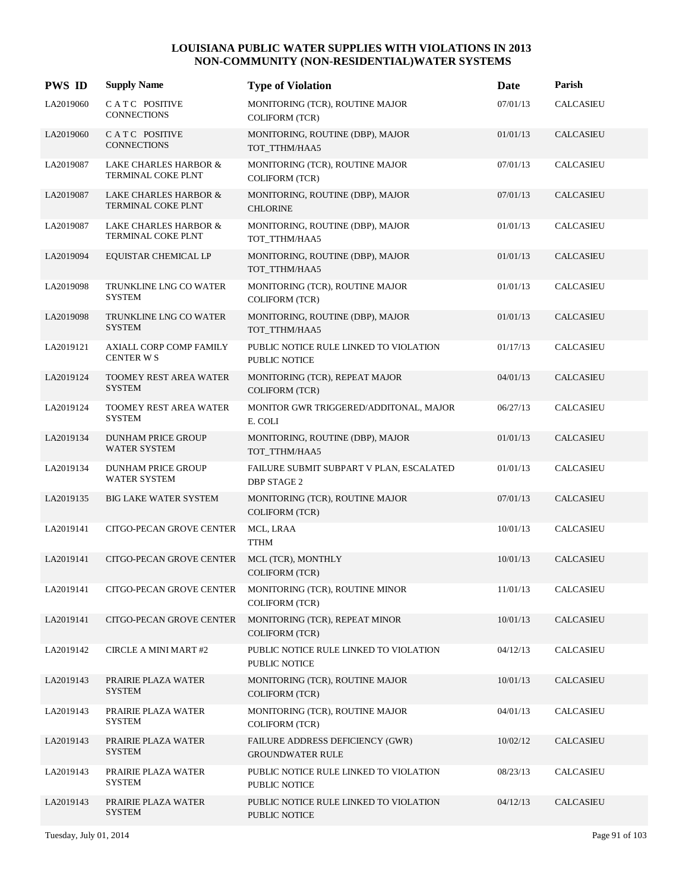# LOUISIANA PUBLIC WATER SUPPLIES WITH VIOLATIONS IN 2013
## NON-COMMUNITY (NON-RESIDENTIAL)WATER SYSTEMS

| PWS ID | Supply Name | Type of Violation | Date | Parish |
|---|---|---|---|---|
| LA2019060 | C A T C POSITIVE CONNECTIONS | MONITORING (TCR), ROUTINE MAJOR COLIFORM (TCR) | 07/01/13 | CALCASIEU |
| LA2019060 | C A T C POSITIVE CONNECTIONS | MONITORING, ROUTINE (DBP), MAJOR TOT_TTHM/HAA5 | 01/01/13 | CALCASIEU |
| LA2019087 | LAKE CHARLES HARBOR & TERMINAL COKE PLNT | MONITORING (TCR), ROUTINE MAJOR COLIFORM (TCR) | 07/01/13 | CALCASIEU |
| LA2019087 | LAKE CHARLES HARBOR & TERMINAL COKE PLNT | MONITORING, ROUTINE (DBP), MAJOR CHLORINE | 07/01/13 | CALCASIEU |
| LA2019087 | LAKE CHARLES HARBOR & TERMINAL COKE PLNT | MONITORING, ROUTINE (DBP), MAJOR TOT_TTHM/HAA5 | 01/01/13 | CALCASIEU |
| LA2019094 | EQUISTAR CHEMICAL LP | MONITORING, ROUTINE (DBP), MAJOR TOT_TTHM/HAA5 | 01/01/13 | CALCASIEU |
| LA2019098 | TRUNKLINE LNG CO WATER SYSTEM | MONITORING (TCR), ROUTINE MAJOR COLIFORM (TCR) | 01/01/13 | CALCASIEU |
| LA2019098 | TRUNKLINE LNG CO WATER SYSTEM | MONITORING, ROUTINE (DBP), MAJOR TOT_TTHM/HAA5 | 01/01/13 | CALCASIEU |
| LA2019121 | AXIALL CORP COMP FAMILY CENTER W S | PUBLIC NOTICE RULE LINKED TO VIOLATION PUBLIC NOTICE | 01/17/13 | CALCASIEU |
| LA2019124 | TOOMEY REST AREA WATER SYSTEM | MONITORING (TCR), REPEAT MAJOR COLIFORM (TCR) | 04/01/13 | CALCASIEU |
| LA2019124 | TOOMEY REST AREA WATER SYSTEM | MONITOR GWR TRIGGERED/ADDITONAL, MAJOR E. COLI | 06/27/13 | CALCASIEU |
| LA2019134 | DUNHAM PRICE GROUP WATER SYSTEM | MONITORING, ROUTINE (DBP), MAJOR TOT_TTHM/HAA5 | 01/01/13 | CALCASIEU |
| LA2019134 | DUNHAM PRICE GROUP WATER SYSTEM | FAILURE SUBMIT SUBPART V PLAN, ESCALATED DBP STAGE 2 | 01/01/13 | CALCASIEU |
| LA2019135 | BIG LAKE WATER SYSTEM | MONITORING (TCR), ROUTINE MAJOR COLIFORM (TCR) | 07/01/13 | CALCASIEU |
| LA2019141 | CITGO-PECAN GROVE CENTER | MCL, LRAA TTHM | 10/01/13 | CALCASIEU |
| LA2019141 | CITGO-PECAN GROVE CENTER | MCL (TCR), MONTHLY COLIFORM (TCR) | 10/01/13 | CALCASIEU |
| LA2019141 | CITGO-PECAN GROVE CENTER | MONITORING (TCR), ROUTINE MINOR COLIFORM (TCR) | 11/01/13 | CALCASIEU |
| LA2019141 | CITGO-PECAN GROVE CENTER | MONITORING (TCR), REPEAT MINOR COLIFORM (TCR) | 10/01/13 | CALCASIEU |
| LA2019142 | CIRCLE A MINI MART #2 | PUBLIC NOTICE RULE LINKED TO VIOLATION PUBLIC NOTICE | 04/12/13 | CALCASIEU |
| LA2019143 | PRAIRIE PLAZA WATER SYSTEM | MONITORING (TCR), ROUTINE MAJOR COLIFORM (TCR) | 10/01/13 | CALCASIEU |
| LA2019143 | PRAIRIE PLAZA WATER SYSTEM | MONITORING (TCR), ROUTINE MAJOR COLIFORM (TCR) | 04/01/13 | CALCASIEU |
| LA2019143 | PRAIRIE PLAZA WATER SYSTEM | FAILURE ADDRESS DEFICIENCY (GWR) GROUNDWATER RULE | 10/02/12 | CALCASIEU |
| LA2019143 | PRAIRIE PLAZA WATER SYSTEM | PUBLIC NOTICE RULE LINKED TO VIOLATION PUBLIC NOTICE | 08/23/13 | CALCASIEU |
| LA2019143 | PRAIRIE PLAZA WATER SYSTEM | PUBLIC NOTICE RULE LINKED TO VIOLATION PUBLIC NOTICE | 04/12/13 | CALCASIEU |

Tuesday, July 01, 2014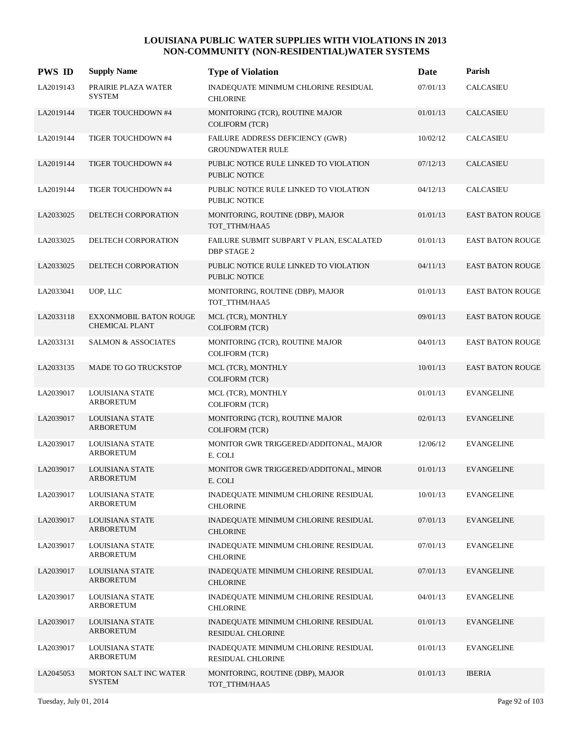# LOUISIANA PUBLIC WATER SUPPLIES WITH VIOLATIONS IN 2013
## NON-COMMUNITY (NON-RESIDENTIAL)WATER SYSTEMS

| PWS ID | Supply Name | Type of Violation | Date | Parish |
|---|---|---|---|---|
| LA2019143 | PRAIRIE PLAZA WATER SYSTEM | INADEQUATE MINIMUM CHLORINE RESIDUAL CHLORINE | 07/01/13 | CALCASIEU |
| LA2019144 | TIGER TOUCHDOWN #4 | MONITORING (TCR), ROUTINE MAJOR COLIFORM (TCR) | 01/01/13 | CALCASIEU |
| LA2019144 | TIGER TOUCHDOWN #4 | FAILURE ADDRESS DEFICIENCY (GWR) GROUNDWATER RULE | 10/02/12 | CALCASIEU |
| LA2019144 | TIGER TOUCHDOWN #4 | PUBLIC NOTICE RULE LINKED TO VIOLATION PUBLIC NOTICE | 07/12/13 | CALCASIEU |
| LA2019144 | TIGER TOUCHDOWN #4 | PUBLIC NOTICE RULE LINKED TO VIOLATION PUBLIC NOTICE | 04/12/13 | CALCASIEU |
| LA2033025 | DELTECH CORPORATION | MONITORING, ROUTINE (DBP), MAJOR TOT_TTHM/HAA5 | 01/01/13 | EAST BATON ROUGE |
| LA2033025 | DELTECH CORPORATION | FAILURE SUBMIT SUBPART V PLAN, ESCALATED DBP STAGE 2 | 01/01/13 | EAST BATON ROUGE |
| LA2033025 | DELTECH CORPORATION | PUBLIC NOTICE RULE LINKED TO VIOLATION PUBLIC NOTICE | 04/11/13 | EAST BATON ROUGE |
| LA2033041 | UOP, LLC | MONITORING, ROUTINE (DBP), MAJOR TOT_TTHM/HAA5 | 01/01/13 | EAST BATON ROUGE |
| LA2033118 | EXXONMOBIL BATON ROUGE CHEMICAL PLANT | MCL (TCR), MONTHLY COLIFORM (TCR) | 09/01/13 | EAST BATON ROUGE |
| LA2033131 | SALMON & ASSOCIATES | MONITORING (TCR), ROUTINE MAJOR COLIFORM (TCR) | 04/01/13 | EAST BATON ROUGE |
| LA2033135 | MADE TO GO TRUCKSTOP | MCL (TCR), MONTHLY COLIFORM (TCR) | 10/01/13 | EAST BATON ROUGE |
| LA2039017 | LOUISIANA STATE ARBORETUM | MCL (TCR), MONTHLY COLIFORM (TCR) | 01/01/13 | EVANGELINE |
| LA2039017 | LOUISIANA STATE ARBORETUM | MONITORING (TCR), ROUTINE MAJOR COLIFORM (TCR) | 02/01/13 | EVANGELINE |
| LA2039017 | LOUISIANA STATE ARBORETUM | MONITOR GWR TRIGGERED/ADDITONAL, MAJOR E. COLI | 12/06/12 | EVANGELINE |
| LA2039017 | LOUISIANA STATE ARBORETUM | MONITOR GWR TRIGGERED/ADDITONAL, MINOR E. COLI | 01/01/13 | EVANGELINE |
| LA2039017 | LOUISIANA STATE ARBORETUM | INADEQUATE MINIMUM CHLORINE RESIDUAL CHLORINE | 10/01/13 | EVANGELINE |
| LA2039017 | LOUISIANA STATE ARBORETUM | INADEQUATE MINIMUM CHLORINE RESIDUAL CHLORINE | 07/01/13 | EVANGELINE |
| LA2039017 | LOUISIANA STATE ARBORETUM | INADEQUATE MINIMUM CHLORINE RESIDUAL CHLORINE | 07/01/13 | EVANGELINE |
| LA2039017 | LOUISIANA STATE ARBORETUM | INADEQUATE MINIMUM CHLORINE RESIDUAL CHLORINE | 07/01/13 | EVANGELINE |
| LA2039017 | LOUISIANA STATE ARBORETUM | INADEQUATE MINIMUM CHLORINE RESIDUAL CHLORINE | 04/01/13 | EVANGELINE |
| LA2039017 | LOUISIANA STATE ARBORETUM | INADEQUATE MINIMUM CHLORINE RESIDUAL RESIDUAL CHLORINE | 01/01/13 | EVANGELINE |
| LA2039017 | LOUISIANA STATE ARBORETUM | INADEQUATE MINIMUM CHLORINE RESIDUAL RESIDUAL CHLORINE | 01/01/13 | EVANGELINE |
| LA2045053 | MORTON SALT INC WATER SYSTEM | MONITORING, ROUTINE (DBP), MAJOR TOT_TTHM/HAA5 | 01/01/13 | IBERIA |

Tuesday, July 01, 2014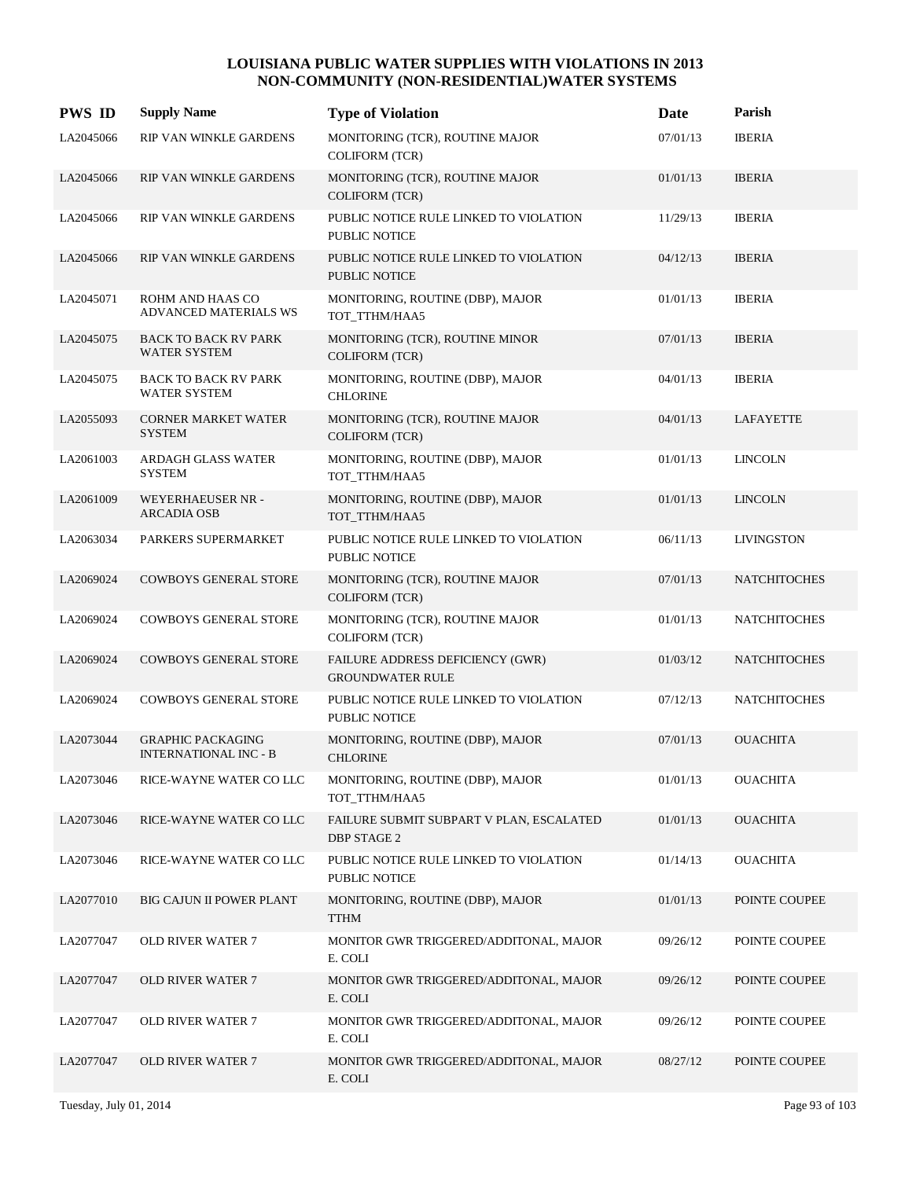# LOUISIANA PUBLIC WATER SUPPLIES WITH VIOLATIONS IN 2013
## NON-COMMUNITY (NON-RESIDENTIAL)WATER SYSTEMS

| PWS ID | Supply Name | Type of Violation | Date | Parish |
|---|---|---|---|---|
| LA2045066 | RIP VAN WINKLE GARDENS | MONITORING (TCR), ROUTINE MAJOR COLIFORM (TCR) | 07/01/13 | IBERIA |
| LA2045066 | RIP VAN WINKLE GARDENS | MONITORING (TCR), ROUTINE MAJOR COLIFORM (TCR) | 01/01/13 | IBERIA |
| LA2045066 | RIP VAN WINKLE GARDENS | PUBLIC NOTICE RULE LINKED TO VIOLATION PUBLIC NOTICE | 11/29/13 | IBERIA |
| LA2045066 | RIP VAN WINKLE GARDENS | PUBLIC NOTICE RULE LINKED TO VIOLATION PUBLIC NOTICE | 04/12/13 | IBERIA |
| LA2045071 | ROHM AND HAAS CO ADVANCED MATERIALS WS | MONITORING, ROUTINE (DBP), MAJOR TOT_TTHM/HAA5 | 01/01/13 | IBERIA |
| LA2045075 | BACK TO BACK RV PARK WATER SYSTEM | MONITORING (TCR), ROUTINE MINOR COLIFORM (TCR) | 07/01/13 | IBERIA |
| LA2045075 | BACK TO BACK RV PARK WATER SYSTEM | MONITORING, ROUTINE (DBP), MAJOR CHLORINE | 04/01/13 | IBERIA |
| LA2055093 | CORNER MARKET WATER SYSTEM | MONITORING (TCR), ROUTINE MAJOR COLIFORM (TCR) | 04/01/13 | LAFAYETTE |
| LA2061003 | ARDAGH GLASS WATER SYSTEM | MONITORING, ROUTINE (DBP), MAJOR TOT_TTHM/HAA5 | 01/01/13 | LINCOLN |
| LA2061009 | WEYERHAEUSER NR - ARCADIA OSB | MONITORING, ROUTINE (DBP), MAJOR TOT_TTHM/HAA5 | 01/01/13 | LINCOLN |
| LA2063034 | PARKERS SUPERMARKET | PUBLIC NOTICE RULE LINKED TO VIOLATION PUBLIC NOTICE | 06/11/13 | LIVINGSTON |
| LA2069024 | COWBOYS GENERAL STORE | MONITORING (TCR), ROUTINE MAJOR COLIFORM (TCR) | 07/01/13 | NATCHITOCHES |
| LA2069024 | COWBOYS GENERAL STORE | MONITORING (TCR), ROUTINE MAJOR COLIFORM (TCR) | 01/01/13 | NATCHITOCHES |
| LA2069024 | COWBOYS GENERAL STORE | FAILURE ADDRESS DEFICIENCY (GWR) GROUNDWATER RULE | 01/03/12 | NATCHITOCHES |
| LA2069024 | COWBOYS GENERAL STORE | PUBLIC NOTICE RULE LINKED TO VIOLATION PUBLIC NOTICE | 07/12/13 | NATCHITOCHES |
| LA2073044 | GRAPHIC PACKAGING INTERNATIONAL INC - B | MONITORING, ROUTINE (DBP), MAJOR CHLORINE | 07/01/13 | OUACHITA |
| LA2073046 | RICE-WAYNE WATER CO LLC | MONITORING, ROUTINE (DBP), MAJOR TOT_TTHM/HAA5 | 01/01/13 | OUACHITA |
| LA2073046 | RICE-WAYNE WATER CO LLC | FAILURE SUBMIT SUBPART V PLAN, ESCALATED DBP STAGE 2 | 01/01/13 | OUACHITA |
| LA2073046 | RICE-WAYNE WATER CO LLC | PUBLIC NOTICE RULE LINKED TO VIOLATION PUBLIC NOTICE | 01/14/13 | OUACHITA |
| LA2077010 | BIG CAJUN II POWER PLANT | MONITORING, ROUTINE (DBP), MAJOR TTHM | 01/01/13 | POINTE COUPEE |
| LA2077047 | OLD RIVER WATER 7 | MONITOR GWR TRIGGERED/ADDITONAL, MAJOR E. COLI | 09/26/12 | POINTE COUPEE |
| LA2077047 | OLD RIVER WATER 7 | MONITOR GWR TRIGGERED/ADDITONAL, MAJOR E. COLI | 09/26/12 | POINTE COUPEE |
| LA2077047 | OLD RIVER WATER 7 | MONITOR GWR TRIGGERED/ADDITONAL, MAJOR E. COLI | 09/26/12 | POINTE COUPEE |
| LA2077047 | OLD RIVER WATER 7 | MONITOR GWR TRIGGERED/ADDITONAL, MAJOR E. COLI | 08/27/12 | POINTE COUPEE |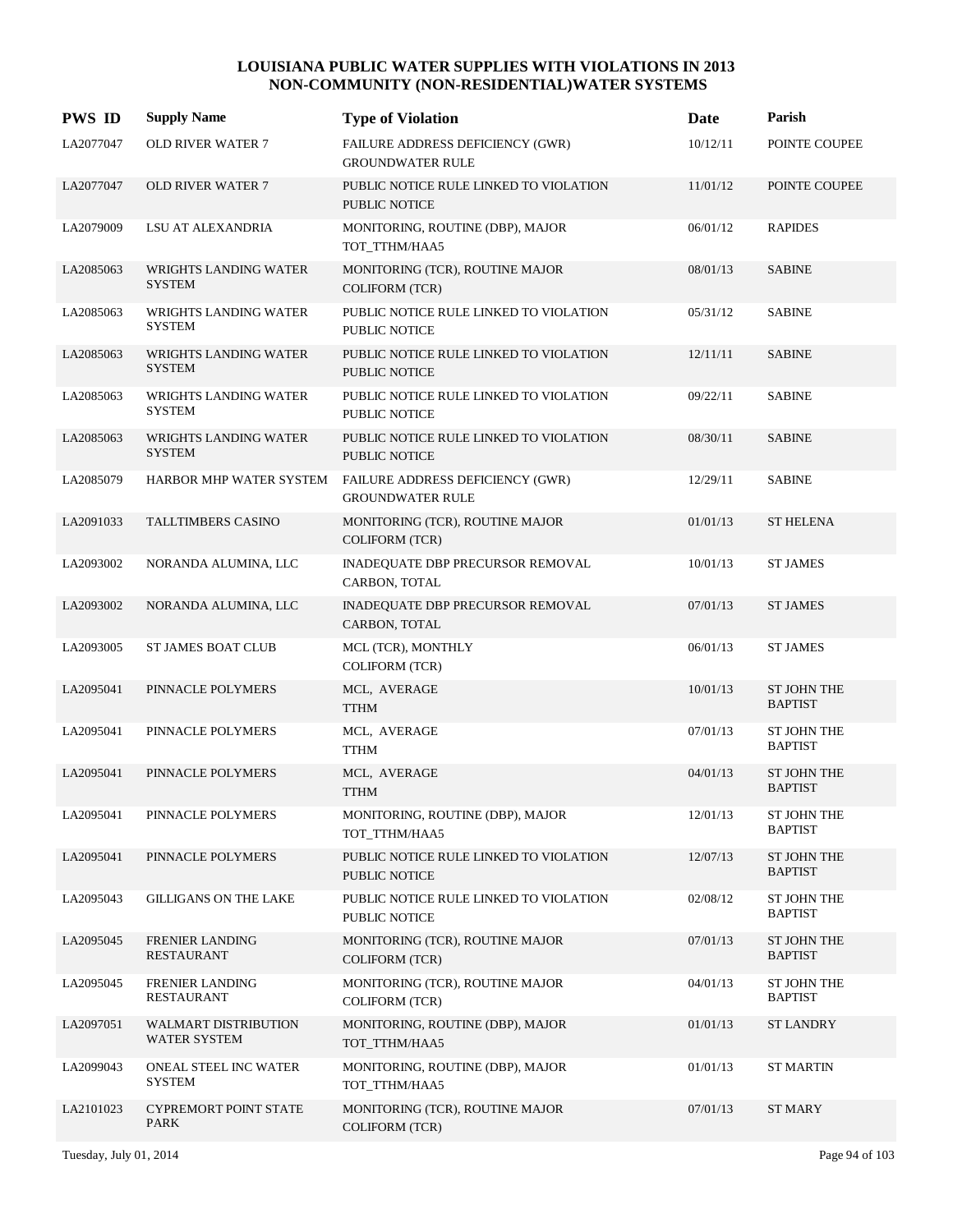# LOUISIANA PUBLIC WATER SUPPLIES WITH VIOLATIONS IN 2013
## NON-COMMUNITY (NON-RESIDENTIAL)WATER SYSTEMS

| PWS ID | Supply Name | Type of Violation | Date | Parish |
|---|---|---|---|---|
| LA2077047 | OLD RIVER WATER 7 | FAILURE ADDRESS DEFICIENCY (GWR) GROUNDWATER RULE | 10/12/11 | POINTE COUPEE |
| LA2077047 | OLD RIVER WATER 7 | PUBLIC NOTICE RULE LINKED TO VIOLATION PUBLIC NOTICE | 11/01/12 | POINTE COUPEE |
| LA2079009 | LSU AT ALEXANDRIA | MONITORING, ROUTINE (DBP), MAJOR TOT_TTHM/HAA5 | 06/01/12 | RAPIDES |
| LA2085063 | WRIGHTS LANDING WATER SYSTEM | MONITORING (TCR), ROUTINE MAJOR COLIFORM (TCR) | 08/01/13 | SABINE |
| LA2085063 | WRIGHTS LANDING WATER SYSTEM | PUBLIC NOTICE RULE LINKED TO VIOLATION PUBLIC NOTICE | 05/31/12 | SABINE |
| LA2085063 | WRIGHTS LANDING WATER SYSTEM | PUBLIC NOTICE RULE LINKED TO VIOLATION PUBLIC NOTICE | 12/11/11 | SABINE |
| LA2085063 | WRIGHTS LANDING WATER SYSTEM | PUBLIC NOTICE RULE LINKED TO VIOLATION PUBLIC NOTICE | 09/22/11 | SABINE |
| LA2085063 | WRIGHTS LANDING WATER SYSTEM | PUBLIC NOTICE RULE LINKED TO VIOLATION PUBLIC NOTICE | 08/30/11 | SABINE |
| LA2085079 | HARBOR MHP WATER SYSTEM | FAILURE ADDRESS DEFICIENCY (GWR) GROUNDWATER RULE | 12/29/11 | SABINE |
| LA2091033 | TALLTIMBERS CASINO | MONITORING (TCR), ROUTINE MAJOR COLIFORM (TCR) | 01/01/13 | ST HELENA |
| LA2093002 | NORANDA ALUMINA, LLC | INADEQUATE DBP PRECURSOR REMOVAL CARBON, TOTAL | 10/01/13 | ST JAMES |
| LA2093002 | NORANDA ALUMINA, LLC | INADEQUATE DBP PRECURSOR REMOVAL CARBON, TOTAL | 07/01/13 | ST JAMES |
| LA2093005 | ST JAMES BOAT CLUB | MCL (TCR), MONTHLY COLIFORM (TCR) | 06/01/13 | ST JAMES |
| LA2095041 | PINNACLE POLYMERS | MCL, AVERAGE TTHM | 10/01/13 | ST JOHN THE BAPTIST |
| LA2095041 | PINNACLE POLYMERS | MCL, AVERAGE TTHM | 07/01/13 | ST JOHN THE BAPTIST |
| LA2095041 | PINNACLE POLYMERS | MCL, AVERAGE TTHM | 04/01/13 | ST JOHN THE BAPTIST |
| LA2095041 | PINNACLE POLYMERS | MONITORING, ROUTINE (DBP), MAJOR TOT_TTHM/HAA5 | 12/01/13 | ST JOHN THE BAPTIST |
| LA2095041 | PINNACLE POLYMERS | PUBLIC NOTICE RULE LINKED TO VIOLATION PUBLIC NOTICE | 12/07/13 | ST JOHN THE BAPTIST |
| LA2095043 | GILLIGANS ON THE LAKE | PUBLIC NOTICE RULE LINKED TO VIOLATION PUBLIC NOTICE | 02/08/12 | ST JOHN THE BAPTIST |
| LA2095045 | FRENIER LANDING RESTAURANT | MONITORING (TCR), ROUTINE MAJOR COLIFORM (TCR) | 07/01/13 | ST JOHN THE BAPTIST |
| LA2095045 | FRENIER LANDING RESTAURANT | MONITORING (TCR), ROUTINE MAJOR COLIFORM (TCR) | 04/01/13 | ST JOHN THE BAPTIST |
| LA2097051 | WALMART DISTRIBUTION WATER SYSTEM | MONITORING, ROUTINE (DBP), MAJOR TOT_TTHM/HAA5 | 01/01/13 | ST LANDRY |
| LA2099043 | ONEAL STEEL INC WATER SYSTEM | MONITORING, ROUTINE (DBP), MAJOR TOT_TTHM/HAA5 | 01/01/13 | ST MARTIN |
| LA2101023 | CYPREMORT POINT STATE PARK | MONITORING (TCR), ROUTINE MAJOR COLIFORM (TCR) | 07/01/13 | ST MARY |

Tuesday, July 01, 2014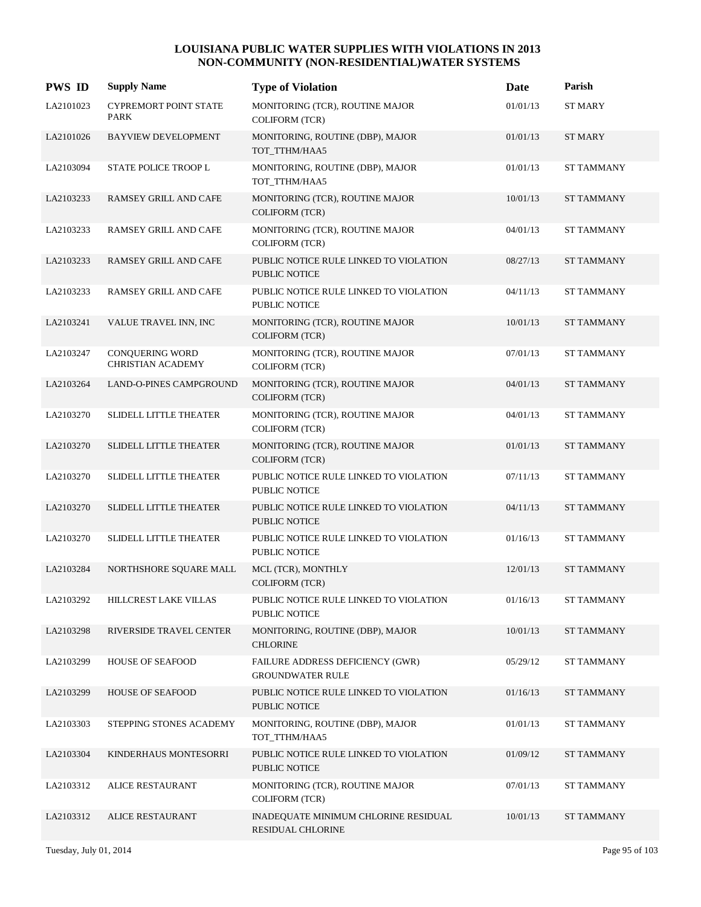# LOUISIANA PUBLIC WATER SUPPLIES WITH VIOLATIONS IN 2013
## NON-COMMUNITY (NON-RESIDENTIAL)WATER SYSTEMS

| PWS ID | Supply Name | Type of Violation | Date | Parish |
|---|---|---|---|---|
| LA2101023 | CYPREMORT POINT STATE PARK | MONITORING (TCR), ROUTINE MAJOR COLIFORM (TCR) | 01/01/13 | ST MARY |
| LA2101026 | BAYVIEW DEVELOPMENT | MONITORING, ROUTINE (DBP), MAJOR TOT_TTHM/HAA5 | 01/01/13 | ST MARY |
| LA2103094 | STATE POLICE TROOP L | MONITORING, ROUTINE (DBP), MAJOR TOT_TTHM/HAA5 | 01/01/13 | ST TAMMANY |
| LA2103233 | RAMSEY GRILL AND CAFE | MONITORING (TCR), ROUTINE MAJOR COLIFORM (TCR) | 10/01/13 | ST TAMMANY |
| LA2103233 | RAMSEY GRILL AND CAFE | MONITORING (TCR), ROUTINE MAJOR COLIFORM (TCR) | 04/01/13 | ST TAMMANY |
| LA2103233 | RAMSEY GRILL AND CAFE | PUBLIC NOTICE RULE LINKED TO VIOLATION PUBLIC NOTICE | 08/27/13 | ST TAMMANY |
| LA2103233 | RAMSEY GRILL AND CAFE | PUBLIC NOTICE RULE LINKED TO VIOLATION PUBLIC NOTICE | 04/11/13 | ST TAMMANY |
| LA2103241 | VALUE TRAVEL INN, INC | MONITORING (TCR), ROUTINE MAJOR COLIFORM (TCR) | 10/01/13 | ST TAMMANY |
| LA2103247 | CONQUERING WORD CHRISTIAN ACADEMY | MONITORING (TCR), ROUTINE MAJOR COLIFORM (TCR) | 07/01/13 | ST TAMMANY |
| LA2103264 | LAND-O-PINES CAMPGROUND | MONITORING (TCR), ROUTINE MAJOR COLIFORM (TCR) | 04/01/13 | ST TAMMANY |
| LA2103270 | SLIDELL LITTLE THEATER | MONITORING (TCR), ROUTINE MAJOR COLIFORM (TCR) | 04/01/13 | ST TAMMANY |
| LA2103270 | SLIDELL LITTLE THEATER | MONITORING (TCR), ROUTINE MAJOR COLIFORM (TCR) | 01/01/13 | ST TAMMANY |
| LA2103270 | SLIDELL LITTLE THEATER | PUBLIC NOTICE RULE LINKED TO VIOLATION PUBLIC NOTICE | 07/11/13 | ST TAMMANY |
| LA2103270 | SLIDELL LITTLE THEATER | PUBLIC NOTICE RULE LINKED TO VIOLATION PUBLIC NOTICE | 04/11/13 | ST TAMMANY |
| LA2103270 | SLIDELL LITTLE THEATER | PUBLIC NOTICE RULE LINKED TO VIOLATION PUBLIC NOTICE | 01/16/13 | ST TAMMANY |
| LA2103284 | NORTHSHORE SQUARE MALL | MCL (TCR), MONTHLY COLIFORM (TCR) | 12/01/13 | ST TAMMANY |
| LA2103292 | HILLCREST LAKE VILLAS | PUBLIC NOTICE RULE LINKED TO VIOLATION PUBLIC NOTICE | 01/16/13 | ST TAMMANY |
| LA2103298 | RIVERSIDE TRAVEL CENTER | MONITORING, ROUTINE (DBP), MAJOR CHLORINE | 10/01/13 | ST TAMMANY |
| LA2103299 | HOUSE OF SEAFOOD | FAILURE ADDRESS DEFICIENCY (GWR) GROUNDWATER RULE | 05/29/12 | ST TAMMANY |
| LA2103299 | HOUSE OF SEAFOOD | PUBLIC NOTICE RULE LINKED TO VIOLATION PUBLIC NOTICE | 01/16/13 | ST TAMMANY |
| LA2103303 | STEPPING STONES ACADEMY | MONITORING, ROUTINE (DBP), MAJOR TOT_TTHM/HAA5 | 01/01/13 | ST TAMMANY |
| LA2103304 | KINDERHAUS MONTESORRI | PUBLIC NOTICE RULE LINKED TO VIOLATION PUBLIC NOTICE | 01/09/12 | ST TAMMANY |
| LA2103312 | ALICE RESTAURANT | MONITORING (TCR), ROUTINE MAJOR COLIFORM (TCR) | 07/01/13 | ST TAMMANY |
| LA2103312 | ALICE RESTAURANT | INADEQUATE MINIMUM CHLORINE RESIDUAL RESIDUAL CHLORINE | 10/01/13 | ST TAMMANY |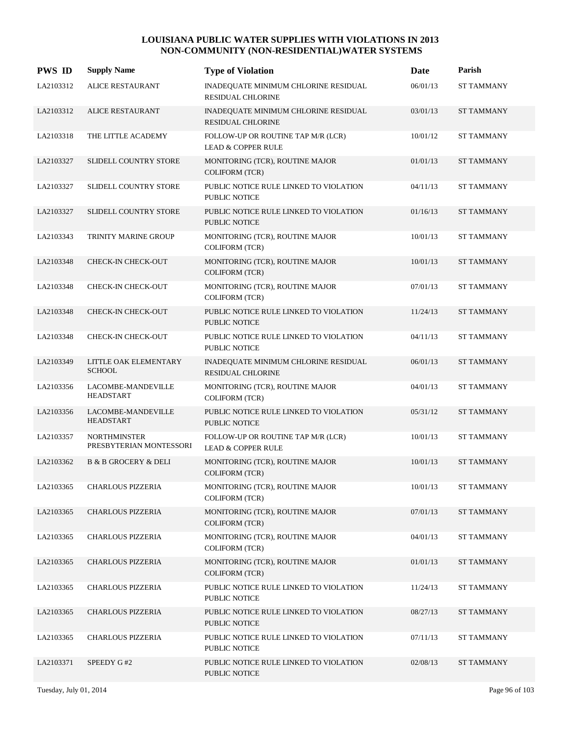# LOUISIANA PUBLIC WATER SUPPLIES WITH VIOLATIONS IN 2013
## NON-COMMUNITY (NON-RESIDENTIAL)WATER SYSTEMS

| PWS ID | Supply Name | Type of Violation | Date | Parish |
|---|---|---|---|---|
| LA2103312 | ALICE RESTAURANT | INADEQUATE MINIMUM CHLORINE RESIDUAL RESIDUAL CHLORINE | 06/01/13 | ST TAMMANY |
| LA2103312 | ALICE RESTAURANT | INADEQUATE MINIMUM CHLORINE RESIDUAL RESIDUAL CHLORINE | 03/01/13 | ST TAMMANY |
| LA2103318 | THE LITTLE ACADEMY | FOLLOW-UP OR ROUTINE TAP M/R (LCR) LEAD & COPPER RULE | 10/01/12 | ST TAMMANY |
| LA2103327 | SLIDELL COUNTRY STORE | MONITORING (TCR), ROUTINE MAJOR COLIFORM (TCR) | 01/01/13 | ST TAMMANY |
| LA2103327 | SLIDELL COUNTRY STORE | PUBLIC NOTICE RULE LINKED TO VIOLATION PUBLIC NOTICE | 04/11/13 | ST TAMMANY |
| LA2103327 | SLIDELL COUNTRY STORE | PUBLIC NOTICE RULE LINKED TO VIOLATION PUBLIC NOTICE | 01/16/13 | ST TAMMANY |
| LA2103343 | TRINITY MARINE GROUP | MONITORING (TCR), ROUTINE MAJOR COLIFORM (TCR) | 10/01/13 | ST TAMMANY |
| LA2103348 | CHECK-IN CHECK-OUT | MONITORING (TCR), ROUTINE MAJOR COLIFORM (TCR) | 10/01/13 | ST TAMMANY |
| LA2103348 | CHECK-IN CHECK-OUT | MONITORING (TCR), ROUTINE MAJOR COLIFORM (TCR) | 07/01/13 | ST TAMMANY |
| LA2103348 | CHECK-IN CHECK-OUT | PUBLIC NOTICE RULE LINKED TO VIOLATION PUBLIC NOTICE | 11/24/13 | ST TAMMANY |
| LA2103348 | CHECK-IN CHECK-OUT | PUBLIC NOTICE RULE LINKED TO VIOLATION PUBLIC NOTICE | 04/11/13 | ST TAMMANY |
| LA2103349 | LITTLE OAK ELEMENTARY SCHOOL | INADEQUATE MINIMUM CHLORINE RESIDUAL RESIDUAL CHLORINE | 06/01/13 | ST TAMMANY |
| LA2103356 | LACOMBE-MANDEVILLE HEADSTART | MONITORING (TCR), ROUTINE MAJOR COLIFORM (TCR) | 04/01/13 | ST TAMMANY |
| LA2103356 | LACOMBE-MANDEVILLE HEADSTART | PUBLIC NOTICE RULE LINKED TO VIOLATION PUBLIC NOTICE | 05/31/12 | ST TAMMANY |
| LA2103357 | NORTHMINSTER PRESBYTERIAN MONTESSORI | FOLLOW-UP OR ROUTINE TAP M/R (LCR) LEAD & COPPER RULE | 10/01/13 | ST TAMMANY |
| LA2103362 | B & B GROCERY & DELI | MONITORING (TCR), ROUTINE MAJOR COLIFORM (TCR) | 10/01/13 | ST TAMMANY |
| LA2103365 | CHARLOUS PIZZERIA | MONITORING (TCR), ROUTINE MAJOR COLIFORM (TCR) | 10/01/13 | ST TAMMANY |
| LA2103365 | CHARLOUS PIZZERIA | MONITORING (TCR), ROUTINE MAJOR COLIFORM (TCR) | 07/01/13 | ST TAMMANY |
| LA2103365 | CHARLOUS PIZZERIA | MONITORING (TCR), ROUTINE MAJOR COLIFORM (TCR) | 04/01/13 | ST TAMMANY |
| LA2103365 | CHARLOUS PIZZERIA | MONITORING (TCR), ROUTINE MAJOR COLIFORM (TCR) | 01/01/13 | ST TAMMANY |
| LA2103365 | CHARLOUS PIZZERIA | PUBLIC NOTICE RULE LINKED TO VIOLATION PUBLIC NOTICE | 11/24/13 | ST TAMMANY |
| LA2103365 | CHARLOUS PIZZERIA | PUBLIC NOTICE RULE LINKED TO VIOLATION PUBLIC NOTICE | 08/27/13 | ST TAMMANY |
| LA2103365 | CHARLOUS PIZZERIA | PUBLIC NOTICE RULE LINKED TO VIOLATION PUBLIC NOTICE | 07/11/13 | ST TAMMANY |
| LA2103371 | SPEEDY G #2 | PUBLIC NOTICE RULE LINKED TO VIOLATION PUBLIC NOTICE | 02/08/13 | ST TAMMANY |

Tuesday, July 01, 2014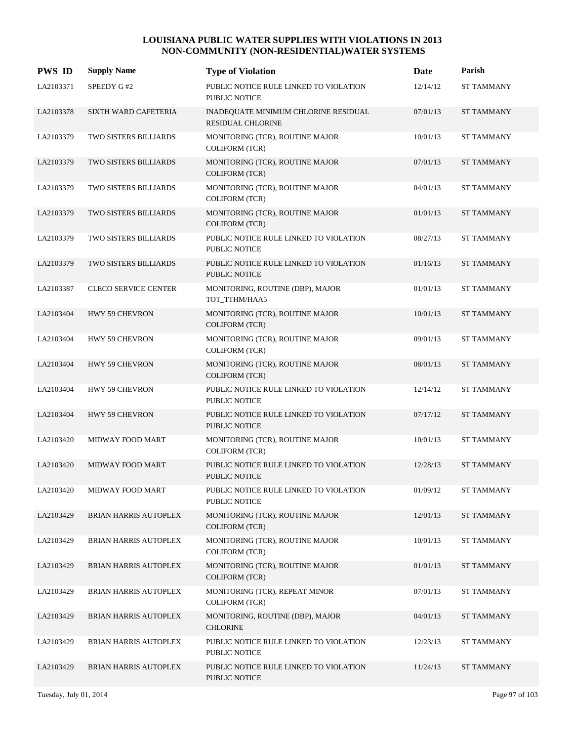# LOUISIANA PUBLIC WATER SUPPLIES WITH VIOLATIONS IN 2013
## NON-COMMUNITY (NON-RESIDENTIAL)WATER SYSTEMS

| PWS ID | Supply Name | Type of Violation | Date | Parish |
|---|---|---|---|---|
| LA2103371 | SPEEDY G #2 | PUBLIC NOTICE RULE LINKED TO VIOLATION PUBLIC NOTICE | 12/14/12 | ST TAMMANY |
| LA2103378 | SIXTH WARD CAFETERIA | INADEQUATE MINIMUM CHLORINE RESIDUAL RESIDUAL CHLORINE | 07/01/13 | ST TAMMANY |
| LA2103379 | TWO SISTERS BILLIARDS | MONITORING (TCR), ROUTINE MAJOR COLIFORM (TCR) | 10/01/13 | ST TAMMANY |
| LA2103379 | TWO SISTERS BILLIARDS | MONITORING (TCR), ROUTINE MAJOR COLIFORM (TCR) | 07/01/13 | ST TAMMANY |
| LA2103379 | TWO SISTERS BILLIARDS | MONITORING (TCR), ROUTINE MAJOR COLIFORM (TCR) | 04/01/13 | ST TAMMANY |
| LA2103379 | TWO SISTERS BILLIARDS | MONITORING (TCR), ROUTINE MAJOR COLIFORM (TCR) | 01/01/13 | ST TAMMANY |
| LA2103379 | TWO SISTERS BILLIARDS | PUBLIC NOTICE RULE LINKED TO VIOLATION PUBLIC NOTICE | 08/27/13 | ST TAMMANY |
| LA2103379 | TWO SISTERS BILLIARDS | PUBLIC NOTICE RULE LINKED TO VIOLATION PUBLIC NOTICE | 01/16/13 | ST TAMMANY |
| LA2103387 | CLECO SERVICE CENTER | MONITORING, ROUTINE (DBP), MAJOR TOT_TTHM/HAA5 | 01/01/13 | ST TAMMANY |
| LA2103404 | HWY 59 CHEVRON | MONITORING (TCR), ROUTINE MAJOR COLIFORM (TCR) | 10/01/13 | ST TAMMANY |
| LA2103404 | HWY 59 CHEVRON | MONITORING (TCR), ROUTINE MAJOR COLIFORM (TCR) | 09/01/13 | ST TAMMANY |
| LA2103404 | HWY 59 CHEVRON | MONITORING (TCR), ROUTINE MAJOR COLIFORM (TCR) | 08/01/13 | ST TAMMANY |
| LA2103404 | HWY 59 CHEVRON | PUBLIC NOTICE RULE LINKED TO VIOLATION PUBLIC NOTICE | 12/14/12 | ST TAMMANY |
| LA2103404 | HWY 59 CHEVRON | PUBLIC NOTICE RULE LINKED TO VIOLATION PUBLIC NOTICE | 07/17/12 | ST TAMMANY |
| LA2103420 | MIDWAY FOOD MART | MONITORING (TCR), ROUTINE MAJOR COLIFORM (TCR) | 10/01/13 | ST TAMMANY |
| LA2103420 | MIDWAY FOOD MART | PUBLIC NOTICE RULE LINKED TO VIOLATION PUBLIC NOTICE | 12/28/13 | ST TAMMANY |
| LA2103420 | MIDWAY FOOD MART | PUBLIC NOTICE RULE LINKED TO VIOLATION PUBLIC NOTICE | 01/09/12 | ST TAMMANY |
| LA2103429 | BRIAN HARRIS AUTOPLEX | MONITORING (TCR), ROUTINE MAJOR COLIFORM (TCR) | 12/01/13 | ST TAMMANY |
| LA2103429 | BRIAN HARRIS AUTOPLEX | MONITORING (TCR), ROUTINE MAJOR COLIFORM (TCR) | 10/01/13 | ST TAMMANY |
| LA2103429 | BRIAN HARRIS AUTOPLEX | MONITORING (TCR), ROUTINE MAJOR COLIFORM (TCR) | 01/01/13 | ST TAMMANY |
| LA2103429 | BRIAN HARRIS AUTOPLEX | MONITORING (TCR), REPEAT MINOR COLIFORM (TCR) | 07/01/13 | ST TAMMANY |
| LA2103429 | BRIAN HARRIS AUTOPLEX | MONITORING, ROUTINE (DBP), MAJOR CHLORINE | 04/01/13 | ST TAMMANY |
| LA2103429 | BRIAN HARRIS AUTOPLEX | PUBLIC NOTICE RULE LINKED TO VIOLATION PUBLIC NOTICE | 12/23/13 | ST TAMMANY |
| LA2103429 | BRIAN HARRIS AUTOPLEX | PUBLIC NOTICE RULE LINKED TO VIOLATION PUBLIC NOTICE | 11/24/13 | ST TAMMANY |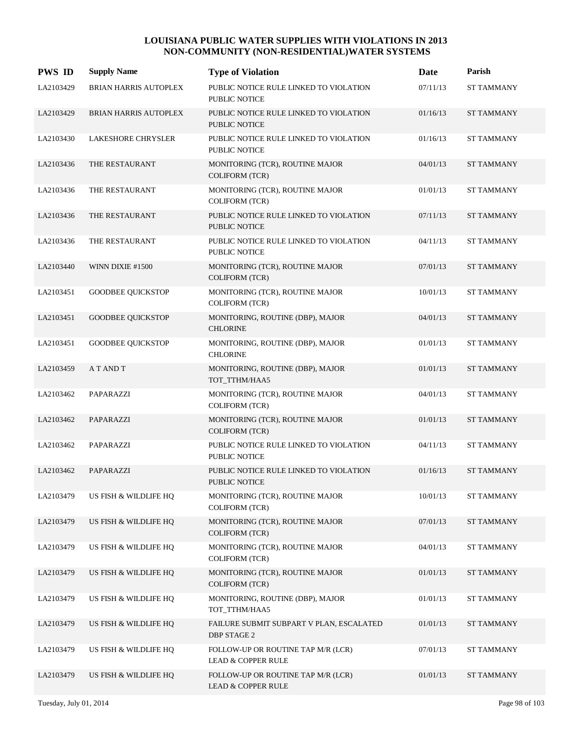# LOUISIANA PUBLIC WATER SUPPLIES WITH VIOLATIONS IN 2013
## NON-COMMUNITY (NON-RESIDENTIAL)WATER SYSTEMS

| PWS ID | Supply Name | Type of Violation | Date | Parish |
|---|---|---|---|---|
| LA2103429 | BRIAN HARRIS AUTOPLEX | PUBLIC NOTICE RULE LINKED TO VIOLATION PUBLIC NOTICE | 07/11/13 | ST TAMMANY |
| LA2103429 | BRIAN HARRIS AUTOPLEX | PUBLIC NOTICE RULE LINKED TO VIOLATION PUBLIC NOTICE | 01/16/13 | ST TAMMANY |
| LA2103430 | LAKESHORE CHRYSLER | PUBLIC NOTICE RULE LINKED TO VIOLATION PUBLIC NOTICE | 01/16/13 | ST TAMMANY |
| LA2103436 | THE RESTAURANT | MONITORING (TCR), ROUTINE MAJOR COLIFORM (TCR) | 04/01/13 | ST TAMMANY |
| LA2103436 | THE RESTAURANT | MONITORING (TCR), ROUTINE MAJOR COLIFORM (TCR) | 01/01/13 | ST TAMMANY |
| LA2103436 | THE RESTAURANT | PUBLIC NOTICE RULE LINKED TO VIOLATION PUBLIC NOTICE | 07/11/13 | ST TAMMANY |
| LA2103436 | THE RESTAURANT | PUBLIC NOTICE RULE LINKED TO VIOLATION PUBLIC NOTICE | 04/11/13 | ST TAMMANY |
| LA2103440 | WINN DIXIE #1500 | MONITORING (TCR), ROUTINE MAJOR COLIFORM (TCR) | 07/01/13 | ST TAMMANY |
| LA2103451 | GOODBEE QUICKSTOP | MONITORING (TCR), ROUTINE MAJOR COLIFORM (TCR) | 10/01/13 | ST TAMMANY |
| LA2103451 | GOODBEE QUICKSTOP | MONITORING, ROUTINE (DBP), MAJOR CHLORINE | 04/01/13 | ST TAMMANY |
| LA2103451 | GOODBEE QUICKSTOP | MONITORING, ROUTINE (DBP), MAJOR CHLORINE | 01/01/13 | ST TAMMANY |
| LA2103459 | A T AND T | MONITORING, ROUTINE (DBP), MAJOR TOT_TTHM/HAA5 | 01/01/13 | ST TAMMANY |
| LA2103462 | PAPARAZZI | MONITORING (TCR), ROUTINE MAJOR COLIFORM (TCR) | 04/01/13 | ST TAMMANY |
| LA2103462 | PAPARAZZI | MONITORING (TCR), ROUTINE MAJOR COLIFORM (TCR) | 01/01/13 | ST TAMMANY |
| LA2103462 | PAPARAZZI | PUBLIC NOTICE RULE LINKED TO VIOLATION PUBLIC NOTICE | 04/11/13 | ST TAMMANY |
| LA2103462 | PAPARAZZI | PUBLIC NOTICE RULE LINKED TO VIOLATION PUBLIC NOTICE | 01/16/13 | ST TAMMANY |
| LA2103479 | US FISH & WILDLIFE HQ | MONITORING (TCR), ROUTINE MAJOR COLIFORM (TCR) | 10/01/13 | ST TAMMANY |
| LA2103479 | US FISH & WILDLIFE HQ | MONITORING (TCR), ROUTINE MAJOR COLIFORM (TCR) | 07/01/13 | ST TAMMANY |
| LA2103479 | US FISH & WILDLIFE HQ | MONITORING (TCR), ROUTINE MAJOR COLIFORM (TCR) | 04/01/13 | ST TAMMANY |
| LA2103479 | US FISH & WILDLIFE HQ | MONITORING (TCR), ROUTINE MAJOR COLIFORM (TCR) | 01/01/13 | ST TAMMANY |
| LA2103479 | US FISH & WILDLIFE HQ | MONITORING, ROUTINE (DBP), MAJOR TOT_TTHM/HAA5 | 01/01/13 | ST TAMMANY |
| LA2103479 | US FISH & WILDLIFE HQ | FAILURE SUBMIT SUBPART V PLAN, ESCALATED DBP STAGE 2 | 01/01/13 | ST TAMMANY |
| LA2103479 | US FISH & WILDLIFE HQ | FOLLOW-UP OR ROUTINE TAP M/R (LCR) LEAD & COPPER RULE | 07/01/13 | ST TAMMANY |
| LA2103479 | US FISH & WILDLIFE HQ | FOLLOW-UP OR ROUTINE TAP M/R (LCR) LEAD & COPPER RULE | 01/01/13 | ST TAMMANY |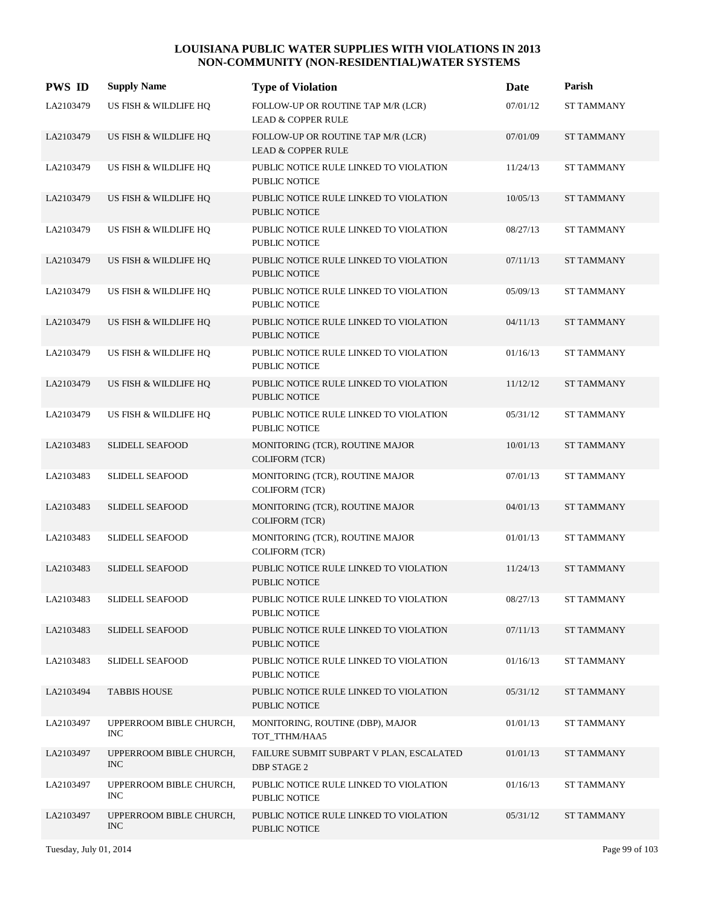# LOUISIANA PUBLIC WATER SUPPLIES WITH VIOLATIONS IN 2013
## NON-COMMUNITY (NON-RESIDENTIAL)WATER SYSTEMS

| PWS ID | Supply Name | Type of Violation | Date | Parish |
|---|---|---|---|---|
| LA2103479 | US FISH & WILDLIFE HQ | FOLLOW-UP OR ROUTINE TAP M/R (LCR) LEAD & COPPER RULE | 07/01/12 | ST TAMMANY |
| LA2103479 | US FISH & WILDLIFE HQ | FOLLOW-UP OR ROUTINE TAP M/R (LCR) LEAD & COPPER RULE | 07/01/09 | ST TAMMANY |
| LA2103479 | US FISH & WILDLIFE HQ | PUBLIC NOTICE RULE LINKED TO VIOLATION PUBLIC NOTICE | 11/24/13 | ST TAMMANY |
| LA2103479 | US FISH & WILDLIFE HQ | PUBLIC NOTICE RULE LINKED TO VIOLATION PUBLIC NOTICE | 10/05/13 | ST TAMMANY |
| LA2103479 | US FISH & WILDLIFE HQ | PUBLIC NOTICE RULE LINKED TO VIOLATION PUBLIC NOTICE | 08/27/13 | ST TAMMANY |
| LA2103479 | US FISH & WILDLIFE HQ | PUBLIC NOTICE RULE LINKED TO VIOLATION PUBLIC NOTICE | 07/11/13 | ST TAMMANY |
| LA2103479 | US FISH & WILDLIFE HQ | PUBLIC NOTICE RULE LINKED TO VIOLATION PUBLIC NOTICE | 05/09/13 | ST TAMMANY |
| LA2103479 | US FISH & WILDLIFE HQ | PUBLIC NOTICE RULE LINKED TO VIOLATION PUBLIC NOTICE | 04/11/13 | ST TAMMANY |
| LA2103479 | US FISH & WILDLIFE HQ | PUBLIC NOTICE RULE LINKED TO VIOLATION PUBLIC NOTICE | 01/16/13 | ST TAMMANY |
| LA2103479 | US FISH & WILDLIFE HQ | PUBLIC NOTICE RULE LINKED TO VIOLATION PUBLIC NOTICE | 11/12/12 | ST TAMMANY |
| LA2103479 | US FISH & WILDLIFE HQ | PUBLIC NOTICE RULE LINKED TO VIOLATION PUBLIC NOTICE | 05/31/12 | ST TAMMANY |
| LA2103483 | SLIDELL SEAFOOD | MONITORING (TCR), ROUTINE MAJOR COLIFORM (TCR) | 10/01/13 | ST TAMMANY |
| LA2103483 | SLIDELL SEAFOOD | MONITORING (TCR), ROUTINE MAJOR COLIFORM (TCR) | 07/01/13 | ST TAMMANY |
| LA2103483 | SLIDELL SEAFOOD | MONITORING (TCR), ROUTINE MAJOR COLIFORM (TCR) | 04/01/13 | ST TAMMANY |
| LA2103483 | SLIDELL SEAFOOD | MONITORING (TCR), ROUTINE MAJOR COLIFORM (TCR) | 01/01/13 | ST TAMMANY |
| LA2103483 | SLIDELL SEAFOOD | PUBLIC NOTICE RULE LINKED TO VIOLATION PUBLIC NOTICE | 11/24/13 | ST TAMMANY |
| LA2103483 | SLIDELL SEAFOOD | PUBLIC NOTICE RULE LINKED TO VIOLATION PUBLIC NOTICE | 08/27/13 | ST TAMMANY |
| LA2103483 | SLIDELL SEAFOOD | PUBLIC NOTICE RULE LINKED TO VIOLATION PUBLIC NOTICE | 07/11/13 | ST TAMMANY |
| LA2103483 | SLIDELL SEAFOOD | PUBLIC NOTICE RULE LINKED TO VIOLATION PUBLIC NOTICE | 01/16/13 | ST TAMMANY |
| LA2103494 | TABBIS HOUSE | PUBLIC NOTICE RULE LINKED TO VIOLATION PUBLIC NOTICE | 05/31/12 | ST TAMMANY |
| LA2103497 | UPPERROOM BIBLE CHURCH, INC | MONITORING, ROUTINE (DBP), MAJOR TOT_TTHM/HAA5 | 01/01/13 | ST TAMMANY |
| LA2103497 | UPPERROOM BIBLE CHURCH, INC | FAILURE SUBMIT SUBPART V PLAN, ESCALATED DBP STAGE 2 | 01/01/13 | ST TAMMANY |
| LA2103497 | UPPERROOM BIBLE CHURCH, INC | PUBLIC NOTICE RULE LINKED TO VIOLATION PUBLIC NOTICE | 01/16/13 | ST TAMMANY |
| LA2103497 | UPPERROOM BIBLE CHURCH, INC | PUBLIC NOTICE RULE LINKED TO VIOLATION PUBLIC NOTICE | 05/31/12 | ST TAMMANY |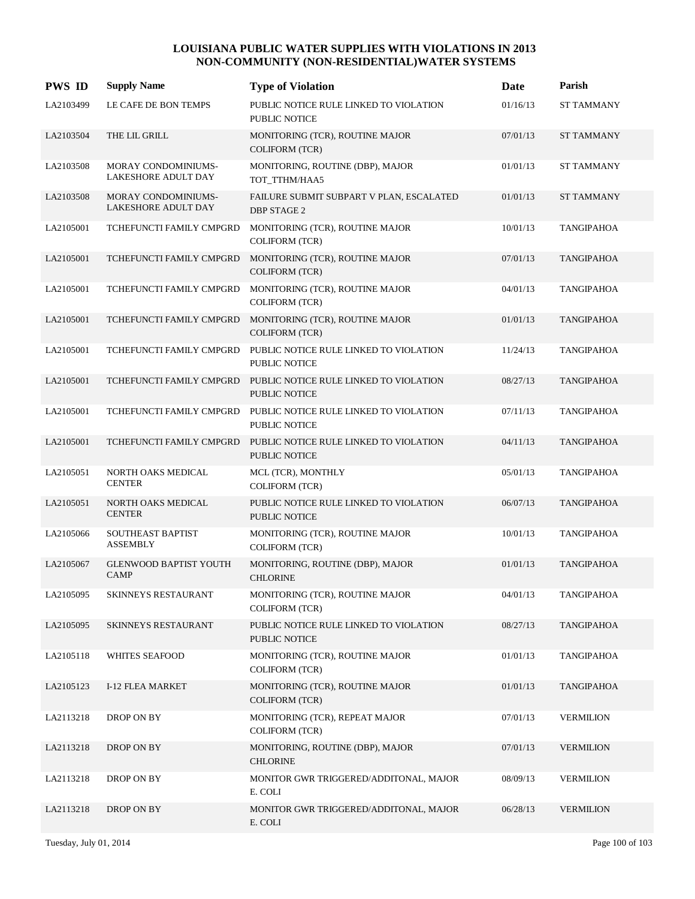# LOUISIANA PUBLIC WATER SUPPLIES WITH VIOLATIONS IN 2013
## NON-COMMUNITY (NON-RESIDENTIAL)WATER SYSTEMS

| PWS ID | Supply Name | Type of Violation | Date | Parish |
|---|---|---|---|---|
| LA2103499 | LE CAFE DE BON TEMPS | PUBLIC NOTICE RULE LINKED TO VIOLATION PUBLIC NOTICE | 01/16/13 | ST TAMMANY |
| LA2103504 | THE LIL GRILL | MONITORING (TCR), ROUTINE MAJOR COLIFORM (TCR) | 07/01/13 | ST TAMMANY |
| LA2103508 | MORAY CONDOMINIUMS-LAKESHORE ADULT DAY | MONITORING, ROUTINE (DBP), MAJOR TOT_TTHM/HAA5 | 01/01/13 | ST TAMMANY |
| LA2103508 | MORAY CONDOMINIUMS-LAKESHORE ADULT DAY | FAILURE SUBMIT SUBPART V PLAN, ESCALATED DBP STAGE 2 | 01/01/13 | ST TAMMANY |
| LA2105001 | TCHEFUNCTI FAMILY CMPGRD | MONITORING (TCR), ROUTINE MAJOR COLIFORM (TCR) | 10/01/13 | TANGIPAHOA |
| LA2105001 | TCHEFUNCTI FAMILY CMPGRD | MONITORING (TCR), ROUTINE MAJOR COLIFORM (TCR) | 07/01/13 | TANGIPAHOA |
| LA2105001 | TCHEFUNCTI FAMILY CMPGRD | MONITORING (TCR), ROUTINE MAJOR COLIFORM (TCR) | 04/01/13 | TANGIPAHOA |
| LA2105001 | TCHEFUNCTI FAMILY CMPGRD | MONITORING (TCR), ROUTINE MAJOR COLIFORM (TCR) | 01/01/13 | TANGIPAHOA |
| LA2105001 | TCHEFUNCTI FAMILY CMPGRD | PUBLIC NOTICE RULE LINKED TO VIOLATION PUBLIC NOTICE | 11/24/13 | TANGIPAHOA |
| LA2105001 | TCHEFUNCTI FAMILY CMPGRD | PUBLIC NOTICE RULE LINKED TO VIOLATION PUBLIC NOTICE | 08/27/13 | TANGIPAHOA |
| LA2105001 | TCHEFUNCTI FAMILY CMPGRD | PUBLIC NOTICE RULE LINKED TO VIOLATION PUBLIC NOTICE | 07/11/13 | TANGIPAHOA |
| LA2105001 | TCHEFUNCTI FAMILY CMPGRD | PUBLIC NOTICE RULE LINKED TO VIOLATION PUBLIC NOTICE | 04/11/13 | TANGIPAHOA |
| LA2105051 | NORTH OAKS MEDICAL CENTER | MCL (TCR), MONTHLY COLIFORM (TCR) | 05/01/13 | TANGIPAHOA |
| LA2105051 | NORTH OAKS MEDICAL CENTER | PUBLIC NOTICE RULE LINKED TO VIOLATION PUBLIC NOTICE | 06/07/13 | TANGIPAHOA |
| LA2105066 | SOUTHEAST BAPTIST ASSEMBLY | MONITORING (TCR), ROUTINE MAJOR COLIFORM (TCR) | 10/01/13 | TANGIPAHOA |
| LA2105067 | GLENWOOD BAPTIST YOUTH CAMP | MONITORING, ROUTINE (DBP), MAJOR CHLORINE | 01/01/13 | TANGIPAHOA |
| LA2105095 | SKINNEYS RESTAURANT | MONITORING (TCR), ROUTINE MAJOR COLIFORM (TCR) | 04/01/13 | TANGIPAHOA |
| LA2105095 | SKINNEYS RESTAURANT | PUBLIC NOTICE RULE LINKED TO VIOLATION PUBLIC NOTICE | 08/27/13 | TANGIPAHOA |
| LA2105118 | WHITES SEAFOOD | MONITORING (TCR), ROUTINE MAJOR COLIFORM (TCR) | 01/01/13 | TANGIPAHOA |
| LA2105123 | I-12 FLEA MARKET | MONITORING (TCR), ROUTINE MAJOR COLIFORM (TCR) | 01/01/13 | TANGIPAHOA |
| LA2113218 | DROP ON BY | MONITORING (TCR), REPEAT MAJOR COLIFORM (TCR) | 07/01/13 | VERMILION |
| LA2113218 | DROP ON BY | MONITORING, ROUTINE (DBP), MAJOR CHLORINE | 07/01/13 | VERMILION |
| LA2113218 | DROP ON BY | MONITOR GWR TRIGGERED/ADDITONAL, MAJOR E. COLI | 08/09/13 | VERMILION |
| LA2113218 | DROP ON BY | MONITOR GWR TRIGGERED/ADDITONAL, MAJOR E. COLI | 06/28/13 | VERMILION |

Tuesday, July 01, 2014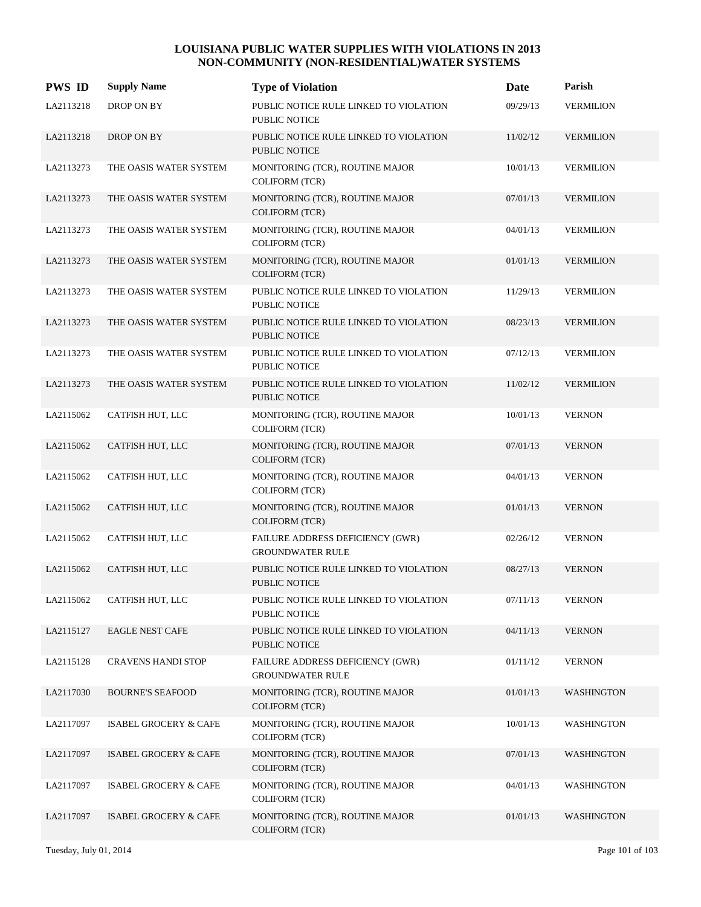# LOUISIANA PUBLIC WATER SUPPLIES WITH VIOLATIONS IN 2013
## NON-COMMUNITY (NON-RESIDENTIAL)WATER SYSTEMS

| PWS ID | Supply Name | Type of Violation | Date | Parish |
|---|---|---|---|---|
| LA2113218 | DROP ON BY | PUBLIC NOTICE RULE LINKED TO VIOLATION PUBLIC NOTICE | 09/29/13 | VERMILION |
| LA2113218 | DROP ON BY | PUBLIC NOTICE RULE LINKED TO VIOLATION PUBLIC NOTICE | 11/02/12 | VERMILION |
| LA2113273 | THE OASIS WATER SYSTEM | MONITORING (TCR), ROUTINE MAJOR COLIFORM (TCR) | 10/01/13 | VERMILION |
| LA2113273 | THE OASIS WATER SYSTEM | MONITORING (TCR), ROUTINE MAJOR COLIFORM (TCR) | 07/01/13 | VERMILION |
| LA2113273 | THE OASIS WATER SYSTEM | MONITORING (TCR), ROUTINE MAJOR COLIFORM (TCR) | 04/01/13 | VERMILION |
| LA2113273 | THE OASIS WATER SYSTEM | MONITORING (TCR), ROUTINE MAJOR COLIFORM (TCR) | 01/01/13 | VERMILION |
| LA2113273 | THE OASIS WATER SYSTEM | PUBLIC NOTICE RULE LINKED TO VIOLATION PUBLIC NOTICE | 11/29/13 | VERMILION |
| LA2113273 | THE OASIS WATER SYSTEM | PUBLIC NOTICE RULE LINKED TO VIOLATION PUBLIC NOTICE | 08/23/13 | VERMILION |
| LA2113273 | THE OASIS WATER SYSTEM | PUBLIC NOTICE RULE LINKED TO VIOLATION PUBLIC NOTICE | 07/12/13 | VERMILION |
| LA2113273 | THE OASIS WATER SYSTEM | PUBLIC NOTICE RULE LINKED TO VIOLATION PUBLIC NOTICE | 11/02/12 | VERMILION |
| LA2115062 | CATFISH HUT, LLC | MONITORING (TCR), ROUTINE MAJOR COLIFORM (TCR) | 10/01/13 | VERNON |
| LA2115062 | CATFISH HUT, LLC | MONITORING (TCR), ROUTINE MAJOR COLIFORM (TCR) | 07/01/13 | VERNON |
| LA2115062 | CATFISH HUT, LLC | MONITORING (TCR), ROUTINE MAJOR COLIFORM (TCR) | 04/01/13 | VERNON |
| LA2115062 | CATFISH HUT, LLC | MONITORING (TCR), ROUTINE MAJOR COLIFORM (TCR) | 01/01/13 | VERNON |
| LA2115062 | CATFISH HUT, LLC | FAILURE ADDRESS DEFICIENCY (GWR) GROUNDWATER RULE | 02/26/12 | VERNON |
| LA2115062 | CATFISH HUT, LLC | PUBLIC NOTICE RULE LINKED TO VIOLATION PUBLIC NOTICE | 08/27/13 | VERNON |
| LA2115062 | CATFISH HUT, LLC | PUBLIC NOTICE RULE LINKED TO VIOLATION PUBLIC NOTICE | 07/11/13 | VERNON |
| LA2115127 | EAGLE NEST CAFE | PUBLIC NOTICE RULE LINKED TO VIOLATION PUBLIC NOTICE | 04/11/13 | VERNON |
| LA2115128 | CRAVENS HANDI STOP | FAILURE ADDRESS DEFICIENCY (GWR) GROUNDWATER RULE | 01/11/12 | VERNON |
| LA2117030 | BOURNE'S SEAFOOD | MONITORING (TCR), ROUTINE MAJOR COLIFORM (TCR) | 01/01/13 | WASHINGTON |
| LA2117097 | ISABEL GROCERY & CAFE | MONITORING (TCR), ROUTINE MAJOR COLIFORM (TCR) | 10/01/13 | WASHINGTON |
| LA2117097 | ISABEL GROCERY & CAFE | MONITORING (TCR), ROUTINE MAJOR COLIFORM (TCR) | 07/01/13 | WASHINGTON |
| LA2117097 | ISABEL GROCERY & CAFE | MONITORING (TCR), ROUTINE MAJOR COLIFORM (TCR) | 04/01/13 | WASHINGTON |
| LA2117097 | ISABEL GROCERY & CAFE | MONITORING (TCR), ROUTINE MAJOR COLIFORM (TCR) | 01/01/13 | WASHINGTON |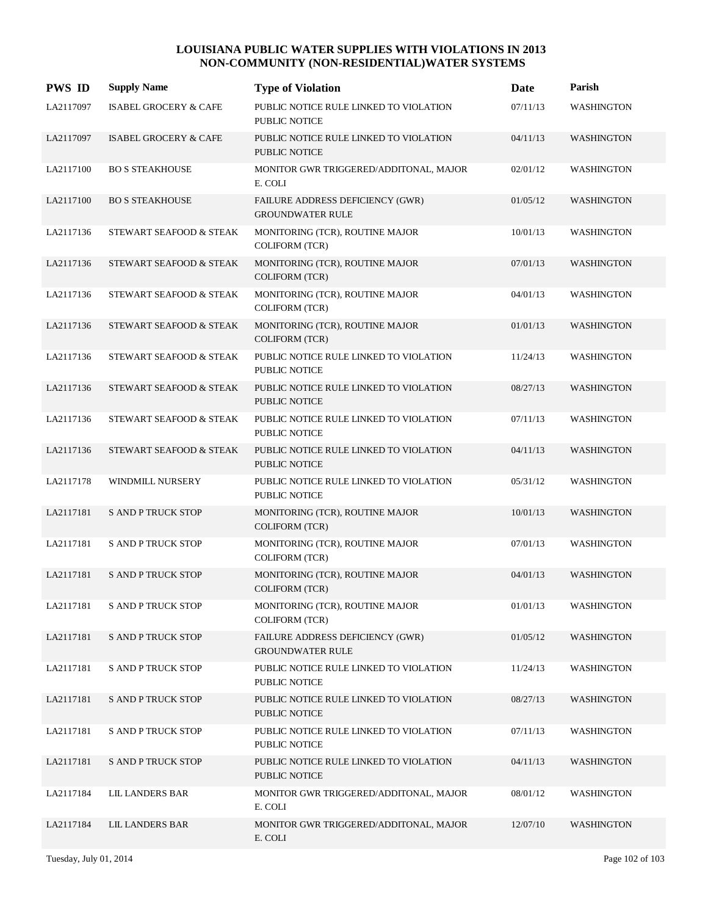## LOUISIANA PUBLIC WATER SUPPLIES WITH VIOLATIONS IN 2013
## NON-COMMUNITY (NON-RESIDENTIAL)WATER SYSTEMS

| PWS ID | Supply Name | Type of Violation | Date | Parish |
|---|---|---|---|---|
| LA2117097 | ISABEL GROCERY & CAFE | PUBLIC NOTICE RULE LINKED TO VIOLATION PUBLIC NOTICE | 07/11/13 | WASHINGTON |
| LA2117097 | ISABEL GROCERY & CAFE | PUBLIC NOTICE RULE LINKED TO VIOLATION PUBLIC NOTICE | 04/11/13 | WASHINGTON |
| LA2117100 | BO S STEAKHOUSE | MONITOR GWR TRIGGERED/ADDITONAL, MAJOR E. COLI | 02/01/12 | WASHINGTON |
| LA2117100 | BO S STEAKHOUSE | FAILURE ADDRESS DEFICIENCY (GWR) GROUNDWATER RULE | 01/05/12 | WASHINGTON |
| LA2117136 | STEWART SEAFOOD & STEAK | MONITORING (TCR), ROUTINE MAJOR COLIFORM (TCR) | 10/01/13 | WASHINGTON |
| LA2117136 | STEWART SEAFOOD & STEAK | MONITORING (TCR), ROUTINE MAJOR COLIFORM (TCR) | 07/01/13 | WASHINGTON |
| LA2117136 | STEWART SEAFOOD & STEAK | MONITORING (TCR), ROUTINE MAJOR COLIFORM (TCR) | 04/01/13 | WASHINGTON |
| LA2117136 | STEWART SEAFOOD & STEAK | MONITORING (TCR), ROUTINE MAJOR COLIFORM (TCR) | 01/01/13 | WASHINGTON |
| LA2117136 | STEWART SEAFOOD & STEAK | PUBLIC NOTICE RULE LINKED TO VIOLATION PUBLIC NOTICE | 11/24/13 | WASHINGTON |
| LA2117136 | STEWART SEAFOOD & STEAK | PUBLIC NOTICE RULE LINKED TO VIOLATION PUBLIC NOTICE | 08/27/13 | WASHINGTON |
| LA2117136 | STEWART SEAFOOD & STEAK | PUBLIC NOTICE RULE LINKED TO VIOLATION PUBLIC NOTICE | 07/11/13 | WASHINGTON |
| LA2117136 | STEWART SEAFOOD & STEAK | PUBLIC NOTICE RULE LINKED TO VIOLATION PUBLIC NOTICE | 04/11/13 | WASHINGTON |
| LA2117178 | WINDMILL NURSERY | PUBLIC NOTICE RULE LINKED TO VIOLATION PUBLIC NOTICE | 05/31/12 | WASHINGTON |
| LA2117181 | S AND P TRUCK STOP | MONITORING (TCR), ROUTINE MAJOR COLIFORM (TCR) | 10/01/13 | WASHINGTON |
| LA2117181 | S AND P TRUCK STOP | MONITORING (TCR), ROUTINE MAJOR COLIFORM (TCR) | 07/01/13 | WASHINGTON |
| LA2117181 | S AND P TRUCK STOP | MONITORING (TCR), ROUTINE MAJOR COLIFORM (TCR) | 04/01/13 | WASHINGTON |
| LA2117181 | S AND P TRUCK STOP | MONITORING (TCR), ROUTINE MAJOR COLIFORM (TCR) | 01/01/13 | WASHINGTON |
| LA2117181 | S AND P TRUCK STOP | FAILURE ADDRESS DEFICIENCY (GWR) GROUNDWATER RULE | 01/05/12 | WASHINGTON |
| LA2117181 | S AND P TRUCK STOP | PUBLIC NOTICE RULE LINKED TO VIOLATION PUBLIC NOTICE | 11/24/13 | WASHINGTON |
| LA2117181 | S AND P TRUCK STOP | PUBLIC NOTICE RULE LINKED TO VIOLATION PUBLIC NOTICE | 08/27/13 | WASHINGTON |
| LA2117181 | S AND P TRUCK STOP | PUBLIC NOTICE RULE LINKED TO VIOLATION PUBLIC NOTICE | 07/11/13 | WASHINGTON |
| LA2117181 | S AND P TRUCK STOP | PUBLIC NOTICE RULE LINKED TO VIOLATION PUBLIC NOTICE | 04/11/13 | WASHINGTON |
| LA2117184 | LIL LANDERS BAR | MONITOR GWR TRIGGERED/ADDITONAL, MAJOR E. COLI | 08/01/12 | WASHINGTON |
| LA2117184 | LIL LANDERS BAR | MONITOR GWR TRIGGERED/ADDITONAL, MAJOR E. COLI | 12/07/10 | WASHINGTON |

Tuesday, July 01, 2014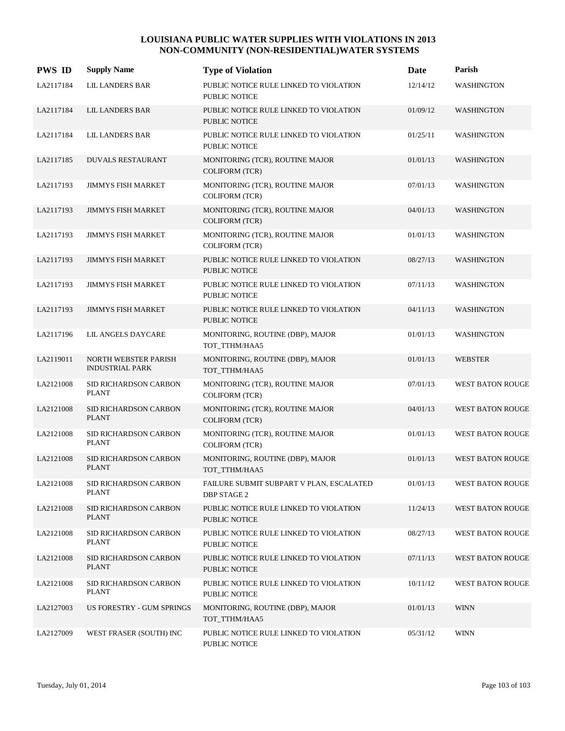# LOUISIANA PUBLIC WATER SUPPLIES WITH VIOLATIONS IN 2013
## NON-COMMUNITY (NON-RESIDENTIAL)WATER SYSTEMS

| PWS ID | Supply Name | Type of Violation | Date | Parish |
|---|---|---|---|---|
| LA2117184 | LIL LANDERS BAR | PUBLIC NOTICE RULE LINKED TO VIOLATION PUBLIC NOTICE | 12/14/12 | WASHINGTON |
| LA2117184 | LIL LANDERS BAR | PUBLIC NOTICE RULE LINKED TO VIOLATION PUBLIC NOTICE | 01/09/12 | WASHINGTON |
| LA2117184 | LIL LANDERS BAR | PUBLIC NOTICE RULE LINKED TO VIOLATION PUBLIC NOTICE | 01/25/11 | WASHINGTON |
| LA2117185 | DUVALS RESTAURANT | MONITORING (TCR), ROUTINE MAJOR COLIFORM (TCR) | 01/01/13 | WASHINGTON |
| LA2117193 | JIMMYS FISH MARKET | MONITORING (TCR), ROUTINE MAJOR COLIFORM (TCR) | 07/01/13 | WASHINGTON |
| LA2117193 | JIMMYS FISH MARKET | MONITORING (TCR), ROUTINE MAJOR COLIFORM (TCR) | 04/01/13 | WASHINGTON |
| LA2117193 | JIMMYS FISH MARKET | MONITORING (TCR), ROUTINE MAJOR COLIFORM (TCR) | 01/01/13 | WASHINGTON |
| LA2117193 | JIMMYS FISH MARKET | PUBLIC NOTICE RULE LINKED TO VIOLATION PUBLIC NOTICE | 08/27/13 | WASHINGTON |
| LA2117193 | JIMMYS FISH MARKET | PUBLIC NOTICE RULE LINKED TO VIOLATION PUBLIC NOTICE | 07/11/13 | WASHINGTON |
| LA2117193 | JIMMYS FISH MARKET | PUBLIC NOTICE RULE LINKED TO VIOLATION PUBLIC NOTICE | 04/11/13 | WASHINGTON |
| LA2117196 | LIL ANGELS DAYCARE | MONITORING, ROUTINE (DBP), MAJOR TOT_TTHM/HAA5 | 01/01/13 | WASHINGTON |
| LA2119011 | NORTH WEBSTER PARISH INDUSTRIAL PARK | MONITORING, ROUTINE (DBP), MAJOR TOT_TTHM/HAA5 | 01/01/13 | WEBSTER |
| LA2121008 | SID RICHARDSON CARBON PLANT | MONITORING (TCR), ROUTINE MAJOR COLIFORM (TCR) | 07/01/13 | WEST BATON ROUGE |
| LA2121008 | SID RICHARDSON CARBON PLANT | MONITORING (TCR), ROUTINE MAJOR COLIFORM (TCR) | 04/01/13 | WEST BATON ROUGE |
| LA2121008 | SID RICHARDSON CARBON PLANT | MONITORING (TCR), ROUTINE MAJOR COLIFORM (TCR) | 01/01/13 | WEST BATON ROUGE |
| LA2121008 | SID RICHARDSON CARBON PLANT | MONITORING, ROUTINE (DBP), MAJOR TOT_TTHM/HAA5 | 01/01/13 | WEST BATON ROUGE |
| LA2121008 | SID RICHARDSON CARBON PLANT | FAILURE SUBMIT SUBPART V PLAN, ESCALATED DBP STAGE 2 | 01/01/13 | WEST BATON ROUGE |
| LA2121008 | SID RICHARDSON CARBON PLANT | PUBLIC NOTICE RULE LINKED TO VIOLATION PUBLIC NOTICE | 11/24/13 | WEST BATON ROUGE |
| LA2121008 | SID RICHARDSON CARBON PLANT | PUBLIC NOTICE RULE LINKED TO VIOLATION PUBLIC NOTICE | 08/27/13 | WEST BATON ROUGE |
| LA2121008 | SID RICHARDSON CARBON PLANT | PUBLIC NOTICE RULE LINKED TO VIOLATION PUBLIC NOTICE | 07/11/13 | WEST BATON ROUGE |
| LA2121008 | SID RICHARDSON CARBON PLANT | PUBLIC NOTICE RULE LINKED TO VIOLATION PUBLIC NOTICE | 10/11/12 | WEST BATON ROUGE |
| LA2127003 | US FORESTRY - GUM SPRINGS | MONITORING, ROUTINE (DBP), MAJOR TOT_TTHM/HAA5 | 01/01/13 | WINN |
| LA2127009 | WEST FRASER (SOUTH) INC | PUBLIC NOTICE RULE LINKED TO VIOLATION PUBLIC NOTICE | 05/31/12 | WINN |